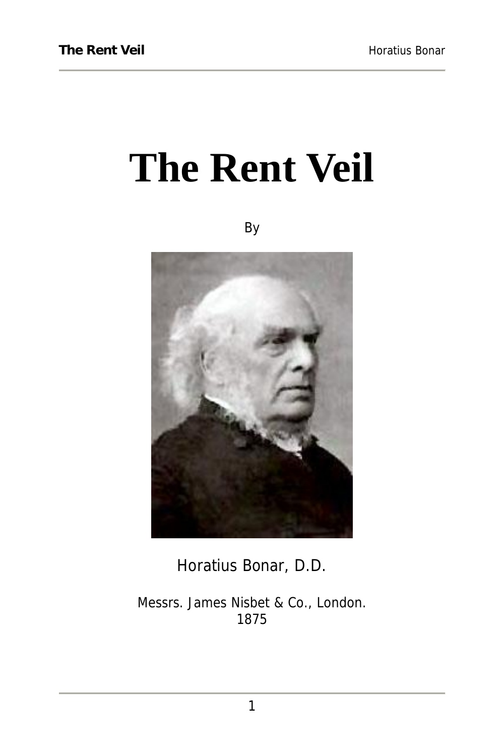# The Rent Veil

By

Horatius Bonar, D.D.

Messrs. James Nisbet & Co., London.
1875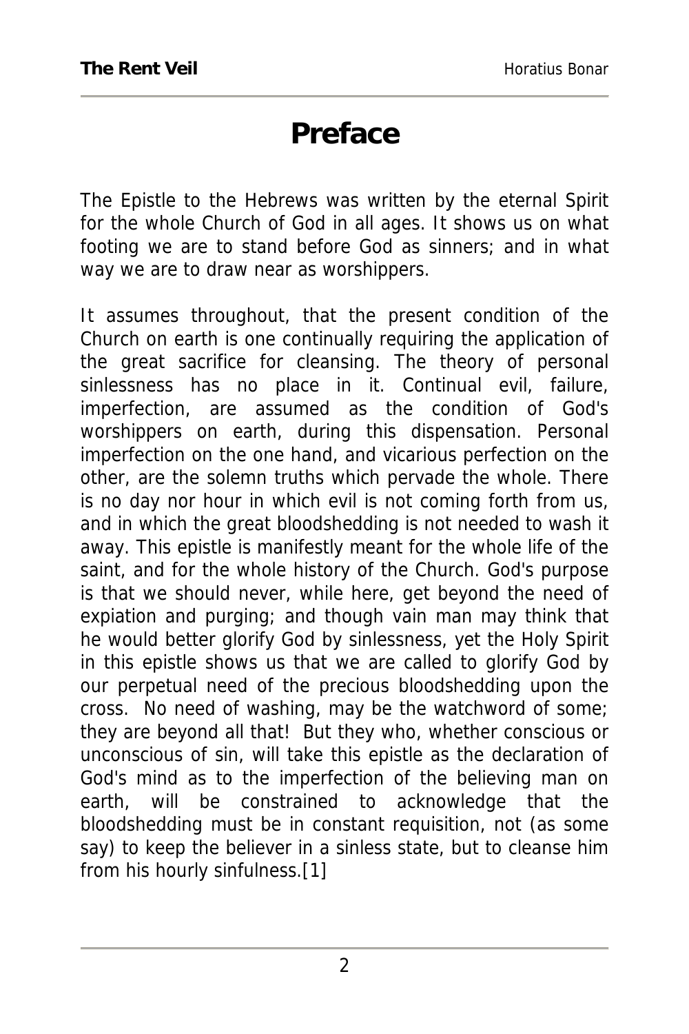# Preface

The Epistle to the Hebrews was written by the eternal Spirit for the whole Church of God in all ages. It shows us on what footing we are to stand before God as sinners; and in what way we are to draw near as worshippers.

It assumes throughout, that the present condition of the Church on earth is one continually requiring the application of the great sacrifice for cleansing. The theory of personal sinlessness has no place in it. Continual evil, failure, imperfection, are assumed as the condition of God's worshippers on earth, during this dispensation. Personal imperfection on the one hand, and vicarious perfection on the other, are the solemn truths which pervade the whole. There is no day nor hour in which evil is not coming forth from us, and in which the great bloodshedding is not needed to wash it away. This epistle is manifestly meant for the whole life of the saint, and for the whole history of the Church. God's purpose is that we should never, while here, get beyond the need of expiation and purging; and though vain man may think that he would better glorify God by sinlessness, yet the Holy Spirit in this epistle shows us that we are called to glorify God by our perpetual need of the precious bloodshedding upon the cross. No need of washing, may be the watchword of some; they are beyond all that! But they who, whether conscious or unconscious of sin, will take this epistle as the declaration of God's mind as to the imperfection of the believing man on earth, will be constrained to acknowledge that the bloodshedding must be in constant requisition, not (as some say) to keep the believer in a sinless state, but to cleanse him from his hourly sinfulness.[1]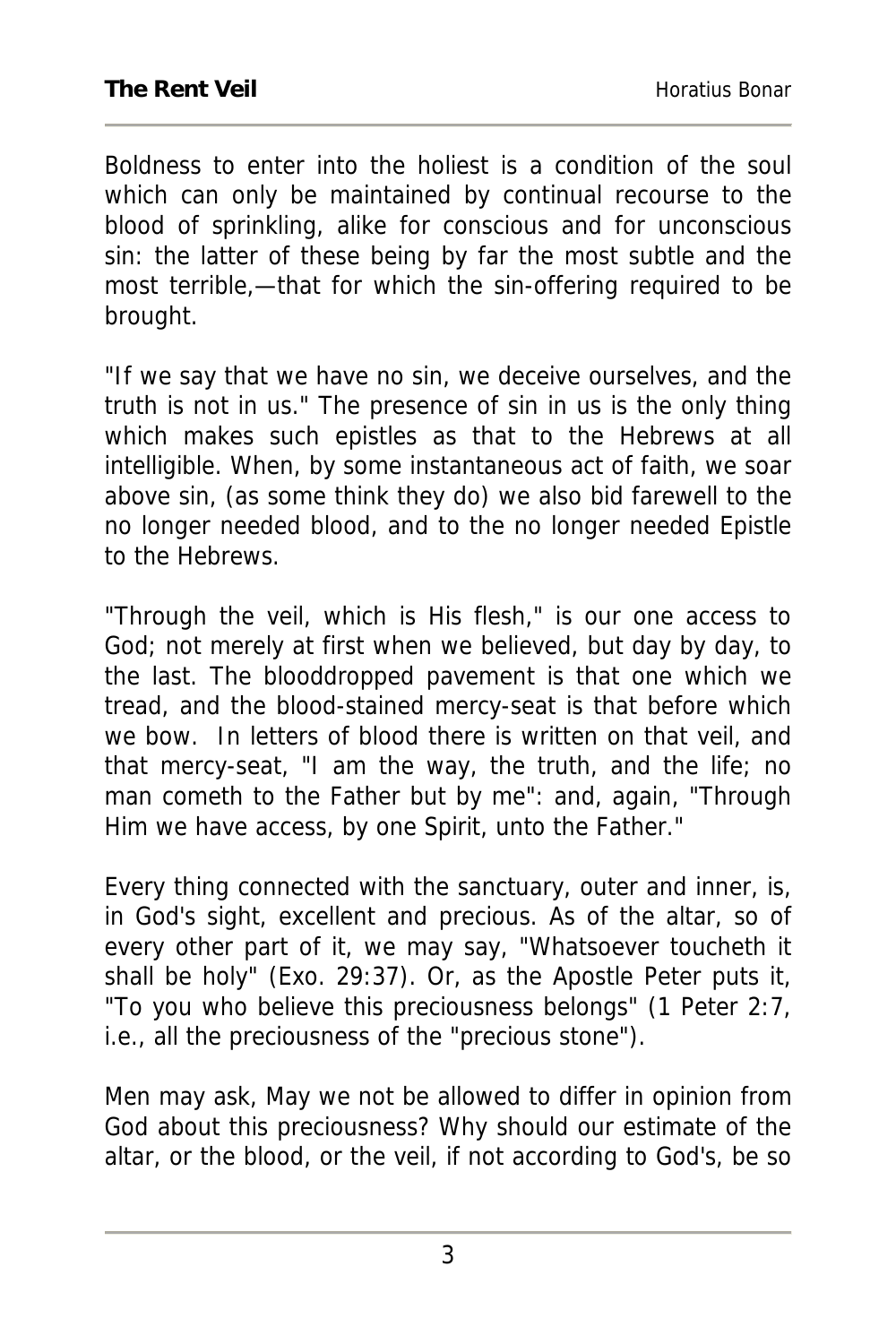Boldness to enter into the holiest is a condition of the soul which can only be maintained by continual recourse to the blood of sprinkling, alike for conscious and for unconscious sin: the latter of these being by far the most subtle and the most terrible,—that for which the sin-offering required to be brought.

"If we say that we have no sin, we deceive ourselves, and the truth is not in us." The presence of sin in us is the only thing which makes such epistles as that to the Hebrews at all intelligible. When, by some instantaneous act of faith, we soar above sin, (as some think they do) we also bid farewell to the no longer needed blood, and to the no longer needed Epistle to the Hebrews.

"Through the veil, which is His flesh," is our one access to God; not merely at first when we believed, but day by day, to the last. The blooddropped pavement is that one which we tread, and the blood-stained mercy-seat is that before which we bow. In letters of blood there is written on that veil, and that mercy-seat, "I am the way, the truth, and the life; no man cometh to the Father but by me": and, again, "Through Him we have access, by one Spirit, unto the Father."

Every thing connected with the sanctuary, outer and inner, is, in God's sight, excellent and precious. As of the altar, so of every other part of it, we may say, "Whatsoever toucheth it shall be holy" (Exo. 29:37). Or, as the Apostle Peter puts it, "To you who believe this preciousness belongs" (1 Peter 2:7, i.e., all the preciousness of the "precious stone").

Men may ask, May we not be allowed to differ in opinion from God about this preciousness? Why should our estimate of the altar, or the blood, or the veil, if not according to God's, be so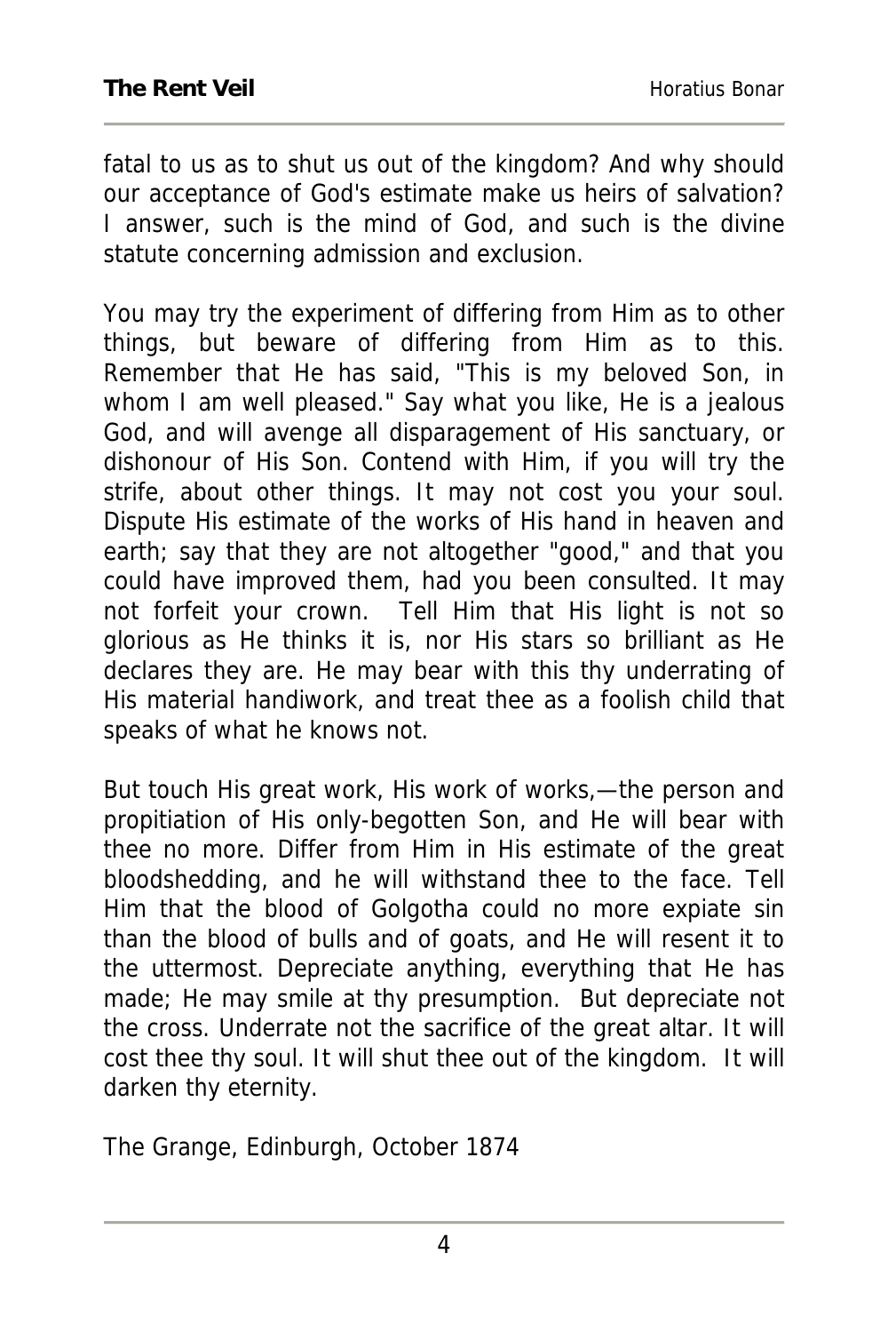fatal to us as to shut us out of the kingdom? And why should our acceptance of God's estimate make us heirs of salvation? I answer, such is the mind of God, and such is the divine statute concerning admission and exclusion.

You may try the experiment of differing from Him as to other things, but beware of differing from Him as to this. Remember that He has said, "This is my beloved Son, in whom I am well pleased." Say what you like, He is a jealous God, and will avenge all disparagement of His sanctuary, or dishonour of His Son. Contend with Him, if you will try the strife, about other things. It may not cost you your soul. Dispute His estimate of the works of His hand in heaven and earth; say that they are not altogether "good," and that you could have improved them, had you been consulted. It may not forfeit your crown. Tell Him that His light is not so glorious as He thinks it is, nor His stars so brilliant as He declares they are. He may bear with this thy underrating of His material handiwork, and treat thee as a foolish child that speaks of what he knows not.

But touch His great work, His work of works,—the person and propitiation of His only-begotten Son, and He will bear with thee no more. Differ from Him in His estimate of the great bloodshedding, and he will withstand thee to the face. Tell Him that the blood of Golgotha could no more expiate sin than the blood of bulls and of goats, and He will resent it to the uttermost. Depreciate anything, everything that He has made; He may smile at thy presumption. But depreciate not the cross. Underrate not the sacrifice of the great altar. It will cost thee thy soul. It will shut thee out of the kingdom. It will darken thy eternity.

The Grange, Edinburgh, October 1874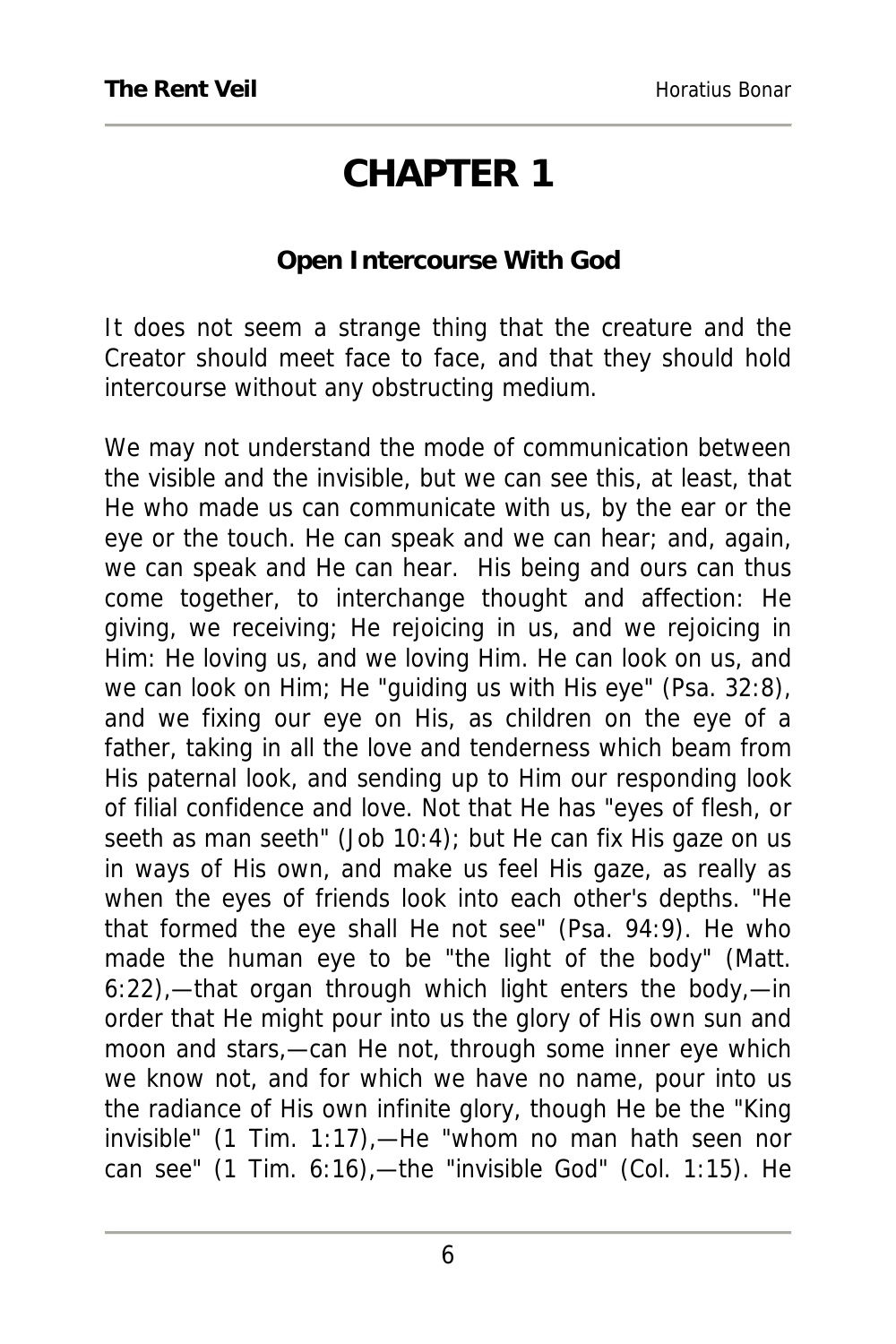# CHAPTER 1

**Open Intercourse With God**

It does not seem a strange thing that the creature and the Creator should meet face to face, and that they should hold intercourse without any obstructing medium.

We may not understand the mode of communication between the visible and the invisible, but we can see this, at least, that He who made us can communicate with us, by the ear or the eye or the touch. He can speak and we can hear; and, again, we can speak and He can hear. His being and ours can thus come together, to interchange thought and affection: He giving, we receiving; He rejoicing in us, and we rejoicing in Him: He loving us, and we loving Him. He can look on us, and we can look on Him; He "guiding us with His eye" (Psa. 32:8), and we fixing our eye on His, as children on the eye of a father, taking in all the love and tenderness which beam from His paternal look, and sending up to Him our responding look of filial confidence and love. Not that He has "eyes of flesh, or seeth as man seeth" (Job 10:4); but He can fix His gaze on us in ways of His own, and make us feel His gaze, as really as when the eyes of friends look into each other's depths. "He that formed the eye shall He not see" (Psa. 94:9). He who made the human eye to be "the light of the body" (Matt. 6:22),—that organ through which light enters the body,—in order that He might pour into us the glory of His own sun and moon and stars,—can He not, through some inner eye which we know not, and for which we have no name, pour into us the radiance of His own infinite glory, though He be the "King invisible" (1 Tim. 1:17),—He "whom no man hath seen nor can see" (1 Tim. 6:16),—the "invisible God" (Col. 1:15). He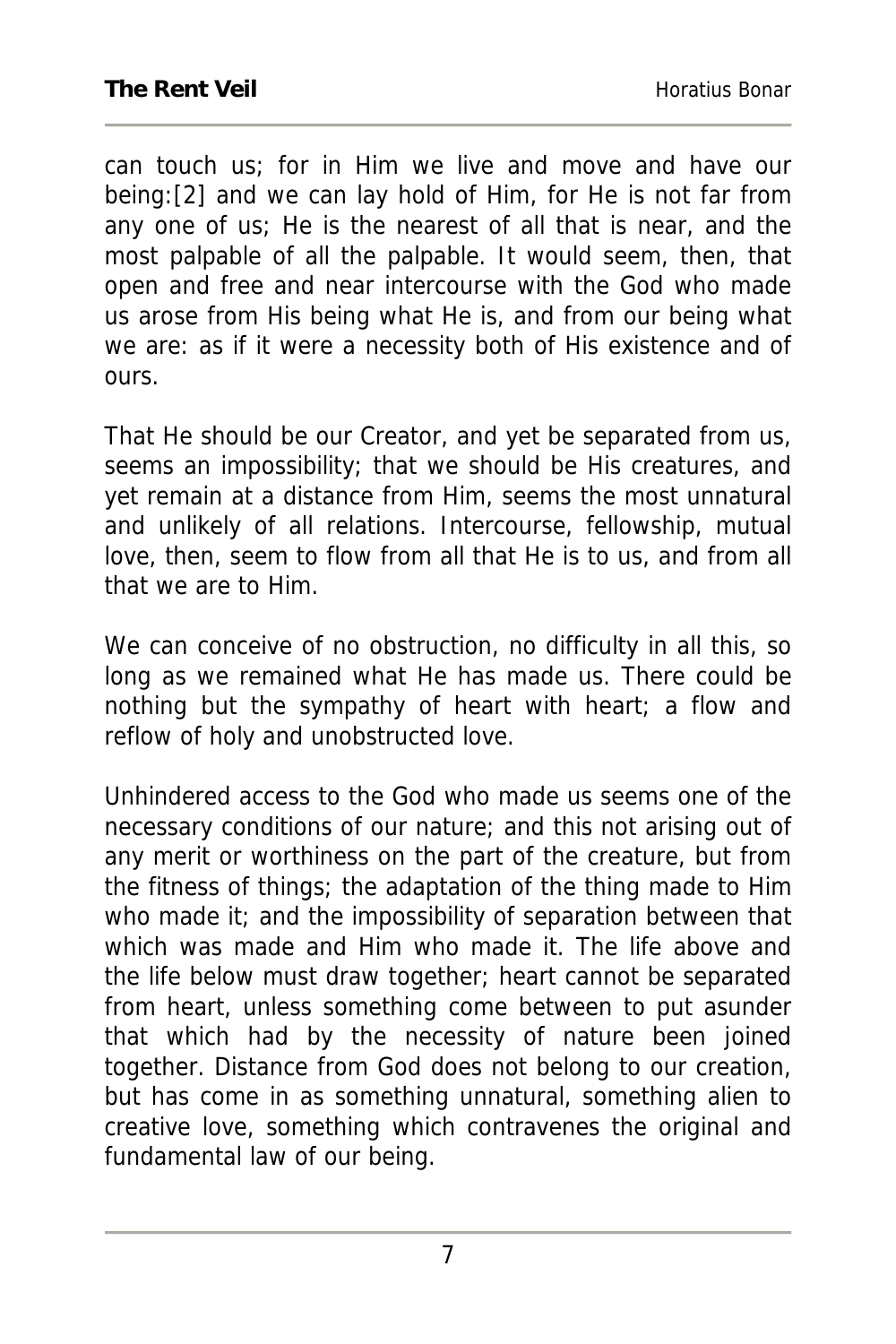can touch us; for in Him we live and move and have our being:[2] and we can lay hold of Him, for He is not far from any one of us; He is the nearest of all that is near, and the most palpable of all the palpable. It would seem, then, that open and free and near intercourse with the God who made us arose from His being what He is, and from our being what we are: as if it were a necessity both of His existence and of ours.

That He should be our Creator, and yet be separated from us, seems an impossibility; that we should be His creatures, and yet remain at a distance from Him, seems the most unnatural and unlikely of all relations. Intercourse, fellowship, mutual love, then, seem to flow from all that He is to us, and from all that we are to Him.

We can conceive of no obstruction, no difficulty in all this, so long as we remained what He has made us. There could be nothing but the sympathy of heart with heart; a flow and reflow of holy and unobstructed love.

Unhindered access to the God who made us seems one of the necessary conditions of our nature; and this not arising out of any merit or worthiness on the part of the creature, but from the fitness of things; the adaptation of the thing made to Him who made it; and the impossibility of separation between that which was made and Him who made it. The life above and the life below must draw together; heart cannot be separated from heart, unless something come between to put asunder that which had by the necessity of nature been joined together. Distance from God does not belong to our creation, but has come in as something unnatural, something alien to creative love, something which contravenes the original and fundamental law of our being.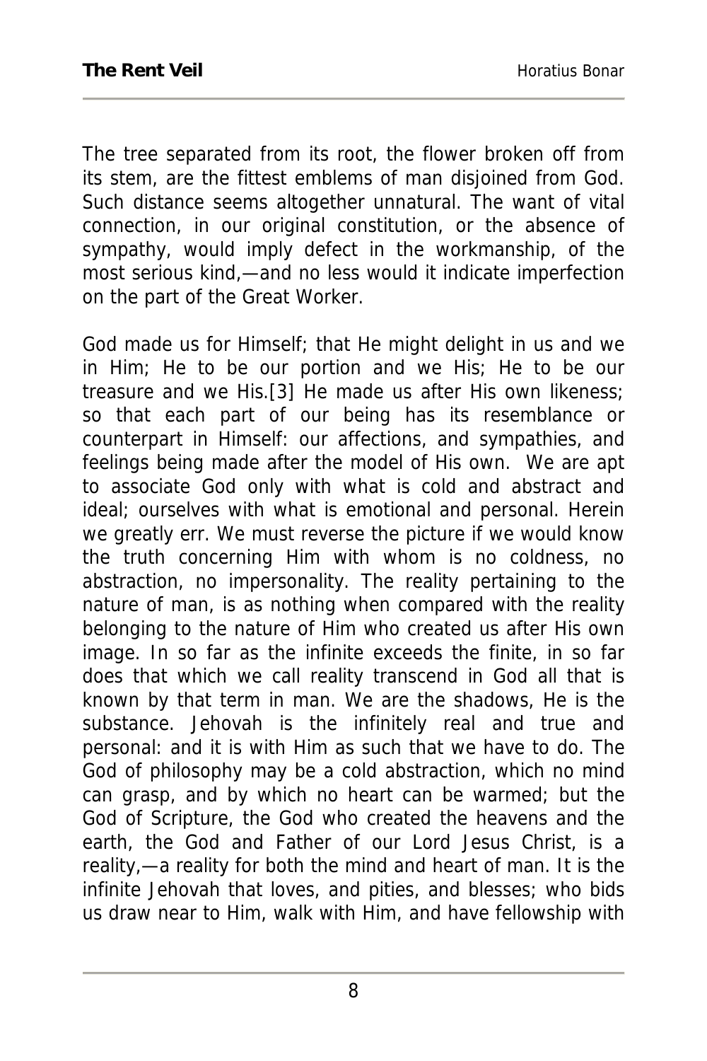The tree separated from its root, the flower broken off from its stem, are the fittest emblems of man disjoined from God. Such distance seems altogether unnatural. The want of vital connection, in our original constitution, or the absence of sympathy, would imply defect in the workmanship, of the most serious kind,—and no less would it indicate imperfection on the part of the Great Worker.

God made us for Himself; that He might delight in us and we in Him; He to be our portion and we His; He to be our treasure and we His.[3] He made us after His own likeness; so that each part of our being has its resemblance or counterpart in Himself: our affections, and sympathies, and feelings being made after the model of His own. We are apt to associate God only with what is cold and abstract and ideal; ourselves with what is emotional and personal. Herein we greatly err. We must reverse the picture if we would know the truth concerning Him with whom is no coldness, no abstraction, no impersonality. The reality pertaining to the nature of man, is as nothing when compared with the reality belonging to the nature of Him who created us after His own image. In so far as the infinite exceeds the finite, in so far does that which we call reality transcend in God all that is known by that term in man. We are the shadows, He is the substance. Jehovah is the infinitely real and true and personal: and it is with Him as such that we have to do. The God of philosophy may be a cold abstraction, which no mind can grasp, and by which no heart can be warmed; but the God of Scripture, the God who created the heavens and the earth, the God and Father of our Lord Jesus Christ, is a reality,—a reality for both the mind and heart of man. It is the infinite Jehovah that loves, and pities, and blesses; who bids us draw near to Him, walk with Him, and have fellowship with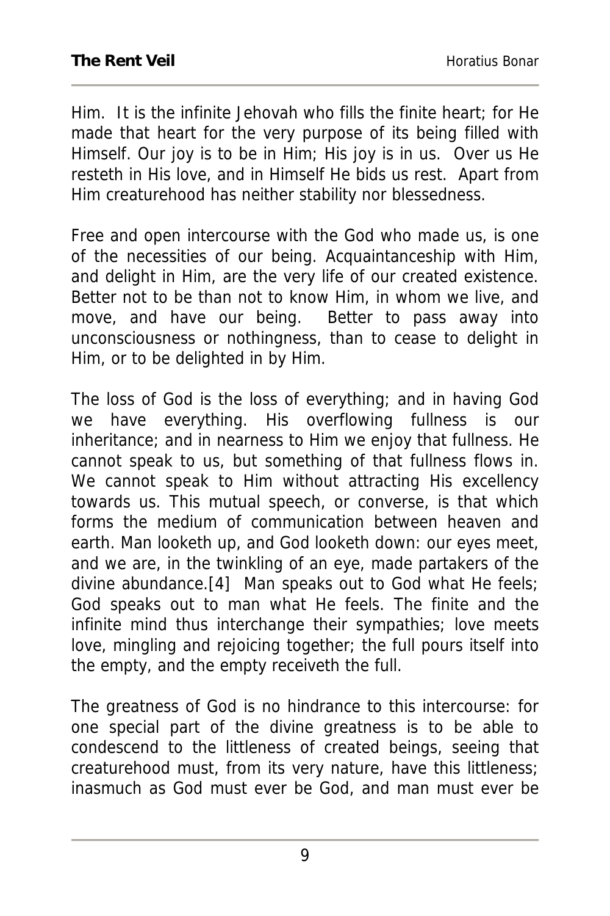Him. It is the infinite Jehovah who fills the finite heart; for He made that heart for the very purpose of its being filled with Himself. Our joy is to be in Him; His joy is in us. Over us He resteth in His love, and in Himself He bids us rest. Apart from Him creaturehood has neither stability nor blessedness.

Free and open intercourse with the God who made us, is one of the necessities of our being. Acquaintanceship with Him, and delight in Him, are the very life of our created existence. Better not to be than not to know Him, in whom we live, and move, and have our being. Better to pass away into unconsciousness or nothingness, than to cease to delight in Him, or to be delighted in by Him.

The loss of God is the loss of everything; and in having God we have everything. His overflowing fullness is our inheritance; and in nearness to Him we enjoy that fullness. He cannot speak to us, but something of that fullness flows in. We cannot speak to Him without attracting His excellency towards us. This mutual speech, or converse, is that which forms the medium of communication between heaven and earth. Man looketh up, and God looketh down: our eyes meet, and we are, in the twinkling of an eye, made partakers of the divine abundance.[4] Man speaks out to God what He feels; God speaks out to man what He feels. The finite and the infinite mind thus interchange their sympathies; love meets love, mingling and rejoicing together; the full pours itself into the empty, and the empty receiveth the full.

The greatness of God is no hindrance to this intercourse: for one special part of the divine greatness is to be able to condescend to the littleness of created beings, seeing that creaturehood must, from its very nature, have this littleness; inasmuch as God must ever be God, and man must ever be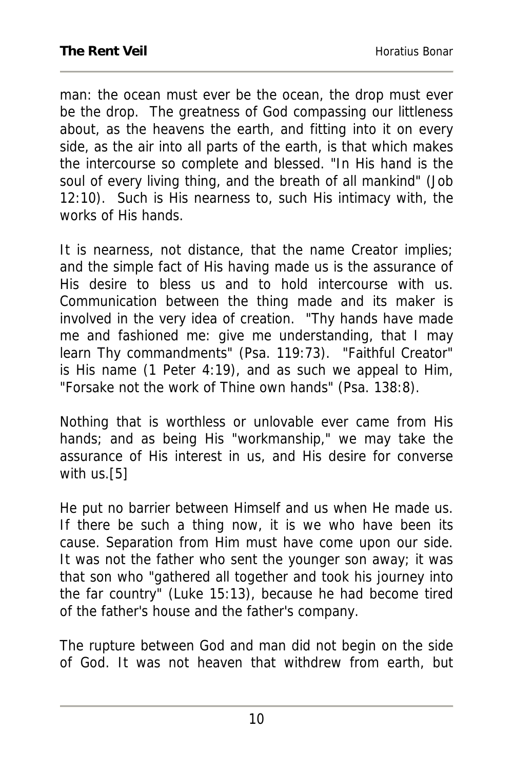man: the ocean must ever be the ocean, the drop must ever be the drop. The greatness of God compassing our littleness about, as the heavens the earth, and fitting into it on every side, as the air into all parts of the earth, is that which makes the intercourse so complete and blessed. "In His hand is the soul of every living thing, and the breath of all mankind" (Job 12:10). Such is His nearness to, such His intimacy with, the works of His hands.

It is nearness, not distance, that the name Creator implies; and the simple fact of His having made us is the assurance of His desire to bless us and to hold intercourse with us. Communication between the thing made and its maker is involved in the very idea of creation. "Thy hands have made me and fashioned me: give me understanding, that I may learn Thy commandments" (Psa. 119:73). "Faithful Creator" is His name (1 Peter 4:19), and as such we appeal to Him, "Forsake not the work of Thine own hands" (Psa. 138:8).

Nothing that is worthless or unlovable ever came from His hands; and as being His "workmanship," we may take the assurance of His interest in us, and His desire for converse with us.[5]

He put no barrier between Himself and us when He made us. If there be such a thing now, it is we who have been its cause. Separation from Him must have come upon our side. It was not the father who sent the younger son away; it was that son who "gathered all together and took his journey into the far country" (Luke 15:13), because he had become tired of the father's house and the father's company.

The rupture between God and man did not begin on the side of God. It was not heaven that withdrew from earth, but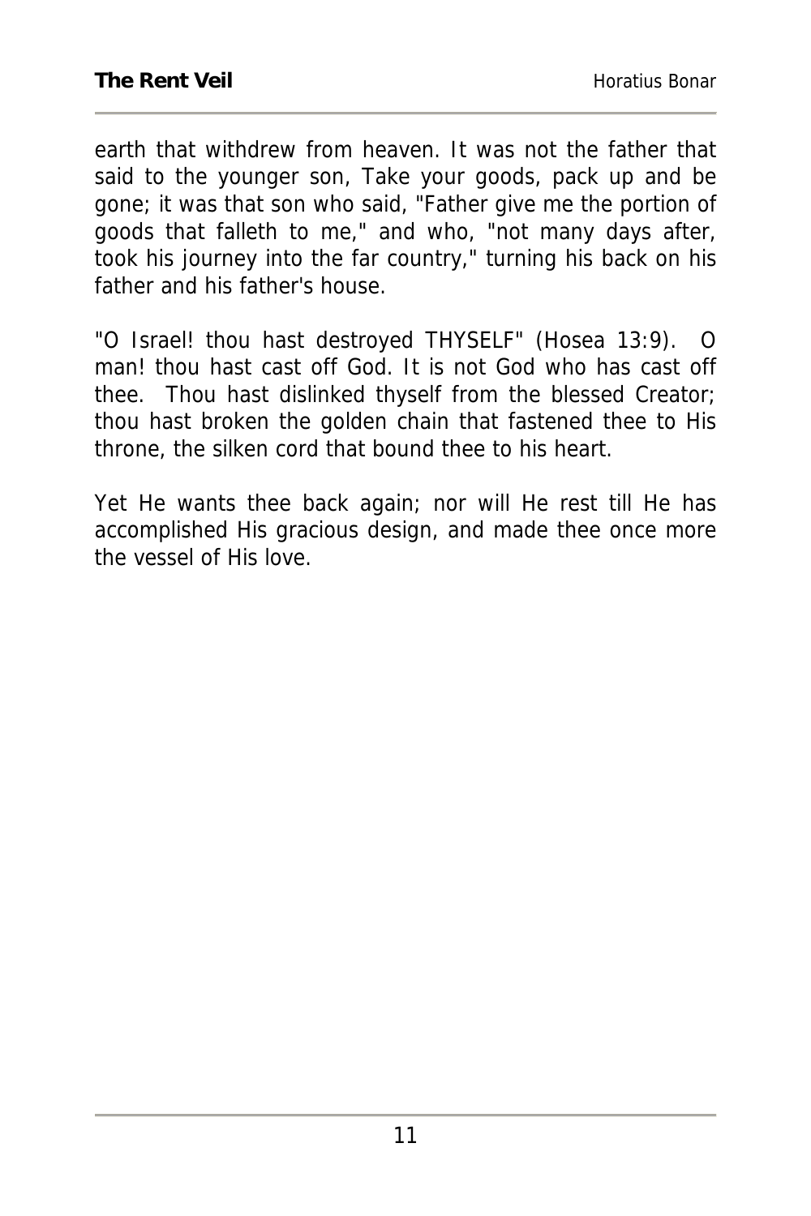earth that withdrew from heaven. It was not the father that said to the younger son, Take your goods, pack up and be gone; it was that son who said, "Father give me the portion of goods that falleth to me," and who, "not many days after, took his journey into the far country," turning his back on his father and his father's house.

"O Israel! thou hast destroyed THYSELF" (Hosea 13:9). O man! thou hast cast off God. It is not God who has cast off thee. Thou hast dislinked thyself from the blessed Creator; thou hast broken the golden chain that fastened thee to His throne, the silken cord that bound thee to his heart.

Yet He wants thee back again; nor will He rest till He has accomplished His gracious design, and made thee once more the vessel of His love.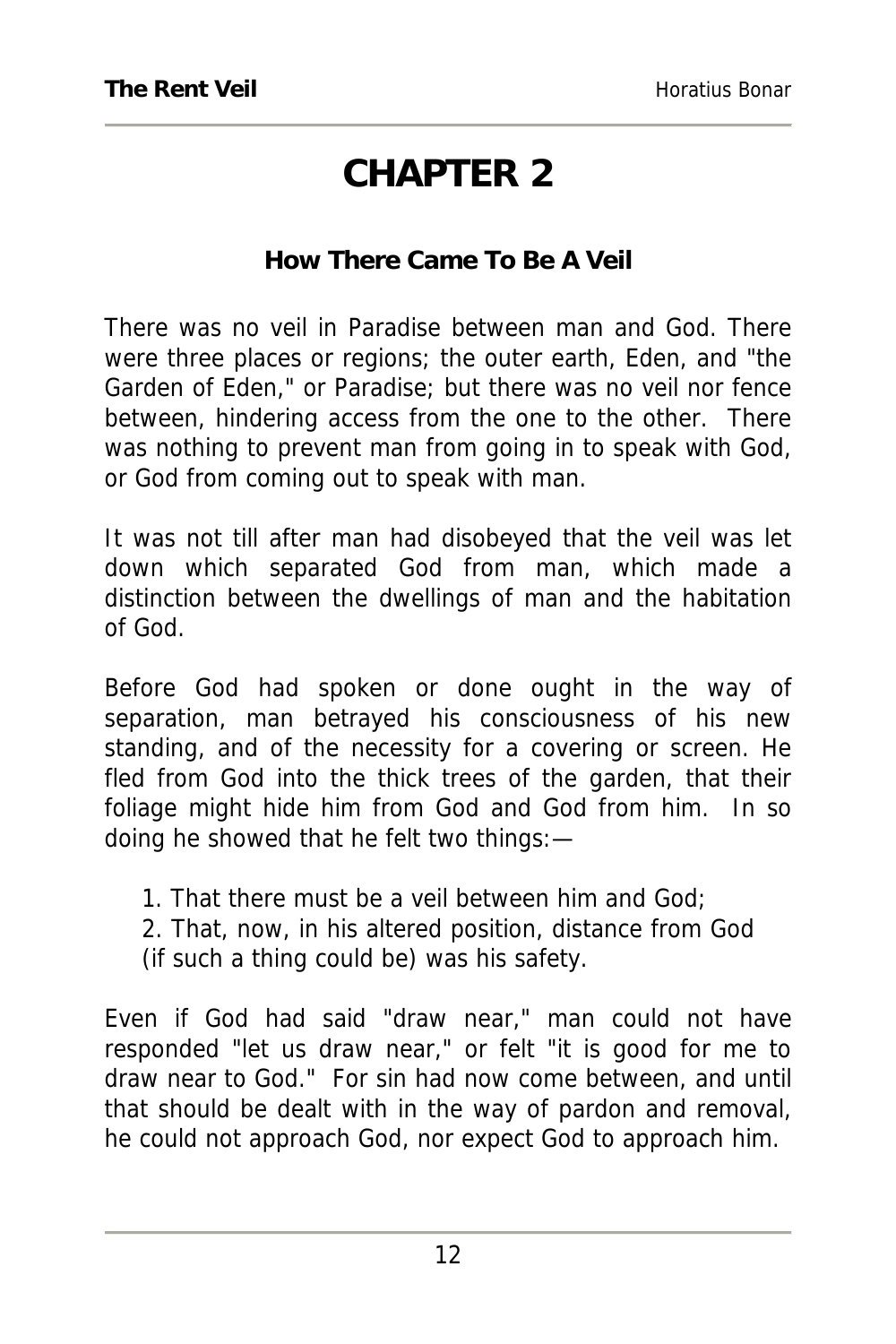# CHAPTER 2

**How There Came To Be A Veil**

There was no veil in Paradise between man and God. There were three places or regions; the outer earth, Eden, and "the Garden of Eden," or Paradise; but there was no veil nor fence between, hindering access from the one to the other. There was nothing to prevent man from going in to speak with God, or God from coming out to speak with man.

It was not till after man had disobeyed that the veil was let down which separated God from man, which made a distinction between the dwellings of man and the habitation of God.

Before God had spoken or done ought in the way of separation, man betrayed his consciousness of his new standing, and of the necessity for a covering or screen. He fled from God into the thick trees of the garden, that their foliage might hide him from God and God from him. In so doing he showed that he felt two things:—

1. That there must be a veil between him and God;
2. That, now, in his altered position, distance from God (if such a thing could be) was his safety.

Even if God had said "draw near," man could not have responded "let us draw near," or felt "it is good for me to draw near to God." For sin had now come between, and until that should be dealt with in the way of pardon and removal, he could not approach God, nor expect God to approach him.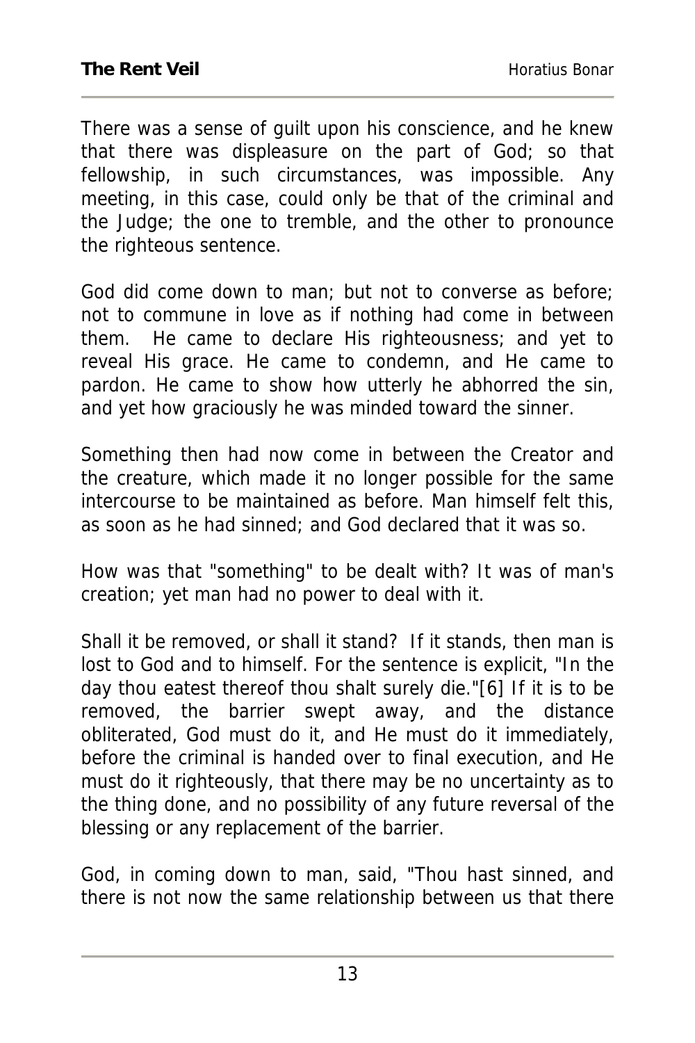There was a sense of guilt upon his conscience, and he knew that there was displeasure on the part of God; so that fellowship, in such circumstances, was impossible. Any meeting, in this case, could only be that of the criminal and the Judge; the one to tremble, and the other to pronounce the righteous sentence.

God did come down to man; but not to converse as before; not to commune in love as if nothing had come in between them. He came to declare His righteousness; and yet to reveal His grace. He came to condemn, and He came to pardon. He came to show how utterly he abhorred the sin, and yet how graciously he was minded toward the sinner.

Something then had now come in between the Creator and the creature, which made it no longer possible for the same intercourse to be maintained as before. Man himself felt this, as soon as he had sinned; and God declared that it was so.

How was that "something" to be dealt with? It was of man's creation; yet man had no power to deal with it.

Shall it be removed, or shall it stand? If it stands, then man is lost to God and to himself. For the sentence is explicit, "In the day thou eatest thereof thou shalt surely die."[6] If it is to be removed, the barrier swept away, and the distance obliterated, God must do it, and He must do it immediately, before the criminal is handed over to final execution, and He must do it righteously, that there may be no uncertainty as to the thing done, and no possibility of any future reversal of the blessing or any replacement of the barrier.

God, in coming down to man, said, "Thou hast sinned, and there is not now the same relationship between us that there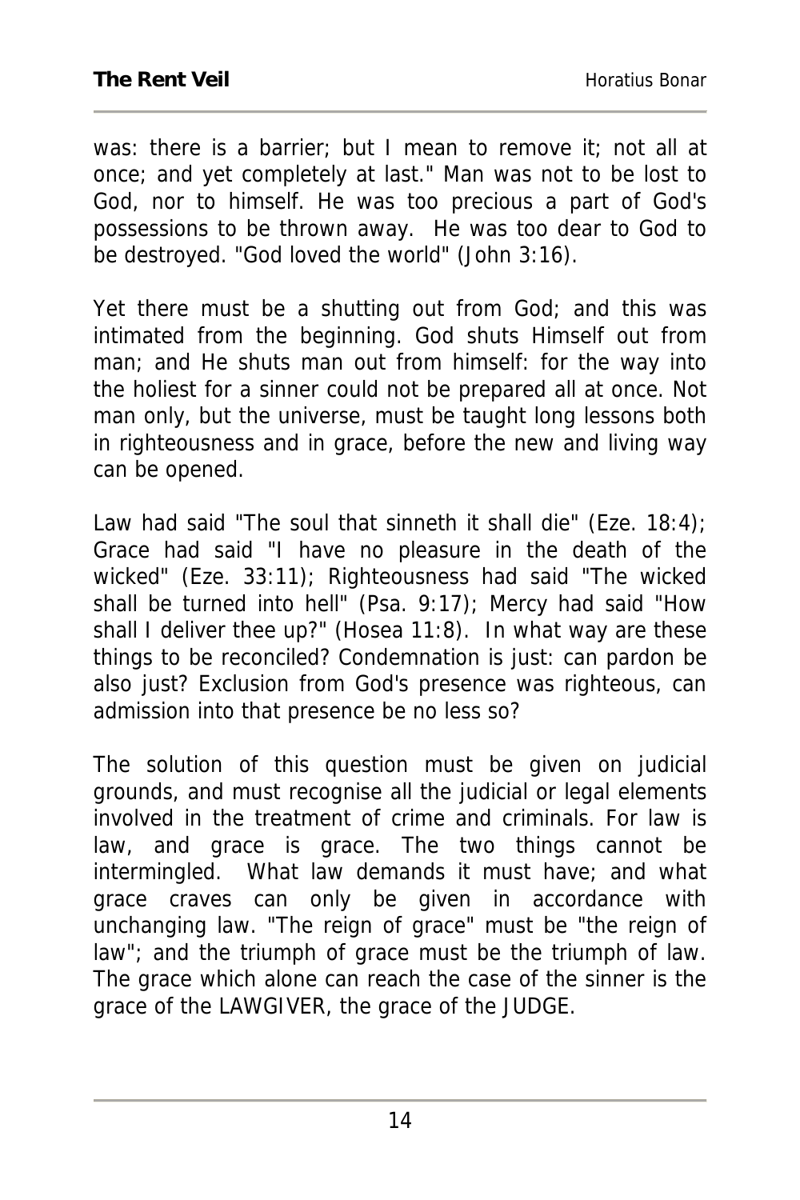was: there is a barrier; but I mean to remove it; not all at once; and yet completely at last." Man was not to be lost to God, nor to himself. He was too precious a part of God's possessions to be thrown away. He was too dear to God to be destroyed. "God loved the world" (John 3:16).

Yet there must be a shutting out from God; and this was intimated from the beginning. God shuts Himself out from man; and He shuts man out from himself: for the way into the holiest for a sinner could not be prepared all at once. Not man only, but the universe, must be taught long lessons both in righteousness and in grace, before the new and living way can be opened.

Law had said "The soul that sinneth it shall die" (Eze. 18:4); Grace had said "I have no pleasure in the death of the wicked" (Eze. 33:11); Righteousness had said "The wicked shall be turned into hell" (Psa. 9:17); Mercy had said "How shall I deliver thee up?" (Hosea 11:8). In what way are these things to be reconciled? Condemnation is just: can pardon be also just? Exclusion from God's presence was righteous, can admission into that presence be no less so?

The solution of this question must be given on judicial grounds, and must recognise all the judicial or legal elements involved in the treatment of crime and criminals. For law is law, and grace is grace. The two things cannot be intermingled. What law demands it must have; and what grace craves can only be given in accordance with unchanging law. "The reign of grace" must be "the reign of law"; and the triumph of grace must be the triumph of law. The grace which alone can reach the case of the sinner is the grace of the LAWGIVER, the grace of the JUDGE.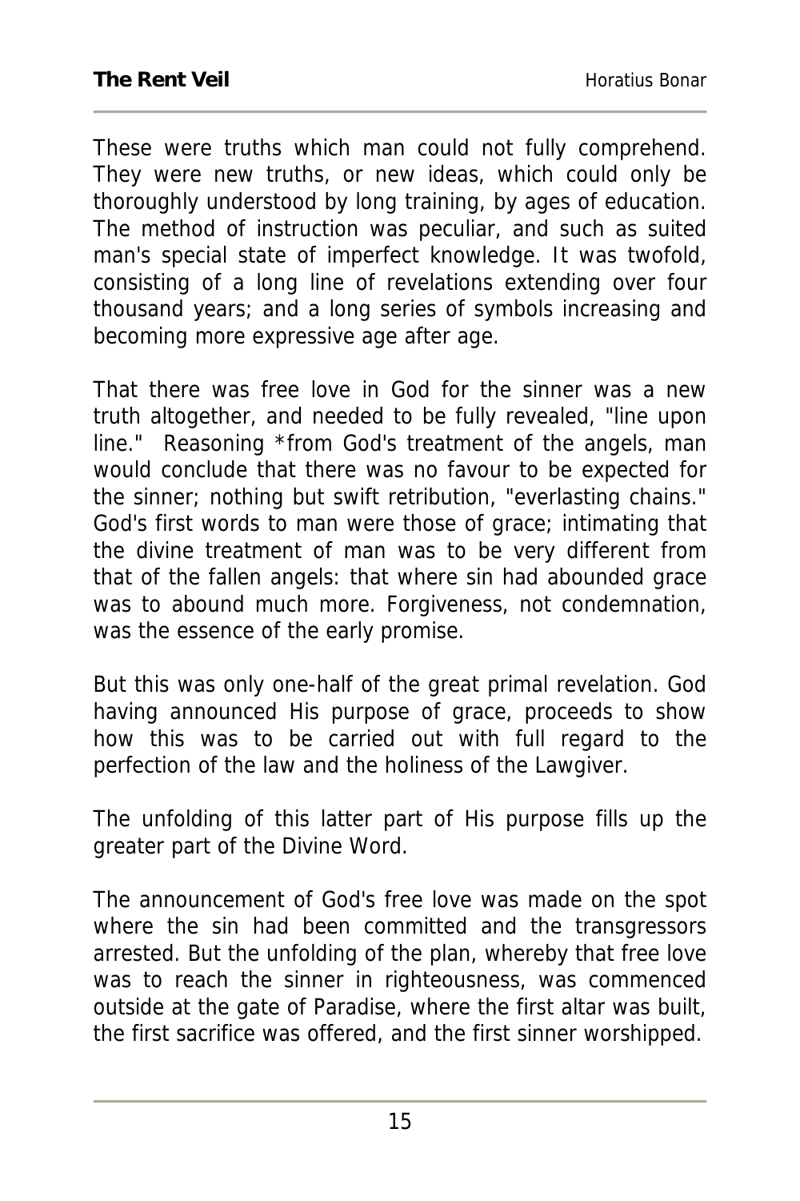These were truths which man could not fully comprehend. They were new truths, or new ideas, which could only be thoroughly understood by long training, by ages of education. The method of instruction was peculiar, and such as suited man's special state of imperfect knowledge. It was twofold, consisting of a long line of revelations extending over four thousand years; and a long series of symbols increasing and becoming more expressive age after age.

That there was free love in God for the sinner was a new truth altogether, and needed to be fully revealed, "line upon line." Reasoning *from God's treatment of the angels, man would conclude that there was no favour to be expected for the sinner; nothing but swift retribution, "everlasting chains." God's first words to man were those of grace; intimating that the divine treatment of man was to be very different from that of the fallen angels: that where sin had abounded grace was to abound much more. Forgiveness, not condemnation, was the essence of the early promise.

But this was only one-half of the great primal revelation. God having announced His purpose of grace, proceeds to show how this was to be carried out with full regard to the perfection of the law and the holiness of the Lawgiver.

The unfolding of this latter part of His purpose fills up the greater part of the Divine Word.

The announcement of God's free love was made on the spot where the sin had been committed and the transgressors arrested. But the unfolding of the plan, whereby that free love was to reach the sinner in righteousness, was commenced outside at the gate of Paradise, where the first altar was built, the first sacrifice was offered, and the first sinner worshipped.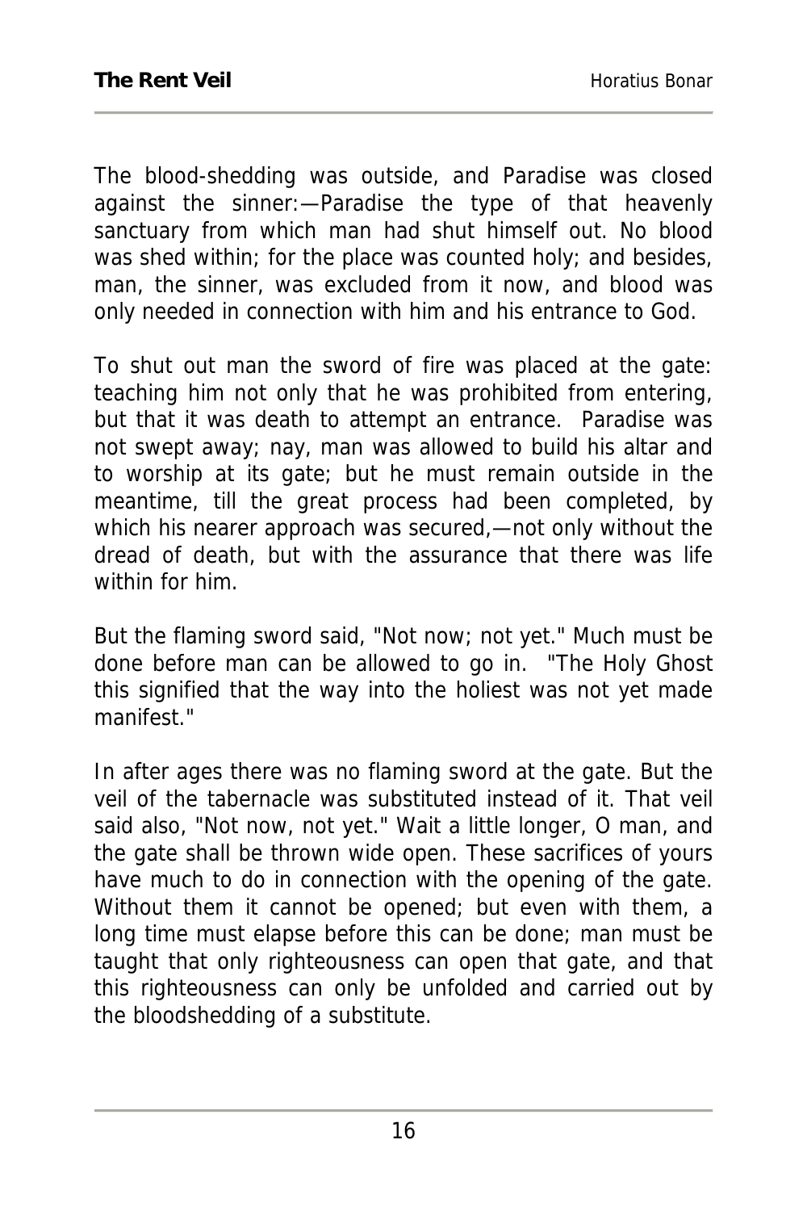The blood-shedding was outside, and Paradise was closed against the sinner:—Paradise the type of that heavenly sanctuary from which man had shut himself out. No blood was shed within; for the place was counted holy; and besides, man, the sinner, was excluded from it now, and blood was only needed in connection with him and his entrance to God.

To shut out man the sword of fire was placed at the gate: teaching him not only that he was prohibited from entering, but that it was death to attempt an entrance. Paradise was not swept away; nay, man was allowed to build his altar and to worship at its gate; but he must remain outside in the meantime, till the great process had been completed, by which his nearer approach was secured,—not only without the dread of death, but with the assurance that there was life within for him.

But the flaming sword said, "Not now; not yet." Much must be done before man can be allowed to go in. "The Holy Ghost this signified that the way into the holiest was not yet made manifest."

In after ages there was no flaming sword at the gate. But the veil of the tabernacle was substituted instead of it. That veil said also, "Not now, not yet." Wait a little longer, O man, and the gate shall be thrown wide open. These sacrifices of yours have much to do in connection with the opening of the gate. Without them it cannot be opened; but even with them, a long time must elapse before this can be done; man must be taught that only righteousness can open that gate, and that this righteousness can only be unfolded and carried out by the bloodshedding of a substitute.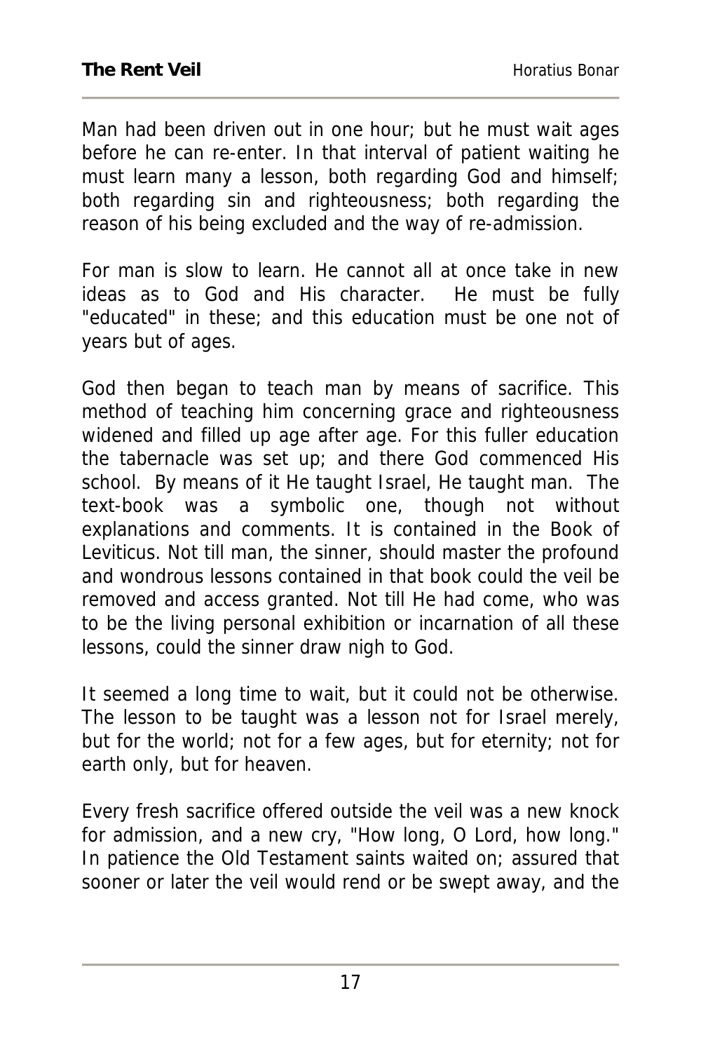Man had been driven out in one hour; but he must wait ages before he can re-enter. In that interval of patient waiting he must learn many a lesson, both regarding God and himself; both regarding sin and righteousness; both regarding the reason of his being excluded and the way of re-admission.

For man is slow to learn. He cannot all at once take in new ideas as to God and His character. He must be fully "educated" in these; and this education must be one not of years but of ages.

God then began to teach man by means of sacrifice. This method of teaching him concerning grace and righteousness widened and filled up age after age. For this fuller education the tabernacle was set up; and there God commenced His school. By means of it He taught Israel, He taught man. The text-book was a symbolic one, though not without explanations and comments. It is contained in the Book of Leviticus. Not till man, the sinner, should master the profound and wondrous lessons contained in that book could the veil be removed and access granted. Not till He had come, who was to be the living personal exhibition or incarnation of all these lessons, could the sinner draw nigh to God.

It seemed a long time to wait, but it could not be otherwise. The lesson to be taught was a lesson not for Israel merely, but for the world; not for a few ages, but for eternity; not for earth only, but for heaven.

Every fresh sacrifice offered outside the veil was a new knock for admission, and a new cry, "How long, O Lord, how long." In patience the Old Testament saints waited on; assured that sooner or later the veil would rend or be swept away, and the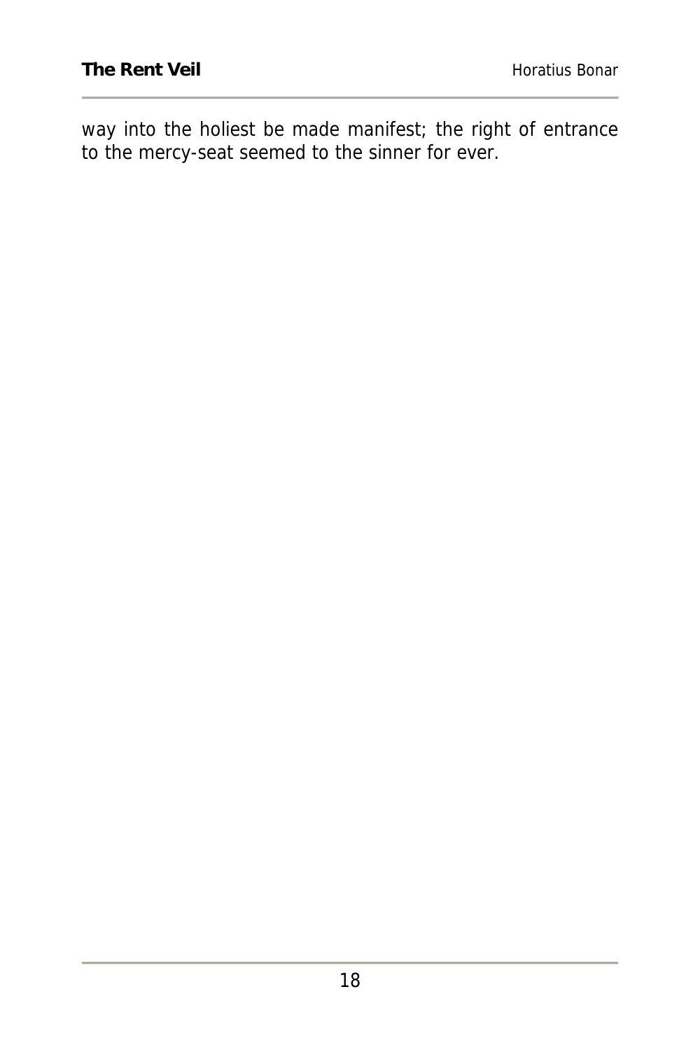way into the holiest be made manifest; the right of entrance to the mercy-seat seemed to the sinner for ever.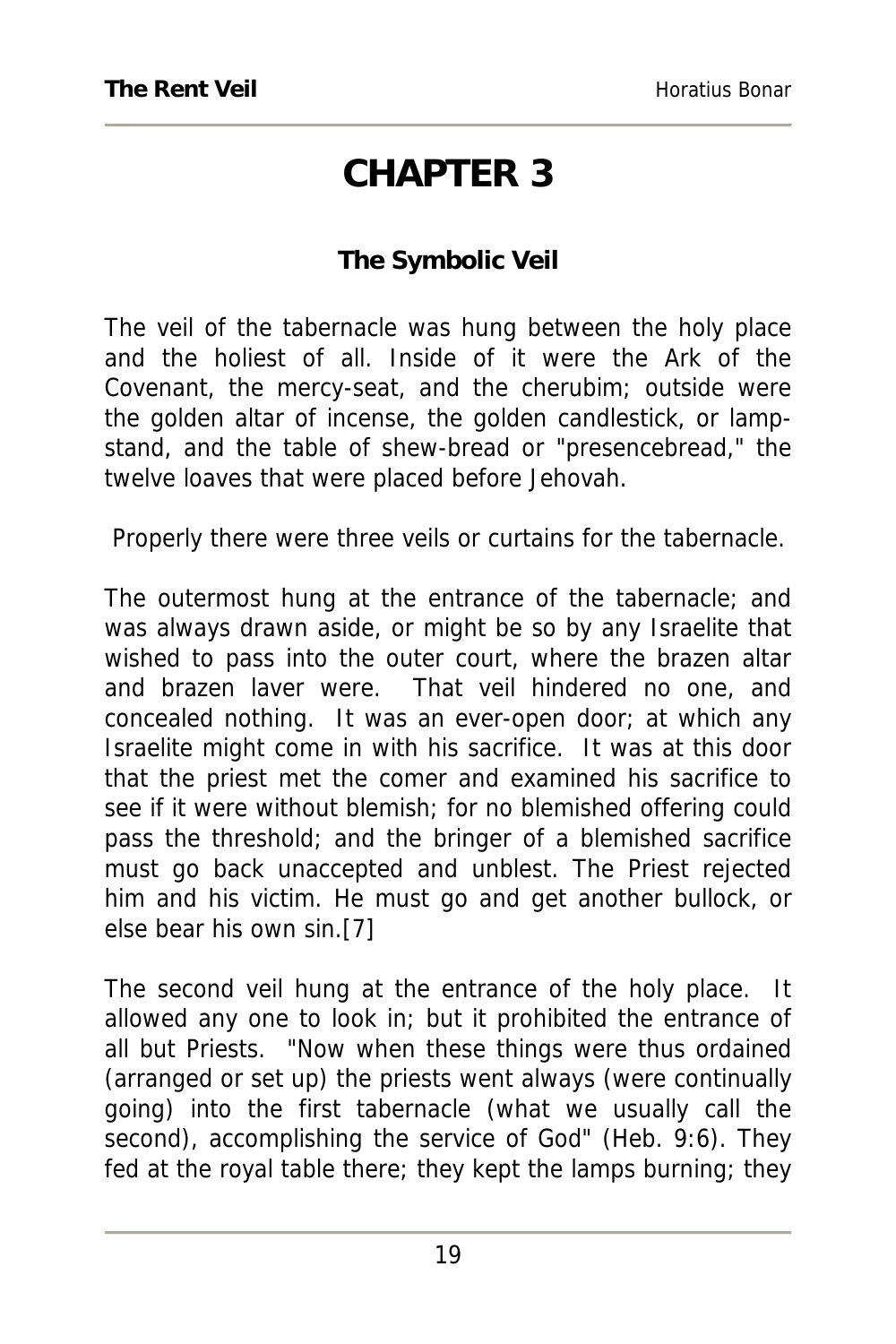# CHAPTER 3

### The Symbolic Veil

The veil of the tabernacle was hung between the holy place and the holiest of all. Inside of it were the Ark of the Covenant, the mercy-seat, and the cherubim; outside were the golden altar of incense, the golden candlestick, or lamp-stand, and the table of shew-bread or "presencebread," the twelve loaves that were placed before Jehovah.

Properly there were three veils or curtains for the tabernacle.

The outermost hung at the entrance of the tabernacle; and was always drawn aside, or might be so by any Israelite that wished to pass into the outer court, where the brazen altar and brazen laver were. That veil hindered no one, and concealed nothing. It was an ever-open door; at which any Israelite might come in with his sacrifice. It was at this door that the priest met the comer and examined his sacrifice to see if it were without blemish; for no blemished offering could pass the threshold; and the bringer of a blemished sacrifice must go back unaccepted and unblest. The Priest rejected him and his victim. He must go and get another bullock, or else bear his own sin.[7]

The second veil hung at the entrance of the holy place. It allowed any one to look in; but it prohibited the entrance of all but Priests. "Now when these things were thus ordained (arranged or set up) the priests went always (were continually going) into the first tabernacle (what we usually call the second), accomplishing the service of God" (Heb. 9:6). They fed at the royal table there; they kept the lamps burning; they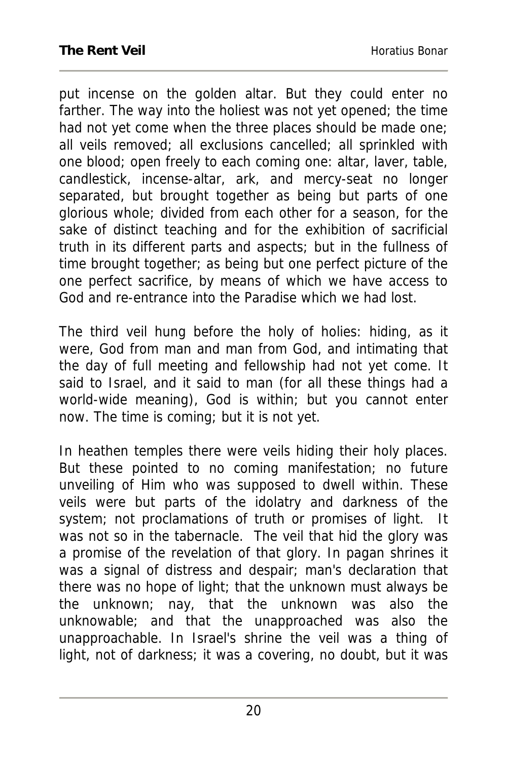put incense on the golden altar. But they could enter no farther. The way into the holiest was not yet opened; the time had not yet come when the three places should be made one; all veils removed; all exclusions cancelled; all sprinkled with one blood; open freely to each coming one: altar, laver, table, candlestick, incense-altar, ark, and mercy-seat no longer separated, but brought together as being but parts of one glorious whole; divided from each other for a season, for the sake of distinct teaching and for the exhibition of sacrificial truth in its different parts and aspects; but in the fullness of time brought together; as being but one perfect picture of the one perfect sacrifice, by means of which we have access to God and re-entrance into the Paradise which we had lost.

The third veil hung before the holy of holies: hiding, as it were, God from man and man from God, and intimating that the day of full meeting and fellowship had not yet come. It said to Israel, and it said to man (for all these things had a world-wide meaning), God is within; but you cannot enter now. The time is coming; but it is not yet.

In heathen temples there were veils hiding their holy places. But these pointed to no coming manifestation; no future unveiling of Him who was supposed to dwell within. These veils were but parts of the idolatry and darkness of the system; not proclamations of truth or promises of light. It was not so in the tabernacle. The veil that hid the glory was a promise of the revelation of that glory. In pagan shrines it was a signal of distress and despair; man's declaration that there was no hope of light; that the unknown must always be the unknown; nay, that the unknown was also the unknowable; and that the unapproached was also the unapproachable. In Israel's shrine the veil was a thing of light, not of darkness; it was a covering, no doubt, but it was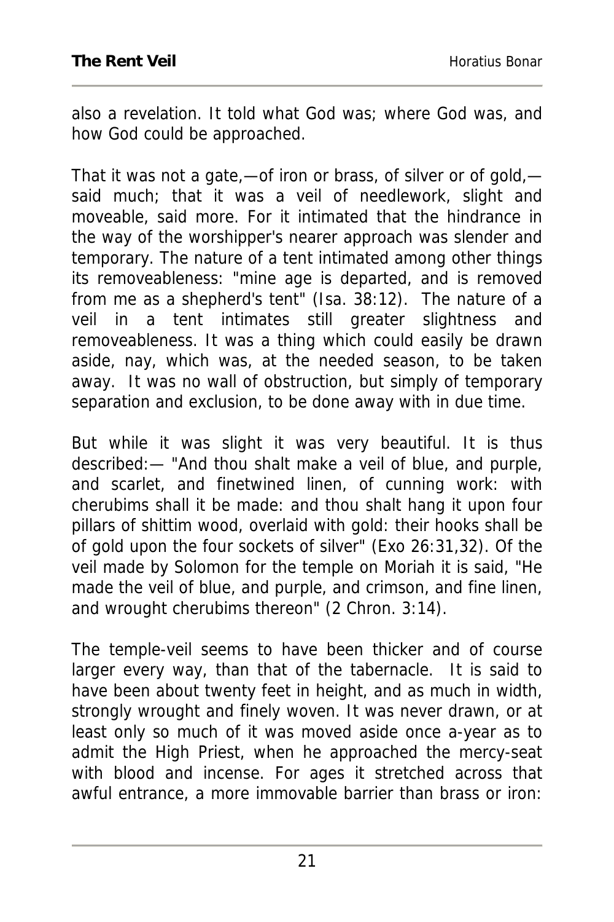also a revelation. It told what God was; where God was, and how God could be approached.

That it was not a gate,—of iron or brass, of silver or of gold,—said much; that it was a veil of needlework, slight and moveable, said more. For it intimated that the hindrance in the way of the worshipper's nearer approach was slender and temporary. The nature of a tent intimated among other things its removeableness: "mine age is departed, and is removed from me as a shepherd's tent" (Isa. 38:12). The nature of a veil in a tent intimates still greater slightness and removeableness. It was a thing which could easily be drawn aside, nay, which was, at the needed season, to be taken away. It was no wall of obstruction, but simply of temporary separation and exclusion, to be done away with in due time.

But while it was slight it was very beautiful. It is thus described:— "And thou shalt make a veil of blue, and purple, and scarlet, and finetwined linen, of cunning work: with cherubims shall it be made: and thou shalt hang it upon four pillars of shittim wood, overlaid with gold: their hooks shall be of gold upon the four sockets of silver" (Exo 26:31,32). Of the veil made by Solomon for the temple on Moriah it is said, "He made the veil of blue, and purple, and crimson, and fine linen, and wrought cherubims thereon" (2 Chron. 3:14).

The temple-veil seems to have been thicker and of course larger every way, than that of the tabernacle. It is said to have been about twenty feet in height, and as much in width, strongly wrought and finely woven. It was never drawn, or at least only so much of it was moved aside once a-year as to admit the High Priest, when he approached the mercy-seat with blood and incense. For ages it stretched across that awful entrance, a more immovable barrier than brass or iron: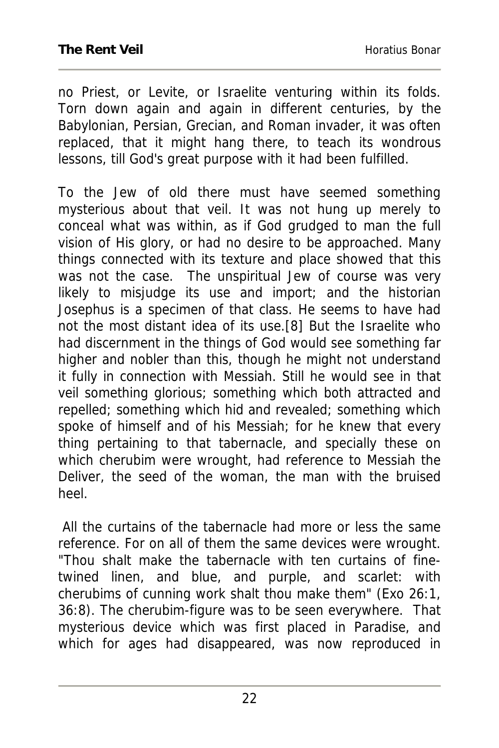no Priest, or Levite, or Israelite venturing within its folds. Torn down again and again in different centuries, by the Babylonian, Persian, Grecian, and Roman invader, it was often replaced, that it might hang there, to teach its wondrous lessons, till God's great purpose with it had been fulfilled.

To the Jew of old there must have seemed something mysterious about that veil. It was not hung up merely to conceal what was within, as if God grudged to man the full vision of His glory, or had no desire to be approached. Many things connected with its texture and place showed that this was not the case. The unspiritual Jew of course was very likely to misjudge its use and import; and the historian Josephus is a specimen of that class. He seems to have had not the most distant idea of its use.[8] But the Israelite who had discernment in the things of God would see something far higher and nobler than this, though he might not understand it fully in connection with Messiah. Still he would see in that veil something glorious; something which both attracted and repelled; something which hid and revealed; something which spoke of himself and of his Messiah; for he knew that every thing pertaining to that tabernacle, and specially these on which cherubim were wrought, had reference to Messiah the Deliver, the seed of the woman, the man with the bruised heel.

All the curtains of the tabernacle had more or less the same reference. For on all of them the same devices were wrought. "Thou shalt make the tabernacle with ten curtains of fine-twined linen, and blue, and purple, and scarlet: with cherubims of cunning work shalt thou make them" (Exo 26:1, 36:8). The cherubim-figure was to be seen everywhere. That mysterious device which was first placed in Paradise, and which for ages had disappeared, was now reproduced in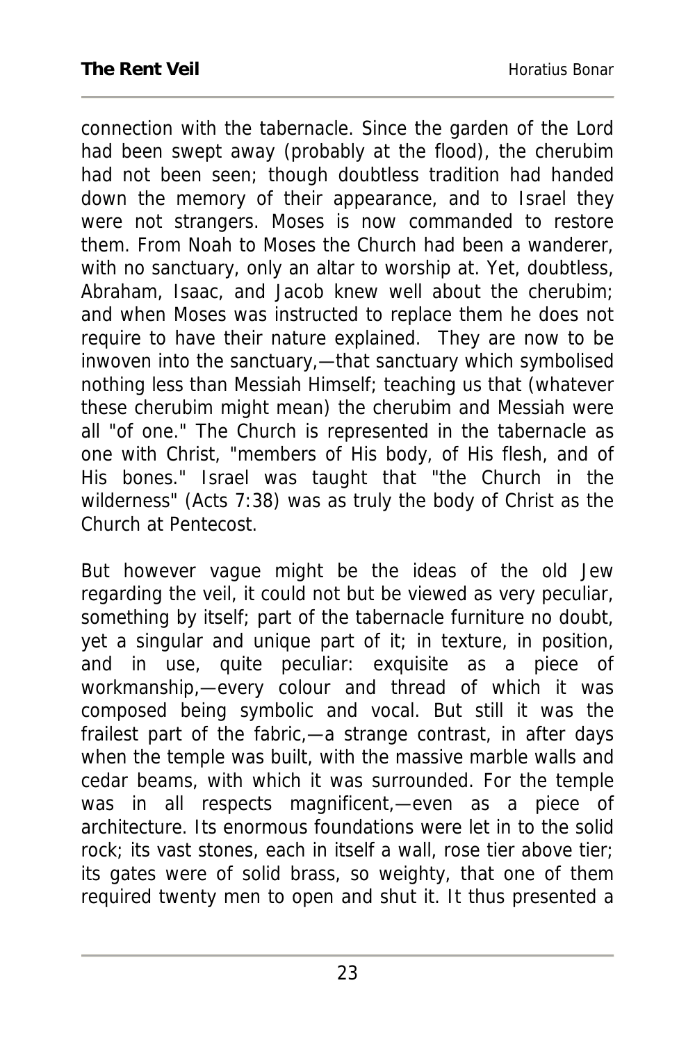connection with the tabernacle. Since the garden of the Lord had been swept away (probably at the flood), the cherubim had not been seen; though doubtless tradition had handed down the memory of their appearance, and to Israel they were not strangers. Moses is now commanded to restore them. From Noah to Moses the Church had been a wanderer, with no sanctuary, only an altar to worship at. Yet, doubtless, Abraham, Isaac, and Jacob knew well about the cherubim; and when Moses was instructed to replace them he does not require to have their nature explained. They are now to be inwoven into the sanctuary,—that sanctuary which symbolised nothing less than Messiah Himself; teaching us that (whatever these cherubim might mean) the cherubim and Messiah were all "of one." The Church is represented in the tabernacle as one with Christ, "members of His body, of His flesh, and of His bones." Israel was taught that "the Church in the wilderness" (Acts 7:38) was as truly the body of Christ as the Church at Pentecost.

But however vague might be the ideas of the old Jew regarding the veil, it could not but be viewed as very peculiar, something by itself; part of the tabernacle furniture no doubt, yet a singular and unique part of it; in texture, in position, and in use, quite peculiar: exquisite as a piece of workmanship,—every colour and thread of which it was composed being symbolic and vocal. But still it was the frailest part of the fabric,—a strange contrast, in after days when the temple was built, with the massive marble walls and cedar beams, with which it was surrounded. For the temple was in all respects magnificent,—even as a piece of architecture. Its enormous foundations were let in to the solid rock; its vast stones, each in itself a wall, rose tier above tier; its gates were of solid brass, so weighty, that one of them required twenty men to open and shut it. It thus presented a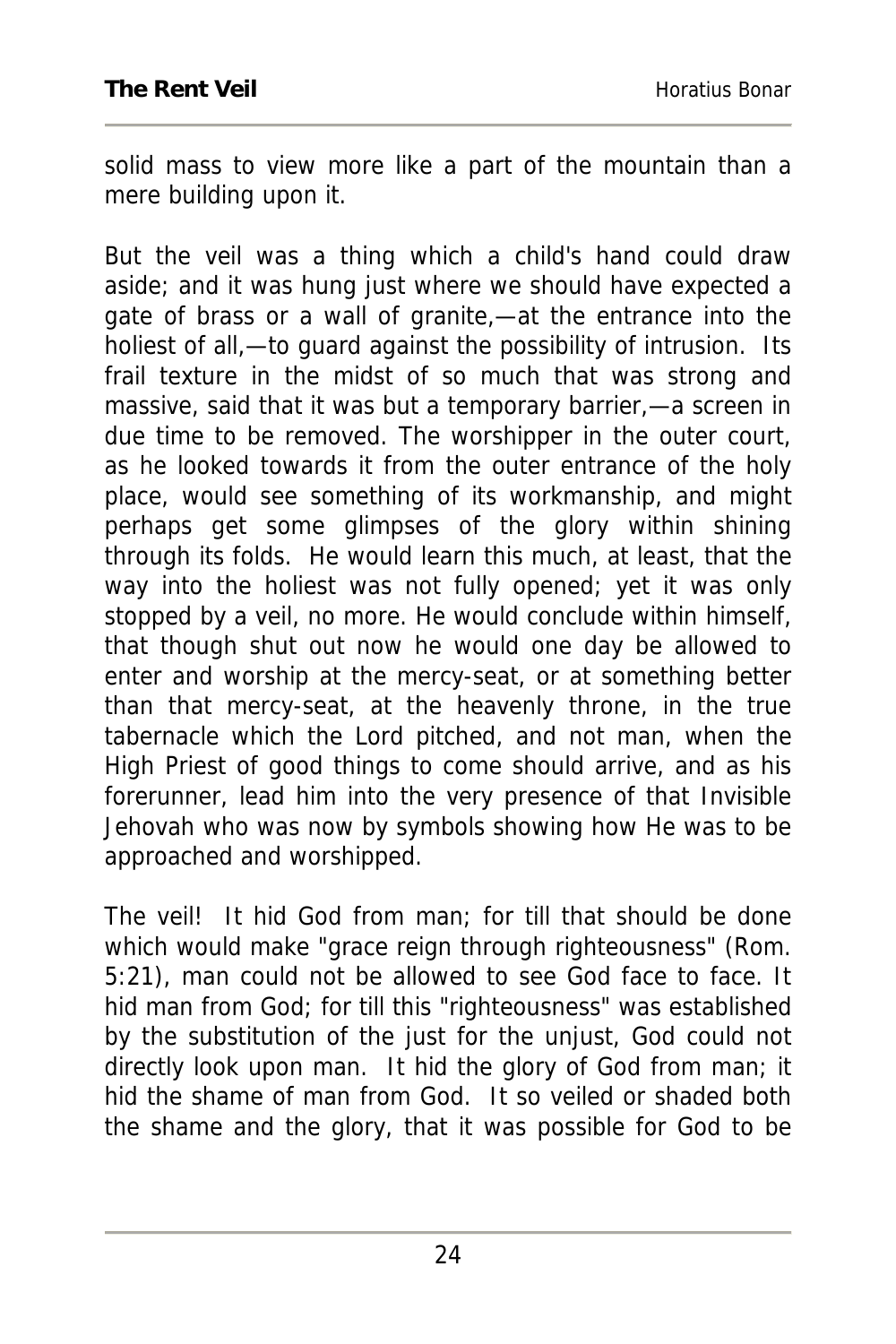solid mass to view more like a part of the mountain than a mere building upon it.

But the veil was a thing which a child's hand could draw aside; and it was hung just where we should have expected a gate of brass or a wall of granite,—at the entrance into the holiest of all,—to guard against the possibility of intrusion. Its frail texture in the midst of so much that was strong and massive, said that it was but a temporary barrier,—a screen in due time to be removed. The worshipper in the outer court, as he looked towards it from the outer entrance of the holy place, would see something of its workmanship, and might perhaps get some glimpses of the glory within shining through its folds. He would learn this much, at least, that the way into the holiest was not fully opened; yet it was only stopped by a veil, no more. He would conclude within himself, that though shut out now he would one day be allowed to enter and worship at the mercy-seat, or at something better than that mercy-seat, at the heavenly throne, in the true tabernacle which the Lord pitched, and not man, when the High Priest of good things to come should arrive, and as his forerunner, lead him into the very presence of that Invisible Jehovah who was now by symbols showing how He was to be approached and worshipped.

The veil! It hid God from man; for till that should be done which would make "grace reign through righteousness" (Rom. 5:21), man could not be allowed to see God face to face. It hid man from God; for till this "righteousness" was established by the substitution of the just for the unjust, God could not directly look upon man. It hid the glory of God from man; it hid the shame of man from God. It so veiled or shaded both the shame and the glory, that it was possible for God to be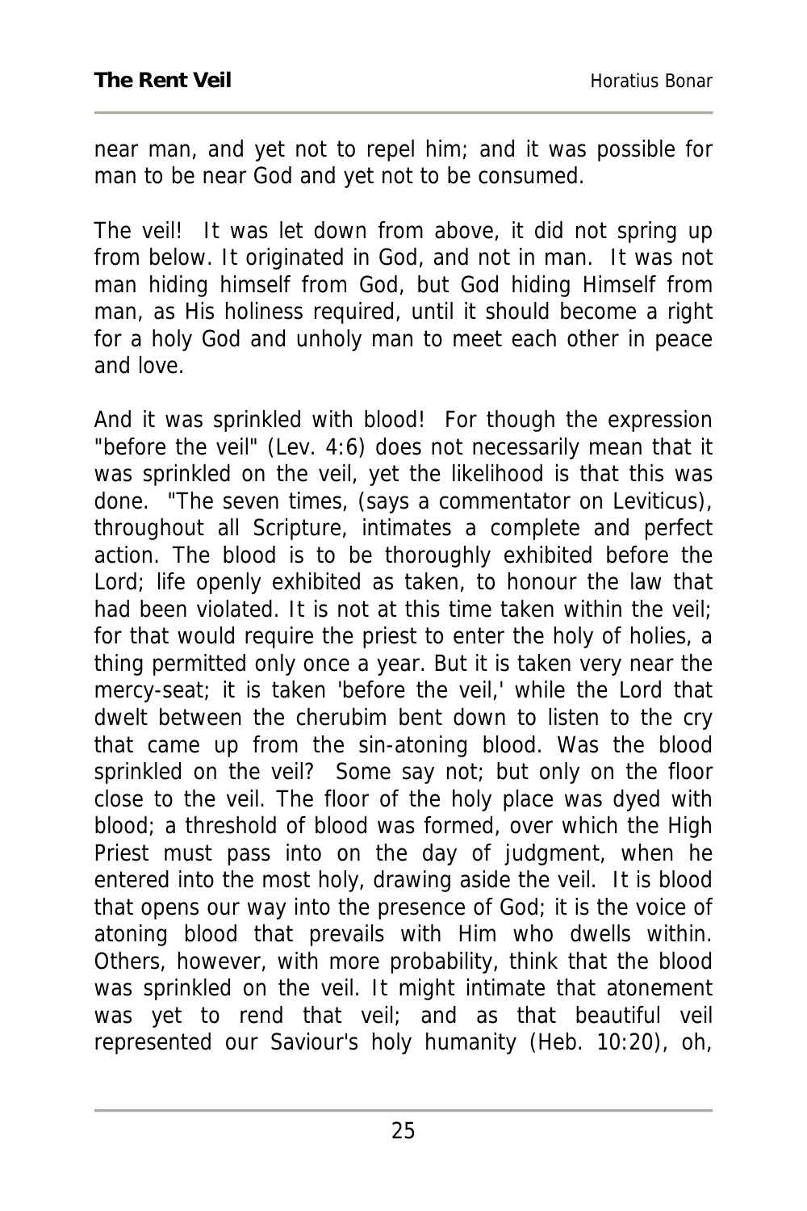near man, and yet not to repel him; and it was possible for man to be near God and yet not to be consumed.

The veil! It was let down from above, it did not spring up from below. It originated in God, and not in man. It was not man hiding himself from God, but God hiding Himself from man, as His holiness required, until it should become a right for a holy God and unholy man to meet each other in peace and love.

And it was sprinkled with blood! For though the expression "before the veil" (Lev. 4:6) does not necessarily mean that it was sprinkled on the veil, yet the likelihood is that this was done. "The seven times, (says a commentator on Leviticus), throughout all Scripture, intimates a complete and perfect action. The blood is to be thoroughly exhibited before the Lord; life openly exhibited as taken, to honour the law that had been violated. It is not at this time taken within the veil; for that would require the priest to enter the holy of holies, a thing permitted only once a year. But it is taken very near the mercy-seat; it is taken 'before the veil,' while the Lord that dwelt between the cherubim bent down to listen to the cry that came up from the sin-atoning blood. Was the blood sprinkled on the veil? Some say not; but only on the floor close to the veil. The floor of the holy place was dyed with blood; a threshold of blood was formed, over which the High Priest must pass into on the day of judgment, when he entered into the most holy, drawing aside the veil. It is blood that opens our way into the presence of God; it is the voice of atoning blood that prevails with Him who dwells within. Others, however, with more probability, think that the blood was sprinkled on the veil. It might intimate that atonement was yet to rend that veil; and as that beautiful veil represented our Saviour's holy humanity (Heb. 10:20), oh,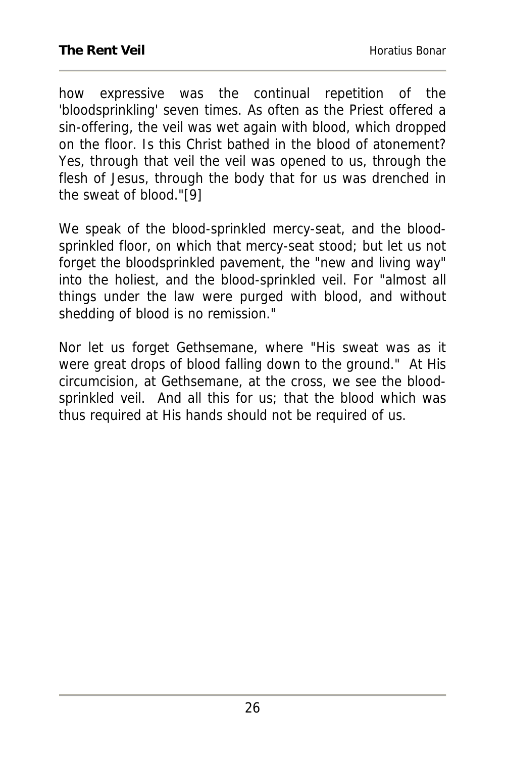how expressive was the continual repetition of the 'bloodsprinkling' seven times. As often as the Priest offered a sin-offering, the veil was wet again with blood, which dropped on the floor. Is this Christ bathed in the blood of atonement? Yes, through that veil the veil was opened to us, through the flesh of Jesus, through the body that for us was drenched in the sweat of blood."[9]

We speak of the blood-sprinkled mercy-seat, and the blood-sprinkled floor, on which that mercy-seat stood; but let us not forget the bloodsprinkled pavement, the "new and living way" into the holiest, and the blood-sprinkled veil. For "almost all things under the law were purged with blood, and without shedding of blood is no remission."

Nor let us forget Gethsemane, where "His sweat was as it were great drops of blood falling down to the ground." At His circumcision, at Gethsemane, at the cross, we see the blood-sprinkled veil. And all this for us; that the blood which was thus required at His hands should not be required of us.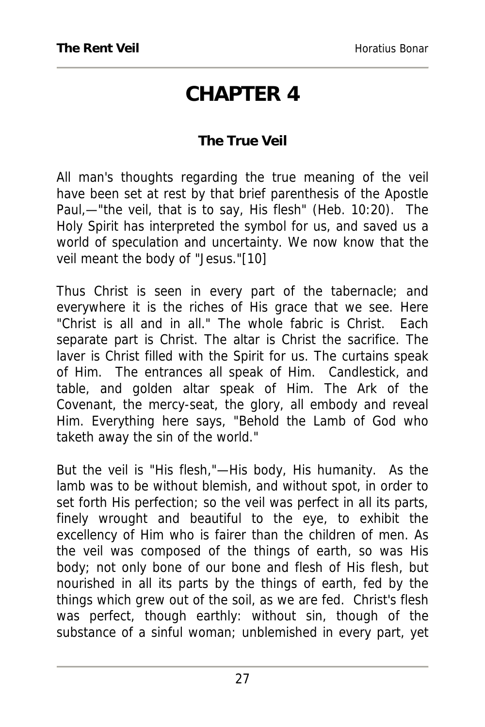# CHAPTER 4

### The True Veil

All man's thoughts regarding the true meaning of the veil have been set at rest by that brief parenthesis of the Apostle Paul,—"the veil, that is to say, His flesh" (Heb. 10:20). The Holy Spirit has interpreted the symbol for us, and saved us a world of speculation and uncertainty. We now know that the veil meant the body of "Jesus."[10]

Thus Christ is seen in every part of the tabernacle; and everywhere it is the riches of His grace that we see. Here "Christ is all and in all." The whole fabric is Christ. Each separate part is Christ. The altar is Christ the sacrifice. The laver is Christ filled with the Spirit for us. The curtains speak of Him. The entrances all speak of Him. Candlestick, and table, and golden altar speak of Him. The Ark of the Covenant, the mercy-seat, the glory, all embody and reveal Him. Everything here says, "Behold the Lamb of God who taketh away the sin of the world."

But the veil is "His flesh,"—His body, His humanity. As the lamb was to be without blemish, and without spot, in order to set forth His perfection; so the veil was perfect in all its parts, finely wrought and beautiful to the eye, to exhibit the excellency of Him who is fairer than the children of men. As the veil was composed of the things of earth, so was His body; not only bone of our bone and flesh of His flesh, but nourished in all its parts by the things of earth, fed by the things which grew out of the soil, as we are fed. Christ's flesh was perfect, though earthly: without sin, though of the substance of a sinful woman; unblemished in every part, yet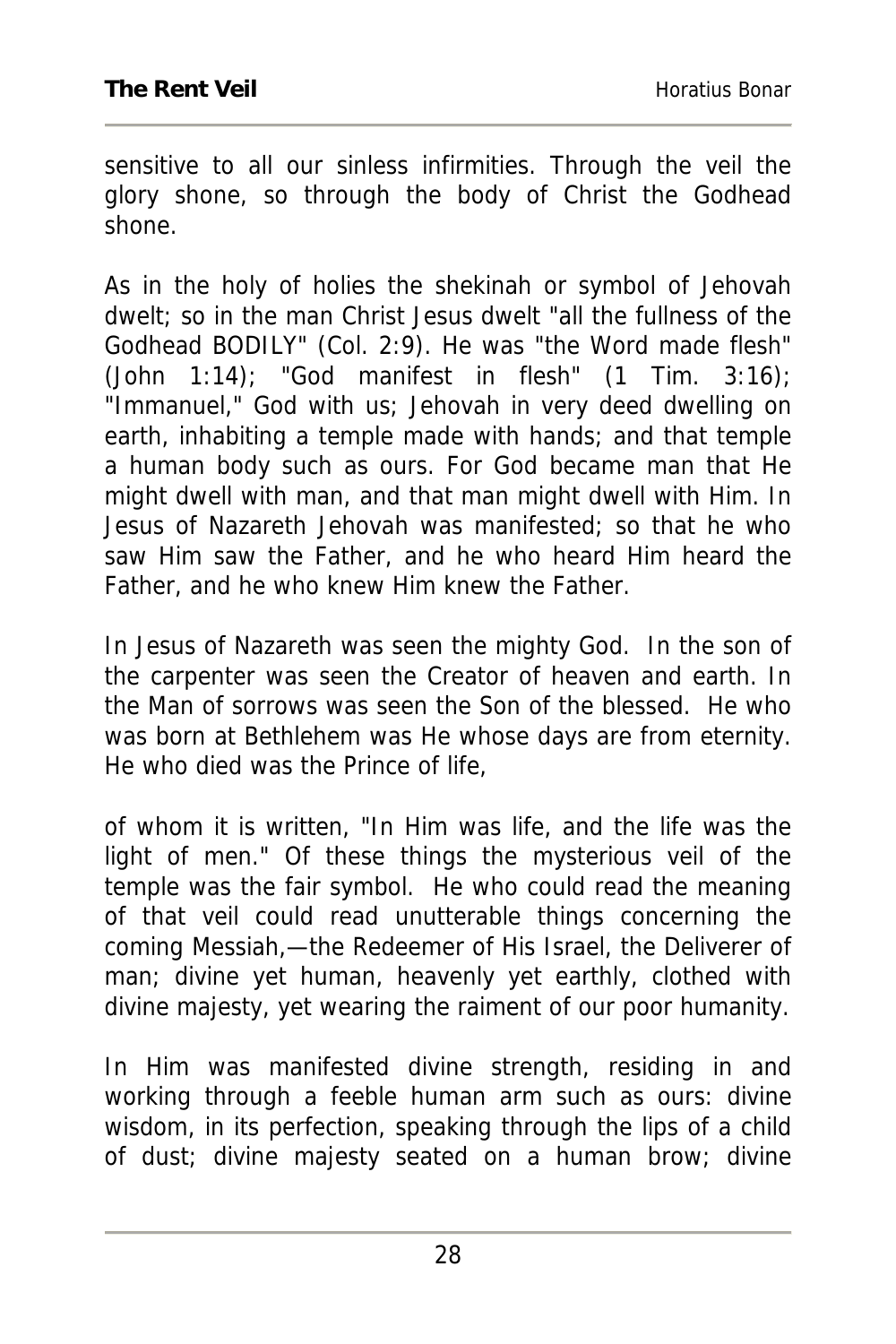sensitive to all our sinless infirmities. Through the veil the glory shone, so through the body of Christ the Godhead shone.

As in the holy of holies the shekinah or symbol of Jehovah dwelt; so in the man Christ Jesus dwelt "all the fullness of the Godhead BODILY" (Col. 2:9). He was "the Word made flesh" (John 1:14); "God manifest in flesh" (1 Tim. 3:16); "Immanuel," God with us; Jehovah in very deed dwelling on earth, inhabiting a temple made with hands; and that temple a human body such as ours. For God became man that He might dwell with man, and that man might dwell with Him. In Jesus of Nazareth Jehovah was manifested; so that he who saw Him saw the Father, and he who heard Him heard the Father, and he who knew Him knew the Father.

In Jesus of Nazareth was seen the mighty God. In the son of the carpenter was seen the Creator of heaven and earth. In the Man of sorrows was seen the Son of the blessed. He who was born at Bethlehem was He whose days are from eternity. He who died was the Prince of life,

of whom it is written, "In Him was life, and the life was the light of men." Of these things the mysterious veil of the temple was the fair symbol. He who could read the meaning of that veil could read unutterable things concerning the coming Messiah,—the Redeemer of His Israel, the Deliverer of man; divine yet human, heavenly yet earthly, clothed with divine majesty, yet wearing the raiment of our poor humanity.

In Him was manifested divine strength, residing in and working through a feeble human arm such as ours: divine wisdom, in its perfection, speaking through the lips of a child of dust; divine majesty seated on a human brow; divine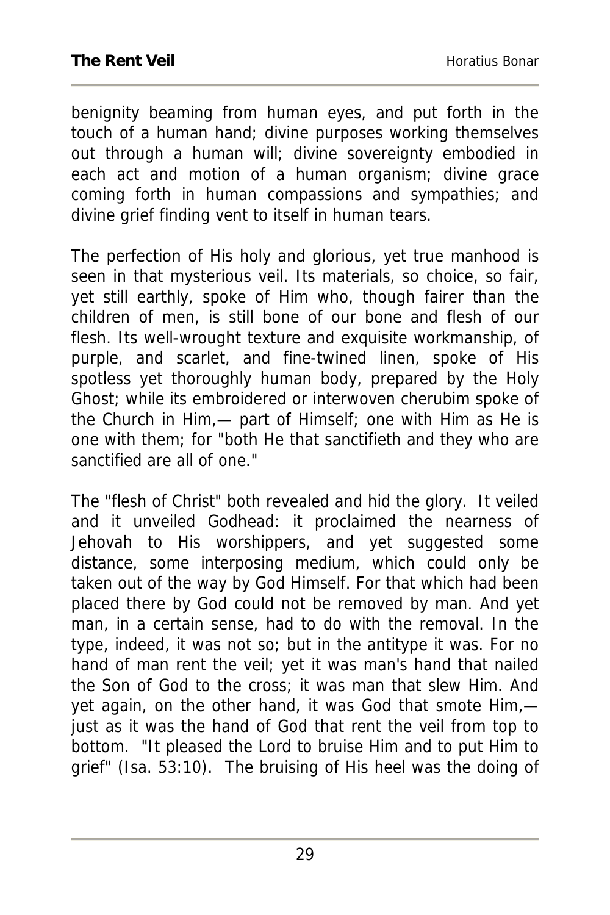benignity beaming from human eyes, and put forth in the touch of a human hand; divine purposes working themselves out through a human will; divine sovereignty embodied in each act and motion of a human organism; divine grace coming forth in human compassions and sympathies; and divine grief finding vent to itself in human tears.

The perfection of His holy and glorious, yet true manhood is seen in that mysterious veil. Its materials, so choice, so fair, yet still earthly, spoke of Him who, though fairer than the children of men, is still bone of our bone and flesh of our flesh. Its well-wrought texture and exquisite workmanship, of purple, and scarlet, and fine-twined linen, spoke of His spotless yet thoroughly human body, prepared by the Holy Ghost; while its embroidered or interwoven cherubim spoke of the Church in Him,— part of Himself; one with Him as He is one with them; for "both He that sanctifieth and they who are sanctified are all of one."

The "flesh of Christ" both revealed and hid the glory. It veiled and it unveiled Godhead: it proclaimed the nearness of Jehovah to His worshippers, and yet suggested some distance, some interposing medium, which could only be taken out of the way by God Himself. For that which had been placed there by God could not be removed by man. And yet man, in a certain sense, had to do with the removal. In the type, indeed, it was not so; but in the antitype it was. For no hand of man rent the veil; yet it was man's hand that nailed the Son of God to the cross; it was man that slew Him. And yet again, on the other hand, it was God that smote Him,— just as it was the hand of God that rent the veil from top to bottom. "It pleased the Lord to bruise Him and to put Him to grief" (Isa. 53:10). The bruising of His heel was the doing of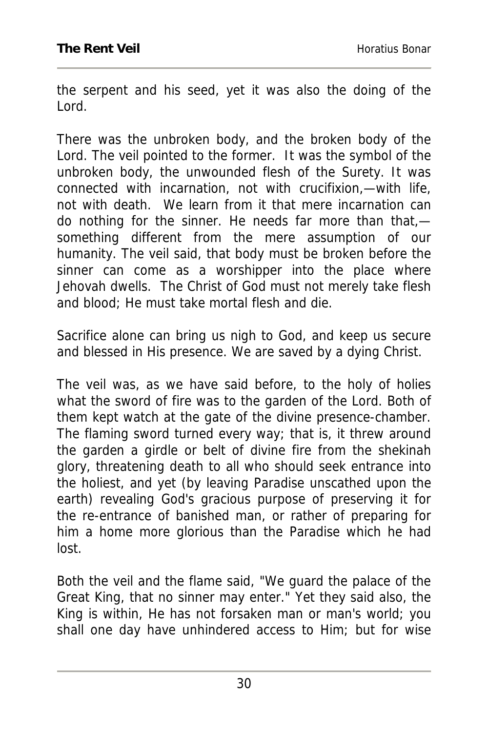the serpent and his seed, yet it was also the doing of the Lord.

There was the unbroken body, and the broken body of the Lord. The veil pointed to the former. It was the symbol of the unbroken body, the unwounded flesh of the Surety. It was connected with incarnation, not with crucifixion,—with life, not with death. We learn from it that mere incarnation can do nothing for the sinner. He needs far more than that,—something different from the mere assumption of our humanity. The veil said, that body must be broken before the sinner can come as a worshipper into the place where Jehovah dwells. The Christ of God must not merely take flesh and blood; He must take mortal flesh and die.

Sacrifice alone can bring us nigh to God, and keep us secure and blessed in His presence. We are saved by a dying Christ.

The veil was, as we have said before, to the holy of holies what the sword of fire was to the garden of the Lord. Both of them kept watch at the gate of the divine presence-chamber. The flaming sword turned every way; that is, it threw around the garden a girdle or belt of divine fire from the shekinah glory, threatening death to all who should seek entrance into the holiest, and yet (by leaving Paradise unscathed upon the earth) revealing God's gracious purpose of preserving it for the re-entrance of banished man, or rather of preparing for him a home more glorious than the Paradise which he had lost.

Both the veil and the flame said, "We guard the palace of the Great King, that no sinner may enter." Yet they said also, the King is within, He has not forsaken man or man's world; you shall one day have unhindered access to Him; but for wise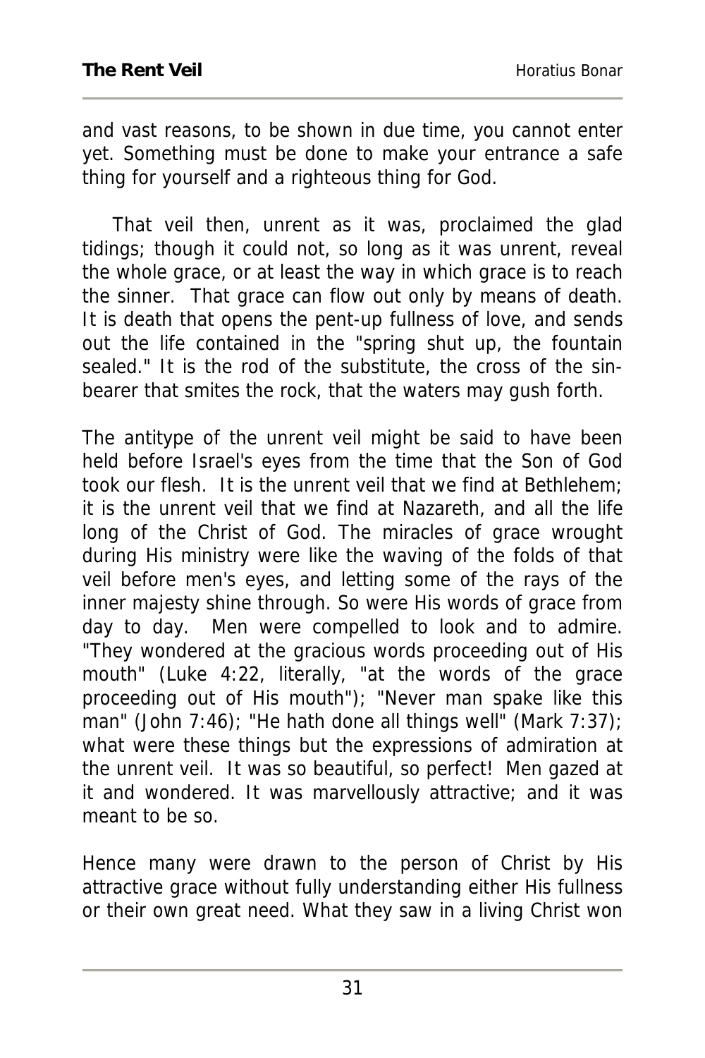and vast reasons, to be shown in due time, you cannot enter yet. Something must be done to make your entrance a safe thing for yourself and a righteous thing for God.

That veil then, unrent as it was, proclaimed the glad tidings; though it could not, so long as it was unrent, reveal the whole grace, or at least the way in which grace is to reach the sinner. That grace can flow out only by means of death. It is death that opens the pent-up fullness of love, and sends out the life contained in the "spring shut up, the fountain sealed." It is the rod of the substitute, the cross of the sin-bearer that smites the rock, that the waters may gush forth.

The antitype of the unrent veil might be said to have been held before Israel's eyes from the time that the Son of God took our flesh. It is the unrent veil that we find at Bethlehem; it is the unrent veil that we find at Nazareth, and all the life long of the Christ of God. The miracles of grace wrought during His ministry were like the waving of the folds of that veil before men's eyes, and letting some of the rays of the inner majesty shine through. So were His words of grace from day to day. Men were compelled to look and to admire. "They wondered at the gracious words proceeding out of His mouth" (Luke 4:22, literally, "at the words of the grace proceeding out of His mouth"); "Never man spake like this man" (John 7:46); "He hath done all things well" (Mark 7:37); what were these things but the expressions of admiration at the unrent veil. It was so beautiful, so perfect! Men gazed at it and wondered. It was marvellously attractive; and it was meant to be so.

Hence many were drawn to the person of Christ by His attractive grace without fully understanding either His fullness or their own great need. What they saw in a living Christ won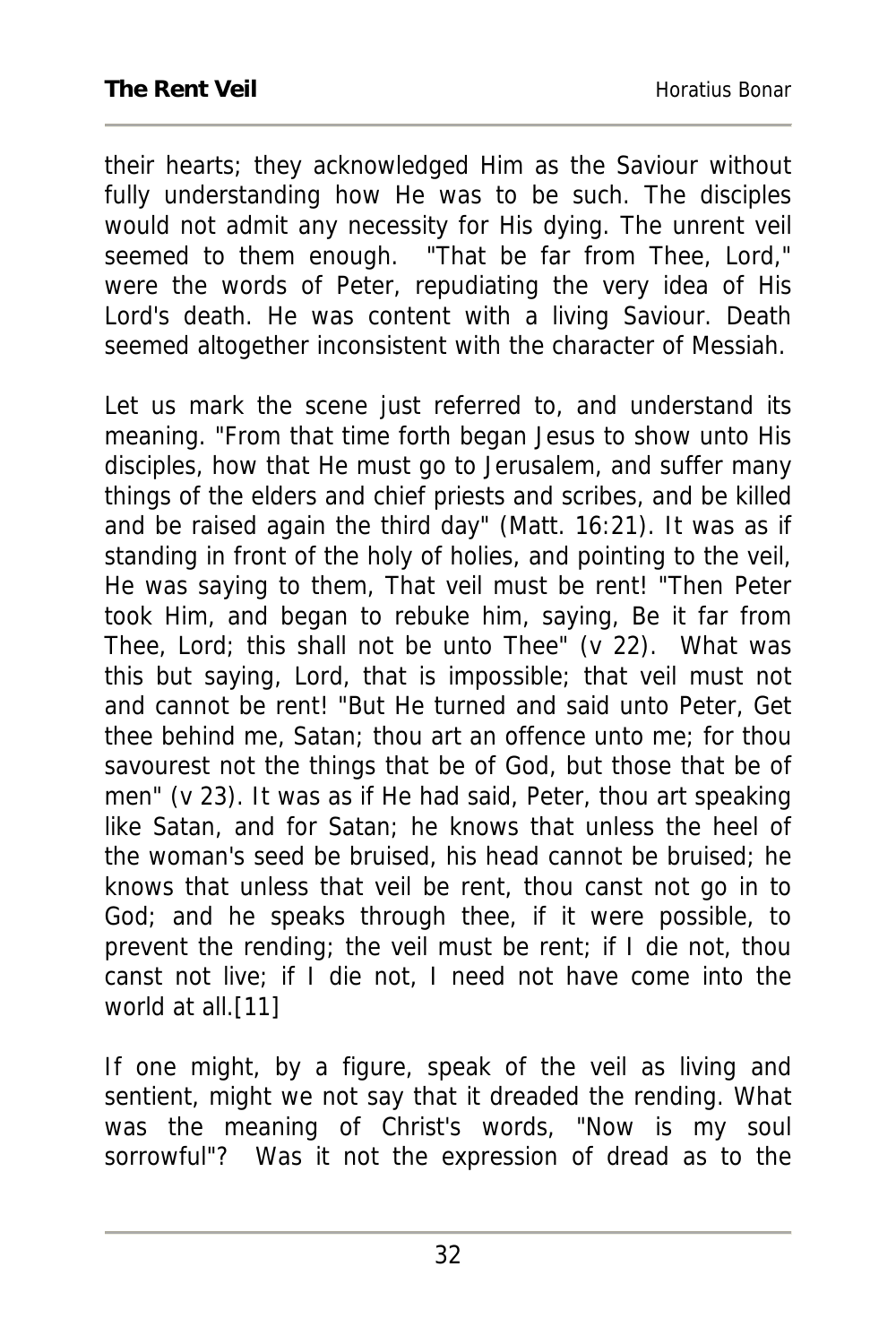their hearts; they acknowledged Him as the Saviour without fully understanding how He was to be such. The disciples would not admit any necessity for His dying. The unrent veil seemed to them enough. "That be far from Thee, Lord," were the words of Peter, repudiating the very idea of His Lord's death. He was content with a living Saviour. Death seemed altogether inconsistent with the character of Messiah.

Let us mark the scene just referred to, and understand its meaning. "From that time forth began Jesus to show unto His disciples, how that He must go to Jerusalem, and suffer many things of the elders and chief priests and scribes, and be killed and be raised again the third day" (Matt. 16:21). It was as if standing in front of the holy of holies, and pointing to the veil, He was saying to them, That veil must be rent! "Then Peter took Him, and began to rebuke him, saying, Be it far from Thee, Lord; this shall not be unto Thee" (v 22). What was this but saying, Lord, that is impossible; that veil must not and cannot be rent! "But He turned and said unto Peter, Get thee behind me, Satan; thou art an offence unto me; for thou savourest not the things that be of God, but those that be of men" (v 23). It was as if He had said, Peter, thou art speaking like Satan, and for Satan; he knows that unless the heel of the woman's seed be bruised, his head cannot be bruised; he knows that unless that veil be rent, thou canst not go in to God; and he speaks through thee, if it were possible, to prevent the rending; the veil must be rent; if I die not, thou canst not live; if I die not, I need not have come into the world at all.[11]

If one might, by a figure, speak of the veil as living and sentient, might we not say that it dreaded the rending. What was the meaning of Christ's words, "Now is my soul sorrowful"? Was it not the expression of dread as to the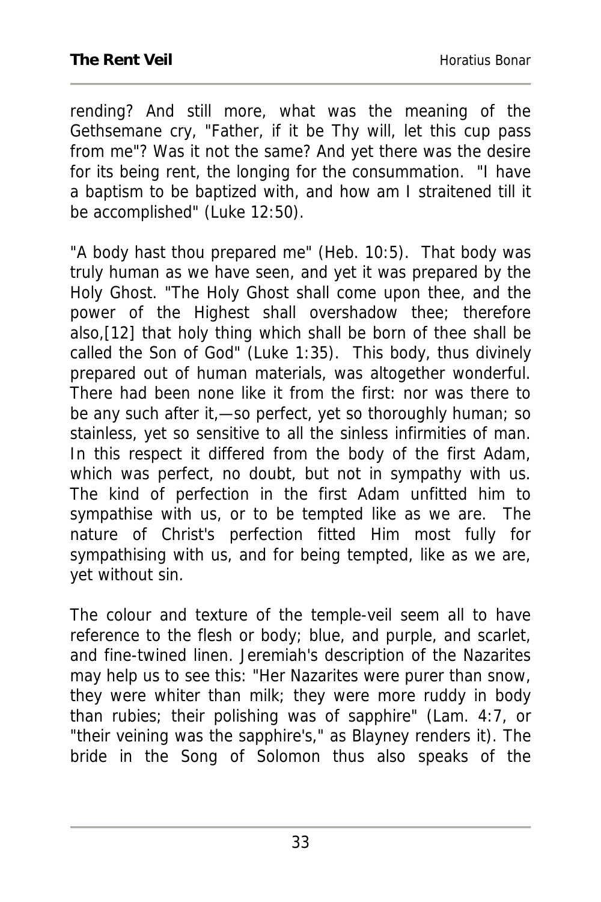rending? And still more, what was the meaning of the Gethsemane cry, "Father, if it be Thy will, let this cup pass from me"? Was it not the same? And yet there was the desire for its being rent, the longing for the consummation. "I have a baptism to be baptized with, and how am I straitened till it be accomplished" (Luke 12:50).

"A body hast thou prepared me" (Heb. 10:5). That body was truly human as we have seen, and yet it was prepared by the Holy Ghost. "The Holy Ghost shall come upon thee, and the power of the Highest shall overshadow thee; therefore also,[12] that holy thing which shall be born of thee shall be called the Son of God" (Luke 1:35). This body, thus divinely prepared out of human materials, was altogether wonderful. There had been none like it from the first: nor was there to be any such after it,—so perfect, yet so thoroughly human; so stainless, yet so sensitive to all the sinless infirmities of man. In this respect it differed from the body of the first Adam, which was perfect, no doubt, but not in sympathy with us. The kind of perfection in the first Adam unfitted him to sympathise with us, or to be tempted like as we are. The nature of Christ's perfection fitted Him most fully for sympathising with us, and for being tempted, like as we are, yet without sin.

The colour and texture of the temple-veil seem all to have reference to the flesh or body; blue, and purple, and scarlet, and fine-twined linen. Jeremiah's description of the Nazarites may help us to see this: "Her Nazarites were purer than snow, they were whiter than milk; they were more ruddy in body than rubies; their polishing was of sapphire" (Lam. 4:7, or "their veining was the sapphire's," as Blayney renders it). The bride in the Song of Solomon thus also speaks of the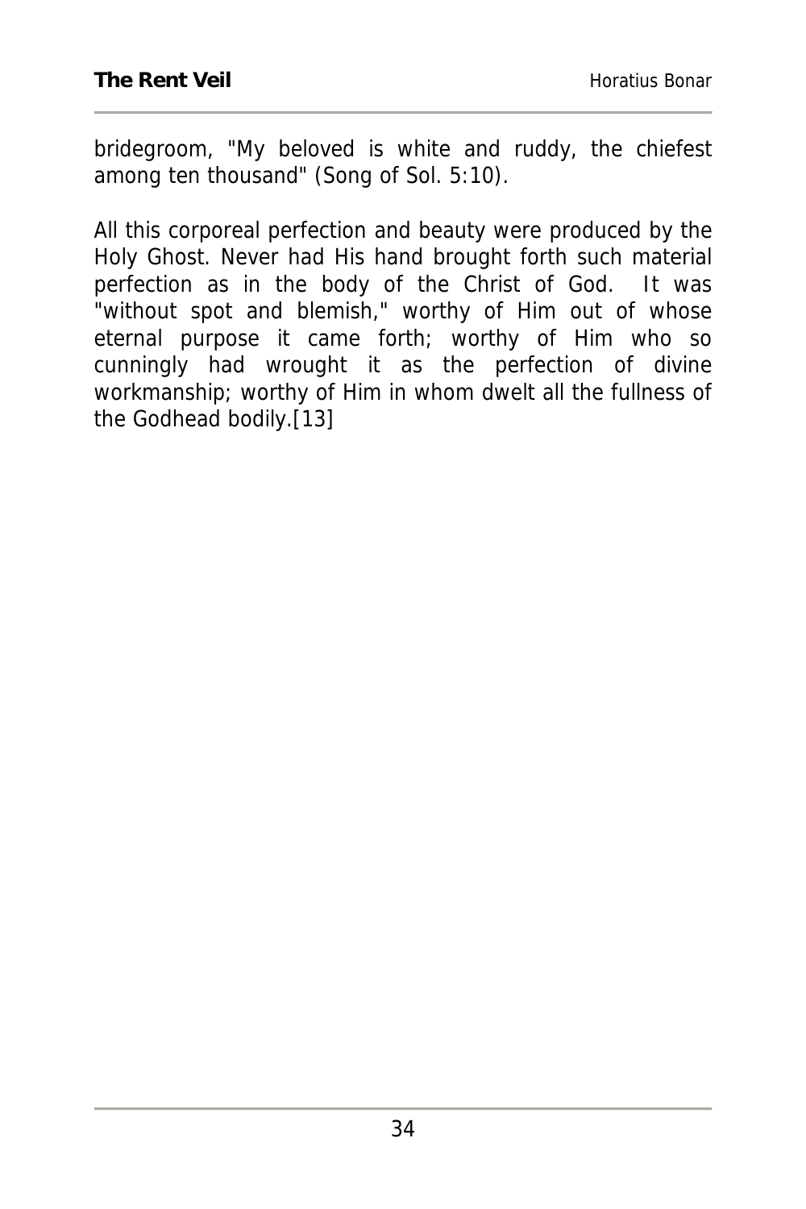bridegroom, "My beloved is white and ruddy, the chiefest among ten thousand" (Song of Sol. 5:10).

All this corporeal perfection and beauty were produced by the Holy Ghost. Never had His hand brought forth such material perfection as in the body of the Christ of God. It was "without spot and blemish," worthy of Him out of whose eternal purpose it came forth; worthy of Him who so cunningly had wrought it as the perfection of divine workmanship; worthy of Him in whom dwelt all the fullness of the Godhead bodily.[13]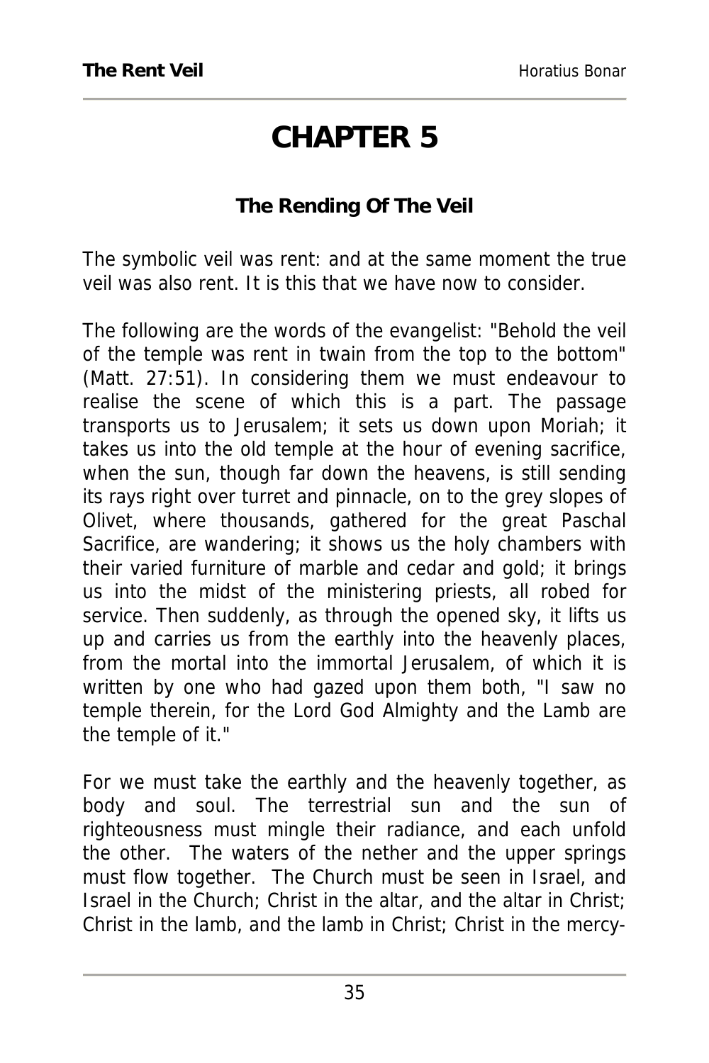# CHAPTER 5

### The Rending Of The Veil

The symbolic veil was rent: and at the same moment the true veil was also rent. It is this that we have now to consider.

The following are the words of the evangelist: "Behold the veil of the temple was rent in twain from the top to the bottom" (Matt. 27:51). In considering them we must endeavour to realise the scene of which this is a part. The passage transports us to Jerusalem; it sets us down upon Moriah; it takes us into the old temple at the hour of evening sacrifice, when the sun, though far down the heavens, is still sending its rays right over turret and pinnacle, on to the grey slopes of Olivet, where thousands, gathered for the great Paschal Sacrifice, are wandering; it shows us the holy chambers with their varied furniture of marble and cedar and gold; it brings us into the midst of the ministering priests, all robed for service. Then suddenly, as through the opened sky, it lifts us up and carries us from the earthly into the heavenly places, from the mortal into the immortal Jerusalem, of which it is written by one who had gazed upon them both, "I saw no temple therein, for the Lord God Almighty and the Lamb are the temple of it."

For we must take the earthly and the heavenly together, as body and soul. The terrestrial sun and the sun of righteousness must mingle their radiance, and each unfold the other. The waters of the nether and the upper springs must flow together. The Church must be seen in Israel, and Israel in the Church; Christ in the altar, and the altar in Christ; Christ in the lamb, and the lamb in Christ; Christ in the mercy-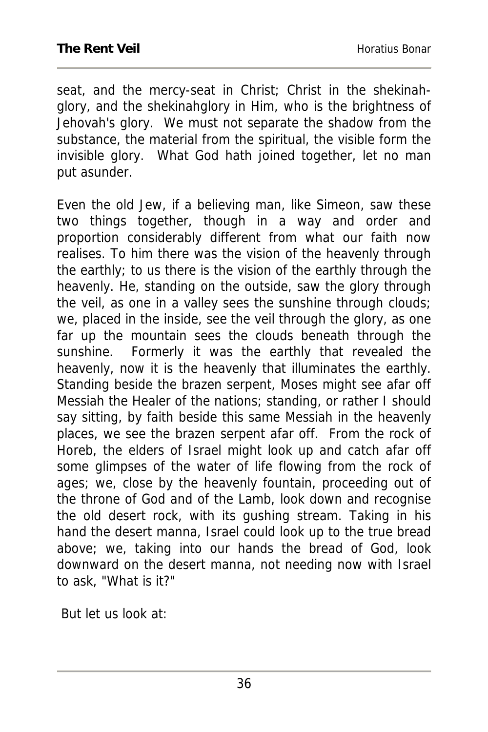seat, and the mercy-seat in Christ; Christ in the shekinah-glory, and the shekinahglory in Him, who is the brightness of Jehovah's glory. We must not separate the shadow from the substance, the material from the spiritual, the visible form the invisible glory. What God hath joined together, let no man put asunder.

Even the old Jew, if a believing man, like Simeon, saw these two things together, though in a way and order and proportion considerably different from what our faith now realises. To him there was the vision of the heavenly through the earthly; to us there is the vision of the earthly through the heavenly. He, standing on the outside, saw the glory through the veil, as one in a valley sees the sunshine through clouds; we, placed in the inside, see the veil through the glory, as one far up the mountain sees the clouds beneath through the sunshine. Formerly it was the earthly that revealed the heavenly, now it is the heavenly that illuminates the earthly. Standing beside the brazen serpent, Moses might see afar off Messiah the Healer of the nations; standing, or rather I should say sitting, by faith beside this same Messiah in the heavenly places, we see the brazen serpent afar off. From the rock of Horeb, the elders of Israel might look up and catch afar off some glimpses of the water of life flowing from the rock of ages; we, close by the heavenly fountain, proceeding out of the throne of God and of the Lamb, look down and recognise the old desert rock, with its gushing stream. Taking in his hand the desert manna, Israel could look up to the true bread above; we, taking into our hands the bread of God, look downward on the desert manna, not needing now with Israel to ask, "What is it?"

But let us look at: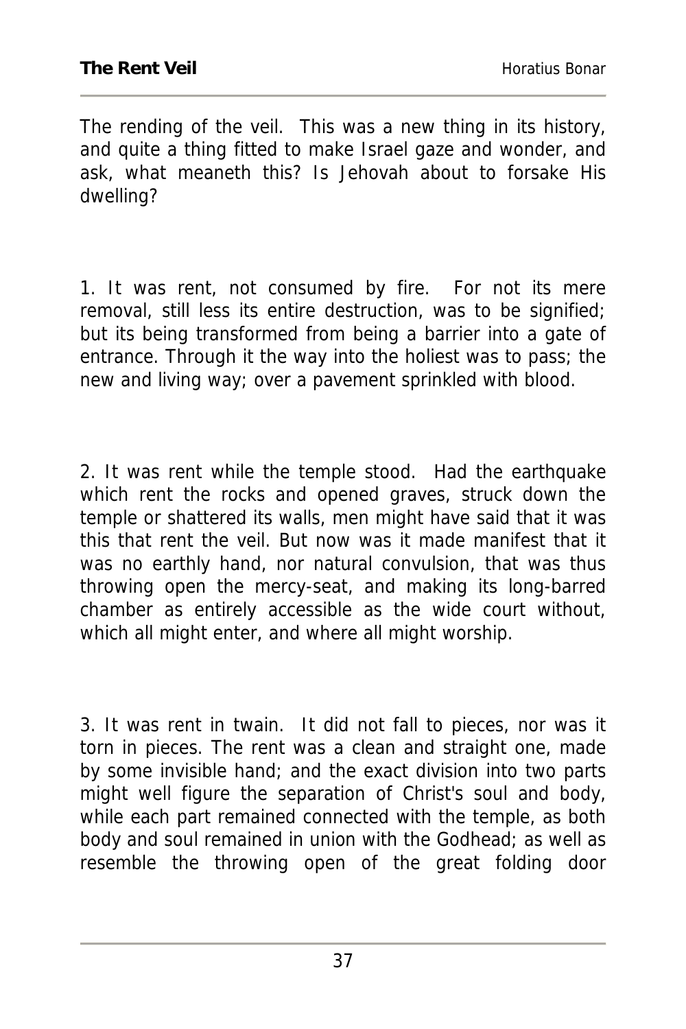The rending of the veil. This was a new thing in its history, and quite a thing fitted to make Israel gaze and wonder, and ask, what meaneth this? Is Jehovah about to forsake His dwelling?

1. It was rent, not consumed by fire. For not its mere removal, still less its entire destruction, was to be signified; but its being transformed from being a barrier into a gate of entrance. Through it the way into the holiest was to pass; the new and living way; over a pavement sprinkled with blood.

2. It was rent while the temple stood. Had the earthquake which rent the rocks and opened graves, struck down the temple or shattered its walls, men might have said that it was this that rent the veil. But now was it made manifest that it was no earthly hand, nor natural convulsion, that was thus throwing open the mercy-seat, and making its long-barred chamber as entirely accessible as the wide court without, which all might enter, and where all might worship.

3. It was rent in twain. It did not fall to pieces, nor was it torn in pieces. The rent was a clean and straight one, made by some invisible hand; and the exact division into two parts might well figure the separation of Christ's soul and body, while each part remained connected with the temple, as both body and soul remained in union with the Godhead; as well as resemble the throwing open of the great folding door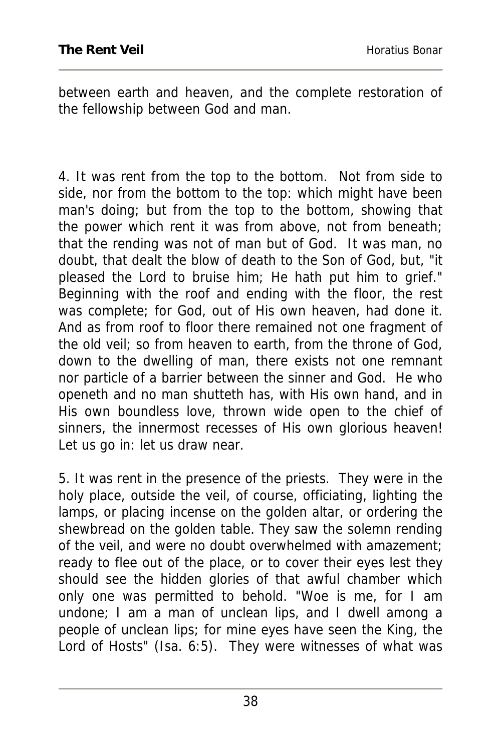between earth and heaven, and the complete restoration of the fellowship between God and man.

4. It was rent from the top to the bottom. Not from side to side, nor from the bottom to the top: which might have been man's doing; but from the top to the bottom, showing that the power which rent it was from above, not from beneath; that the rending was not of man but of God. It was man, no doubt, that dealt the blow of death to the Son of God, but, "it pleased the Lord to bruise him; He hath put him to grief." Beginning with the roof and ending with the floor, the rest was complete; for God, out of His own heaven, had done it. And as from roof to floor there remained not one fragment of the old veil; so from heaven to earth, from the throne of God, down to the dwelling of man, there exists not one remnant nor particle of a barrier between the sinner and God. He who openeth and no man shutteth has, with His own hand, and in His own boundless love, thrown wide open to the chief of sinners, the innermost recesses of His own glorious heaven! Let us go in: let us draw near.

5. It was rent in the presence of the priests. They were in the holy place, outside the veil, of course, officiating, lighting the lamps, or placing incense on the golden altar, or ordering the shewbread on the golden table. They saw the solemn rending of the veil, and were no doubt overwhelmed with amazement; ready to flee out of the place, or to cover their eyes lest they should see the hidden glories of that awful chamber which only one was permitted to behold. "Woe is me, for I am undone; I am a man of unclean lips, and I dwell among a people of unclean lips; for mine eyes have seen the King, the Lord of Hosts" (Isa. 6:5). They were witnesses of what was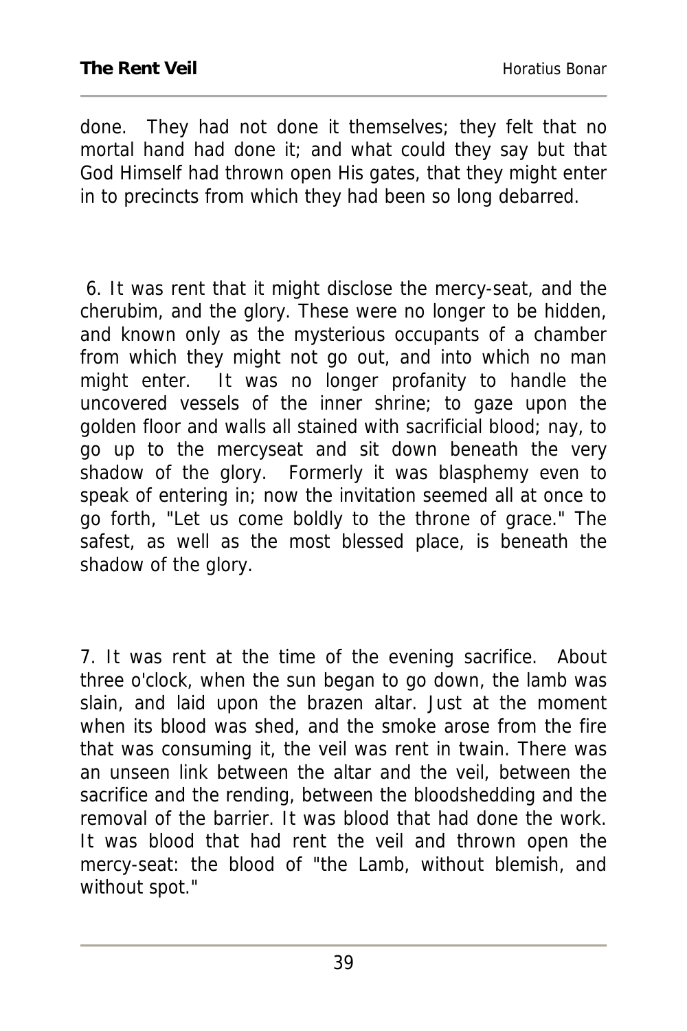done. They had not done it themselves; they felt that no mortal hand had done it; and what could they say but that God Himself had thrown open His gates, that they might enter in to precincts from which they had been so long debarred.

6. It was rent that it might disclose the mercy-seat, and the cherubim, and the glory. These were no longer to be hidden, and known only as the mysterious occupants of a chamber from which they might not go out, and into which no man might enter. It was no longer profanity to handle the uncovered vessels of the inner shrine; to gaze upon the golden floor and walls all stained with sacrificial blood; nay, to go up to the mercyseat and sit down beneath the very shadow of the glory. Formerly it was blasphemy even to speak of entering in; now the invitation seemed all at once to go forth, "Let us come boldly to the throne of grace." The safest, as well as the most blessed place, is beneath the shadow of the glory.

7. It was rent at the time of the evening sacrifice. About three o'clock, when the sun began to go down, the lamb was slain, and laid upon the brazen altar. Just at the moment when its blood was shed, and the smoke arose from the fire that was consuming it, the veil was rent in twain. There was an unseen link between the altar and the veil, between the sacrifice and the rending, between the bloodshedding and the removal of the barrier. It was blood that had done the work. It was blood that had rent the veil and thrown open the mercy-seat: the blood of "the Lamb, without blemish, and without spot."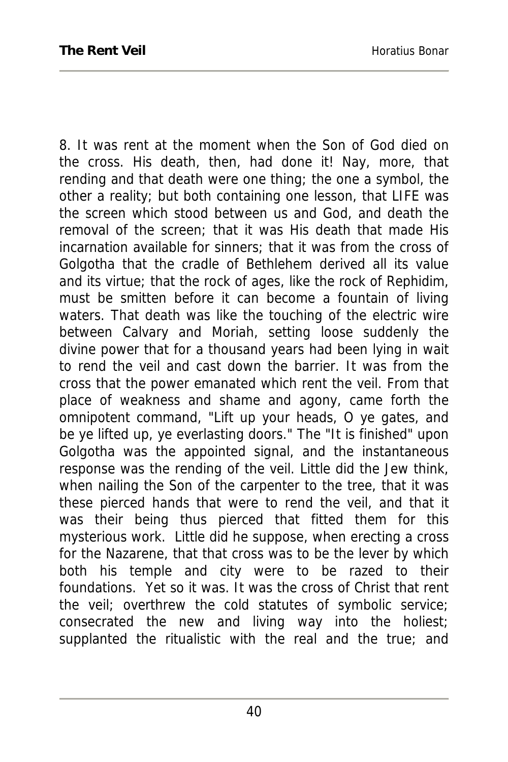8. It was rent at the moment when the Son of God died on the cross. His death, then, had done it! Nay, more, that rending and that death were one thing; the one a symbol, the other a reality; but both containing one lesson, that LIFE was the screen which stood between us and God, and death the removal of the screen; that it was His death that made His incarnation available for sinners; that it was from the cross of Golgotha that the cradle of Bethlehem derived all its value and its virtue; that the rock of ages, like the rock of Rephidim, must be smitten before it can become a fountain of living waters. That death was like the touching of the electric wire between Calvary and Moriah, setting loose suddenly the divine power that for a thousand years had been lying in wait to rend the veil and cast down the barrier. It was from the cross that the power emanated which rent the veil. From that place of weakness and shame and agony, came forth the omnipotent command, "Lift up your heads, O ye gates, and be ye lifted up, ye everlasting doors." The "It is finished" upon Golgotha was the appointed signal, and the instantaneous response was the rending of the veil. Little did the Jew think, when nailing the Son of the carpenter to the tree, that it was these pierced hands that were to rend the veil, and that it was their being thus pierced that fitted them for this mysterious work. Little did he suppose, when erecting a cross for the Nazarene, that that cross was to be the lever by which both his temple and city were to be razed to their foundations. Yet so it was. It was the cross of Christ that rent the veil; overthrew the cold statutes of symbolic service; consecrated the new and living way into the holiest; supplanted the ritualistic with the real and the true; and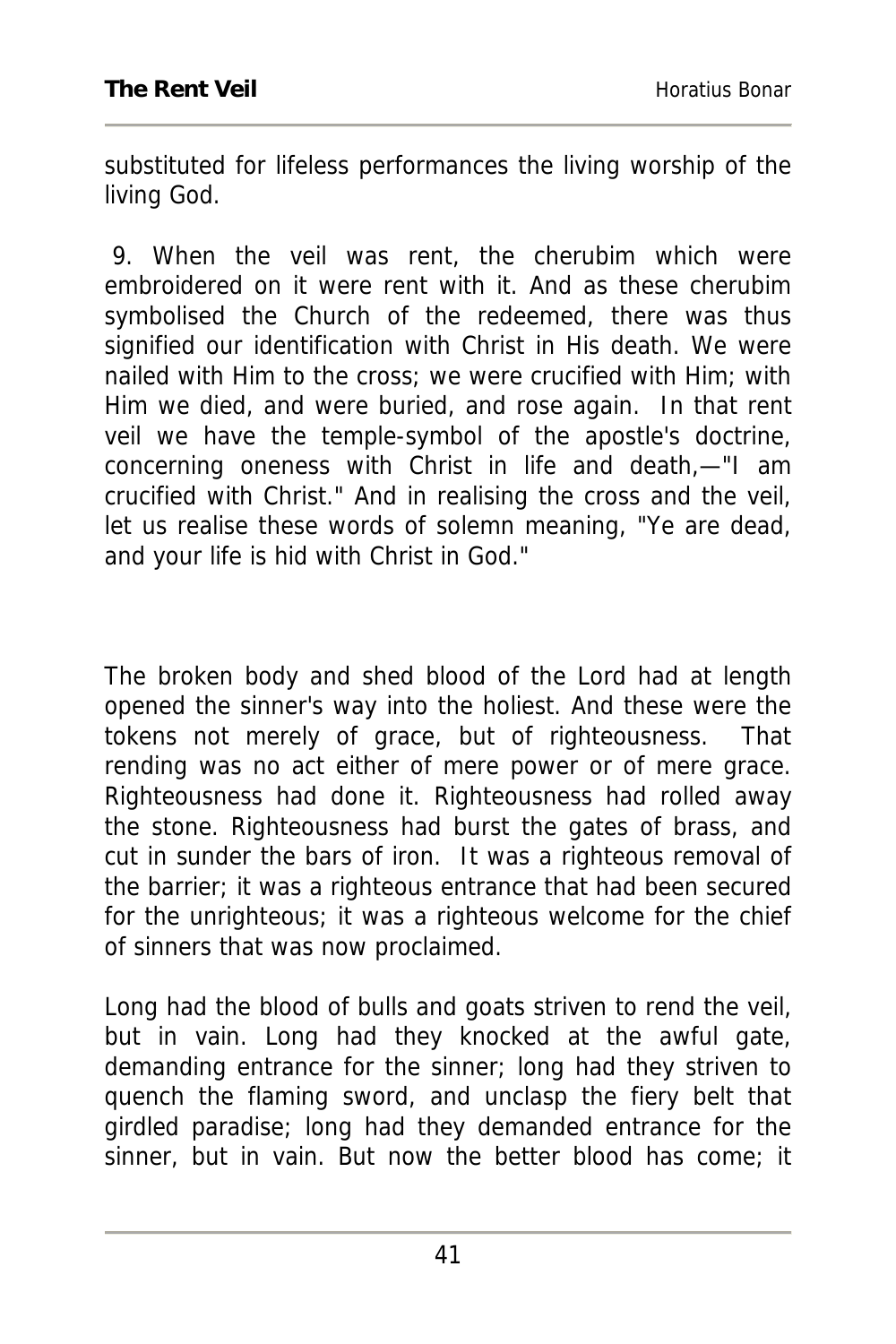substituted for lifeless performances the living worship of the living God.

9. When the veil was rent, the cherubim which were embroidered on it were rent with it. And as these cherubim symbolised the Church of the redeemed, there was thus signified our identification with Christ in His death. We were nailed with Him to the cross; we were crucified with Him; with Him we died, and were buried, and rose again. In that rent veil we have the temple-symbol of the apostle's doctrine, concerning oneness with Christ in life and death,—"I am crucified with Christ." And in realising the cross and the veil, let us realise these words of solemn meaning, "Ye are dead, and your life is hid with Christ in God."

The broken body and shed blood of the Lord had at length opened the sinner's way into the holiest. And these were the tokens not merely of grace, but of righteousness. That rending was no act either of mere power or of mere grace. Righteousness had done it. Righteousness had rolled away the stone. Righteousness had burst the gates of brass, and cut in sunder the bars of iron. It was a righteous removal of the barrier; it was a righteous entrance that had been secured for the unrighteous; it was a righteous welcome for the chief of sinners that was now proclaimed.

Long had the blood of bulls and goats striven to rend the veil, but in vain. Long had they knocked at the awful gate, demanding entrance for the sinner; long had they striven to quench the flaming sword, and unclasp the fiery belt that girdled paradise; long had they demanded entrance for the sinner, but in vain. But now the better blood has come; it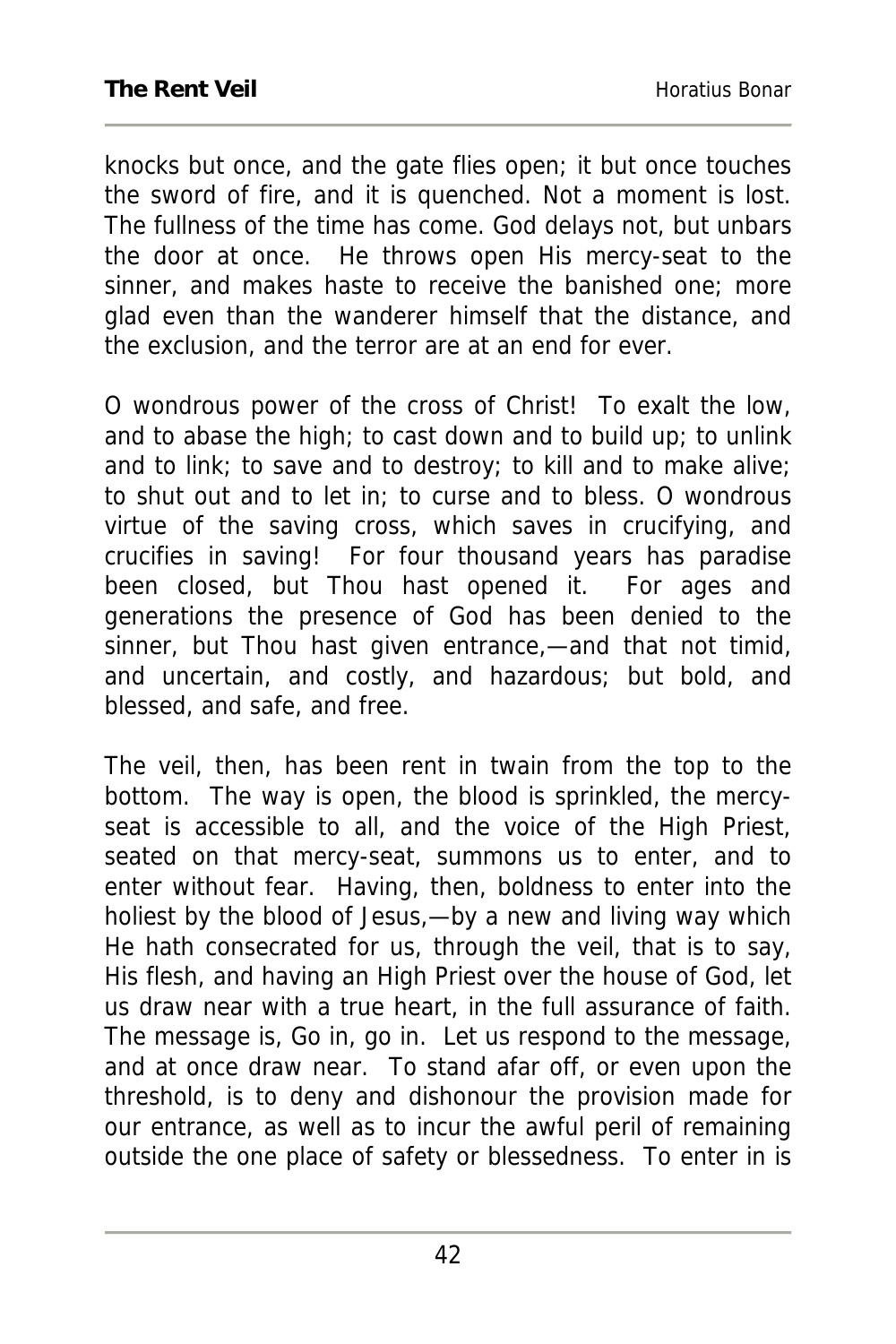knocks but once, and the gate flies open; it but once touches the sword of fire, and it is quenched. Not a moment is lost. The fullness of the time has come. God delays not, but unbars the door at once. He throws open His mercy-seat to the sinner, and makes haste to receive the banished one; more glad even than the wanderer himself that the distance, and the exclusion, and the terror are at an end for ever.

O wondrous power of the cross of Christ! To exalt the low, and to abase the high; to cast down and to build up; to unlink and to link; to save and to destroy; to kill and to make alive; to shut out and to let in; to curse and to bless. O wondrous virtue of the saving cross, which saves in crucifying, and crucifies in saving! For four thousand years has paradise been closed, but Thou hast opened it. For ages and generations the presence of God has been denied to the sinner, but Thou hast given entrance,—and that not timid, and uncertain, and costly, and hazardous; but bold, and blessed, and safe, and free.

The veil, then, has been rent in twain from the top to the bottom. The way is open, the blood is sprinkled, the mercy-seat is accessible to all, and the voice of the High Priest, seated on that mercy-seat, summons us to enter, and to enter without fear. Having, then, boldness to enter into the holiest by the blood of Jesus,—by a new and living way which He hath consecrated for us, through the veil, that is to say, His flesh, and having an High Priest over the house of God, let us draw near with a true heart, in the full assurance of faith. The message is, Go in, go in. Let us respond to the message, and at once draw near. To stand afar off, or even upon the threshold, is to deny and dishonour the provision made for our entrance, as well as to incur the awful peril of remaining outside the one place of safety or blessedness. To enter in is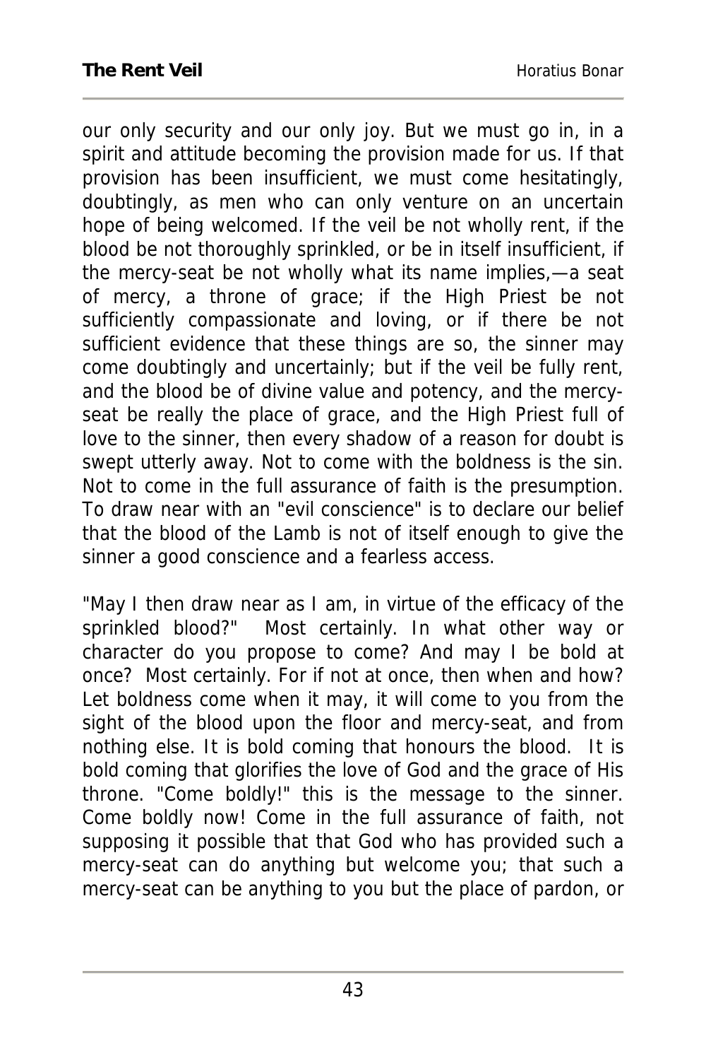our only security and our only joy. But we must go in, in a spirit and attitude becoming the provision made for us. If that provision has been insufficient, we must come hesitatingly, doubtingly, as men who can only venture on an uncertain hope of being welcomed. If the veil be not wholly rent, if the blood be not thoroughly sprinkled, or be in itself insufficient, if the mercy-seat be not wholly what its name implies,—a seat of mercy, a throne of grace; if the High Priest be not sufficiently compassionate and loving, or if there be not sufficient evidence that these things are so, the sinner may come doubtingly and uncertainly; but if the veil be fully rent, and the blood be of divine value and potency, and the mercy-seat be really the place of grace, and the High Priest full of love to the sinner, then every shadow of a reason for doubt is swept utterly away. Not to come with the boldness is the sin. Not to come in the full assurance of faith is the presumption. To draw near with an "evil conscience" is to declare our belief that the blood of the Lamb is not of itself enough to give the sinner a good conscience and a fearless access.

"May I then draw near as I am, in virtue of the efficacy of the sprinkled blood?" Most certainly. In what other way or character do you propose to come? And may I be bold at once? Most certainly. For if not at once, then when and how? Let boldness come when it may, it will come to you from the sight of the blood upon the floor and mercy-seat, and from nothing else. It is bold coming that honours the blood. It is bold coming that glorifies the love of God and the grace of His throne. "Come boldly!" this is the message to the sinner. Come boldly now! Come in the full assurance of faith, not supposing it possible that that God who has provided such a mercy-seat can do anything but welcome you; that such a mercy-seat can be anything to you but the place of pardon, or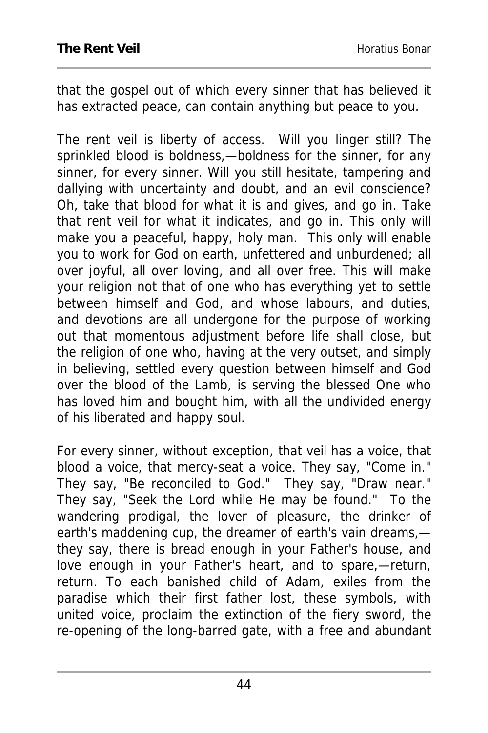that the gospel out of which every sinner that has believed it has extracted peace, can contain anything but peace to you.

The rent veil is liberty of access. Will you linger still? The sprinkled blood is boldness,—boldness for the sinner, for any sinner, for every sinner. Will you still hesitate, tampering and dallying with uncertainty and doubt, and an evil conscience? Oh, take that blood for what it is and gives, and go in. Take that rent veil for what it indicates, and go in. This only will make you a peaceful, happy, holy man. This only will enable you to work for God on earth, unfettered and unburdened; all over joyful, all over loving, and all over free. This will make your religion not that of one who has everything yet to settle between himself and God, and whose labours, and duties, and devotions are all undergone for the purpose of working out that momentous adjustment before life shall close, but the religion of one who, having at the very outset, and simply in believing, settled every question between himself and God over the blood of the Lamb, is serving the blessed One who has loved him and bought him, with all the undivided energy of his liberated and happy soul.

For every sinner, without exception, that veil has a voice, that blood a voice, that mercy-seat a voice. They say, "Come in." They say, "Be reconciled to God." They say, "Draw near." They say, "Seek the Lord while He may be found." To the wandering prodigal, the lover of pleasure, the drinker of earth's maddening cup, the dreamer of earth's vain dreams,—they say, there is bread enough in your Father's house, and love enough in your Father's heart, and to spare,—return, return. To each banished child of Adam, exiles from the paradise which their first father lost, these symbols, with united voice, proclaim the extinction of the fiery sword, the re-opening of the long-barred gate, with a free and abundant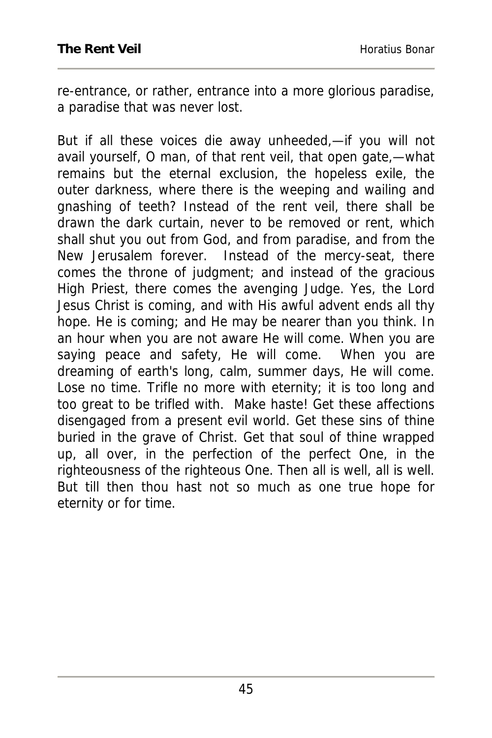re-entrance, or rather, entrance into a more glorious paradise, a paradise that was never lost.

But if all these voices die away unheeded,—if you will not avail yourself, O man, of that rent veil, that open gate,—what remains but the eternal exclusion, the hopeless exile, the outer darkness, where there is the weeping and wailing and gnashing of teeth? Instead of the rent veil, there shall be drawn the dark curtain, never to be removed or rent, which shall shut you out from God, and from paradise, and from the New Jerusalem forever. Instead of the mercy-seat, there comes the throne of judgment; and instead of the gracious High Priest, there comes the avenging Judge. Yes, the Lord Jesus Christ is coming, and with His awful advent ends all thy hope. He is coming; and He may be nearer than you think. In an hour when you are not aware He will come. When you are saying peace and safety, He will come. When you are dreaming of earth's long, calm, summer days, He will come. Lose no time. Trifle no more with eternity; it is too long and too great to be trifled with. Make haste! Get these affections disengaged from a present evil world. Get these sins of thine buried in the grave of Christ. Get that soul of thine wrapped up, all over, in the perfection of the perfect One, in the righteousness of the righteous One. Then all is well, all is well. But till then thou hast not so much as one true hope for eternity or for time.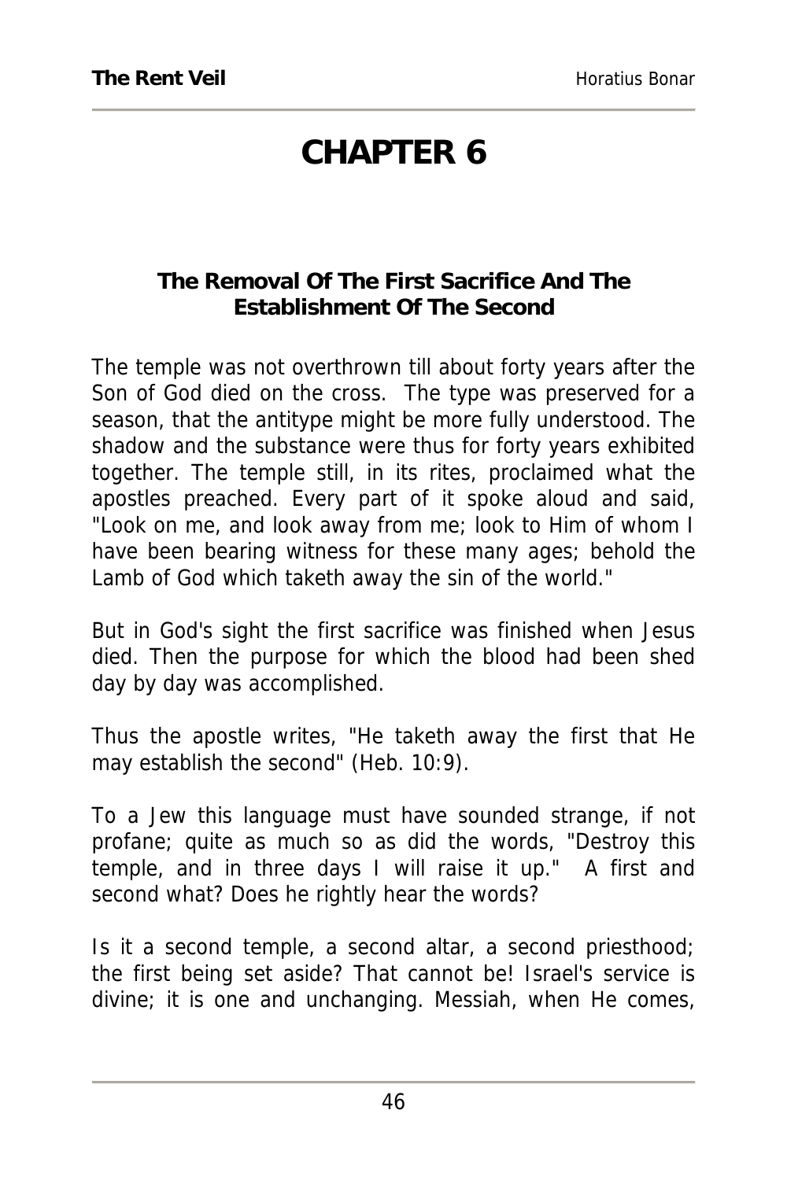# CHAPTER 6

### The Removal Of The First Sacrifice And The Establishment Of The Second

The temple was not overthrown till about forty years after the Son of God died on the cross. The type was preserved for a season, that the antitype might be more fully understood. The shadow and the substance were thus for forty years exhibited together. The temple still, in its rites, proclaimed what the apostles preached. Every part of it spoke aloud and said, "Look on me, and look away from me; look to Him of whom I have been bearing witness for these many ages; behold the Lamb of God which taketh away the sin of the world."

But in God's sight the first sacrifice was finished when Jesus died. Then the purpose for which the blood had been shed day by day was accomplished.

Thus the apostle writes, "He taketh away the first that He may establish the second" (Heb. 10:9).

To a Jew this language must have sounded strange, if not profane; quite as much so as did the words, "Destroy this temple, and in three days I will raise it up." A first and second what? Does he rightly hear the words?

Is it a second temple, a second altar, a second priesthood; the first being set aside? That cannot be! Israel's service is divine; it is one and unchanging. Messiah, when He comes,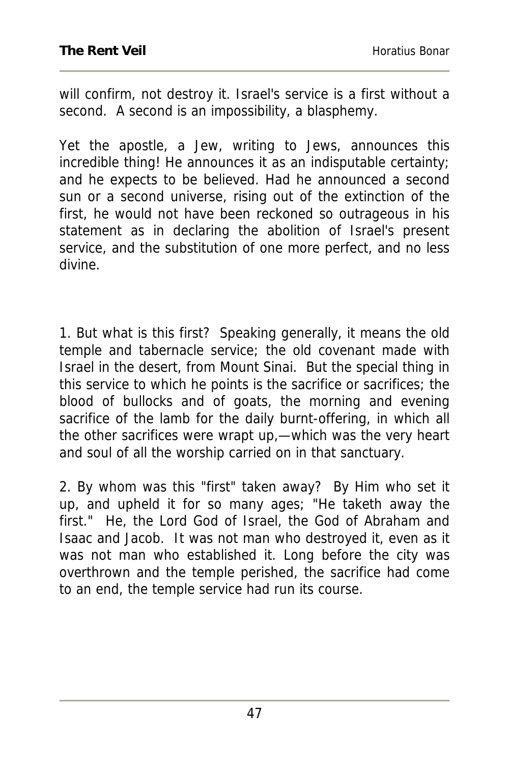will confirm, not destroy it. Israel's service is a first without a second. A second is an impossibility, a blasphemy.

Yet the apostle, a Jew, writing to Jews, announces this incredible thing! He announces it as an indisputable certainty; and he expects to be believed. Had he announced a second sun or a second universe, rising out of the extinction of the first, he would not have been reckoned so outrageous in his statement as in declaring the abolition of Israel's present service, and the substitution of one more perfect, and no less divine.

1. But what is this first? Speaking generally, it means the old temple and tabernacle service; the old covenant made with Israel in the desert, from Mount Sinai. But the special thing in this service to which he points is the sacrifice or sacrifices; the blood of bullocks and of goats, the morning and evening sacrifice of the lamb for the daily burnt-offering, in which all the other sacrifices were wrapt up,—which was the very heart and soul of all the worship carried on in that sanctuary.

2. By whom was this "first" taken away? By Him who set it up, and upheld it for so many ages; "He taketh away the first." He, the Lord God of Israel, the God of Abraham and Isaac and Jacob. It was not man who destroyed it, even as it was not man who established it. Long before the city was overthrown and the temple perished, the sacrifice had come to an end, the temple service had run its course.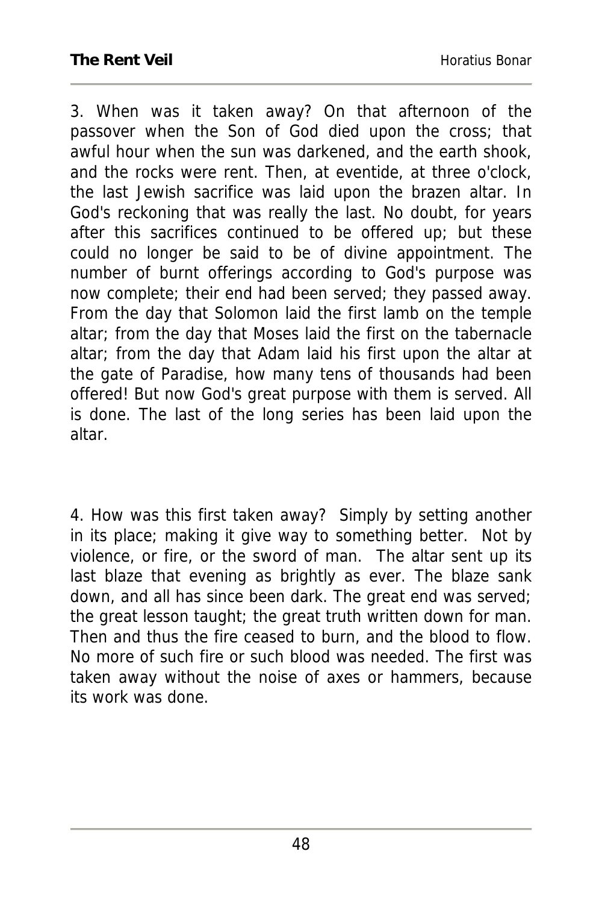3. When was it taken away? On that afternoon of the passover when the Son of God died upon the cross; that awful hour when the sun was darkened, and the earth shook, and the rocks were rent. Then, at eventide, at three o'clock, the last Jewish sacrifice was laid upon the brazen altar. In God's reckoning that was really the last. No doubt, for years after this sacrifices continued to be offered up; but these could no longer be said to be of divine appointment. The number of burnt offerings according to God's purpose was now complete; their end had been served; they passed away. From the day that Solomon laid the first lamb on the temple altar; from the day that Moses laid the first on the tabernacle altar; from the day that Adam laid his first upon the altar at the gate of Paradise, how many tens of thousands had been offered! But now God's great purpose with them is served. All is done. The last of the long series has been laid upon the altar.

4. How was this first taken away? Simply by setting another in its place; making it give way to something better. Not by violence, or fire, or the sword of man. The altar sent up its last blaze that evening as brightly as ever. The blaze sank down, and all has since been dark. The great end was served; the great lesson taught; the great truth written down for man. Then and thus the fire ceased to burn, and the blood to flow. No more of such fire or such blood was needed. The first was taken away without the noise of axes or hammers, because its work was done.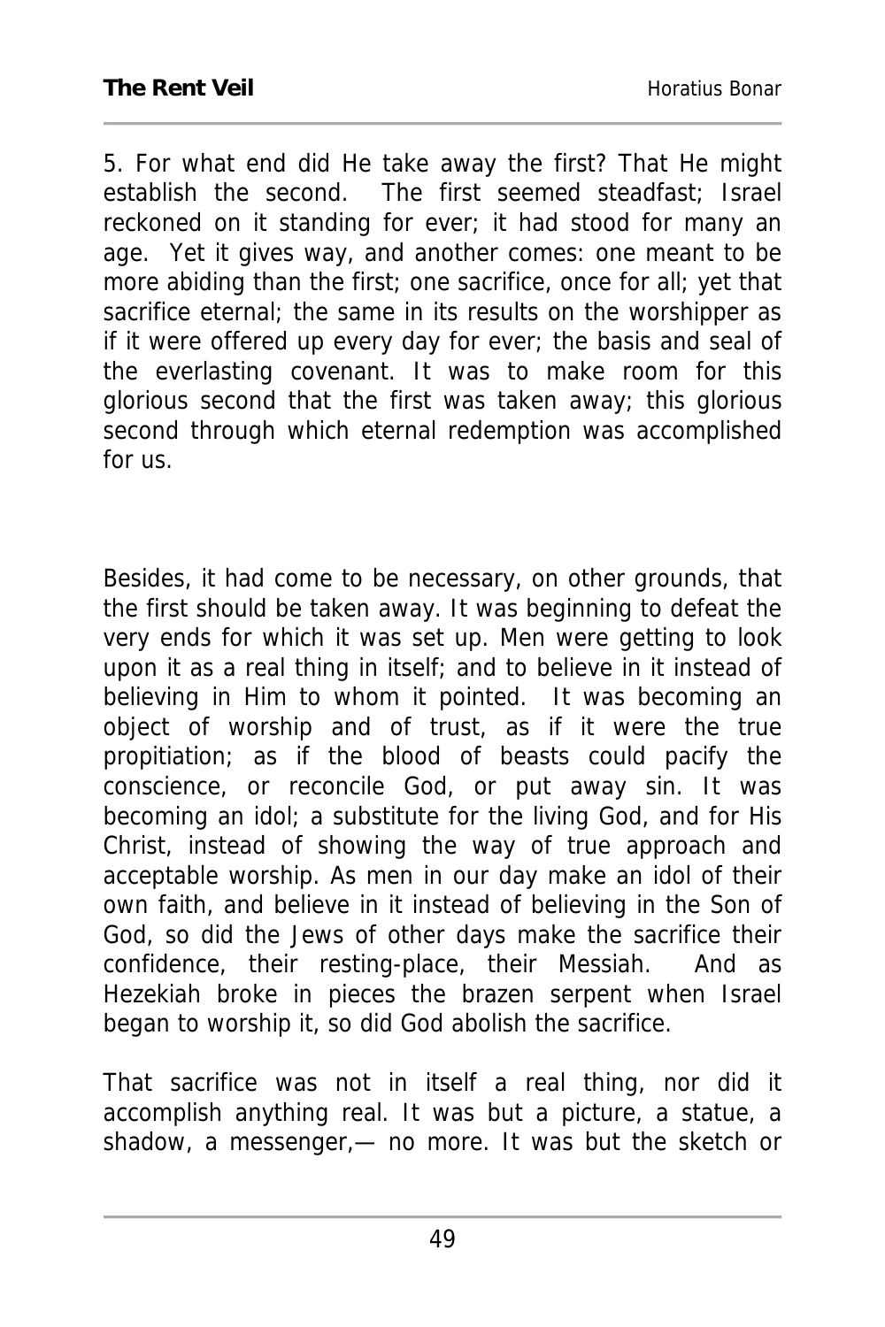5. For what end did He take away the first? That He might establish the second. The first seemed steadfast; Israel reckoned on it standing for ever; it had stood for many an age. Yet it gives way, and another comes: one meant to be more abiding than the first; one sacrifice, once for all; yet that sacrifice eternal; the same in its results on the worshipper as if it were offered up every day for ever; the basis and seal of the everlasting covenant. It was to make room for this glorious second that the first was taken away; this glorious second through which eternal redemption was accomplished for us.

Besides, it had come to be necessary, on other grounds, that the first should be taken away. It was beginning to defeat the very ends for which it was set up. Men were getting to look upon it as a real thing in itself; and to believe in it instead of believing in Him to whom it pointed. It was becoming an object of worship and of trust, as if it were the true propitiation; as if the blood of beasts could pacify the conscience, or reconcile God, or put away sin. It was becoming an idol; a substitute for the living God, and for His Christ, instead of showing the way of true approach and acceptable worship. As men in our day make an idol of their own faith, and believe in it instead of believing in the Son of God, so did the Jews of other days make the sacrifice their confidence, their resting-place, their Messiah. And as Hezekiah broke in pieces the brazen serpent when Israel began to worship it, so did God abolish the sacrifice.

That sacrifice was not in itself a real thing, nor did it accomplish anything real. It was but a picture, a statue, a shadow, a messenger,— no more. It was but the sketch or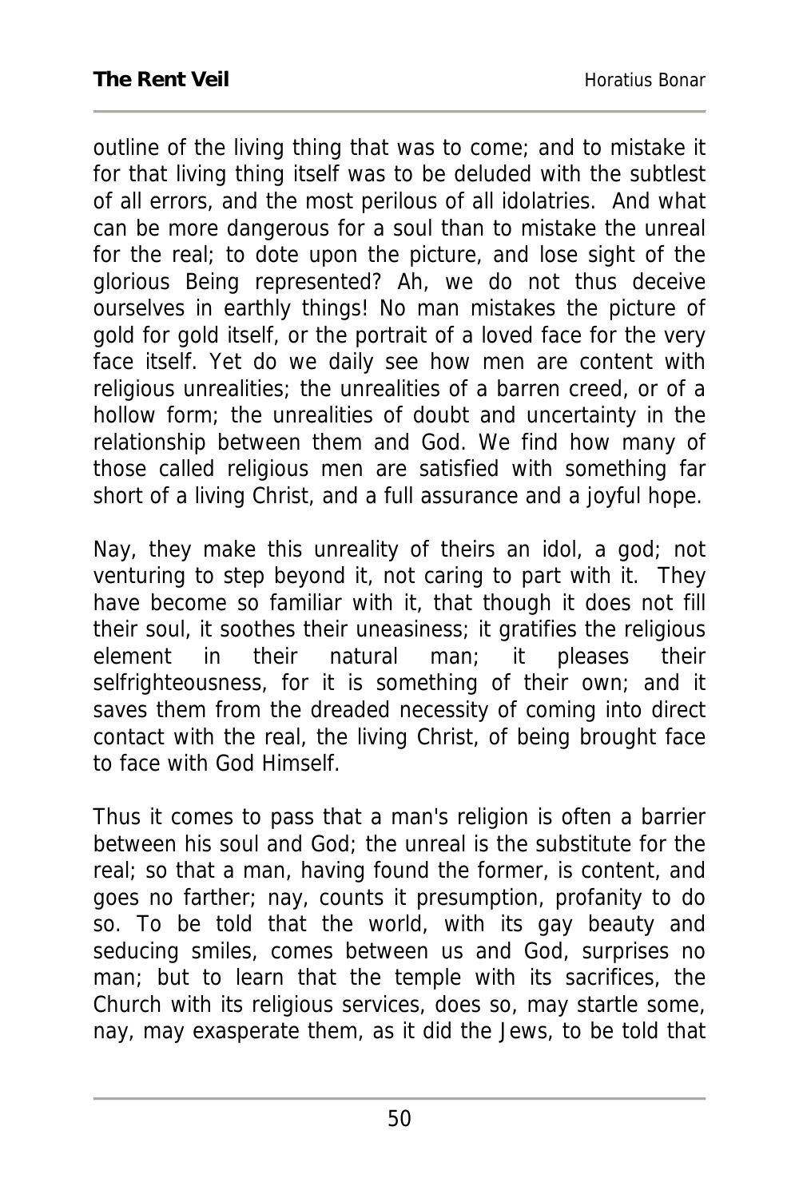outline of the living thing that was to come; and to mistake it for that living thing itself was to be deluded with the subtlest of all errors, and the most perilous of all idolatries. And what can be more dangerous for a soul than to mistake the unreal for the real; to dote upon the picture, and lose sight of the glorious Being represented? Ah, we do not thus deceive ourselves in earthly things! No man mistakes the picture of gold for gold itself, or the portrait of a loved face for the very face itself. Yet do we daily see how men are content with religious unrealities; the unrealities of a barren creed, or of a hollow form; the unrealities of doubt and uncertainty in the relationship between them and God. We find how many of those called religious men are satisfied with something far short of a living Christ, and a full assurance and a joyful hope.

Nay, they make this unreality of theirs an idol, a god; not venturing to step beyond it, not caring to part with it. They have become so familiar with it, that though it does not fill their soul, it soothes their uneasiness; it gratifies the religious element in their natural man; it pleases their selfrighteousness, for it is something of their own; and it saves them from the dreaded necessity of coming into direct contact with the real, the living Christ, of being brought face to face with God Himself.

Thus it comes to pass that a man's religion is often a barrier between his soul and God; the unreal is the substitute for the real; so that a man, having found the former, is content, and goes no farther; nay, counts it presumption, profanity to do so. To be told that the world, with its gay beauty and seducing smiles, comes between us and God, surprises no man; but to learn that the temple with its sacrifices, the Church with its religious services, does so, may startle some, nay, may exasperate them, as it did the Jews, to be told that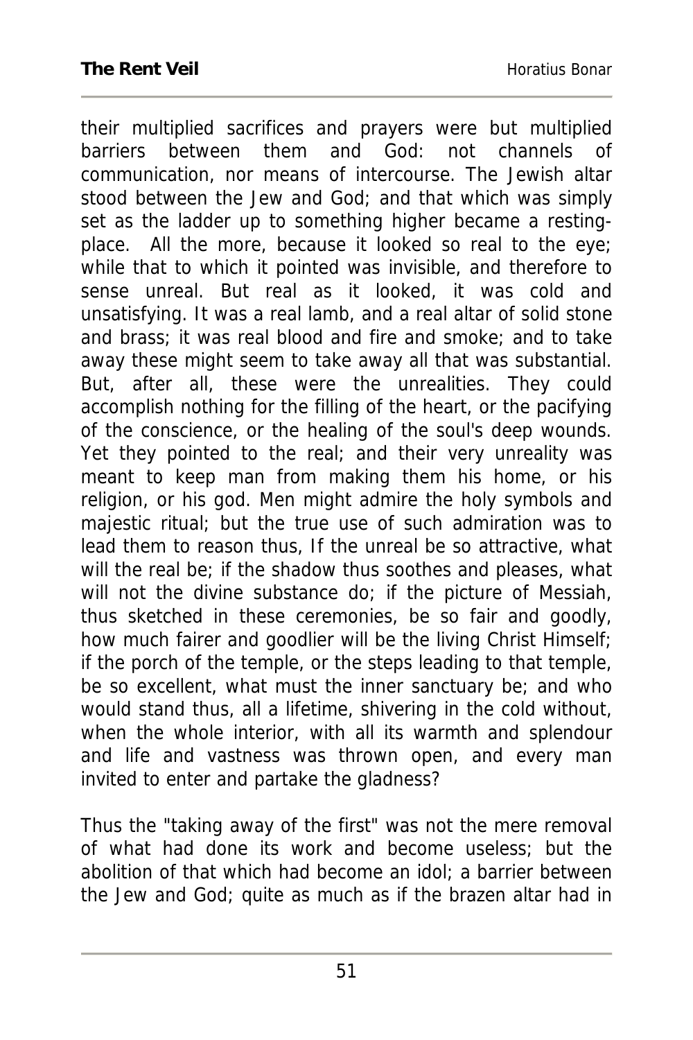their multiplied sacrifices and prayers were but multiplied barriers between them and God: not channels of communication, nor means of intercourse. The Jewish altar stood between the Jew and God; and that which was simply set as the ladder up to something higher became a resting-place. All the more, because it looked so real to the eye; while that to which it pointed was invisible, and therefore to sense unreal. But real as it looked, it was cold and unsatisfying. It was a real lamb, and a real altar of solid stone and brass; it was real blood and fire and smoke; and to take away these might seem to take away all that was substantial. But, after all, these were the unrealities. They could accomplish nothing for the filling of the heart, or the pacifying of the conscience, or the healing of the soul's deep wounds. Yet they pointed to the real; and their very unreality was meant to keep man from making them his home, or his religion, or his god. Men might admire the holy symbols and majestic ritual; but the true use of such admiration was to lead them to reason thus, If the unreal be so attractive, what will the real be; if the shadow thus soothes and pleases, what will not the divine substance do; if the picture of Messiah, thus sketched in these ceremonies, be so fair and goodly, how much fairer and goodlier will be the living Christ Himself; if the porch of the temple, or the steps leading to that temple, be so excellent, what must the inner sanctuary be; and who would stand thus, all a lifetime, shivering in the cold without, when the whole interior, with all its warmth and splendour and life and vastness was thrown open, and every man invited to enter and partake the gladness?

Thus the "taking away of the first" was not the mere removal of what had done its work and become useless; but the abolition of that which had become an idol; a barrier between the Jew and God; quite as much as if the brazen altar had in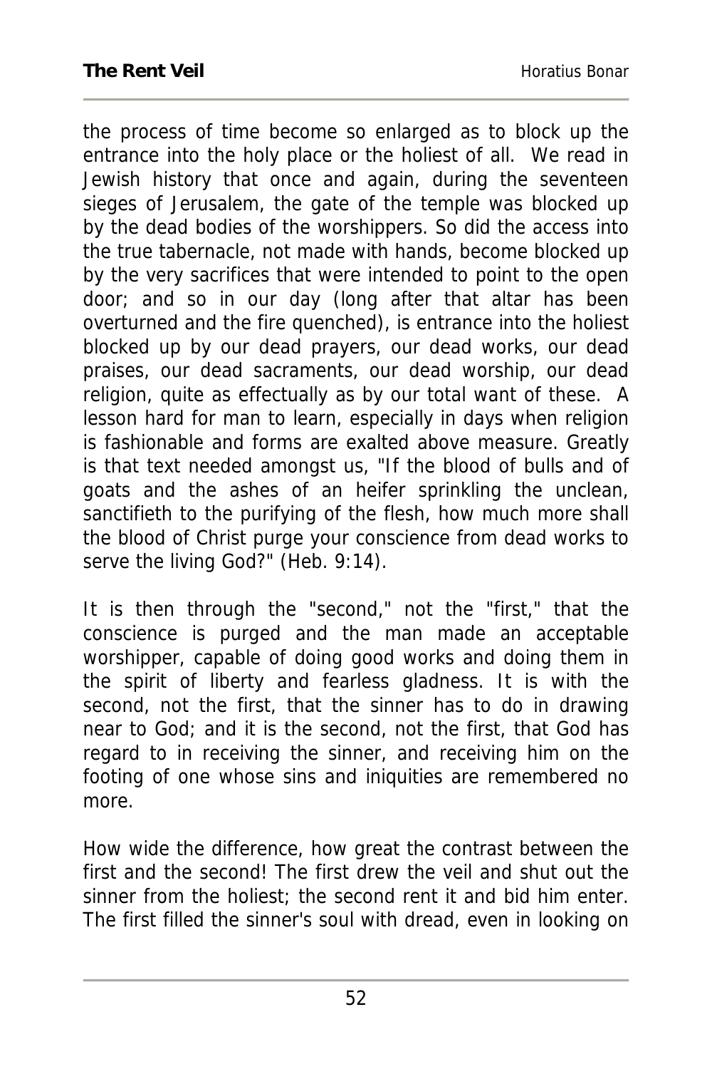the process of time become so enlarged as to block up the entrance into the holy place or the holiest of all. We read in Jewish history that once and again, during the seventeen sieges of Jerusalem, the gate of the temple was blocked up by the dead bodies of the worshippers. So did the access into the true tabernacle, not made with hands, become blocked up by the very sacrifices that were intended to point to the open door; and so in our day (long after that altar has been overturned and the fire quenched), is entrance into the holiest blocked up by our dead prayers, our dead works, our dead praises, our dead sacraments, our dead worship, our dead religion, quite as effectually as by our total want of these. A lesson hard for man to learn, especially in days when religion is fashionable and forms are exalted above measure. Greatly is that text needed amongst us, "If the blood of bulls and of goats and the ashes of an heifer sprinkling the unclean, sanctifieth to the purifying of the flesh, how much more shall the blood of Christ purge your conscience from dead works to serve the living God?" (Heb. 9:14).

It is then through the "second," not the "first," that the conscience is purged and the man made an acceptable worshipper, capable of doing good works and doing them in the spirit of liberty and fearless gladness. It is with the second, not the first, that the sinner has to do in drawing near to God; and it is the second, not the first, that God has regard to in receiving the sinner, and receiving him on the footing of one whose sins and iniquities are remembered no more.

How wide the difference, how great the contrast between the first and the second! The first drew the veil and shut out the sinner from the holiest; the second rent it and bid him enter. The first filled the sinner's soul with dread, even in looking on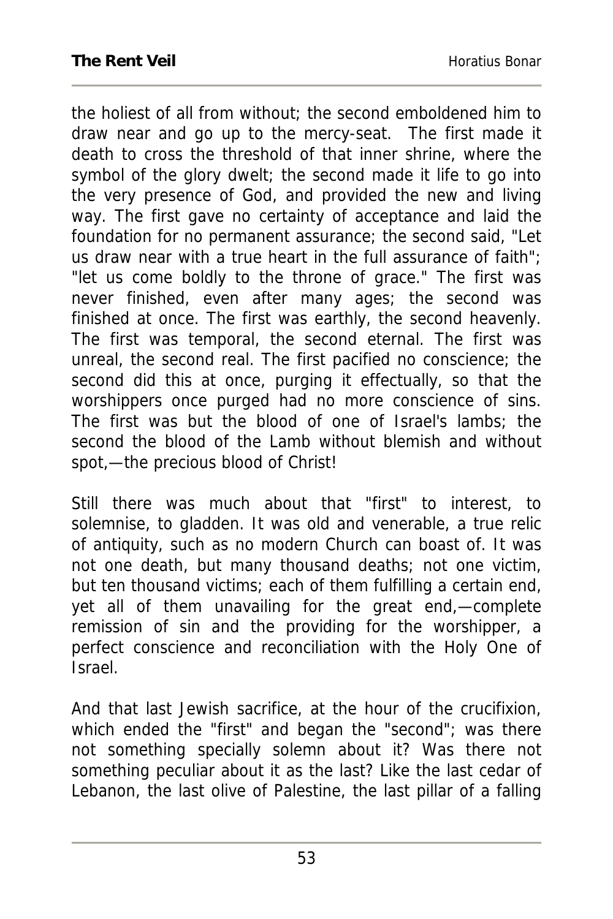the holiest of all from without; the second emboldened him to draw near and go up to the mercy-seat. The first made it death to cross the threshold of that inner shrine, where the symbol of the glory dwelt; the second made it life to go into the very presence of God, and provided the new and living way. The first gave no certainty of acceptance and laid the foundation for no permanent assurance; the second said, "Let us draw near with a true heart in the full assurance of faith"; "let us come boldly to the throne of grace." The first was never finished, even after many ages; the second was finished at once. The first was earthly, the second heavenly. The first was temporal, the second eternal. The first was unreal, the second real. The first pacified no conscience; the second did this at once, purging it effectually, so that the worshippers once purged had no more conscience of sins. The first was but the blood of one of Israel's lambs; the second the blood of the Lamb without blemish and without spot,—the precious blood of Christ!

Still there was much about that "first" to interest, to solemnise, to gladden. It was old and venerable, a true relic of antiquity, such as no modern Church can boast of. It was not one death, but many thousand deaths; not one victim, but ten thousand victims; each of them fulfilling a certain end, yet all of them unavailing for the great end,—complete remission of sin and the providing for the worshipper, a perfect conscience and reconciliation with the Holy One of Israel.

And that last Jewish sacrifice, at the hour of the crucifixion, which ended the "first" and began the "second"; was there not something specially solemn about it? Was there not something peculiar about it as the last? Like the last cedar of Lebanon, the last olive of Palestine, the last pillar of a falling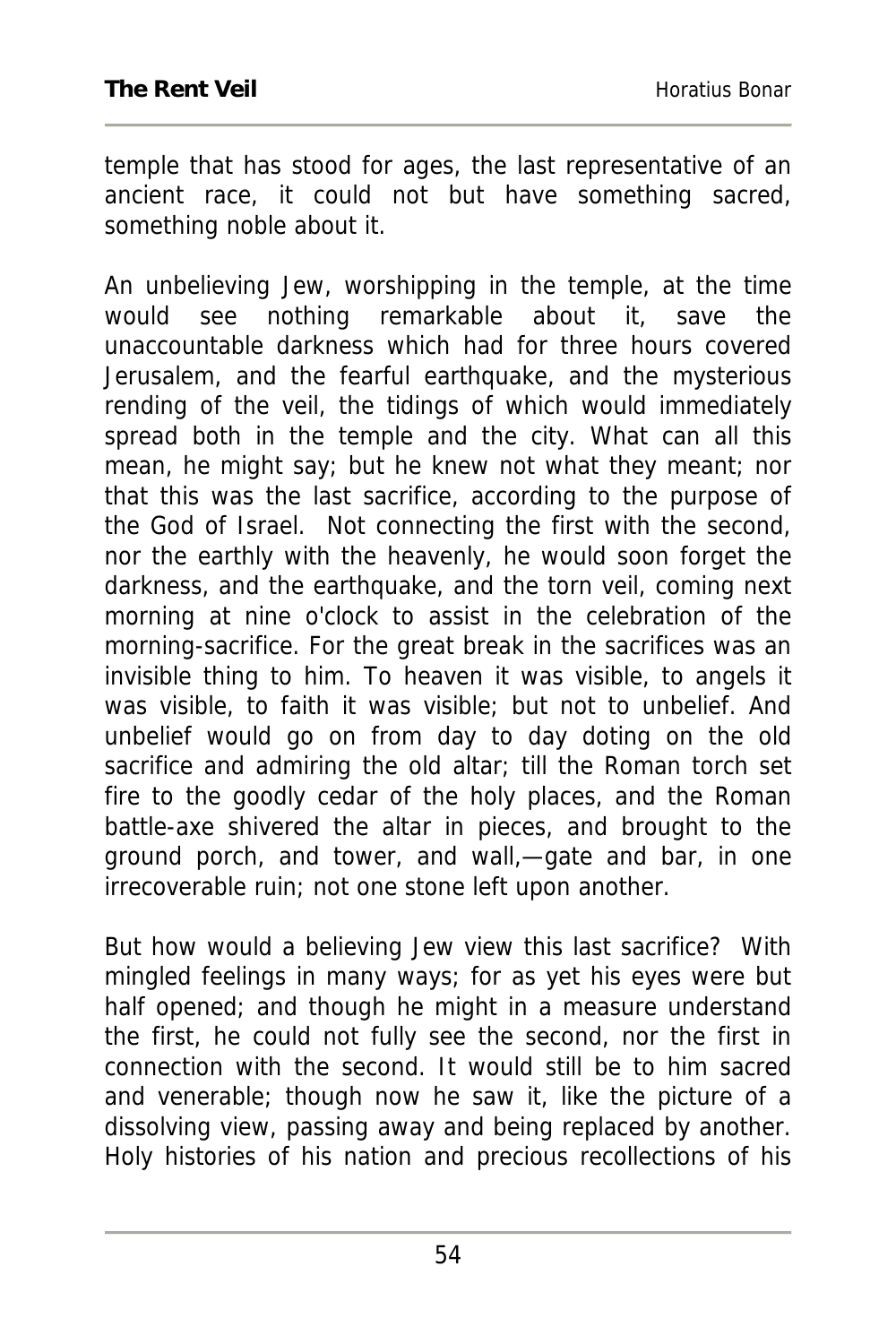temple that has stood for ages, the last representative of an ancient race, it could not but have something sacred, something noble about it.

An unbelieving Jew, worshipping in the temple, at the time would see nothing remarkable about it, save the unaccountable darkness which had for three hours covered Jerusalem, and the fearful earthquake, and the mysterious rending of the veil, the tidings of which would immediately spread both in the temple and the city. What can all this mean, he might say; but he knew not what they meant; nor that this was the last sacrifice, according to the purpose of the God of Israel. Not connecting the first with the second, nor the earthly with the heavenly, he would soon forget the darkness, and the earthquake, and the torn veil, coming next morning at nine o'clock to assist in the celebration of the morning-sacrifice. For the great break in the sacrifices was an invisible thing to him. To heaven it was visible, to angels it was visible, to faith it was visible; but not to unbelief. And unbelief would go on from day to day doting on the old sacrifice and admiring the old altar; till the Roman torch set fire to the goodly cedar of the holy places, and the Roman battle-axe shivered the altar in pieces, and brought to the ground porch, and tower, and wall,—gate and bar, in one irrecoverable ruin; not one stone left upon another.

But how would a believing Jew view this last sacrifice? With mingled feelings in many ways; for as yet his eyes were but half opened; and though he might in a measure understand the first, he could not fully see the second, nor the first in connection with the second. It would still be to him sacred and venerable; though now he saw it, like the picture of a dissolving view, passing away and being replaced by another. Holy histories of his nation and precious recollections of his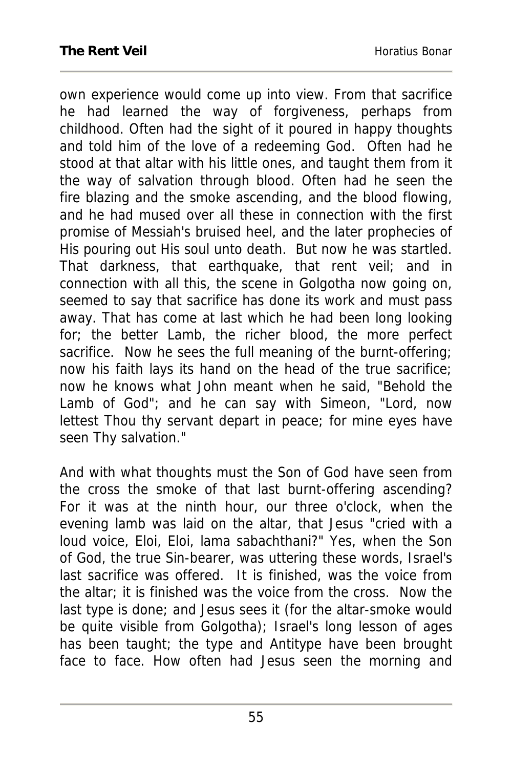own experience would come up into view. From that sacrifice he had learned the way of forgiveness, perhaps from childhood. Often had the sight of it poured in happy thoughts and told him of the love of a redeeming God. Often had he stood at that altar with his little ones, and taught them from it the way of salvation through blood. Often had he seen the fire blazing and the smoke ascending, and the blood flowing, and he had mused over all these in connection with the first promise of Messiah's bruised heel, and the later prophecies of His pouring out His soul unto death. But now he was startled. That darkness, that earthquake, that rent veil; and in connection with all this, the scene in Golgotha now going on, seemed to say that sacrifice has done its work and must pass away. That has come at last which he had been long looking for; the better Lamb, the richer blood, the more perfect sacrifice. Now he sees the full meaning of the burnt-offering; now his faith lays its hand on the head of the true sacrifice; now he knows what John meant when he said, "Behold the Lamb of God"; and he can say with Simeon, "Lord, now lettest Thou thy servant depart in peace; for mine eyes have seen Thy salvation."

And with what thoughts must the Son of God have seen from the cross the smoke of that last burnt-offering ascending? For it was at the ninth hour, our three o'clock, when the evening lamb was laid on the altar, that Jesus "cried with a loud voice, Eloi, Eloi, lama sabachthani?" Yes, when the Son of God, the true Sin-bearer, was uttering these words, Israel's last sacrifice was offered. It is finished, was the voice from the altar; it is finished was the voice from the cross. Now the last type is done; and Jesus sees it (for the altar-smoke would be quite visible from Golgotha); Israel's long lesson of ages has been taught; the type and Antitype have been brought face to face. How often had Jesus seen the morning and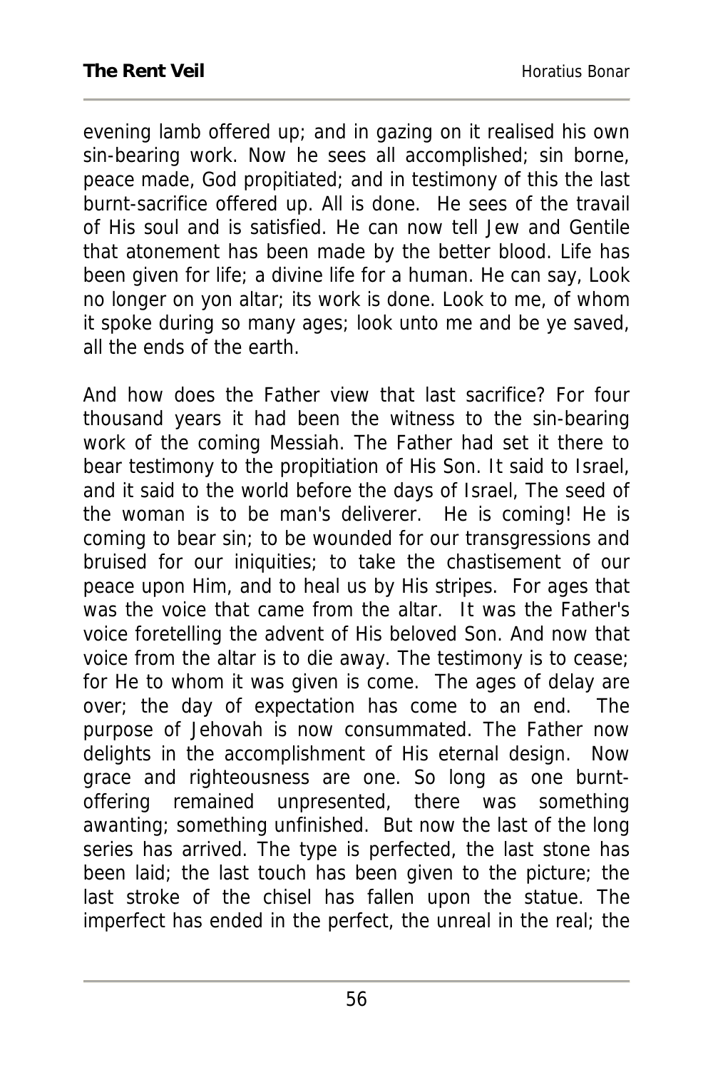evening lamb offered up; and in gazing on it realised his own sin-bearing work. Now he sees all accomplished; sin borne, peace made, God propitiated; and in testimony of this the last burnt-sacrifice offered up. All is done. He sees of the travail of His soul and is satisfied. He can now tell Jew and Gentile that atonement has been made by the better blood. Life has been given for life; a divine life for a human. He can say, Look no longer on yon altar; its work is done. Look to me, of whom it spoke during so many ages; look unto me and be ye saved, all the ends of the earth.

And how does the Father view that last sacrifice? For four thousand years it had been the witness to the sin-bearing work of the coming Messiah. The Father had set it there to bear testimony to the propitiation of His Son. It said to Israel, and it said to the world before the days of Israel, The seed of the woman is to be man's deliverer. He is coming! He is coming to bear sin; to be wounded for our transgressions and bruised for our iniquities; to take the chastisement of our peace upon Him, and to heal us by His stripes. For ages that was the voice that came from the altar. It was the Father's voice foretelling the advent of His beloved Son. And now that voice from the altar is to die away. The testimony is to cease; for He to whom it was given is come. The ages of delay are over; the day of expectation has come to an end. The purpose of Jehovah is now consummated. The Father now delights in the accomplishment of His eternal design. Now grace and righteousness are one. So long as one burnt-offering remained unpresented, there was something awanting; something unfinished. But now the last of the long series has arrived. The type is perfected, the last stone has been laid; the last touch has been given to the picture; the last stroke of the chisel has fallen upon the statue. The imperfect has ended in the perfect, the unreal in the real; the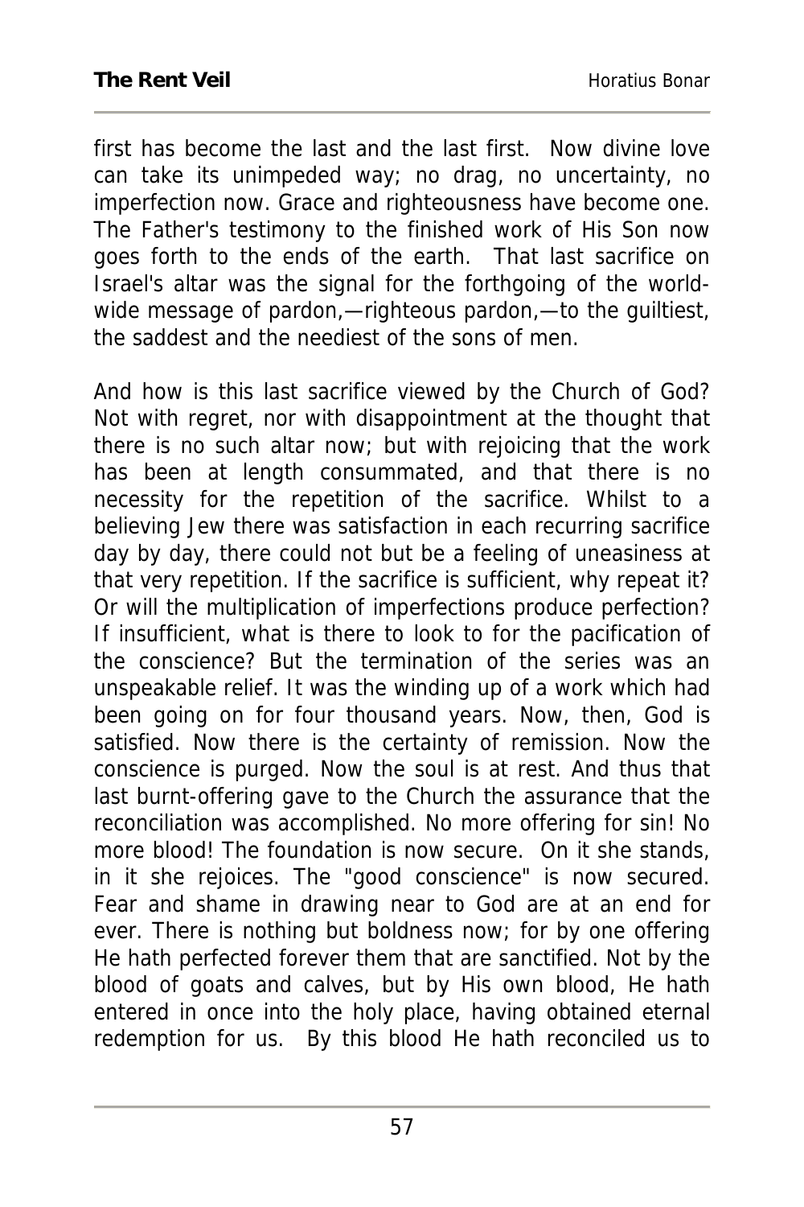first has become the last and the last first. Now divine love can take its unimpeded way; no drag, no uncertainty, no imperfection now. Grace and righteousness have become one. The Father's testimony to the finished work of His Son now goes forth to the ends of the earth. That last sacrifice on Israel's altar was the signal for the forthgoing of the world-wide message of pardon,—righteous pardon,—to the guiltiest, the saddest and the neediest of the sons of men.

And how is this last sacrifice viewed by the Church of God? Not with regret, nor with disappointment at the thought that there is no such altar now; but with rejoicing that the work has been at length consummated, and that there is no necessity for the repetition of the sacrifice. Whilst to a believing Jew there was satisfaction in each recurring sacrifice day by day, there could not but be a feeling of uneasiness at that very repetition. If the sacrifice is sufficient, why repeat it? Or will the multiplication of imperfections produce perfection? If insufficient, what is there to look to for the pacification of the conscience? But the termination of the series was an unspeakable relief. It was the winding up of a work which had been going on for four thousand years. Now, then, God is satisfied. Now there is the certainty of remission. Now the conscience is purged. Now the soul is at rest. And thus that last burnt-offering gave to the Church the assurance that the reconciliation was accomplished. No more offering for sin! No more blood! The foundation is now secure. On it she stands, in it she rejoices. The "good conscience" is now secured. Fear and shame in drawing near to God are at an end for ever. There is nothing but boldness now; for by one offering He hath perfected forever them that are sanctified. Not by the blood of goats and calves, but by His own blood, He hath entered in once into the holy place, having obtained eternal redemption for us. By this blood He hath reconciled us to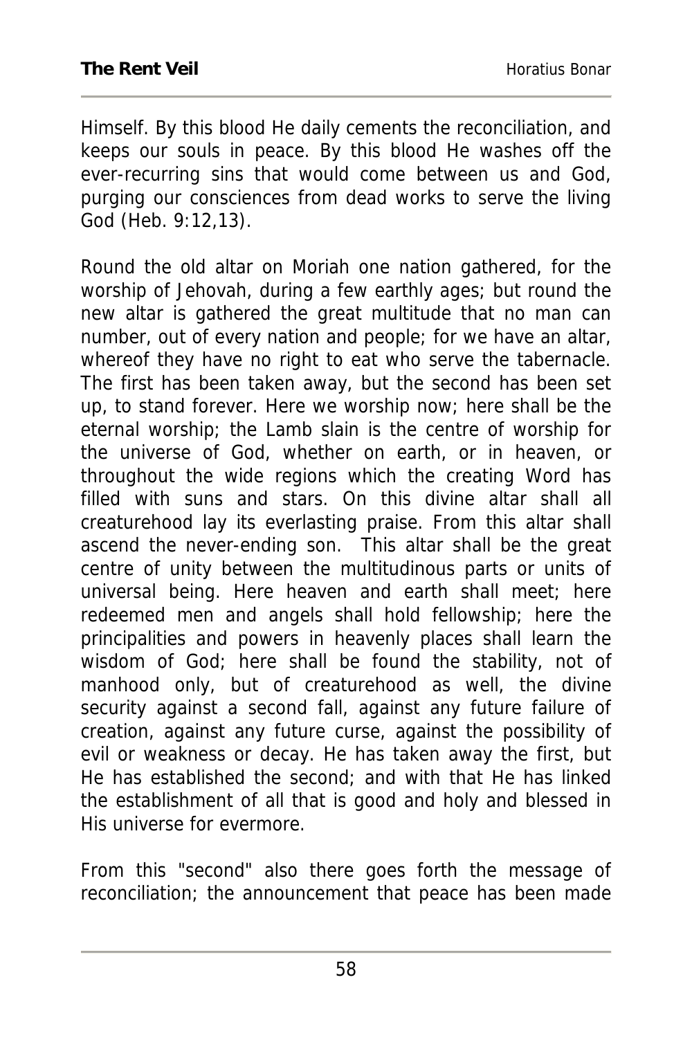Himself. By this blood He daily cements the reconciliation, and keeps our souls in peace. By this blood He washes off the ever-recurring sins that would come between us and God, purging our consciences from dead works to serve the living God (Heb. 9:12,13).

Round the old altar on Moriah one nation gathered, for the worship of Jehovah, during a few earthly ages; but round the new altar is gathered the great multitude that no man can number, out of every nation and people; for we have an altar, whereof they have no right to eat who serve the tabernacle. The first has been taken away, but the second has been set up, to stand forever. Here we worship now; here shall be the eternal worship; the Lamb slain is the centre of worship for the universe of God, whether on earth, or in heaven, or throughout the wide regions which the creating Word has filled with suns and stars. On this divine altar shall all creaturehood lay its everlasting praise. From this altar shall ascend the never-ending son. This altar shall be the great centre of unity between the multitudinous parts or units of universal being. Here heaven and earth shall meet; here redeemed men and angels shall hold fellowship; here the principalities and powers in heavenly places shall learn the wisdom of God; here shall be found the stability, not of manhood only, but of creaturehood as well, the divine security against a second fall, against any future failure of creation, against any future curse, against the possibility of evil or weakness or decay. He has taken away the first, but He has established the second; and with that He has linked the establishment of all that is good and holy and blessed in His universe for evermore.

From this "second" also there goes forth the message of reconciliation; the announcement that peace has been made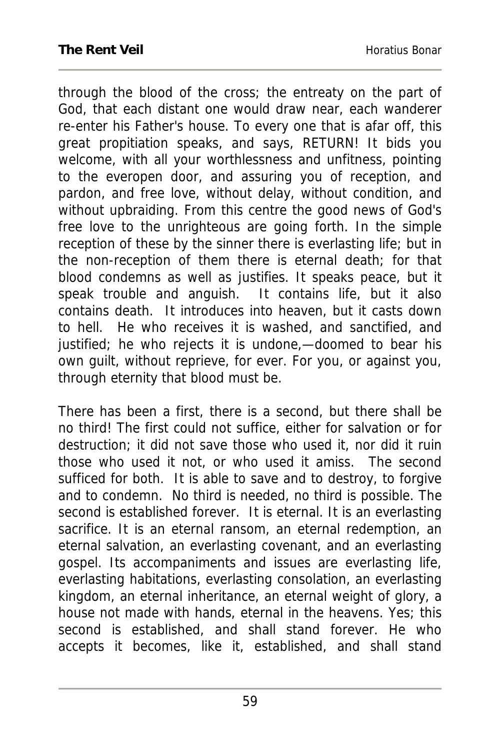through the blood of the cross; the entreaty on the part of God, that each distant one would draw near, each wanderer re-enter his Father's house. To every one that is afar off, this great propitiation speaks, and says, RETURN! It bids you welcome, with all your worthlessness and unfitness, pointing to the everopen door, and assuring you of reception, and pardon, and free love, without delay, without condition, and without upbraiding. From this centre the good news of God's free love to the unrighteous are going forth. In the simple reception of these by the sinner there is everlasting life; but in the non-reception of them there is eternal death; for that blood condemns as well as justifies. It speaks peace, but it speak trouble and anguish. It contains life, but it also contains death. It introduces into heaven, but it casts down to hell. He who receives it is washed, and sanctified, and justified; he who rejects it is undone,—doomed to bear his own guilt, without reprieve, for ever. For you, or against you, through eternity that blood must be.

There has been a first, there is a second, but there shall be no third! The first could not suffice, either for salvation or for destruction; it did not save those who used it, nor did it ruin those who used it not, or who used it amiss. The second sufficed for both. It is able to save and to destroy, to forgive and to condemn. No third is needed, no third is possible. The second is established forever. It is eternal. It is an everlasting sacrifice. It is an eternal ransom, an eternal redemption, an eternal salvation, an everlasting covenant, and an everlasting gospel. Its accompaniments and issues are everlasting life, everlasting habitations, everlasting consolation, an everlasting kingdom, an eternal inheritance, an eternal weight of glory, a house not made with hands, eternal in the heavens. Yes; this second is established, and shall stand forever. He who accepts it becomes, like it, established, and shall stand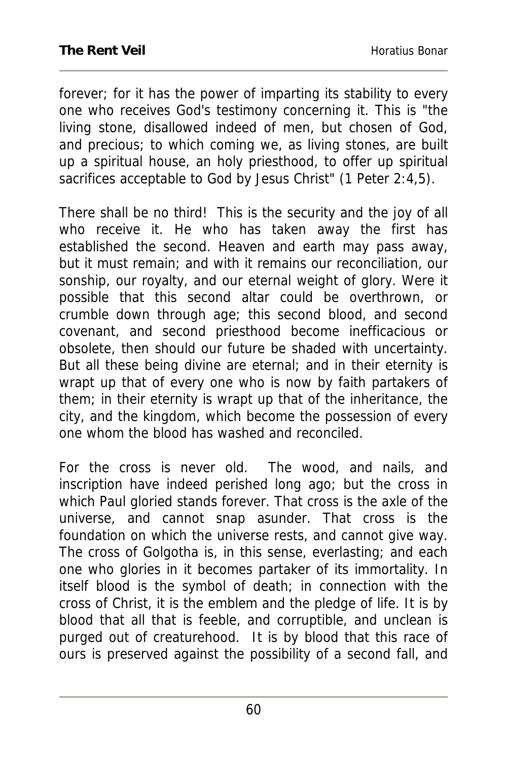forever; for it has the power of imparting its stability to every one who receives God's testimony concerning it. This is "the living stone, disallowed indeed of men, but chosen of God, and precious; to which coming we, as living stones, are built up a spiritual house, an holy priesthood, to offer up spiritual sacrifices acceptable to God by Jesus Christ" (1 Peter 2:4,5).

There shall be no third! This is the security and the joy of all who receive it. He who has taken away the first has established the second. Heaven and earth may pass away, but it must remain; and with it remains our reconciliation, our sonship, our royalty, and our eternal weight of glory. Were it possible that this second altar could be overthrown, or crumble down through age; this second blood, and second covenant, and second priesthood become inefficacious or obsolete, then should our future be shaded with uncertainty. But all these being divine are eternal; and in their eternity is wrapt up that of every one who is now by faith partakers of them; in their eternity is wrapt up that of the inheritance, the city, and the kingdom, which become the possession of every one whom the blood has washed and reconciled.

For the cross is never old. The wood, and nails, and inscription have indeed perished long ago; but the cross in which Paul gloried stands forever. That cross is the axle of the universe, and cannot snap asunder. That cross is the foundation on which the universe rests, and cannot give way. The cross of Golgotha is, in this sense, everlasting; and each one who glories in it becomes partaker of its immortality. In itself blood is the symbol of death; in connection with the cross of Christ, it is the emblem and the pledge of life. It is by blood that all that is feeble, and corruptible, and unclean is purged out of creaturehood. It is by blood that this race of ours is preserved against the possibility of a second fall, and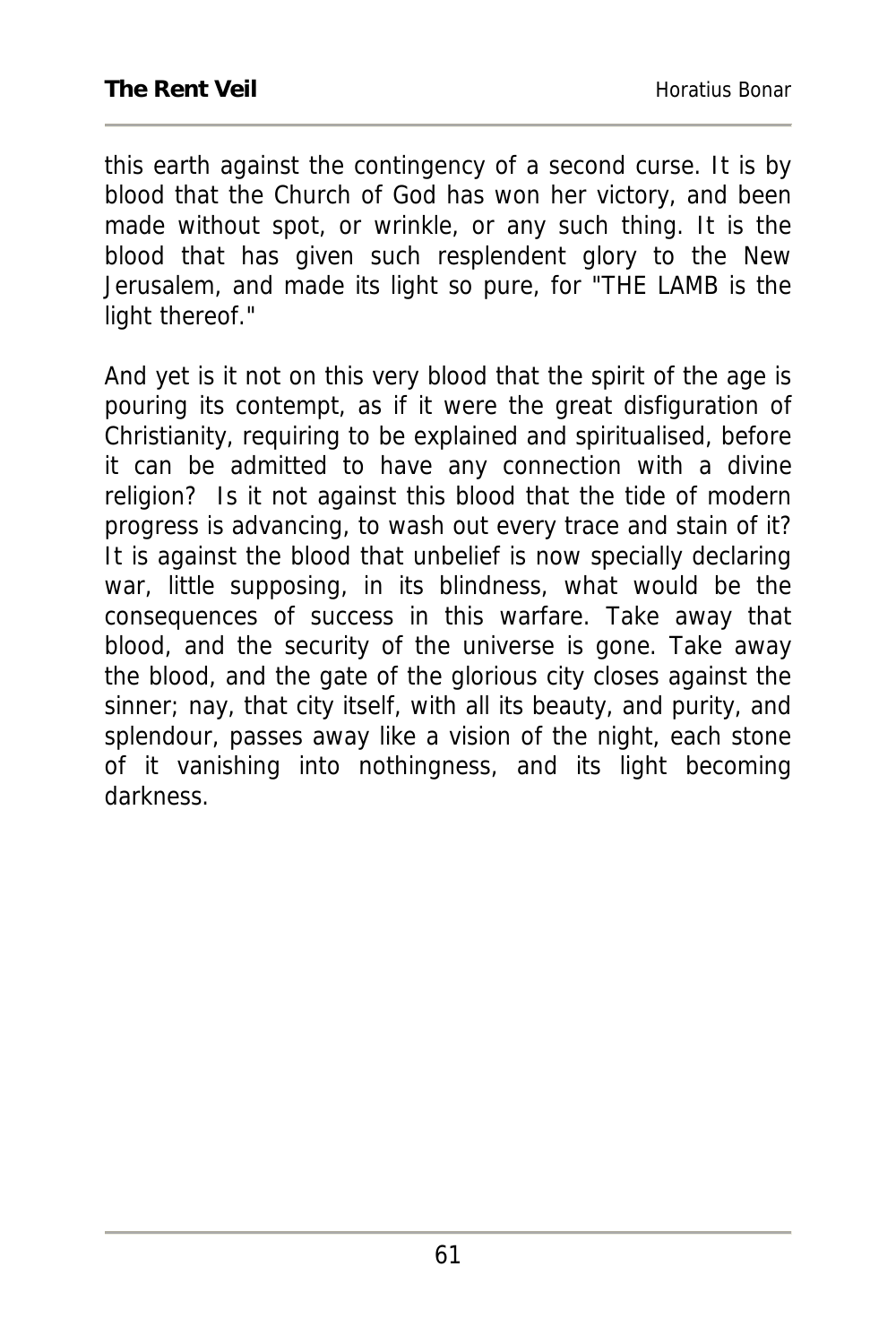this earth against the contingency of a second curse. It is by blood that the Church of God has won her victory, and been made without spot, or wrinkle, or any such thing. It is the blood that has given such resplendent glory to the New Jerusalem, and made its light so pure, for "THE LAMB is the light thereof."

And yet is it not on this very blood that the spirit of the age is pouring its contempt, as if it were the great disfiguration of Christianity, requiring to be explained and spiritualised, before it can be admitted to have any connection with a divine religion? Is it not against this blood that the tide of modern progress is advancing, to wash out every trace and stain of it? It is against the blood that unbelief is now specially declaring war, little supposing, in its blindness, what would be the consequences of success in this warfare. Take away that blood, and the security of the universe is gone. Take away the blood, and the gate of the glorious city closes against the sinner; nay, that city itself, with all its beauty, and purity, and splendour, passes away like a vision of the night, each stone of it vanishing into nothingness, and its light becoming darkness.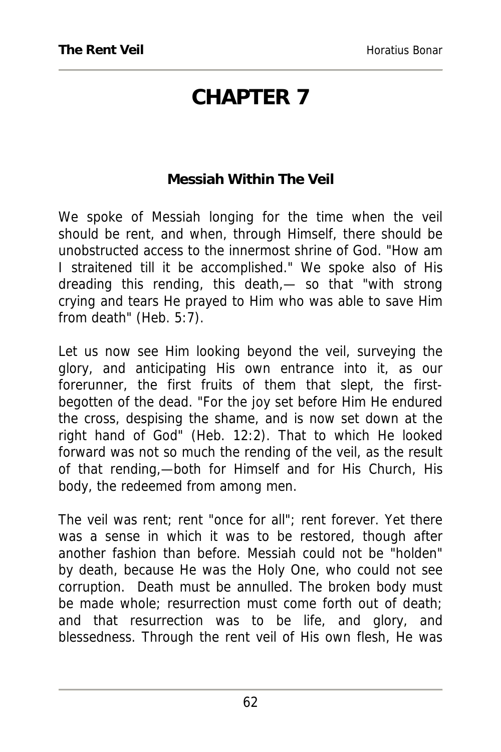# CHAPTER 7

### Messiah Within The Veil

We spoke of Messiah longing for the time when the veil should be rent, and when, through Himself, there should be unobstructed access to the innermost shrine of God. "How am I straitened till it be accomplished." We spoke also of His dreading this rending, this death,— so that "with strong crying and tears He prayed to Him who was able to save Him from death" (Heb. 5:7).

Let us now see Him looking beyond the veil, surveying the glory, and anticipating His own entrance into it, as our forerunner, the first fruits of them that slept, the first-begotten of the dead. "For the joy set before Him He endured the cross, despising the shame, and is now set down at the right hand of God" (Heb. 12:2). That to which He looked forward was not so much the rending of the veil, as the result of that rending,—both for Himself and for His Church, His body, the redeemed from among men.

The veil was rent; rent "once for all"; rent forever. Yet there was a sense in which it was to be restored, though after another fashion than before. Messiah could not be "holden" by death, because He was the Holy One, who could not see corruption. Death must be annulled. The broken body must be made whole; resurrection must come forth out of death; and that resurrection was to be life, and glory, and blessedness. Through the rent veil of His own flesh, He was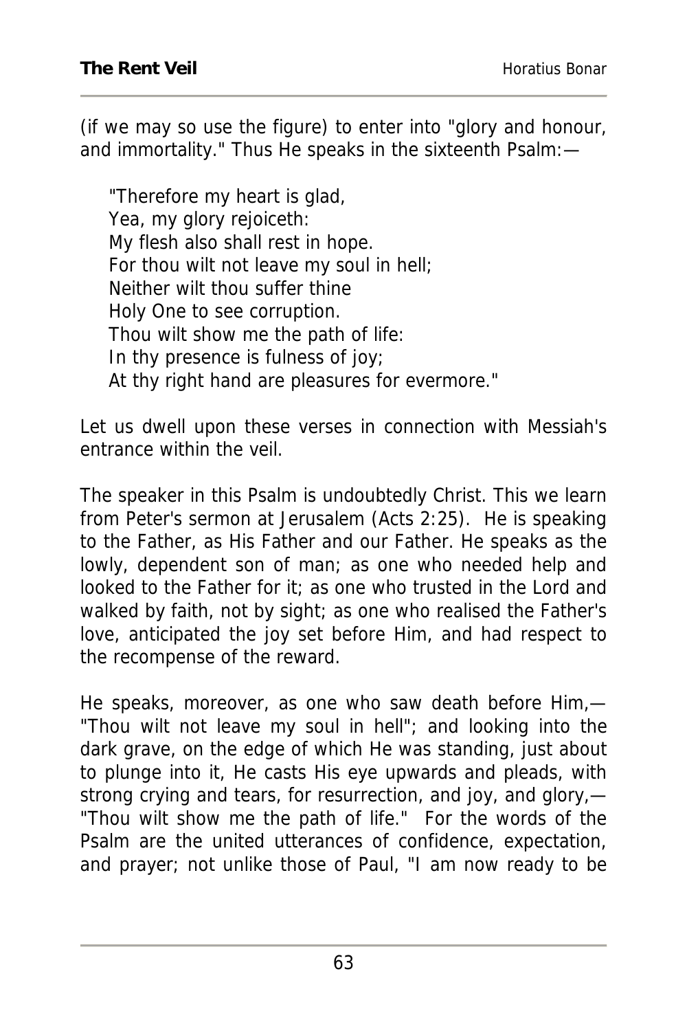(if we may so use the figure) to enter into "glory and honour, and immortality." Thus He speaks in the sixteenth Psalm:—

> "Therefore my heart is glad,  
> Yea, my glory rejoiceth:  
> My flesh also shall rest in hope.  
> For thou wilt not leave my soul in hell;  
> Neither wilt thou suffer thine  
> Holy One to see corruption.  
> Thou wilt show me the path of life:  
> In thy presence is fulness of joy;  
> At thy right hand are pleasures for evermore."

Let us dwell upon these verses in connection with Messiah's entrance within the veil.

The speaker in this Psalm is undoubtedly Christ. This we learn from Peter's sermon at Jerusalem (Acts 2:25). He is speaking to the Father, as His Father and our Father. He speaks as the lowly, dependent son of man; as one who needed help and looked to the Father for it; as one who trusted in the Lord and walked by faith, not by sight; as one who realised the Father's love, anticipated the joy set before Him, and had respect to the recompense of the reward.

He speaks, moreover, as one who saw death before Him,—"Thou wilt not leave my soul in hell"; and looking into the dark grave, on the edge of which He was standing, just about to plunge into it, He casts His eye upwards and pleads, with strong crying and tears, for resurrection, and joy, and glory,—"Thou wilt show me the path of life." For the words of the Psalm are the united utterances of confidence, expectation, and prayer; not unlike those of Paul, "I am now ready to be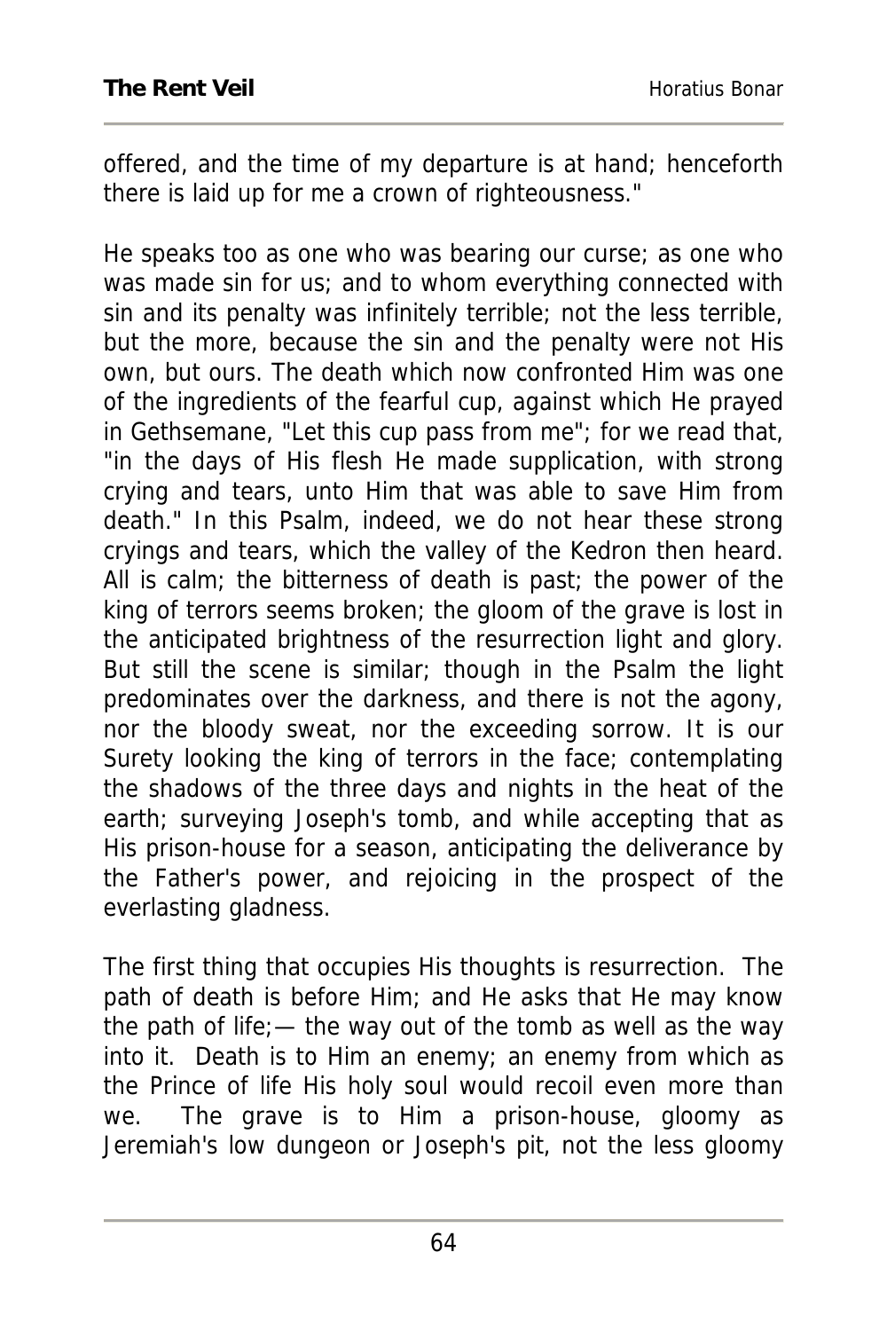offered, and the time of my departure is at hand; henceforth there is laid up for me a crown of righteousness."

He speaks too as one who was bearing our curse; as one who was made sin for us; and to whom everything connected with sin and its penalty was infinitely terrible; not the less terrible, but the more, because the sin and the penalty were not His own, but ours. The death which now confronted Him was one of the ingredients of the fearful cup, against which He prayed in Gethsemane, "Let this cup pass from me"; for we read that, "in the days of His flesh He made supplication, with strong crying and tears, unto Him that was able to save Him from death." In this Psalm, indeed, we do not hear these strong cryings and tears, which the valley of the Kedron then heard. All is calm; the bitterness of death is past; the power of the king of terrors seems broken; the gloom of the grave is lost in the anticipated brightness of the resurrection light and glory. But still the scene is similar; though in the Psalm the light predominates over the darkness, and there is not the agony, nor the bloody sweat, nor the exceeding sorrow. It is our Surety looking the king of terrors in the face; contemplating the shadows of the three days and nights in the heat of the earth; surveying Joseph's tomb, and while accepting that as His prison-house for a season, anticipating the deliverance by the Father's power, and rejoicing in the prospect of the everlasting gladness.

The first thing that occupies His thoughts is resurrection. The path of death is before Him; and He asks that He may know the path of life;— the way out of the tomb as well as the way into it. Death is to Him an enemy; an enemy from which as the Prince of life His holy soul would recoil even more than we. The grave is to Him a prison-house, gloomy as Jeremiah's low dungeon or Joseph's pit, not the less gloomy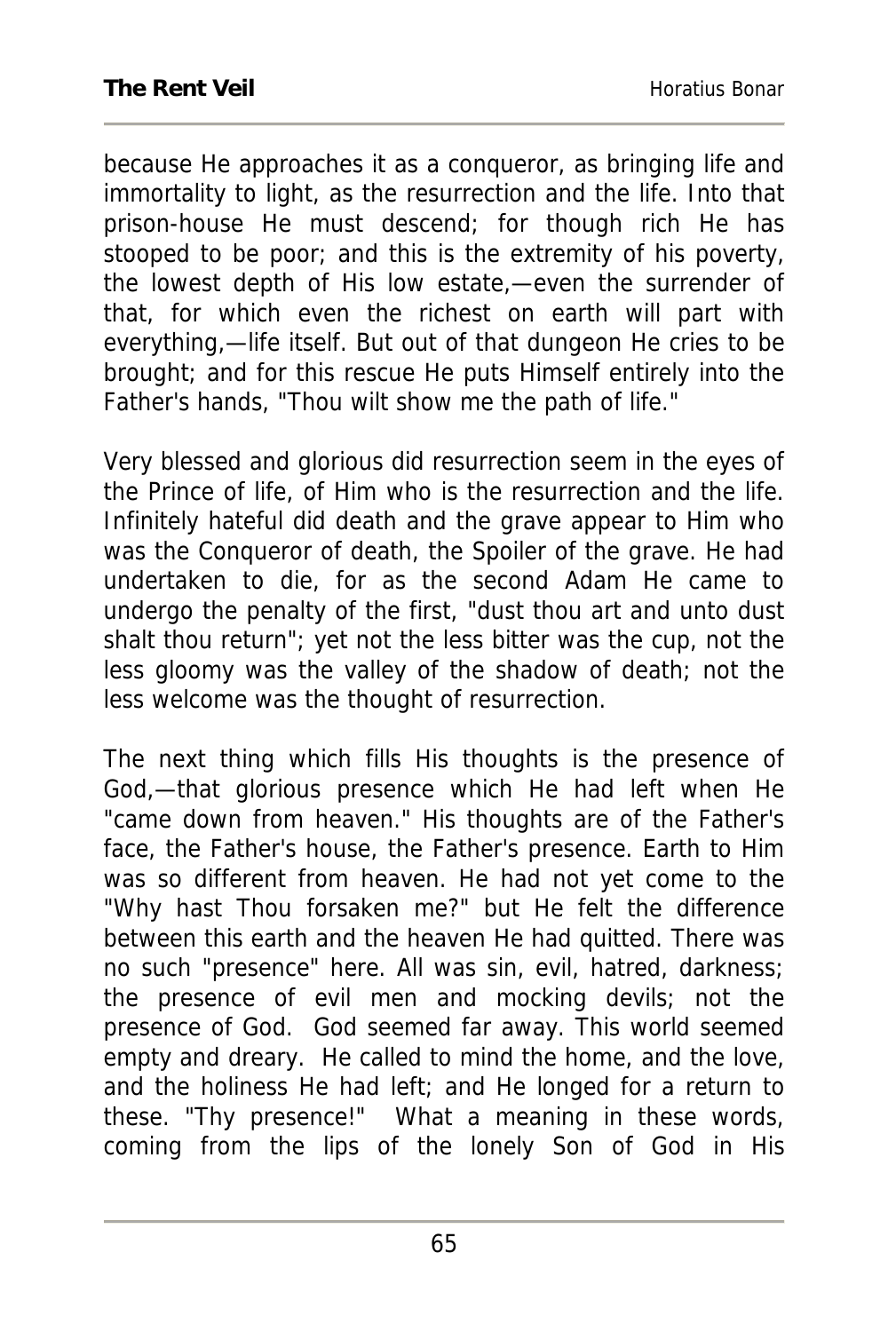because He approaches it as a conqueror, as bringing life and immortality to light, as the resurrection and the life. Into that prison-house He must descend; for though rich He has stooped to be poor; and this is the extremity of his poverty, the lowest depth of His low estate,—even the surrender of that, for which even the richest on earth will part with everything,—life itself. But out of that dungeon He cries to be brought; and for this rescue He puts Himself entirely into the Father's hands, "Thou wilt show me the path of life."

Very blessed and glorious did resurrection seem in the eyes of the Prince of life, of Him who is the resurrection and the life. Infinitely hateful did death and the grave appear to Him who was the Conqueror of death, the Spoiler of the grave. He had undertaken to die, for as the second Adam He came to undergo the penalty of the first, "dust thou art and unto dust shalt thou return"; yet not the less bitter was the cup, not the less gloomy was the valley of the shadow of death; not the less welcome was the thought of resurrection.

The next thing which fills His thoughts is the presence of God,—that glorious presence which He had left when He "came down from heaven." His thoughts are of the Father's face, the Father's house, the Father's presence. Earth to Him was so different from heaven. He had not yet come to the "Why hast Thou forsaken me?" but He felt the difference between this earth and the heaven He had quitted. There was no such "presence" here. All was sin, evil, hatred, darkness; the presence of evil men and mocking devils; not the presence of God. God seemed far away. This world seemed empty and dreary. He called to mind the home, and the love, and the holiness He had left; and He longed for a return to these. "Thy presence!" What a meaning in these words, coming from the lips of the lonely Son of God in His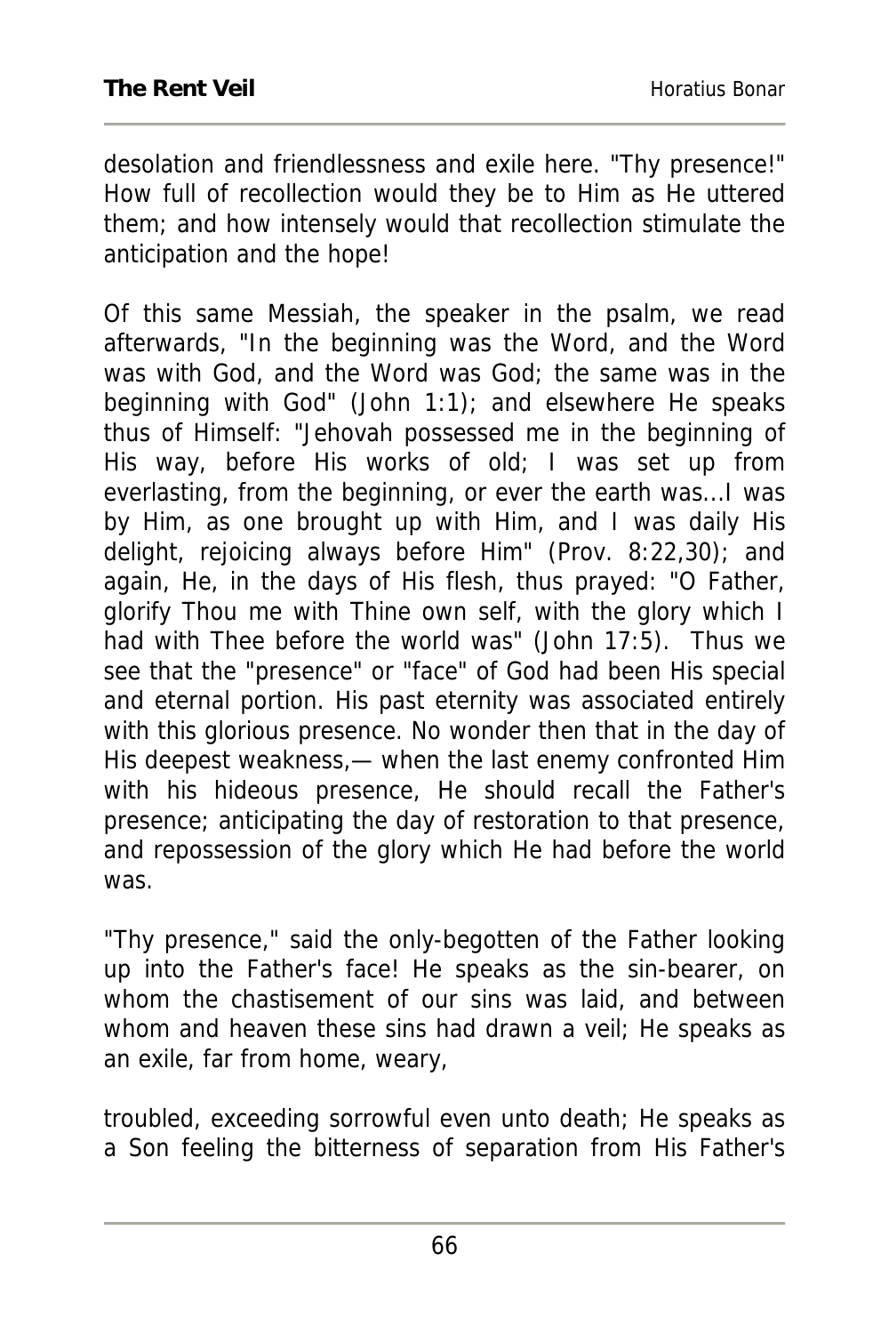desolation and friendlessness and exile here. "Thy presence!" How full of recollection would they be to Him as He uttered them; and how intensely would that recollection stimulate the anticipation and the hope!

Of this same Messiah, the speaker in the psalm, we read afterwards, "In the beginning was the Word, and the Word was with God, and the Word was God; the same was in the beginning with God" (John 1:1); and elsewhere He speaks thus of Himself: "Jehovah possessed me in the beginning of His way, before His works of old; I was set up from everlasting, from the beginning, or ever the earth was...I was by Him, as one brought up with Him, and I was daily His delight, rejoicing always before Him" (Prov. 8:22,30); and again, He, in the days of His flesh, thus prayed: "O Father, glorify Thou me with Thine own self, with the glory which I had with Thee before the world was" (John 17:5). Thus we see that the "presence" or "face" of God had been His special and eternal portion. His past eternity was associated entirely with this glorious presence. No wonder then that in the day of His deepest weakness,— when the last enemy confronted Him with his hideous presence, He should recall the Father's presence; anticipating the day of restoration to that presence, and repossession of the glory which He had before the world was.

"Thy presence," said the only-begotten of the Father looking up into the Father's face! He speaks as the sin-bearer, on whom the chastisement of our sins was laid, and between whom and heaven these sins had drawn a veil; He speaks as an exile, far from home, weary, troubled, exceeding sorrowful even unto death; He speaks as a Son feeling the bitterness of separation from His Father's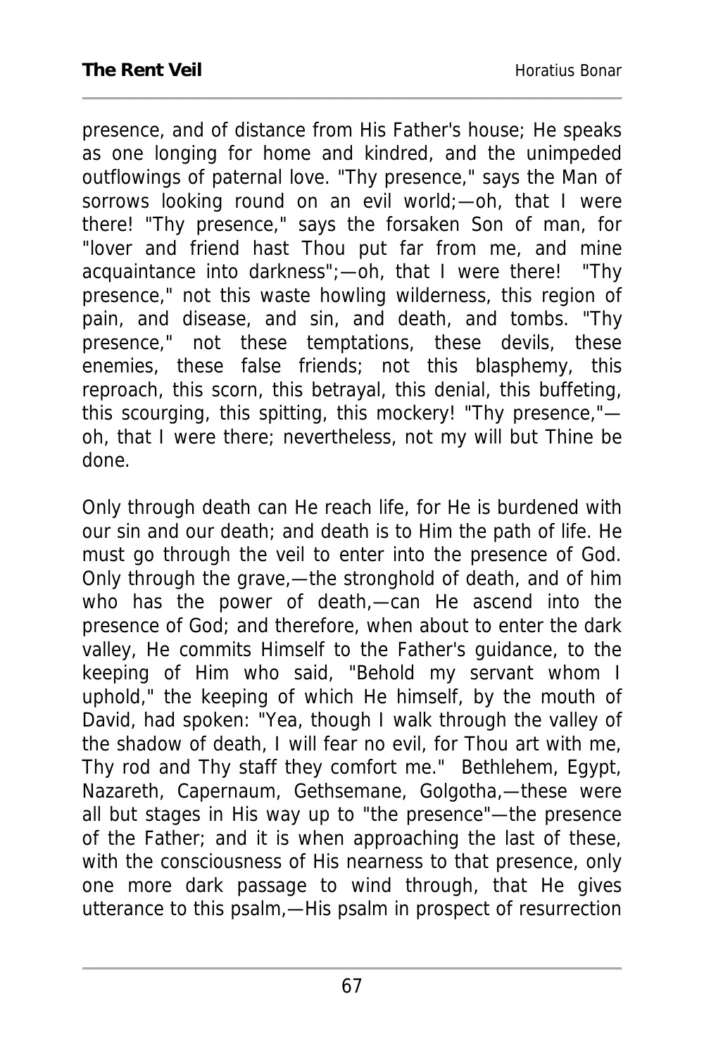presence, and of distance from His Father's house; He speaks as one longing for home and kindred, and the unimpeded outflowings of paternal love. "Thy presence," says the Man of sorrows looking round on an evil world;—oh, that I were there! "Thy presence," says the forsaken Son of man, for "lover and friend hast Thou put far from me, and mine acquaintance into darkness";—oh, that I were there! "Thy presence," not this waste howling wilderness, this region of pain, and disease, and sin, and death, and tombs. "Thy presence," not these temptations, these devils, these enemies, these false friends; not this blasphemy, this reproach, this scorn, this betrayal, this denial, this buffeting, this scourging, this spitting, this mockery! "Thy presence,"—oh, that I were there; nevertheless, not my will but Thine be done.

Only through death can He reach life, for He is burdened with our sin and our death; and death is to Him the path of life. He must go through the veil to enter into the presence of God. Only through the grave,—the stronghold of death, and of him who has the power of death,—can He ascend into the presence of God; and therefore, when about to enter the dark valley, He commits Himself to the Father's guidance, to the keeping of Him who said, "Behold my servant whom I uphold," the keeping of which He himself, by the mouth of David, had spoken: "Yea, though I walk through the valley of the shadow of death, I will fear no evil, for Thou art with me, Thy rod and Thy staff they comfort me." Bethlehem, Egypt, Nazareth, Capernaum, Gethsemane, Golgotha,—these were all but stages in His way up to "the presence"—the presence of the Father; and it is when approaching the last of these, with the consciousness of His nearness to that presence, only one more dark passage to wind through, that He gives utterance to this psalm,—His psalm in prospect of resurrection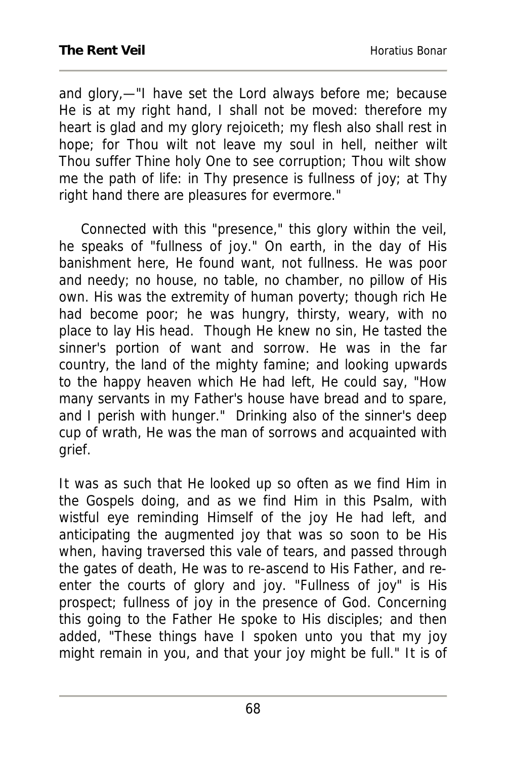and glory,—"I have set the Lord always before me; because He is at my right hand, I shall not be moved: therefore my heart is glad and my glory rejoiceth; my flesh also shall rest in hope; for Thou wilt not leave my soul in hell, neither wilt Thou suffer Thine holy One to see corruption; Thou wilt show me the path of life: in Thy presence is fullness of joy; at Thy right hand there are pleasures for evermore."

Connected with this "presence," this glory within the veil, he speaks of "fullness of joy." On earth, in the day of His banishment here, He found want, not fullness. He was poor and needy; no house, no table, no chamber, no pillow of His own. His was the extremity of human poverty; though rich He had become poor; he was hungry, thirsty, weary, with no place to lay His head. Though He knew no sin, He tasted the sinner's portion of want and sorrow. He was in the far country, the land of the mighty famine; and looking upwards to the happy heaven which He had left, He could say, "How many servants in my Father's house have bread and to spare, and I perish with hunger." Drinking also of the sinner's deep cup of wrath, He was the man of sorrows and acquainted with grief.

It was as such that He looked up so often as we find Him in the Gospels doing, and as we find Him in this Psalm, with wistful eye reminding Himself of the joy He had left, and anticipating the augmented joy that was so soon to be His when, having traversed this vale of tears, and passed through the gates of death, He was to re-ascend to His Father, and re-enter the courts of glory and joy. "Fullness of joy" is His prospect; fullness of joy in the presence of God. Concerning this going to the Father He spoke to His disciples; and then added, "These things have I spoken unto you that my joy might remain in you, and that your joy might be full." It is of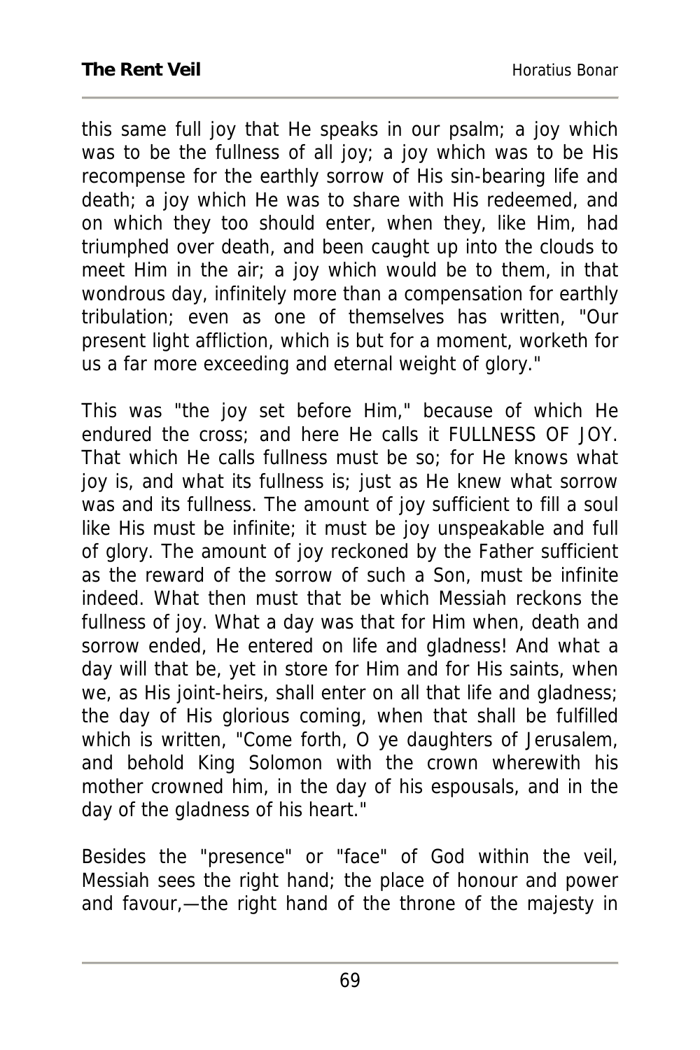this same full joy that He speaks in our psalm; a joy which was to be the fullness of all joy; a joy which was to be His recompense for the earthly sorrow of His sin-bearing life and death; a joy which He was to share with His redeemed, and on which they too should enter, when they, like Him, had triumphed over death, and been caught up into the clouds to meet Him in the air; a joy which would be to them, in that wondrous day, infinitely more than a compensation for earthly tribulation; even as one of themselves has written, "Our present light affliction, which is but for a moment, worketh for us a far more exceeding and eternal weight of glory."

This was "the joy set before Him," because of which He endured the cross; and here He calls it FULLNESS OF JOY. That which He calls fullness must be so; for He knows what joy is, and what its fullness is; just as He knew what sorrow was and its fullness. The amount of joy sufficient to fill a soul like His must be infinite; it must be joy unspeakable and full of glory. The amount of joy reckoned by the Father sufficient as the reward of the sorrow of such a Son, must be infinite indeed. What then must that be which Messiah reckons the fullness of joy. What a day was that for Him when, death and sorrow ended, He entered on life and gladness! And what a day will that be, yet in store for Him and for His saints, when we, as His joint-heirs, shall enter on all that life and gladness; the day of His glorious coming, when that shall be fulfilled which is written, "Come forth, O ye daughters of Jerusalem, and behold King Solomon with the crown wherewith his mother crowned him, in the day of his espousals, and in the day of the gladness of his heart."

Besides the "presence" or "face" of God within the veil, Messiah sees the right hand; the place of honour and power and favour,—the right hand of the throne of the majesty in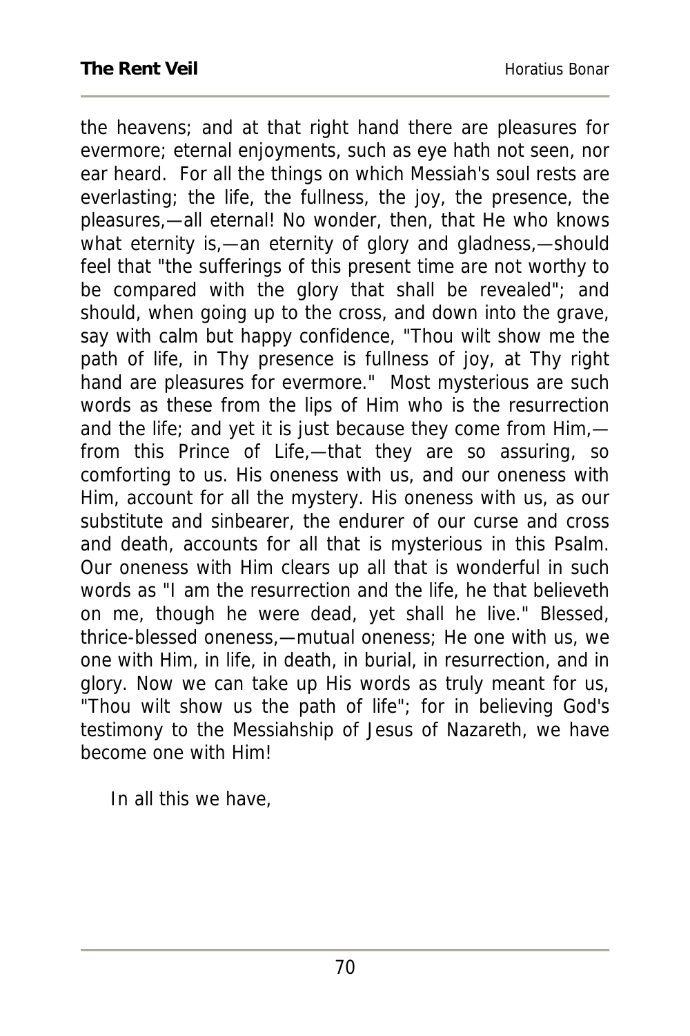the heavens; and at that right hand there are pleasures for evermore; eternal enjoyments, such as eye hath not seen, nor ear heard. For all the things on which Messiah's soul rests are everlasting; the life, the fullness, the joy, the presence, the pleasures,—all eternal! No wonder, then, that He who knows what eternity is,—an eternity of glory and gladness,—should feel that "the sufferings of this present time are not worthy to be compared with the glory that shall be revealed"; and should, when going up to the cross, and down into the grave, say with calm but happy confidence, "Thou wilt show me the path of life, in Thy presence is fullness of joy, at Thy right hand are pleasures for evermore." Most mysterious are such words as these from the lips of Him who is the resurrection and the life; and yet it is just because they come from Him,—from this Prince of Life,—that they are so assuring, so comforting to us. His oneness with us, and our oneness with Him, account for all the mystery. His oneness with us, as our substitute and sinbearer, the endurer of our curse and cross and death, accounts for all that is mysterious in this Psalm. Our oneness with Him clears up all that is wonderful in such words as "I am the resurrection and the life, he that believeth on me, though he were dead, yet shall he live." Blessed, thrice-blessed oneness,—mutual oneness; He one with us, we one with Him, in life, in death, in burial, in resurrection, and in glory. Now we can take up His words as truly meant for us, "Thou wilt show us the path of life"; for in believing God's testimony to the Messiahship of Jesus of Nazareth, we have become one with Him!

In all this we have,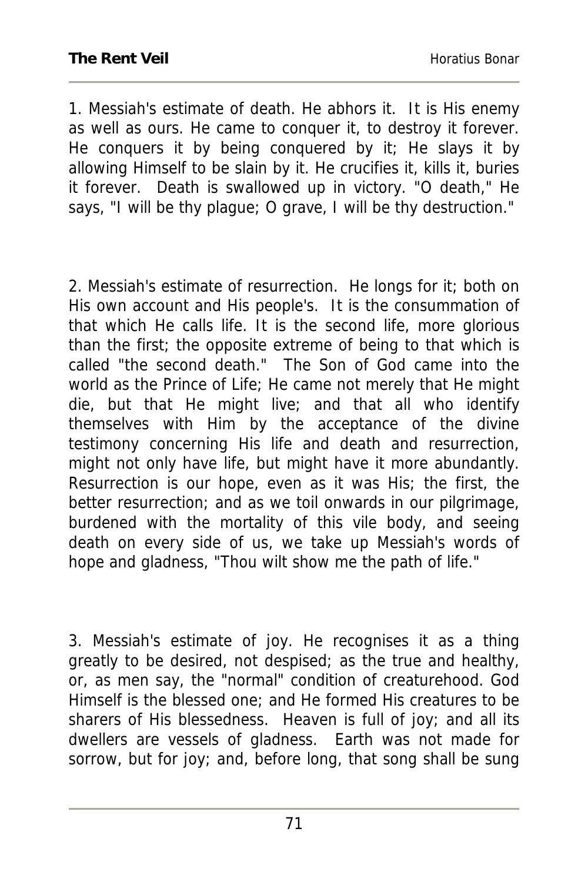1. Messiah's estimate of death. He abhors it. It is His enemy as well as ours. He came to conquer it, to destroy it forever. He conquers it by being conquered by it; He slays it by allowing Himself to be slain by it. He crucifies it, kills it, buries it forever. Death is swallowed up in victory. "O death," He says, "I will be thy plague; O grave, I will be thy destruction."

2. Messiah's estimate of resurrection. He longs for it; both on His own account and His people's. It is the consummation of that which He calls life. It is the second life, more glorious than the first; the opposite extreme of being to that which is called "the second death." The Son of God came into the world as the Prince of Life; He came not merely that He might die, but that He might live; and that all who identify themselves with Him by the acceptance of the divine testimony concerning His life and death and resurrection, might not only have life, but might have it more abundantly. Resurrection is our hope, even as it was His; the first, the better resurrection; and as we toil onwards in our pilgrimage, burdened with the mortality of this vile body, and seeing death on every side of us, we take up Messiah's words of hope and gladness, "Thou wilt show me the path of life."

3. Messiah's estimate of joy. He recognises it as a thing greatly to be desired, not despised; as the true and healthy, or, as men say, the "normal" condition of creaturehood. God Himself is the blessed one; and He formed His creatures to be sharers of His blessedness. Heaven is full of joy; and all its dwellers are vessels of gladness. Earth was not made for sorrow, but for joy; and, before long, that song shall be sung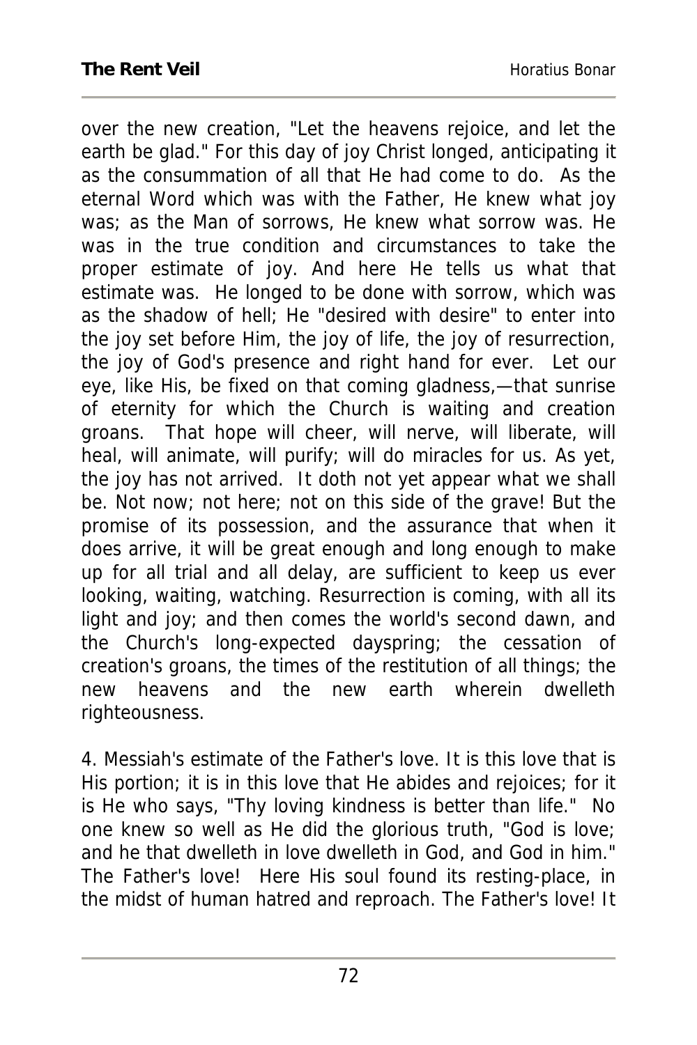over the new creation, "Let the heavens rejoice, and let the earth be glad." For this day of joy Christ longed, anticipating it as the consummation of all that He had come to do. As the eternal Word which was with the Father, He knew what joy was; as the Man of sorrows, He knew what sorrow was. He was in the true condition and circumstances to take the proper estimate of joy. And here He tells us what that estimate was. He longed to be done with sorrow, which was as the shadow of hell; He "desired with desire" to enter into the joy set before Him, the joy of life, the joy of resurrection, the joy of God's presence and right hand for ever. Let our eye, like His, be fixed on that coming gladness,—that sunrise of eternity for which the Church is waiting and creation groans. That hope will cheer, will nerve, will liberate, will heal, will animate, will purify; will do miracles for us. As yet, the joy has not arrived. It doth not yet appear what we shall be. Not now; not here; not on this side of the grave! But the promise of its possession, and the assurance that when it does arrive, it will be great enough and long enough to make up for all trial and all delay, are sufficient to keep us ever looking, waiting, watching. Resurrection is coming, with all its light and joy; and then comes the world's second dawn, and the Church's long-expected dayspring; the cessation of creation's groans, the times of the restitution of all things; the new heavens and the new earth wherein dwelleth righteousness.

4. Messiah's estimate of the Father's love. It is this love that is His portion; it is in this love that He abides and rejoices; for it is He who says, "Thy loving kindness is better than life." No one knew so well as He did the glorious truth, "God is love; and he that dwelleth in love dwelleth in God, and God in him." The Father's love! Here His soul found its resting-place, in the midst of human hatred and reproach. The Father's love! It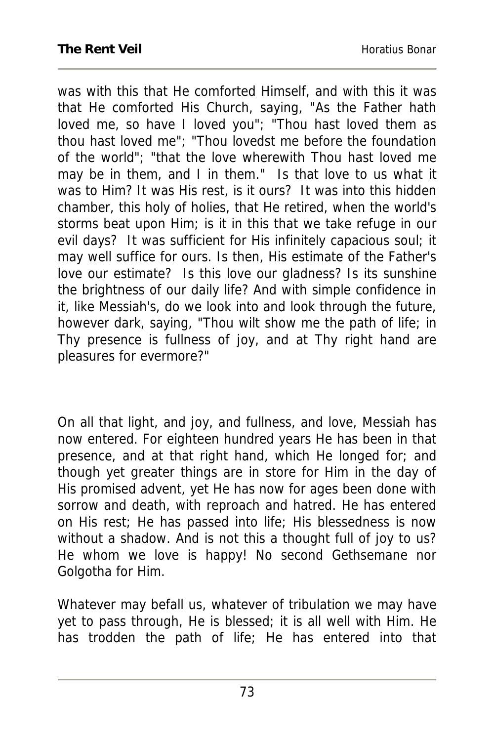was with this that He comforted Himself, and with this it was that He comforted His Church, saying, "As the Father hath loved me, so have I loved you"; "Thou hast loved them as thou hast loved me"; "Thou lovedst me before the foundation of the world"; "that the love wherewith Thou hast loved me may be in them, and I in them." Is that love to us what it was to Him? It was His rest, is it ours? It was into this hidden chamber, this holy of holies, that He retired, when the world's storms beat upon Him; is it in this that we take refuge in our evil days? It was sufficient for His infinitely capacious soul; it may well suffice for ours. Is then, His estimate of the Father's love our estimate? Is this love our gladness? Is its sunshine the brightness of our daily life? And with simple confidence in it, like Messiah's, do we look into and look through the future, however dark, saying, "Thou wilt show me the path of life; in Thy presence is fullness of joy, and at Thy right hand are pleasures for evermore?"

On all that light, and joy, and fullness, and love, Messiah has now entered. For eighteen hundred years He has been in that presence, and at that right hand, which He longed for; and though yet greater things are in store for Him in the day of His promised advent, yet He has now for ages been done with sorrow and death, with reproach and hatred. He has entered on His rest; He has passed into life; His blessedness is now without a shadow. And is not this a thought full of joy to us? He whom we love is happy! No second Gethsemane nor Golgotha for Him.

Whatever may befall us, whatever of tribulation we may have yet to pass through, He is blessed; it is all well with Him. He has trodden the path of life; He has entered into that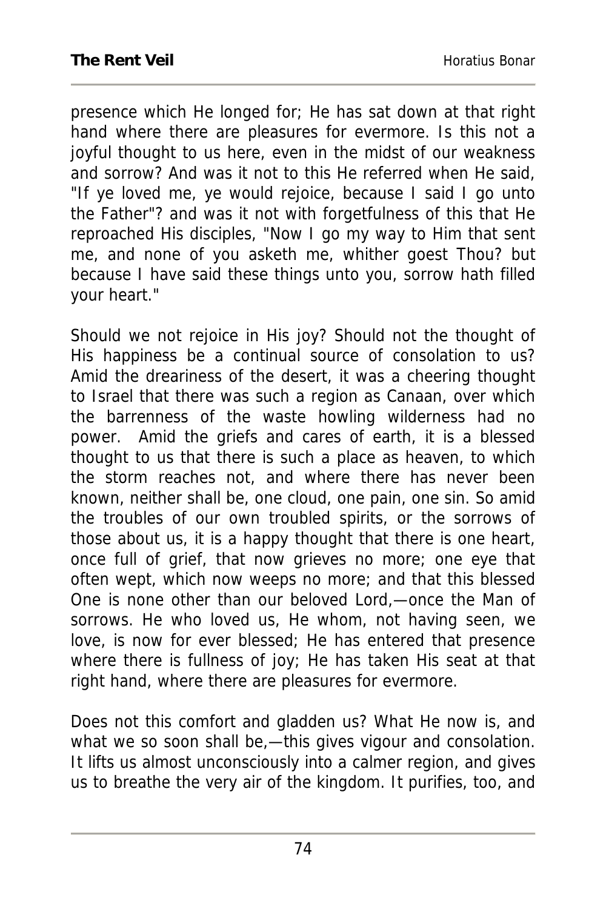presence which He longed for; He has sat down at that right hand where there are pleasures for evermore. Is this not a joyful thought to us here, even in the midst of our weakness and sorrow? And was it not to this He referred when He said, "If ye loved me, ye would rejoice, because I said I go unto the Father"? and was it not with forgetfulness of this that He reproached His disciples, "Now I go my way to Him that sent me, and none of you asketh me, whither goest Thou? but because I have said these things unto you, sorrow hath filled your heart."

Should we not rejoice in His joy? Should not the thought of His happiness be a continual source of consolation to us? Amid the dreariness of the desert, it was a cheering thought to Israel that there was such a region as Canaan, over which the barrenness of the waste howling wilderness had no power. Amid the griefs and cares of earth, it is a blessed thought to us that there is such a place as heaven, to which the storm reaches not, and where there has never been known, neither shall be, one cloud, one pain, one sin. So amid the troubles of our own troubled spirits, or the sorrows of those about us, it is a happy thought that there is one heart, once full of grief, that now grieves no more; one eye that often wept, which now weeps no more; and that this blessed One is none other than our beloved Lord,—once the Man of sorrows. He who loved us, He whom, not having seen, we love, is now for ever blessed; He has entered that presence where there is fullness of joy; He has taken His seat at that right hand, where there are pleasures for evermore.

Does not this comfort and gladden us? What He now is, and what we so soon shall be,—this gives vigour and consolation. It lifts us almost unconsciously into a calmer region, and gives us to breathe the very air of the kingdom. It purifies, too, and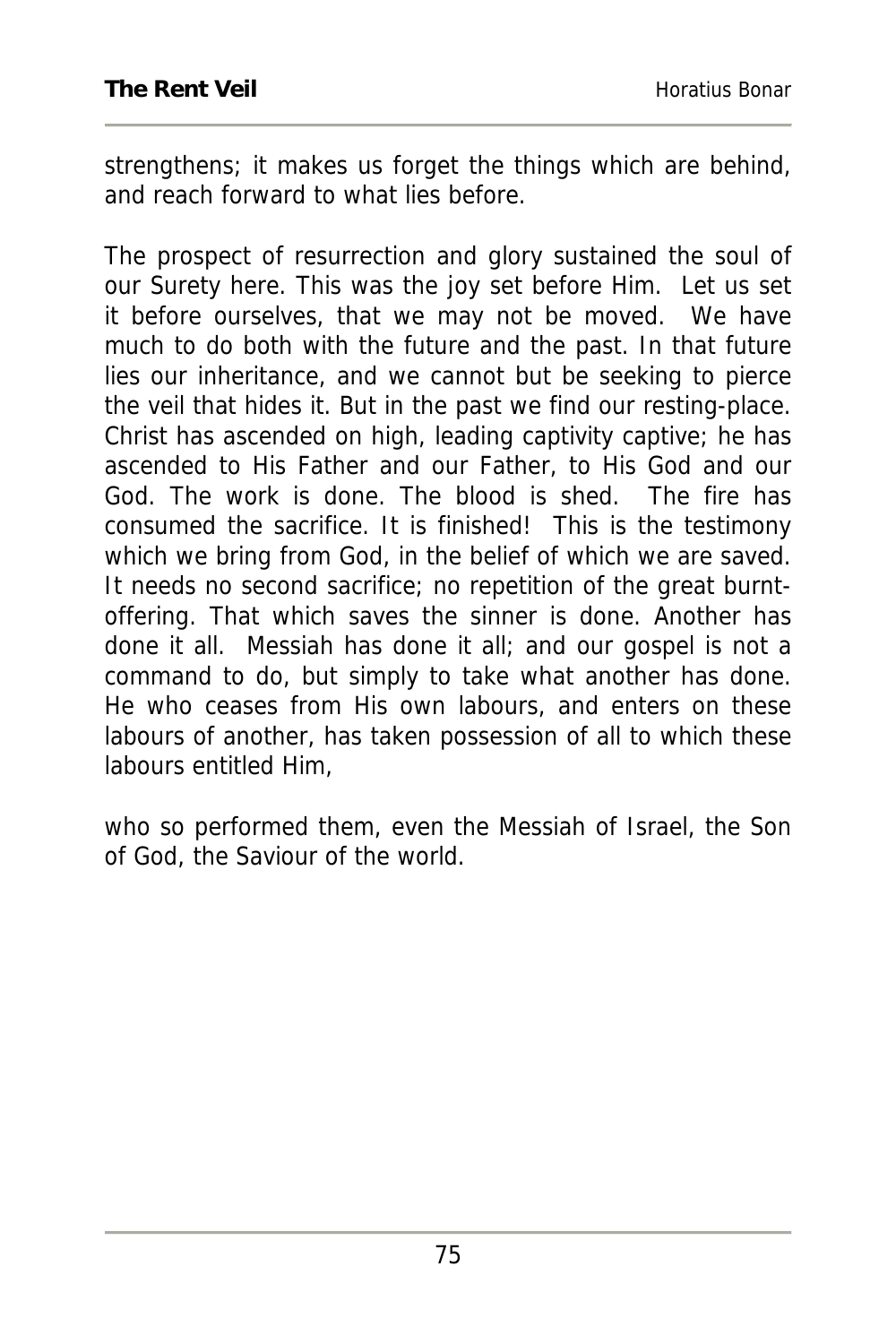strengthens; it makes us forget the things which are behind, and reach forward to what lies before.

The prospect of resurrection and glory sustained the soul of our Surety here. This was the joy set before Him. Let us set it before ourselves, that we may not be moved. We have much to do both with the future and the past. In that future lies our inheritance, and we cannot but be seeking to pierce the veil that hides it. But in the past we find our resting-place. Christ has ascended on high, leading captivity captive; he has ascended to His Father and our Father, to His God and our God. The work is done. The blood is shed. The fire has consumed the sacrifice. It is finished! This is the testimony which we bring from God, in the belief of which we are saved. It needs no second sacrifice; no repetition of the great burnt-offering. That which saves the sinner is done. Another has done it all. Messiah has done it all; and our gospel is not a command to do, but simply to take what another has done. He who ceases from His own labours, and enters on these labours of another, has taken possession of all to which these labours entitled Him,

who so performed them, even the Messiah of Israel, the Son of God, the Saviour of the world.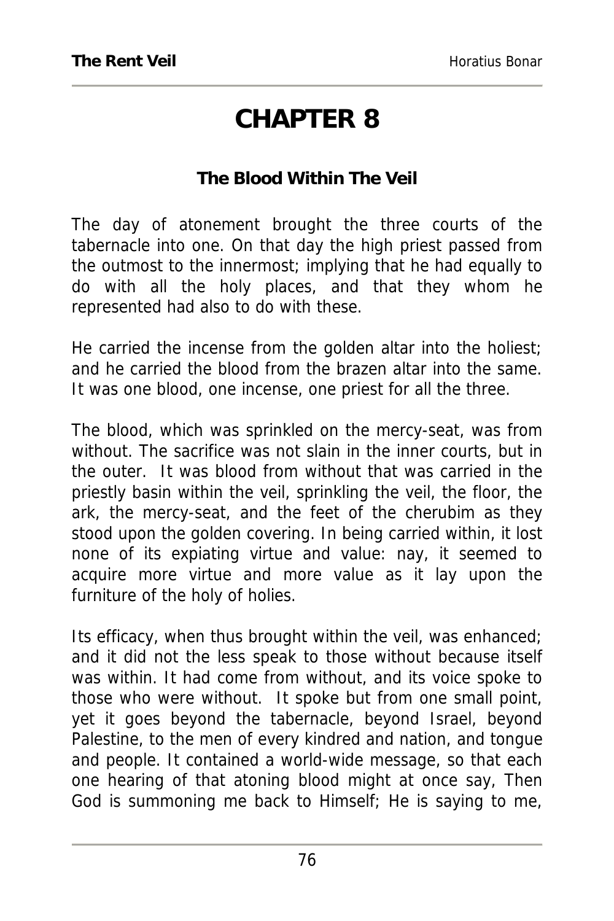# CHAPTER 8

### The Blood Within The Veil

The day of atonement brought the three courts of the tabernacle into one. On that day the high priest passed from the outmost to the innermost; implying that he had equally to do with all the holy places, and that they whom he represented had also to do with these.

He carried the incense from the golden altar into the holiest; and he carried the blood from the brazen altar into the same. It was one blood, one incense, one priest for all the three.

The blood, which was sprinkled on the mercy-seat, was from without. The sacrifice was not slain in the inner courts, but in the outer. It was blood from without that was carried in the priestly basin within the veil, sprinkling the veil, the floor, the ark, the mercy-seat, and the feet of the cherubim as they stood upon the golden covering. In being carried within, it lost none of its expiating virtue and value: nay, it seemed to acquire more virtue and more value as it lay upon the furniture of the holy of holies.

Its efficacy, when thus brought within the veil, was enhanced; and it did not the less speak to those without because itself was within. It had come from without, and its voice spoke to those who were without. It spoke but from one small point, yet it goes beyond the tabernacle, beyond Israel, beyond Palestine, to the men of every kindred and nation, and tongue and people. It contained a world-wide message, so that each one hearing of that atoning blood might at once say, Then God is summoning me back to Himself; He is saying to me,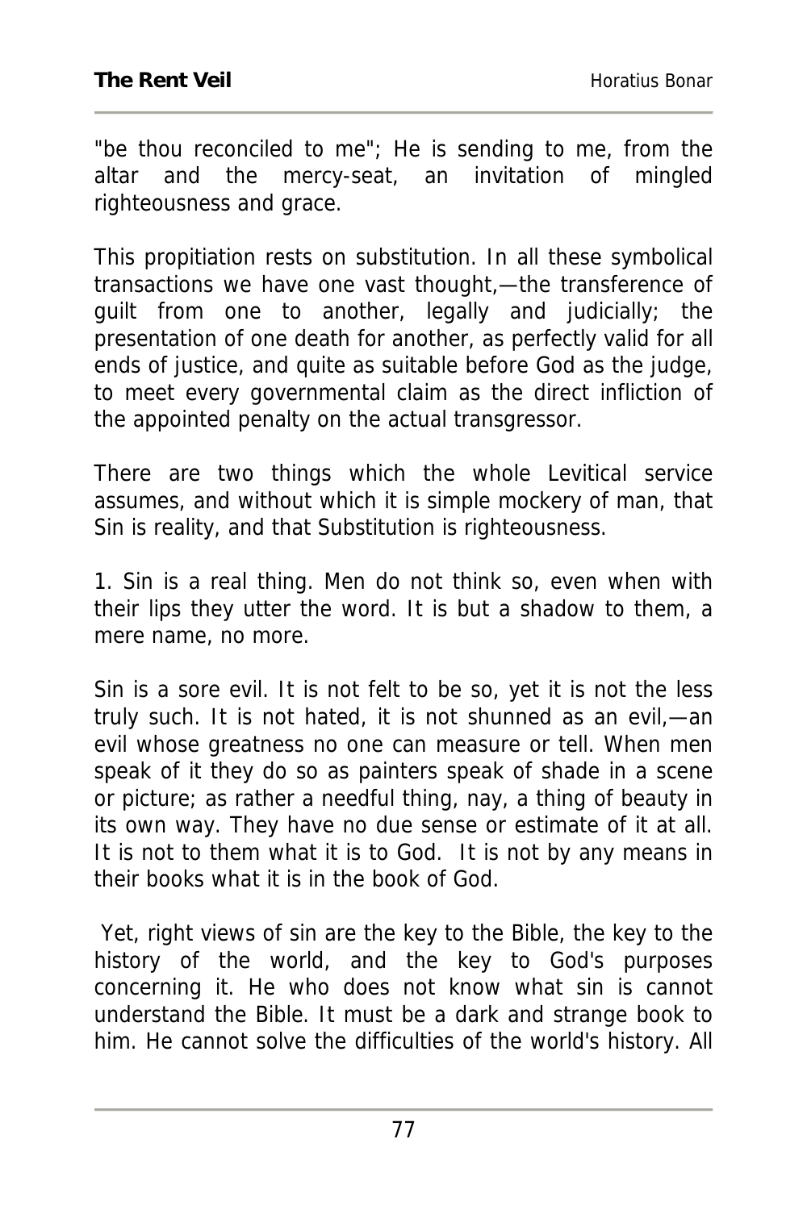"be thou reconciled to me"; He is sending to me, from the altar and the mercy-seat, an invitation of mingled righteousness and grace.

This propitiation rests on substitution. In all these symbolical transactions we have one vast thought,—the transference of guilt from one to another, legally and judicially; the presentation of one death for another, as perfectly valid for all ends of justice, and quite as suitable before God as the judge, to meet every governmental claim as the direct infliction of the appointed penalty on the actual transgressor.

There are two things which the whole Levitical service assumes, and without which it is simple mockery of man, that Sin is reality, and that Substitution is righteousness.

1. Sin is a real thing. Men do not think so, even when with their lips they utter the word. It is but a shadow to them, a mere name, no more.

Sin is a sore evil. It is not felt to be so, yet it is not the less truly such. It is not hated, it is not shunned as an evil,—an evil whose greatness no one can measure or tell. When men speak of it they do so as painters speak of shade in a scene or picture; as rather a needful thing, nay, a thing of beauty in its own way. They have no due sense or estimate of it at all. It is not to them what it is to God. It is not by any means in their books what it is in the book of God.

Yet, right views of sin are the key to the Bible, the key to the history of the world, and the key to God's purposes concerning it. He who does not know what sin is cannot understand the Bible. It must be a dark and strange book to him. He cannot solve the difficulties of the world's history. All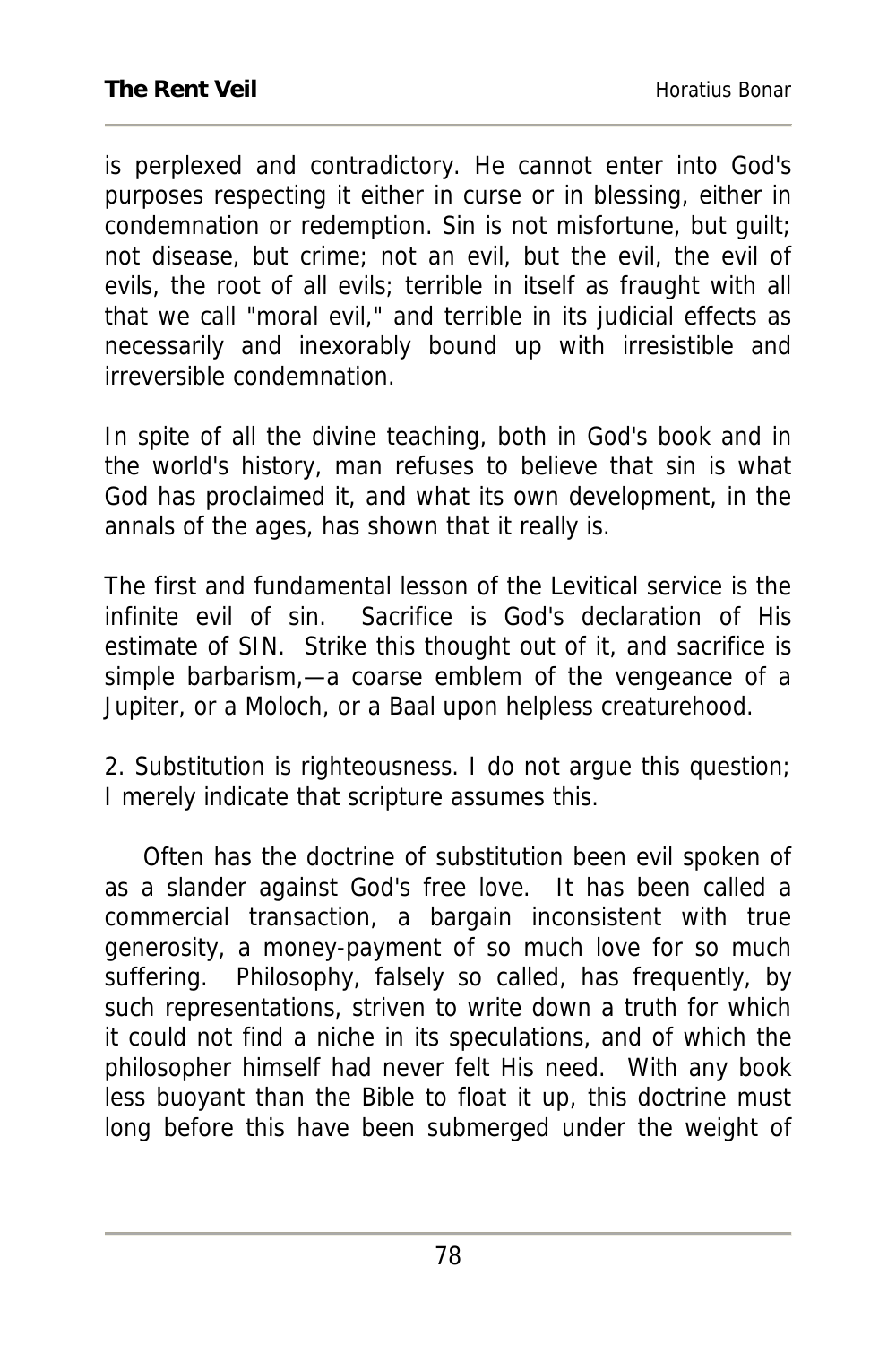is perplexed and contradictory. He cannot enter into God's purposes respecting it either in curse or in blessing, either in condemnation or redemption. Sin is not misfortune, but guilt; not disease, but crime; not an evil, but the evil, the evil of evils, the root of all evils; terrible in itself as fraught with all that we call "moral evil," and terrible in its judicial effects as necessarily and inexorably bound up with irresistible and irreversible condemnation.

In spite of all the divine teaching, both in God's book and in the world's history, man refuses to believe that sin is what God has proclaimed it, and what its own development, in the annals of the ages, has shown that it really is.

The first and fundamental lesson of the Levitical service is the infinite evil of sin. Sacrifice is God's declaration of His estimate of SIN. Strike this thought out of it, and sacrifice is simple barbarism,—a coarse emblem of the vengeance of a Jupiter, or a Moloch, or a Baal upon helpless creaturehood.

2. Substitution is righteousness. I do not argue this question; I merely indicate that scripture assumes this.

Often has the doctrine of substitution been evil spoken of as a slander against God's free love. It has been called a commercial transaction, a bargain inconsistent with true generosity, a money-payment of so much love for so much suffering. Philosophy, falsely so called, has frequently, by such representations, striven to write down a truth for which it could not find a niche in its speculations, and of which the philosopher himself had never felt His need. With any book less buoyant than the Bible to float it up, this doctrine must long before this have been submerged under the weight of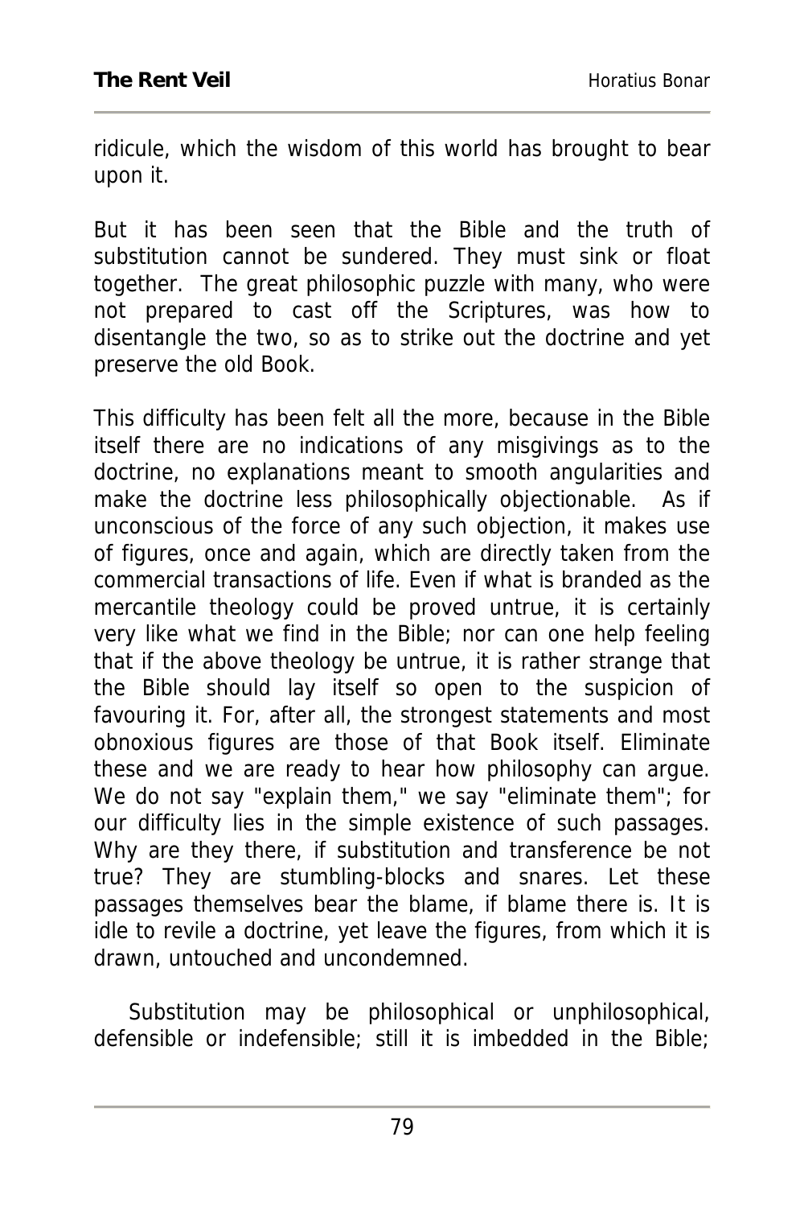ridicule, which the wisdom of this world has brought to bear upon it.

But it has been seen that the Bible and the truth of substitution cannot be sundered. They must sink or float together. The great philosophic puzzle with many, who were not prepared to cast off the Scriptures, was how to disentangle the two, so as to strike out the doctrine and yet preserve the old Book.

This difficulty has been felt all the more, because in the Bible itself there are no indications of any misgivings as to the doctrine, no explanations meant to smooth angularities and make the doctrine less philosophically objectionable. As if unconscious of the force of any such objection, it makes use of figures, once and again, which are directly taken from the commercial transactions of life. Even if what is branded as the mercantile theology could be proved untrue, it is certainly very like what we find in the Bible; nor can one help feeling that if the above theology be untrue, it is rather strange that the Bible should lay itself so open to the suspicion of favouring it. For, after all, the strongest statements and most obnoxious figures are those of that Book itself. Eliminate these and we are ready to hear how philosophy can argue. We do not say "explain them," we say "eliminate them"; for our difficulty lies in the simple existence of such passages. Why are they there, if substitution and transference be not true? They are stumbling-blocks and snares. Let these passages themselves bear the blame, if blame there is. It is idle to revile a doctrine, yet leave the figures, from which it is drawn, untouched and uncondemned.

Substitution may be philosophical or unphilosophical, defensible or indefensible; still it is imbedded in the Bible;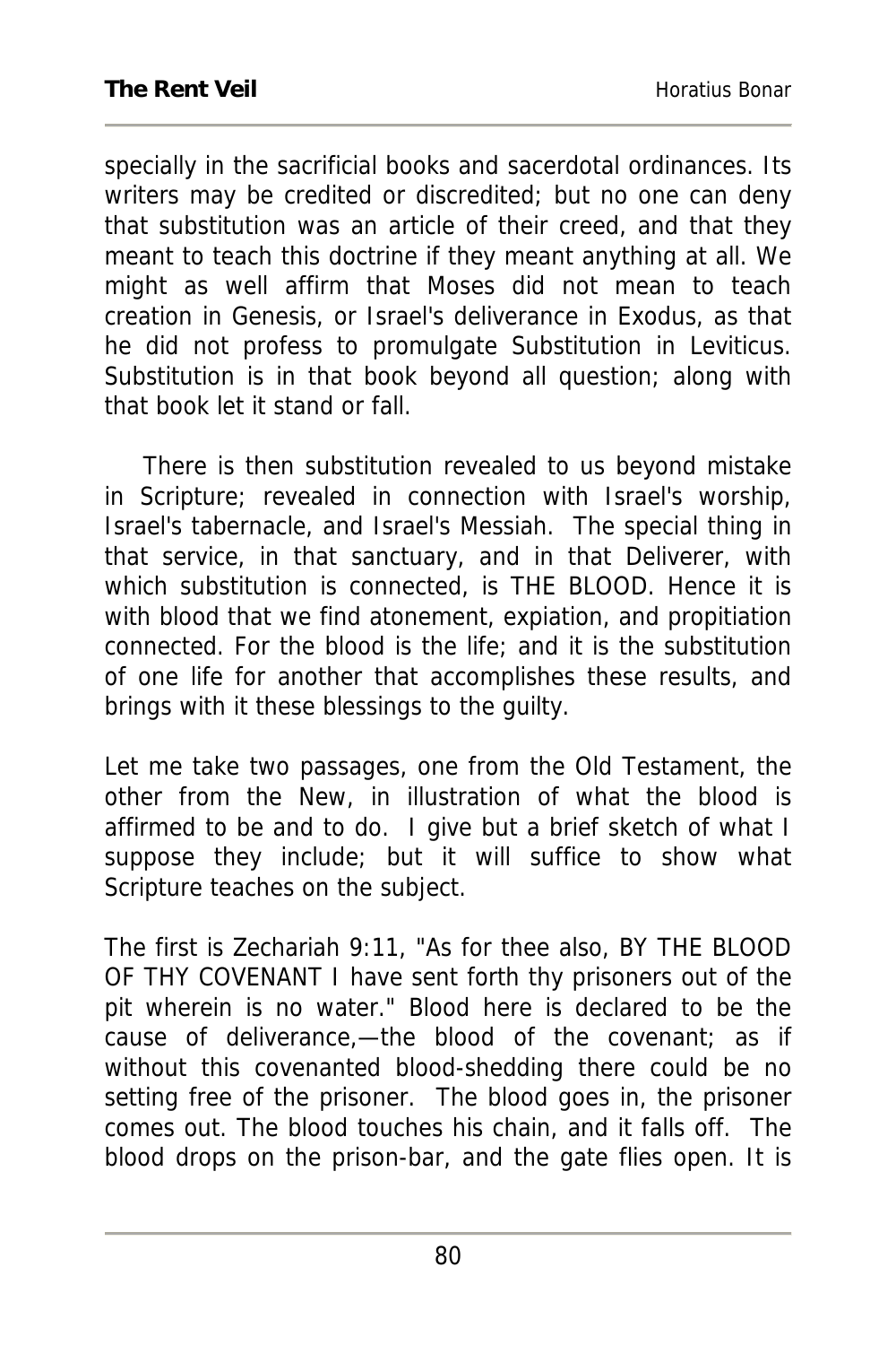specially in the sacrificial books and sacerdotal ordinances. Its writers may be credited or discredited; but no one can deny that substitution was an article of their creed, and that they meant to teach this doctrine if they meant anything at all. We might as well affirm that Moses did not mean to teach creation in Genesis, or Israel's deliverance in Exodus, as that he did not profess to promulgate Substitution in Leviticus. Substitution is in that book beyond all question; along with that book let it stand or fall.

There is then substitution revealed to us beyond mistake in Scripture; revealed in connection with Israel's worship, Israel's tabernacle, and Israel's Messiah. The special thing in that service, in that sanctuary, and in that Deliverer, with which substitution is connected, is THE BLOOD. Hence it is with blood that we find atonement, expiation, and propitiation connected. For the blood is the life; and it is the substitution of one life for another that accomplishes these results, and brings with it these blessings to the guilty.

Let me take two passages, one from the Old Testament, the other from the New, in illustration of what the blood is affirmed to be and to do. I give but a brief sketch of what I suppose they include; but it will suffice to show what Scripture teaches on the subject.

The first is Zechariah 9:11, "As for thee also, BY THE BLOOD OF THY COVENANT I have sent forth thy prisoners out of the pit wherein is no water." Blood here is declared to be the cause of deliverance,—the blood of the covenant; as if without this covenanted blood-shedding there could be no setting free of the prisoner. The blood goes in, the prisoner comes out. The blood touches his chain, and it falls off. The blood drops on the prison-bar, and the gate flies open. It is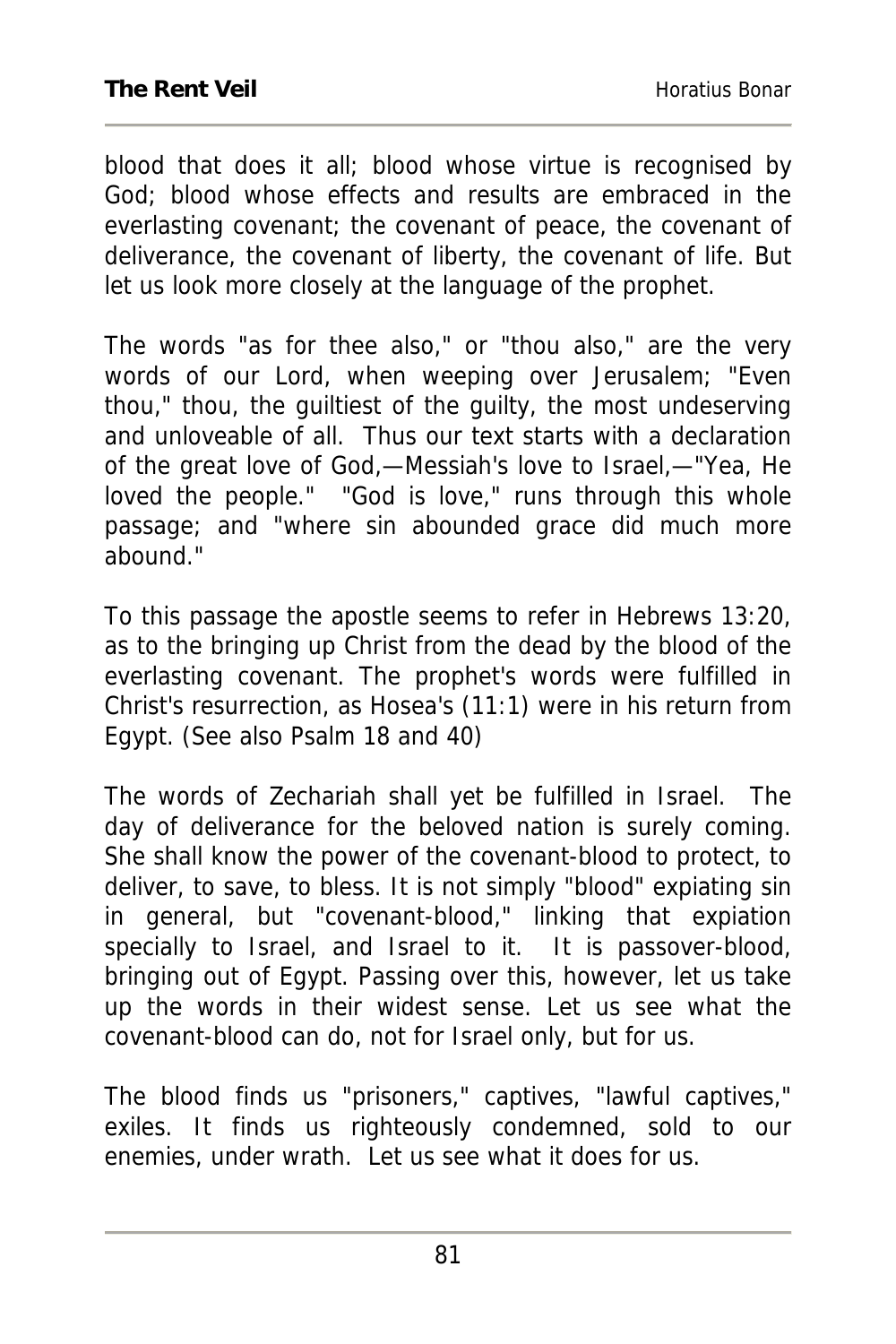blood that does it all; blood whose virtue is recognised by God; blood whose effects and results are embraced in the everlasting covenant; the covenant of peace, the covenant of deliverance, the covenant of liberty, the covenant of life. But let us look more closely at the language of the prophet.

The words "as for thee also," or "thou also," are the very words of our Lord, when weeping over Jerusalem; "Even thou," thou, the guiltiest of the guilty, the most undeserving and unloveable of all. Thus our text starts with a declaration of the great love of God,—Messiah's love to Israel,—"Yea, He loved the people." "God is love," runs through this whole passage; and "where sin abounded grace did much more abound."

To this passage the apostle seems to refer in Hebrews 13:20, as to the bringing up Christ from the dead by the blood of the everlasting covenant. The prophet's words were fulfilled in Christ's resurrection, as Hosea's (11:1) were in his return from Egypt. (See also Psalm 18 and 40)

The words of Zechariah shall yet be fulfilled in Israel. The day of deliverance for the beloved nation is surely coming. She shall know the power of the covenant-blood to protect, to deliver, to save, to bless. It is not simply "blood" expiating sin in general, but "covenant-blood," linking that expiation specially to Israel, and Israel to it. It is passover-blood, bringing out of Egypt. Passing over this, however, let us take up the words in their widest sense. Let us see what the covenant-blood can do, not for Israel only, but for us.

The blood finds us "prisoners," captives, "lawful captives," exiles. It finds us righteously condemned, sold to our enemies, under wrath. Let us see what it does for us.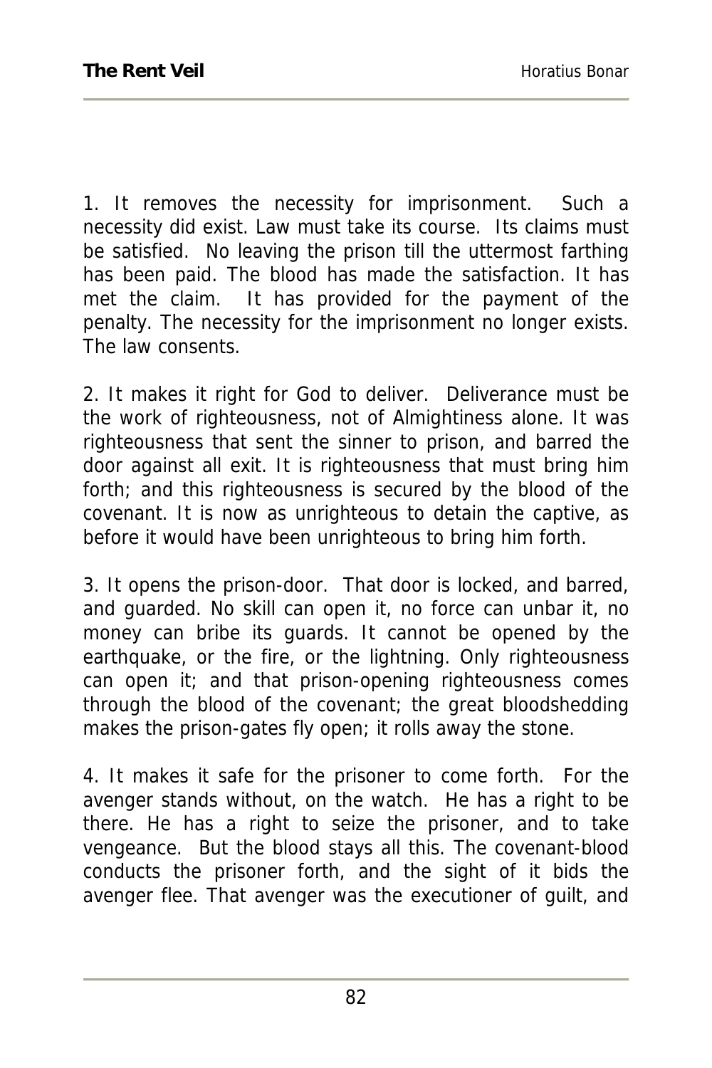1. It removes the necessity for imprisonment. Such a necessity did exist. Law must take its course. Its claims must be satisfied. No leaving the prison till the uttermost farthing has been paid. The blood has made the satisfaction. It has met the claim. It has provided for the payment of the penalty. The necessity for the imprisonment no longer exists. The law consents.

2. It makes it right for God to deliver. Deliverance must be the work of righteousness, not of Almightiness alone. It was righteousness that sent the sinner to prison, and barred the door against all exit. It is righteousness that must bring him forth; and this righteousness is secured by the blood of the covenant. It is now as unrighteous to detain the captive, as before it would have been unrighteous to bring him forth.

3. It opens the prison-door. That door is locked, and barred, and guarded. No skill can open it, no force can unbar it, no money can bribe its guards. It cannot be opened by the earthquake, or the fire, or the lightning. Only righteousness can open it; and that prison-opening righteousness comes through the blood of the covenant; the great bloodshedding makes the prison-gates fly open; it rolls away the stone.

4. It makes it safe for the prisoner to come forth. For the avenger stands without, on the watch. He has a right to be there. He has a right to seize the prisoner, and to take vengeance. But the blood stays all this. The covenant-blood conducts the prisoner forth, and the sight of it bids the avenger flee. That avenger was the executioner of guilt, and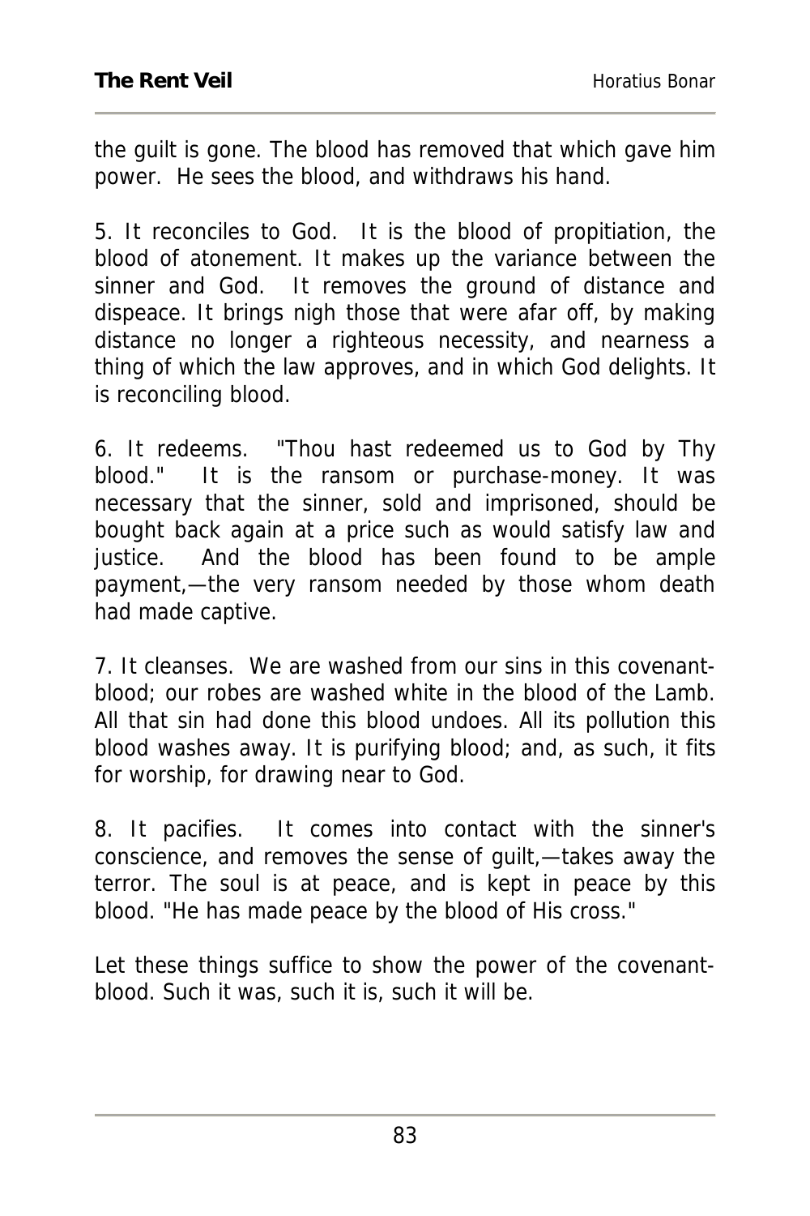the guilt is gone. The blood has removed that which gave him power. He sees the blood, and withdraws his hand.

5. It reconciles to God. It is the blood of propitiation, the blood of atonement. It makes up the variance between the sinner and God. It removes the ground of distance and dispeace. It brings nigh those that were afar off, by making distance no longer a righteous necessity, and nearness a thing of which the law approves, and in which God delights. It is reconciling blood.

6. It redeems. "Thou hast redeemed us to God by Thy blood." It is the ransom or purchase-money. It was necessary that the sinner, sold and imprisoned, should be bought back again at a price such as would satisfy law and justice. And the blood has been found to be ample payment,—the very ransom needed by those whom death had made captive.

7. It cleanses. We are washed from our sins in this covenant-blood; our robes are washed white in the blood of the Lamb. All that sin had done this blood undoes. All its pollution this blood washes away. It is purifying blood; and, as such, it fits for worship, for drawing near to God.

8. It pacifies. It comes into contact with the sinner's conscience, and removes the sense of guilt,—takes away the terror. The soul is at peace, and is kept in peace by this blood. "He has made peace by the blood of His cross."

Let these things suffice to show the power of the covenant-blood. Such it was, such it is, such it will be.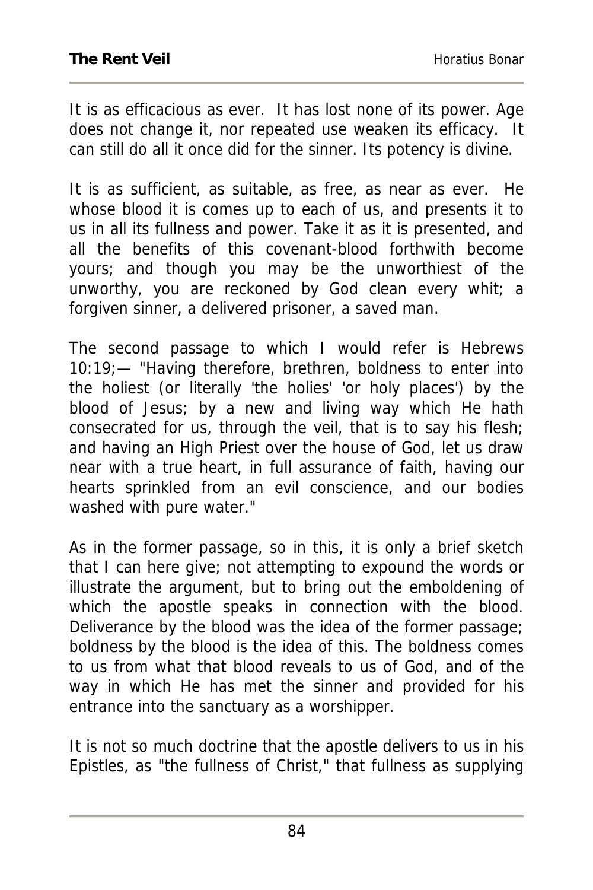It is as efficacious as ever. It has lost none of its power. Age does not change it, nor repeated use weaken its efficacy. It can still do all it once did for the sinner. Its potency is divine.

It is as sufficient, as suitable, as free, as near as ever. He whose blood it is comes up to each of us, and presents it to us in all its fullness and power. Take it as it is presented, and all the benefits of this covenant-blood forthwith become yours; and though you may be the unworthiest of the unworthy, you are reckoned by God clean every whit; a forgiven sinner, a delivered prisoner, a saved man.

The second passage to which I would refer is Hebrews 10:19;— "Having therefore, brethren, boldness to enter into the holiest (or literally 'the holies' 'or holy places') by the blood of Jesus; by a new and living way which He hath consecrated for us, through the veil, that is to say his flesh; and having an High Priest over the house of God, let us draw near with a true heart, in full assurance of faith, having our hearts sprinkled from an evil conscience, and our bodies washed with pure water."

As in the former passage, so in this, it is only a brief sketch that I can here give; not attempting to expound the words or illustrate the argument, but to bring out the emboldening of which the apostle speaks in connection with the blood. Deliverance by the blood was the idea of the former passage; boldness by the blood is the idea of this. The boldness comes to us from what that blood reveals to us of God, and of the way in which He has met the sinner and provided for his entrance into the sanctuary as a worshipper.

It is not so much doctrine that the apostle delivers to us in his Epistles, as "the fullness of Christ," that fullness as supplying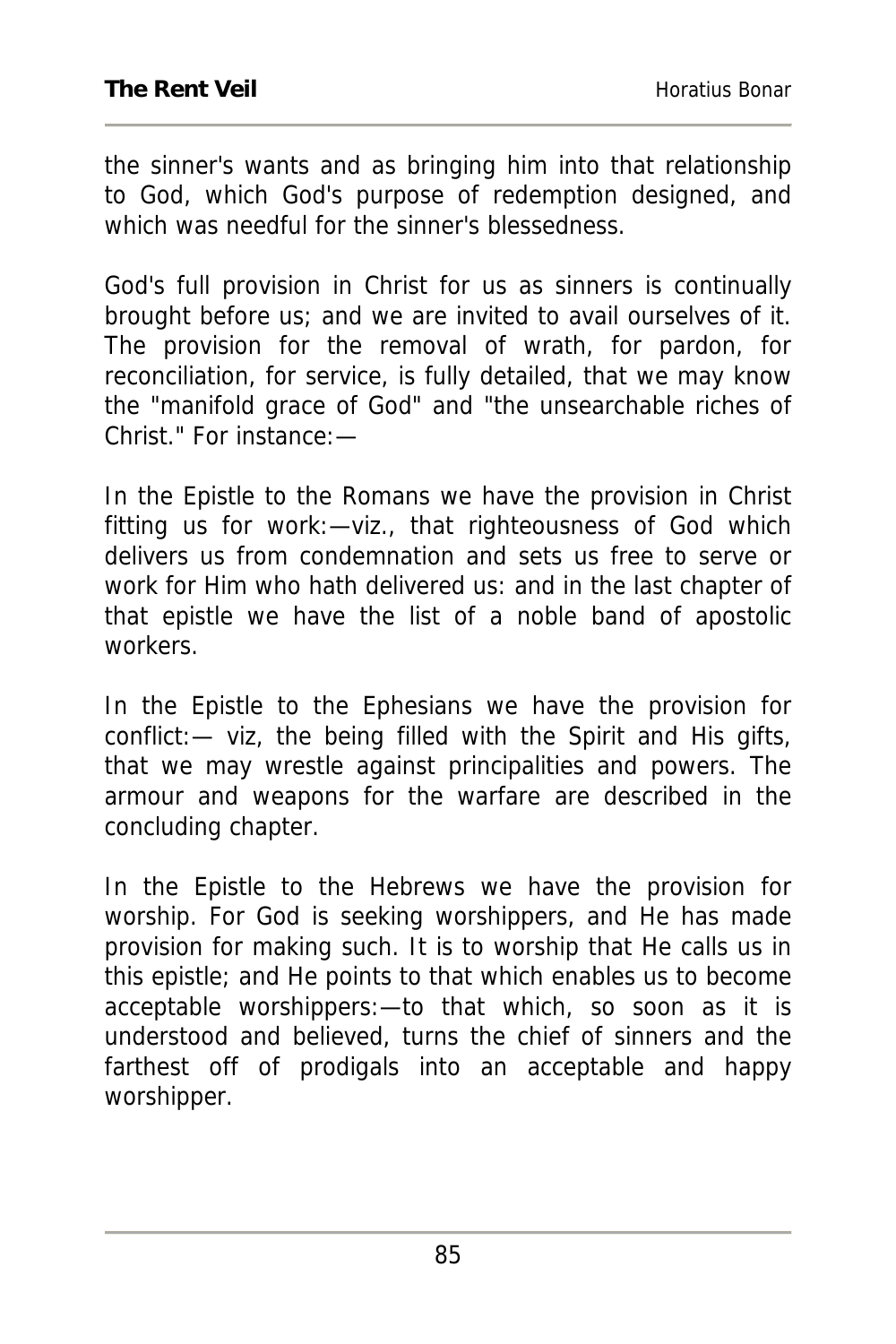the sinner's wants and as bringing him into that relationship to God, which God's purpose of redemption designed, and which was needful for the sinner's blessedness.

God's full provision in Christ for us as sinners is continually brought before us; and we are invited to avail ourselves of it. The provision for the removal of wrath, for pardon, for reconciliation, for service, is fully detailed, that we may know the "manifold grace of God" and "the unsearchable riches of Christ." For instance:—

In the Epistle to the Romans we have the provision in Christ fitting us for work:—viz., that righteousness of God which delivers us from condemnation and sets us free to serve or work for Him who hath delivered us: and in the last chapter of that epistle we have the list of a noble band of apostolic workers.

In the Epistle to the Ephesians we have the provision for conflict:— viz, the being filled with the Spirit and His gifts, that we may wrestle against principalities and powers. The armour and weapons for the warfare are described in the concluding chapter.

In the Epistle to the Hebrews we have the provision for worship. For God is seeking worshippers, and He has made provision for making such. It is to worship that He calls us in this epistle; and He points to that which enables us to become acceptable worshippers:—to that which, so soon as it is understood and believed, turns the chief of sinners and the farthest off of prodigals into an acceptable and happy worshipper.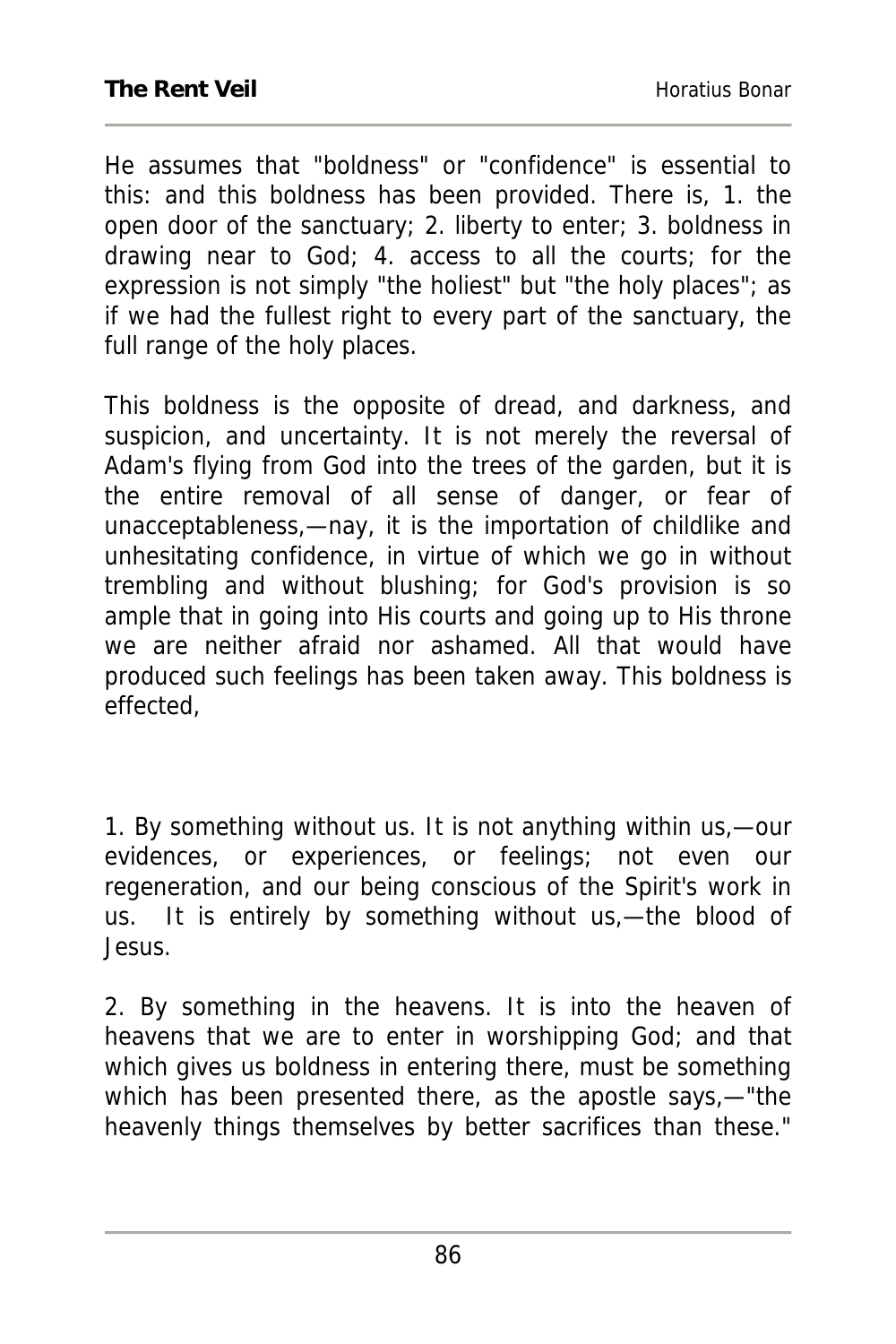He assumes that "boldness" or "confidence" is essential to this: and this boldness has been provided. There is, 1. the open door of the sanctuary; 2. liberty to enter; 3. boldness in drawing near to God; 4. access to all the courts; for the expression is not simply "the holiest" but "the holy places"; as if we had the fullest right to every part of the sanctuary, the full range of the holy places.

This boldness is the opposite of dread, and darkness, and suspicion, and uncertainty. It is not merely the reversal of Adam's flying from God into the trees of the garden, but it is the entire removal of all sense of danger, or fear of unacceptableness,—nay, it is the importation of childlike and unhesitating confidence, in virtue of which we go in without trembling and without blushing; for God's provision is so ample that in going into His courts and going up to His throne we are neither afraid nor ashamed. All that would have produced such feelings has been taken away. This boldness is effected,

1. By something without us. It is not anything within us,—our evidences, or experiences, or feelings; not even our regeneration, and our being conscious of the Spirit's work in us. It is entirely by something without us,—the blood of Jesus.

2. By something in the heavens. It is into the heaven of heavens that we are to enter in worshipping God; and that which gives us boldness in entering there, must be something which has been presented there, as the apostle says,—"the heavenly things themselves by better sacrifices than these."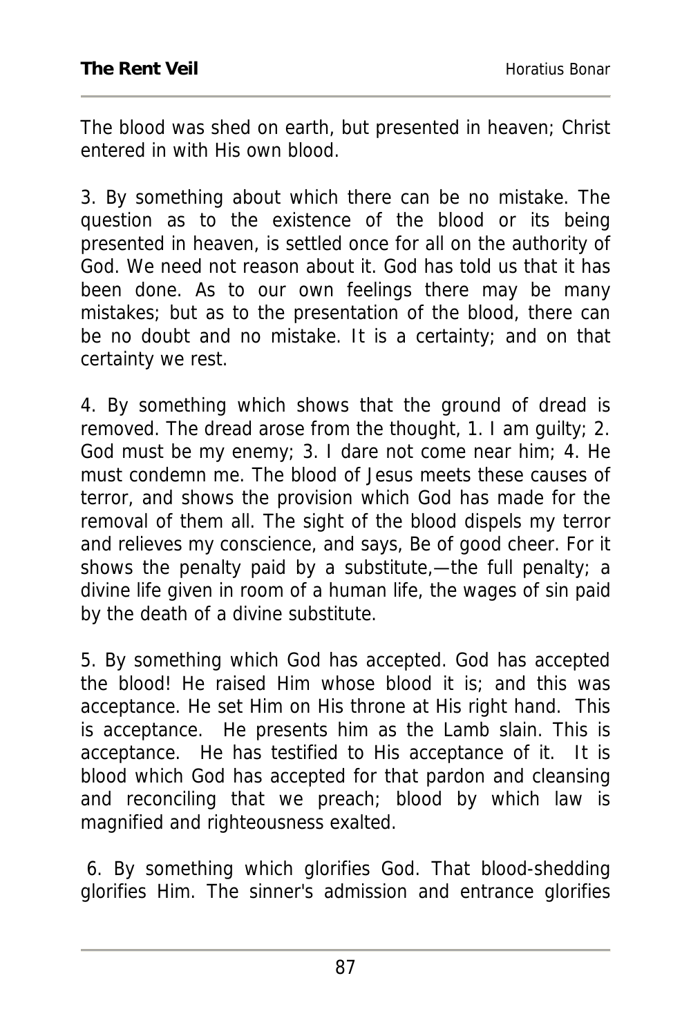The blood was shed on earth, but presented in heaven; Christ entered in with His own blood.

3. By something about which there can be no mistake. The question as to the existence of the blood or its being presented in heaven, is settled once for all on the authority of God. We need not reason about it. God has told us that it has been done. As to our own feelings there may be many mistakes; but as to the presentation of the blood, there can be no doubt and no mistake. It is a certainty; and on that certainty we rest.

4. By something which shows that the ground of dread is removed. The dread arose from the thought, 1. I am guilty; 2. God must be my enemy; 3. I dare not come near him; 4. He must condemn me. The blood of Jesus meets these causes of terror, and shows the provision which God has made for the removal of them all. The sight of the blood dispels my terror and relieves my conscience, and says, Be of good cheer. For it shows the penalty paid by a substitute,—the full penalty; a divine life given in room of a human life, the wages of sin paid by the death of a divine substitute.

5. By something which God has accepted. God has accepted the blood! He raised Him whose blood it is; and this was acceptance. He set Him on His throne at His right hand. This is acceptance. He presents him as the Lamb slain. This is acceptance. He has testified to His acceptance of it. It is blood which God has accepted for that pardon and cleansing and reconciling that we preach; blood by which law is magnified and righteousness exalted.

6. By something which glorifies God. That blood-shedding glorifies Him. The sinner's admission and entrance glorifies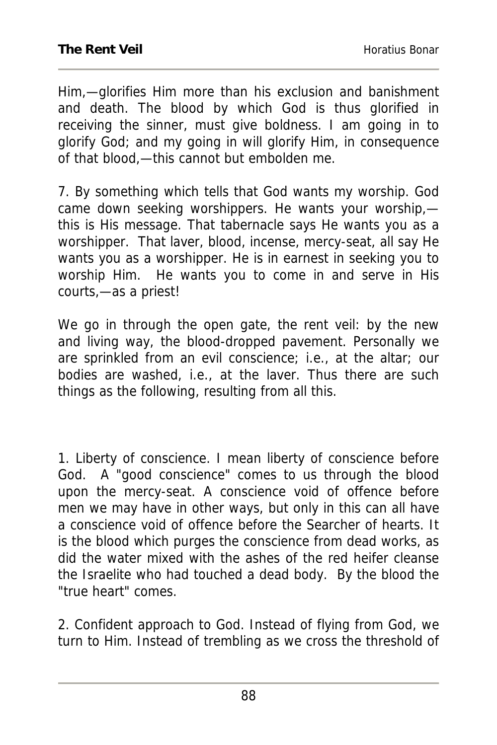Him,—glorifies Him more than his exclusion and banishment and death. The blood by which God is thus glorified in receiving the sinner, must give boldness. I am going in to glorify God; and my going in will glorify Him, in consequence of that blood,—this cannot but embolden me.

7. By something which tells that God wants my worship. God came down seeking worshippers. He wants your worship,—this is His message. That tabernacle says He wants you as a worshipper. That laver, blood, incense, mercy-seat, all say He wants you as a worshipper. He is in earnest in seeking you to worship Him. He wants you to come in and serve in His courts,—as a priest!

We go in through the open gate, the rent veil: by the new and living way, the blood-dropped pavement. Personally we are sprinkled from an evil conscience; i.e., at the altar; our bodies are washed, i.e., at the laver. Thus there are such things as the following, resulting from all this.

1. Liberty of conscience. I mean liberty of conscience before God. A "good conscience" comes to us through the blood upon the mercy-seat. A conscience void of offence before men we may have in other ways, but only in this can all have a conscience void of offence before the Searcher of hearts. It is the blood which purges the conscience from dead works, as did the water mixed with the ashes of the red heifer cleanse the Israelite who had touched a dead body. By the blood the "true heart" comes.

2. Confident approach to God. Instead of flying from God, we turn to Him. Instead of trembling as we cross the threshold of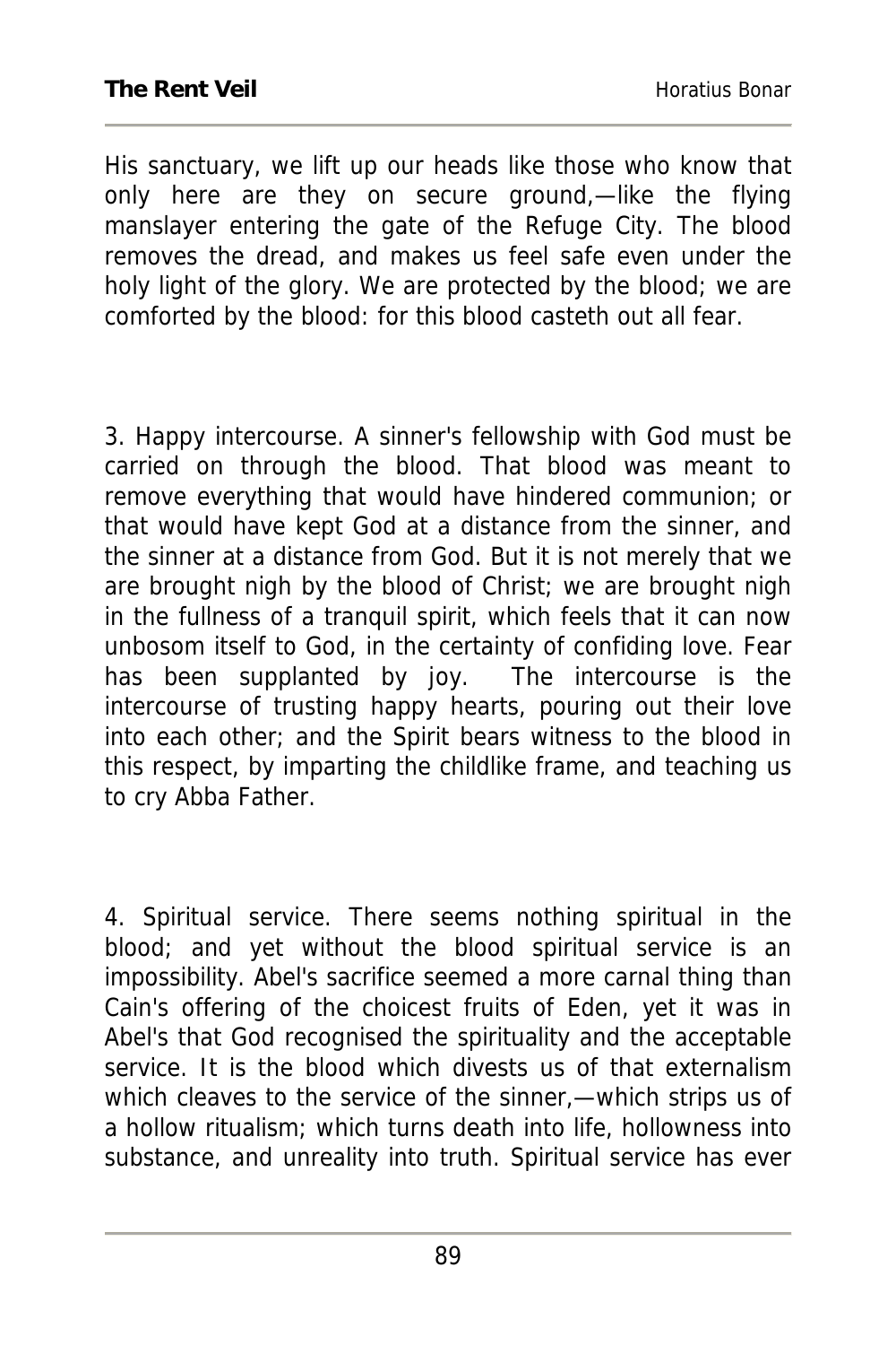His sanctuary, we lift up our heads like those who know that only here are they on secure ground,—like the flying manslayer entering the gate of the Refuge City. The blood removes the dread, and makes us feel safe even under the holy light of the glory. We are protected by the blood; we are comforted by the blood: for this blood casteth out all fear.

3. Happy intercourse. A sinner's fellowship with God must be carried on through the blood. That blood was meant to remove everything that would have hindered communion; or that would have kept God at a distance from the sinner, and the sinner at a distance from God. But it is not merely that we are brought nigh by the blood of Christ; we are brought nigh in the fullness of a tranquil spirit, which feels that it can now unbosom itself to God, in the certainty of confiding love. Fear has been supplanted by joy. The intercourse is the intercourse of trusting happy hearts, pouring out their love into each other; and the Spirit bears witness to the blood in this respect, by imparting the childlike frame, and teaching us to cry Abba Father.

4. Spiritual service. There seems nothing spiritual in the blood; and yet without the blood spiritual service is an impossibility. Abel's sacrifice seemed a more carnal thing than Cain's offering of the choicest fruits of Eden, yet it was in Abel's that God recognised the spirituality and the acceptable service. It is the blood which divests us of that externalism which cleaves to the service of the sinner,—which strips us of a hollow ritualism; which turns death into life, hollowness into substance, and unreality into truth. Spiritual service has ever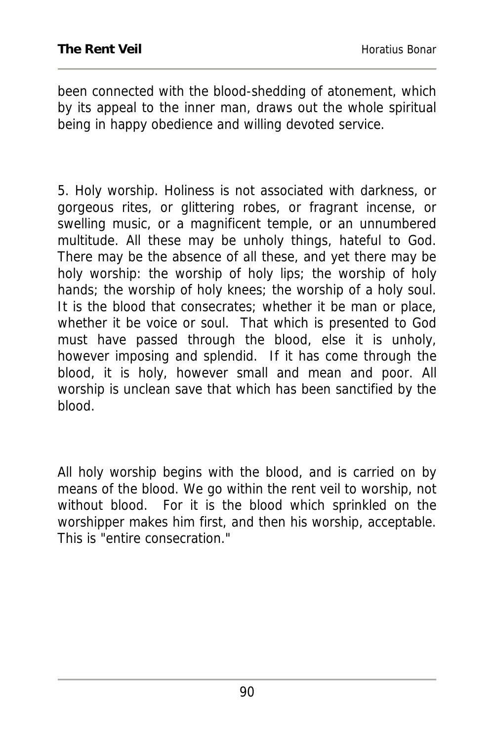been connected with the blood-shedding of atonement, which by its appeal to the inner man, draws out the whole spiritual being in happy obedience and willing devoted service.

5. Holy worship. Holiness is not associated with darkness, or gorgeous rites, or glittering robes, or fragrant incense, or swelling music, or a magnificent temple, or an unnumbered multitude. All these may be unholy things, hateful to God. There may be the absence of all these, and yet there may be holy worship: the worship of holy lips; the worship of holy hands; the worship of holy knees; the worship of a holy soul. It is the blood that consecrates; whether it be man or place, whether it be voice or soul. That which is presented to God must have passed through the blood, else it is unholy, however imposing and splendid. If it has come through the blood, it is holy, however small and mean and poor. All worship is unclean save that which has been sanctified by the blood.

All holy worship begins with the blood, and is carried on by means of the blood. We go within the rent veil to worship, not without blood. For it is the blood which sprinkled on the worshipper makes him first, and then his worship, acceptable. This is "entire consecration."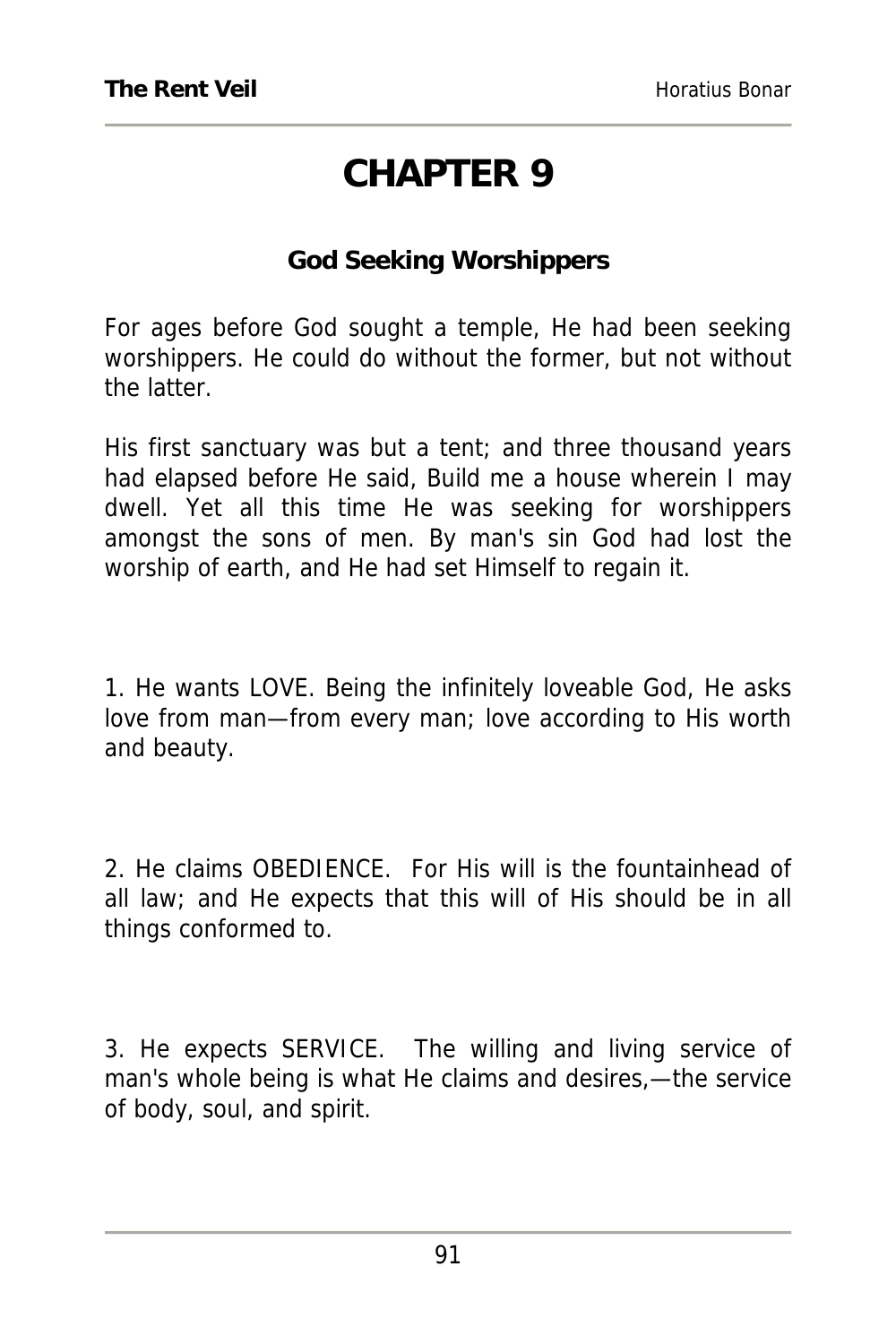# CHAPTER 9

### God Seeking Worshippers

For ages before God sought a temple, He had been seeking worshippers. He could do without the former, but not without the latter.

His first sanctuary was but a tent; and three thousand years had elapsed before He said, Build me a house wherein I may dwell. Yet all this time He was seeking for worshippers amongst the sons of men. By man's sin God had lost the worship of earth, and He had set Himself to regain it.

1. He wants LOVE. Being the infinitely loveable God, He asks love from man—from every man; love according to His worth and beauty.

2. He claims OBEDIENCE. For His will is the fountainhead of all law; and He expects that this will of His should be in all things conformed to.

3. He expects SERVICE. The willing and living service of man's whole being is what He claims and desires,—the service of body, soul, and spirit.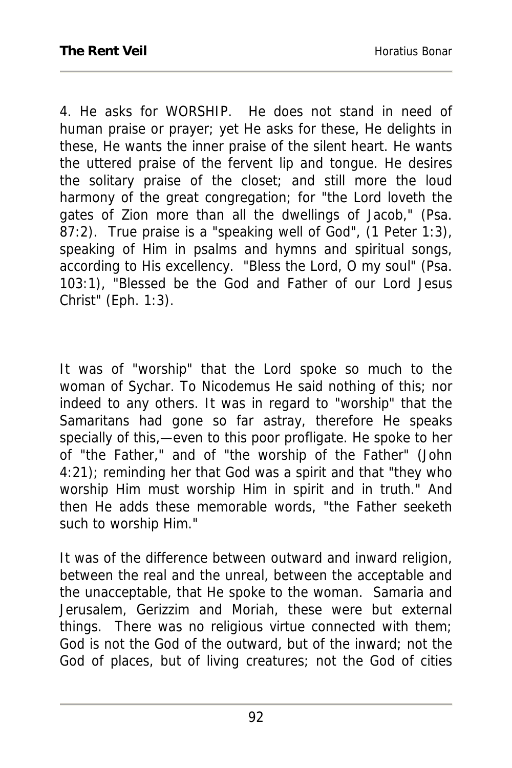4. He asks for WORSHIP. He does not stand in need of human praise or prayer; yet He asks for these, He delights in these, He wants the inner praise of the silent heart. He wants the uttered praise of the fervent lip and tongue. He desires the solitary praise of the closet; and still more the loud harmony of the great congregation; for "the Lord loveth the gates of Zion more than all the dwellings of Jacob," (Psa. 87:2). True praise is a "speaking well of God", (1 Peter 1:3), speaking of Him in psalms and hymns and spiritual songs, according to His excellency. "Bless the Lord, O my soul" (Psa. 103:1), "Blessed be the God and Father of our Lord Jesus Christ" (Eph. 1:3).

It was of "worship" that the Lord spoke so much to the woman of Sychar. To Nicodemus He said nothing of this; nor indeed to any others. It was in regard to "worship" that the Samaritans had gone so far astray, therefore He speaks specially of this,—even to this poor profligate. He spoke to her of "the Father," and of "the worship of the Father" (John 4:21); reminding her that God was a spirit and that "they who worship Him must worship Him in spirit and in truth." And then He adds these memorable words, "the Father seeketh such to worship Him."

It was of the difference between outward and inward religion, between the real and the unreal, between the acceptable and the unacceptable, that He spoke to the woman. Samaria and Jerusalem, Gerizzim and Moriah, these were but external things. There was no religious virtue connected with them; God is not the God of the outward, but of the inward; not the God of places, but of living creatures; not the God of cities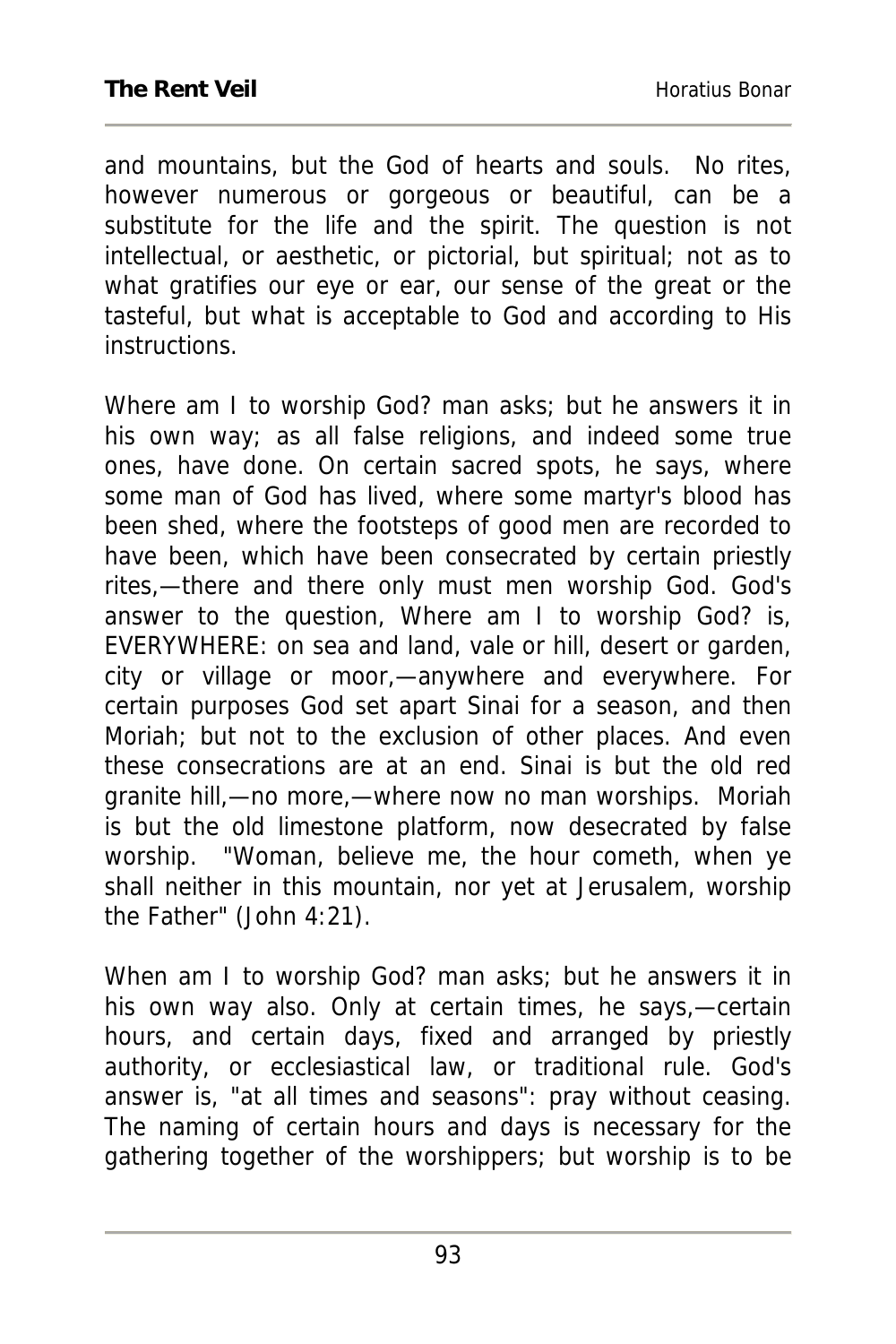and mountains, but the God of hearts and souls. No rites, however numerous or gorgeous or beautiful, can be a substitute for the life and the spirit. The question is not intellectual, or aesthetic, or pictorial, but spiritual; not as to what gratifies our eye or ear, our sense of the great or the tasteful, but what is acceptable to God and according to His instructions.

Where am I to worship God? man asks; but he answers it in his own way; as all false religions, and indeed some true ones, have done. On certain sacred spots, he says, where some man of God has lived, where some martyr's blood has been shed, where the footsteps of good men are recorded to have been, which have been consecrated by certain priestly rites,—there and there only must men worship God. God's answer to the question, Where am I to worship God? is, EVERYWHERE: on sea and land, vale or hill, desert or garden, city or village or moor,—anywhere and everywhere. For certain purposes God set apart Sinai for a season, and then Moriah; but not to the exclusion of other places. And even these consecrations are at an end. Sinai is but the old red granite hill,—no more,—where now no man worships. Moriah is but the old limestone platform, now desecrated by false worship. "Woman, believe me, the hour cometh, when ye shall neither in this mountain, nor yet at Jerusalem, worship the Father" (John 4:21).

When am I to worship God? man asks; but he answers it in his own way also. Only at certain times, he says,—certain hours, and certain days, fixed and arranged by priestly authority, or ecclesiastical law, or traditional rule. God's answer is, "at all times and seasons": pray without ceasing. The naming of certain hours and days is necessary for the gathering together of the worshippers; but worship is to be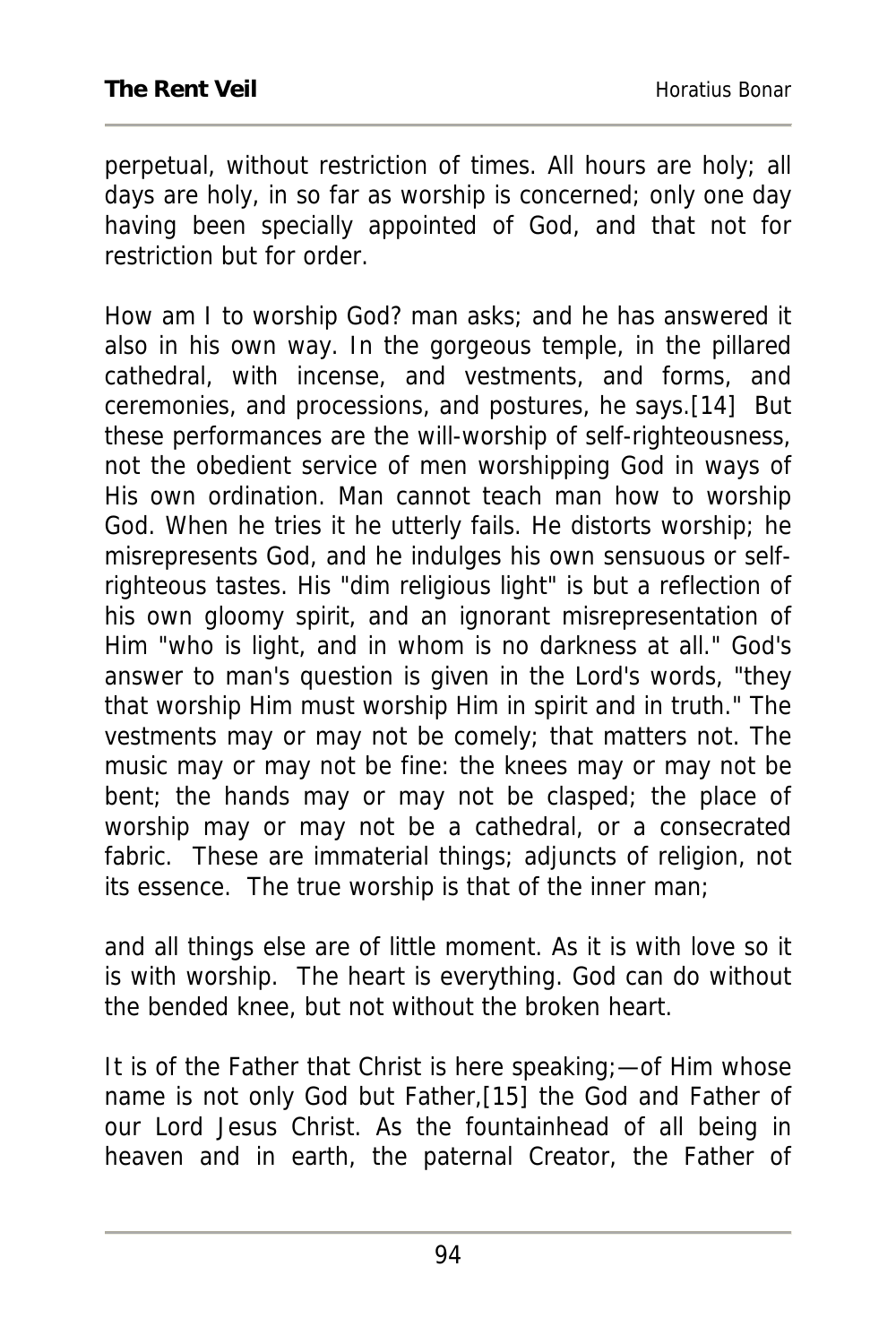perpetual, without restriction of times. All hours are holy; all days are holy, in so far as worship is concerned; only one day having been specially appointed of God, and that not for restriction but for order.

How am I to worship God? man asks; and he has answered it also in his own way. In the gorgeous temple, in the pillared cathedral, with incense, and vestments, and forms, and ceremonies, and processions, and postures, he says.[14] But these performances are the will-worship of self-righteousness, not the obedient service of men worshipping God in ways of His own ordination. Man cannot teach man how to worship God. When he tries it he utterly fails. He distorts worship; he misrepresents God, and he indulges his own sensuous or self-righteous tastes. His "dim religious light" is but a reflection of his own gloomy spirit, and an ignorant misrepresentation of Him "who is light, and in whom is no darkness at all." God's answer to man's question is given in the Lord's words, "they that worship Him must worship Him in spirit and in truth." The vestments may or may not be comely; that matters not. The music may or may not be fine: the knees may or may not be bent; the hands may or may not be clasped; the place of worship may or may not be a cathedral, or a consecrated fabric. These are immaterial things; adjuncts of religion, not its essence. The true worship is that of the inner man;

and all things else are of little moment. As it is with love so it is with worship. The heart is everything. God can do without the bended knee, but not without the broken heart.

It is of the Father that Christ is here speaking;—of Him whose name is not only God but Father,[15] the God and Father of our Lord Jesus Christ. As the fountainhead of all being in heaven and in earth, the paternal Creator, the Father of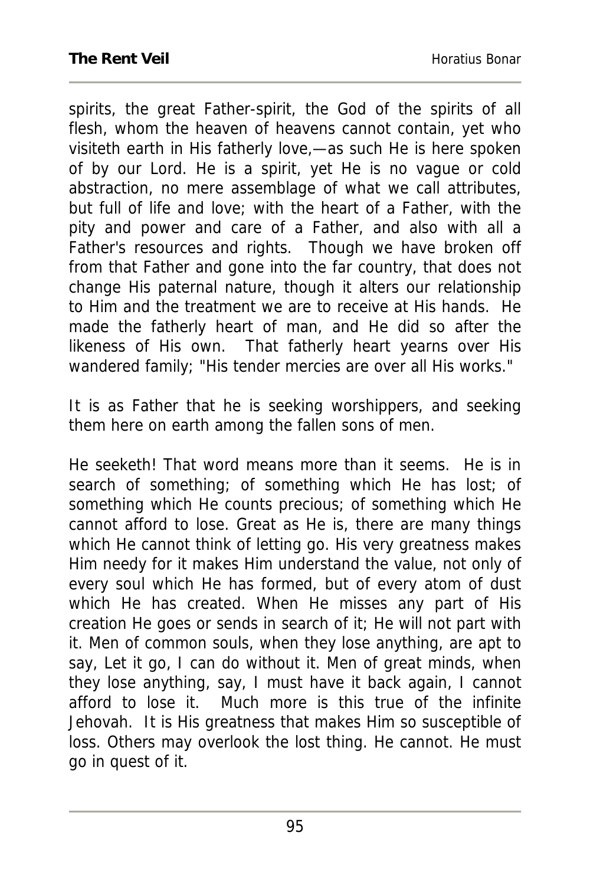spirits, the great Father-spirit, the God of the spirits of all flesh, whom the heaven of heavens cannot contain, yet who visiteth earth in His fatherly love,—as such He is here spoken of by our Lord. He is a spirit, yet He is no vague or cold abstraction, no mere assemblage of what we call attributes, but full of life and love; with the heart of a Father, with the pity and power and care of a Father, and also with all a Father's resources and rights. Though we have broken off from that Father and gone into the far country, that does not change His paternal nature, though it alters our relationship to Him and the treatment we are to receive at His hands. He made the fatherly heart of man, and He did so after the likeness of His own. That fatherly heart yearns over His wandered family; "His tender mercies are over all His works."

It is as Father that he is seeking worshippers, and seeking them here on earth among the fallen sons of men.

He seeketh! That word means more than it seems. He is in search of something; of something which He has lost; of something which He counts precious; of something which He cannot afford to lose. Great as He is, there are many things which He cannot think of letting go. His very greatness makes Him needy for it makes Him understand the value, not only of every soul which He has formed, but of every atom of dust which He has created. When He misses any part of His creation He goes or sends in search of it; He will not part with it. Men of common souls, when they lose anything, are apt to say, Let it go, I can do without it. Men of great minds, when they lose anything, say, I must have it back again, I cannot afford to lose it. Much more is this true of the infinite Jehovah. It is His greatness that makes Him so susceptible of loss. Others may overlook the lost thing. He cannot. He must go in quest of it.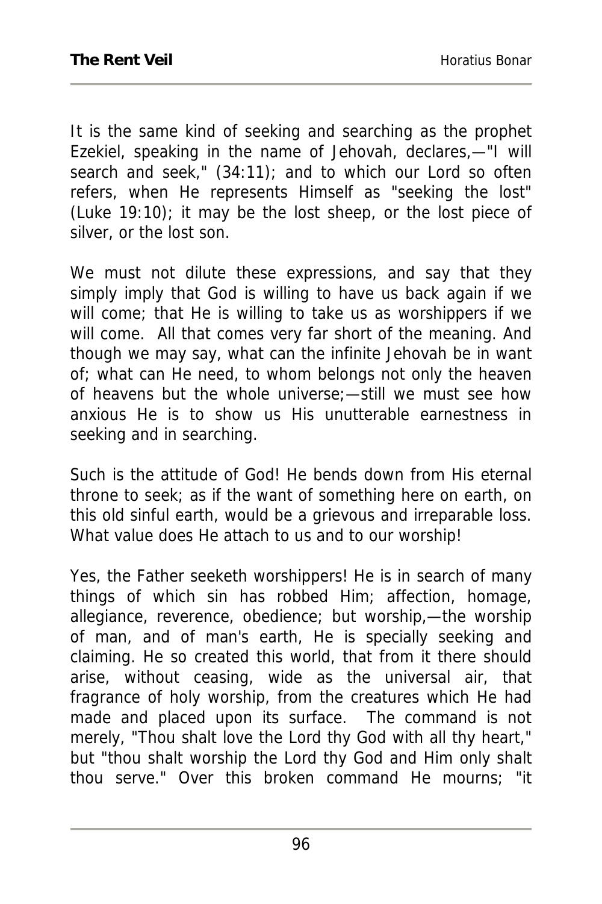It is the same kind of seeking and searching as the prophet Ezekiel, speaking in the name of Jehovah, declares,—"I will search and seek," (34:11); and to which our Lord so often refers, when He represents Himself as "seeking the lost" (Luke 19:10); it may be the lost sheep, or the lost piece of silver, or the lost son.

We must not dilute these expressions, and say that they simply imply that God is willing to have us back again if we will come; that He is willing to take us as worshippers if we will come. All that comes very far short of the meaning. And though we may say, what can the infinite Jehovah be in want of; what can He need, to whom belongs not only the heaven of heavens but the whole universe;—still we must see how anxious He is to show us His unutterable earnestness in seeking and in searching.

Such is the attitude of God! He bends down from His eternal throne to seek; as if the want of something here on earth, on this old sinful earth, would be a grievous and irreparable loss. What value does He attach to us and to our worship!

Yes, the Father seeketh worshippers! He is in search of many things of which sin has robbed Him; affection, homage, allegiance, reverence, obedience; but worship,—the worship of man, and of man's earth, He is specially seeking and claiming. He so created this world, that from it there should arise, without ceasing, wide as the universal air, that fragrance of holy worship, from the creatures which He had made and placed upon its surface. The command is not merely, "Thou shalt love the Lord thy God with all thy heart," but "thou shalt worship the Lord thy God and Him only shalt thou serve." Over this broken command He mourns; "it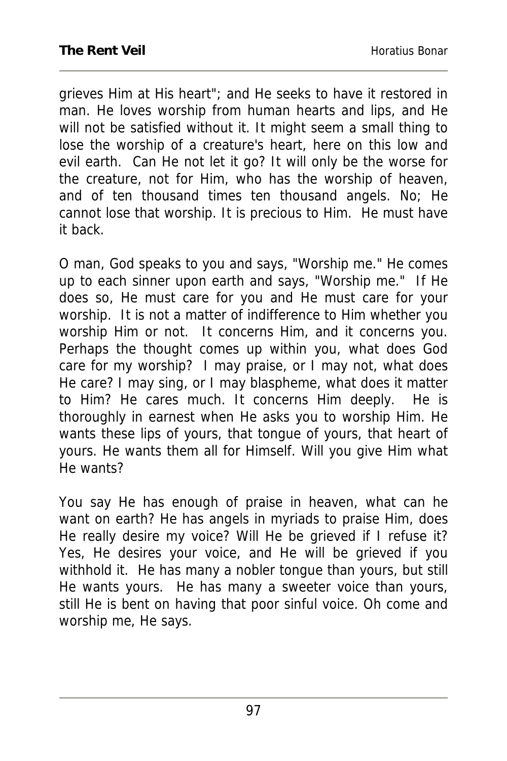grieves Him at His heart"; and He seeks to have it restored in man. He loves worship from human hearts and lips, and He will not be satisfied without it. It might seem a small thing to lose the worship of a creature's heart, here on this low and evil earth. Can He not let it go? It will only be the worse for the creature, not for Him, who has the worship of heaven, and of ten thousand times ten thousand angels. No; He cannot lose that worship. It is precious to Him. He must have it back.

O man, God speaks to you and says, "Worship me." He comes up to each sinner upon earth and says, "Worship me." If He does so, He must care for you and He must care for your worship. It is not a matter of indifference to Him whether you worship Him or not. It concerns Him, and it concerns you. Perhaps the thought comes up within you, what does God care for my worship? I may praise, or I may not, what does He care? I may sing, or I may blaspheme, what does it matter to Him? He cares much. It concerns Him deeply. He is thoroughly in earnest when He asks you to worship Him. He wants these lips of yours, that tongue of yours, that heart of yours. He wants them all for Himself. Will you give Him what He wants?

You say He has enough of praise in heaven, what can he want on earth? He has angels in myriads to praise Him, does He really desire my voice? Will He be grieved if I refuse it? Yes, He desires your voice, and He will be grieved if you withhold it. He has many a nobler tongue than yours, but still He wants yours. He has many a sweeter voice than yours, still He is bent on having that poor sinful voice. Oh come and worship me, He says.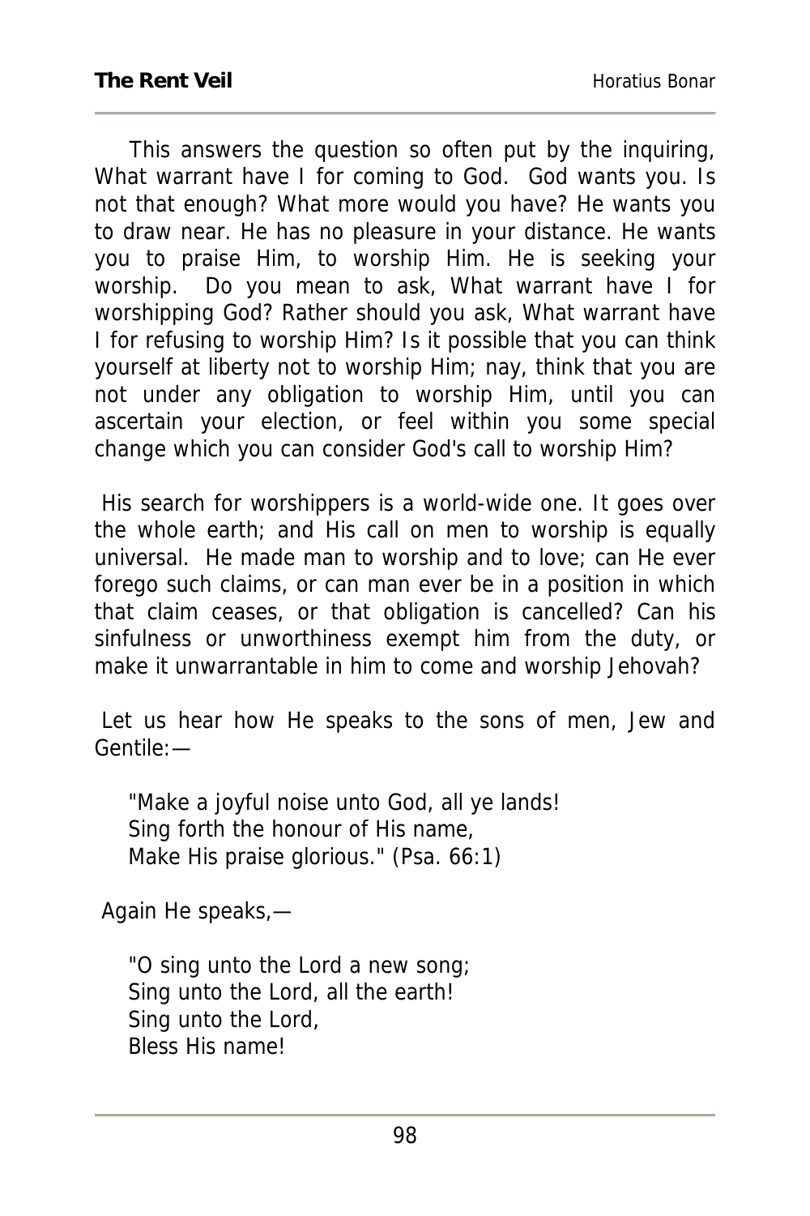This answers the question so often put by the inquiring, What warrant have I for coming to God. God wants you. Is not that enough? What more would you have? He wants you to draw near. He has no pleasure in your distance. He wants you to praise Him, to worship Him. He is seeking your worship. Do you mean to ask, What warrant have I for worshipping God? Rather should you ask, What warrant have I for refusing to worship Him? Is it possible that you can think yourself at liberty not to worship Him; nay, think that you are not under any obligation to worship Him, until you can ascertain your election, or feel within you some special change which you can consider God's call to worship Him?

His search for worshippers is a world-wide one. It goes over the whole earth; and His call on men to worship is equally universal. He made man to worship and to love; can He ever forego such claims, or can man ever be in a position in which that claim ceases, or that obligation is cancelled? Can his sinfulness or unworthiness exempt him from the duty, or make it unwarrantable in him to come and worship Jehovah?

Let us hear how He speaks to the sons of men, Jew and Gentile:—

> "Make a joyful noise unto God, all ye lands!
> Sing forth the honour of His name,
> Make His praise glorious." (Psa. 66:1)

Again He speaks,—

> "O sing unto the Lord a new song;
> Sing unto the Lord, all the earth!
> Sing unto the Lord,
> Bless His name!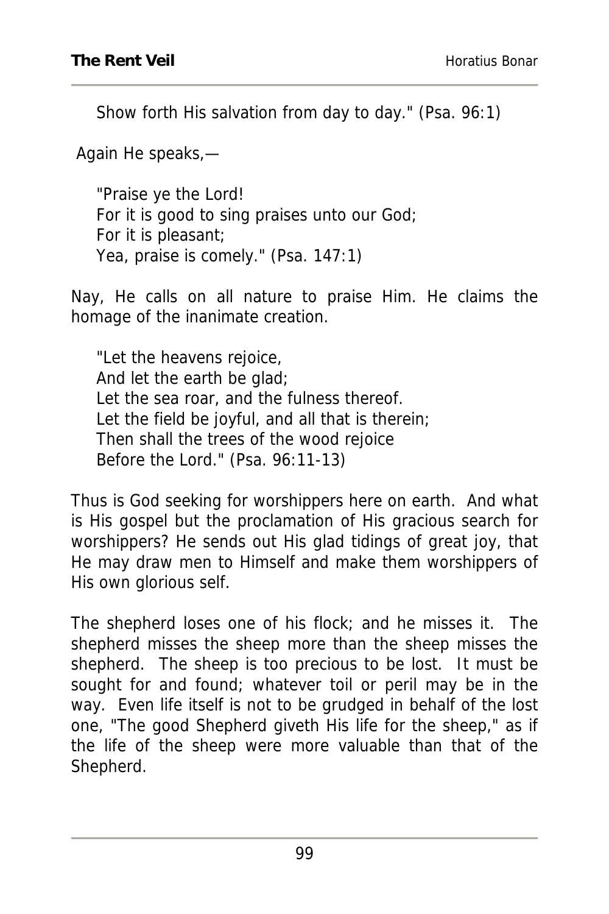Show forth His salvation from day to day." (Psa. 96:1)

Again He speaks,—

> "Praise ye the Lord!
> For it is good to sing praises unto our God;
> For it is pleasant;
> Yea, praise is comely." (Psa. 147:1)

Nay, He calls on all nature to praise Him. He claims the homage of the inanimate creation.

> "Let the heavens rejoice,
> And let the earth be glad;
> Let the sea roar, and the fulness thereof.
> Let the field be joyful, and all that is therein;
> Then shall the trees of the wood rejoice
> Before the Lord." (Psa. 96:11-13)

Thus is God seeking for worshippers here on earth. And what is His gospel but the proclamation of His gracious search for worshippers? He sends out His glad tidings of great joy, that He may draw men to Himself and make them worshippers of His own glorious self.

The shepherd loses one of his flock; and he misses it. The shepherd misses the sheep more than the sheep misses the shepherd. The sheep is too precious to be lost. It must be sought for and found; whatever toil or peril may be in the way. Even life itself is not to be grudged in behalf of the lost one, "The good Shepherd giveth His life for the sheep," as if the life of the sheep were more valuable than that of the Shepherd.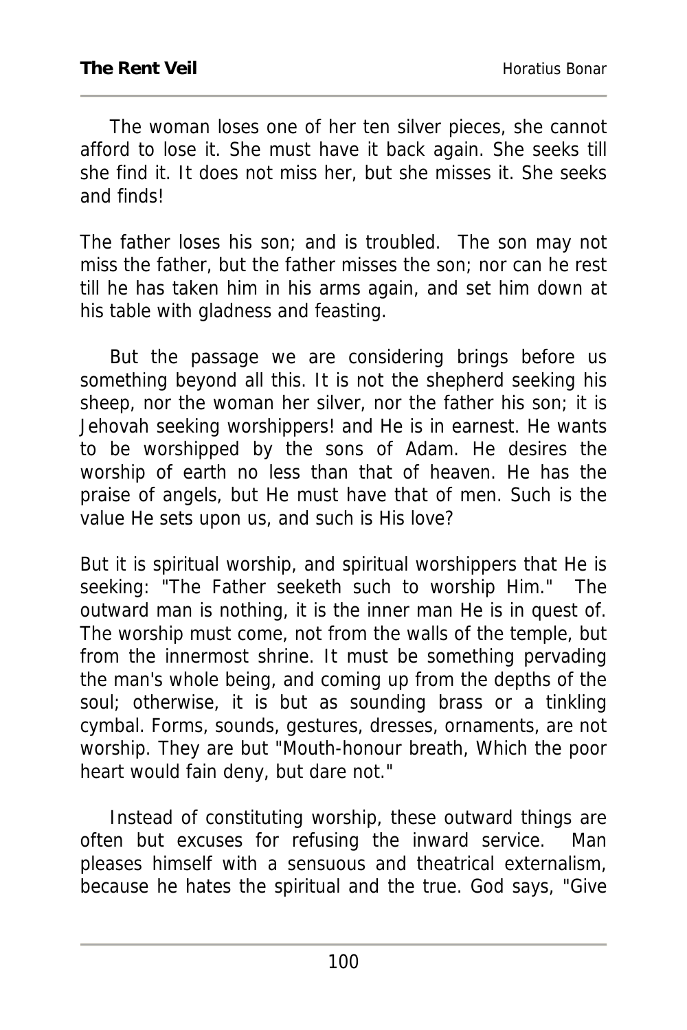The woman loses one of her ten silver pieces, she cannot afford to lose it. She must have it back again. She seeks till she find it. It does not miss her, but she misses it. She seeks and finds!

The father loses his son; and is troubled. The son may not miss the father, but the father misses the son; nor can he rest till he has taken him in his arms again, and set him down at his table with gladness and feasting.

But the passage we are considering brings before us something beyond all this. It is not the shepherd seeking his sheep, nor the woman her silver, nor the father his son; it is Jehovah seeking worshippers! and He is in earnest. He wants to be worshipped by the sons of Adam. He desires the worship of earth no less than that of heaven. He has the praise of angels, but He must have that of men. Such is the value He sets upon us, and such is His love?

But it is spiritual worship, and spiritual worshippers that He is seeking: "The Father seeketh such to worship Him." The outward man is nothing, it is the inner man He is in quest of. The worship must come, not from the walls of the temple, but from the innermost shrine. It must be something pervading the man's whole being, and coming up from the depths of the soul; otherwise, it is but as sounding brass or a tinkling cymbal. Forms, sounds, gestures, dresses, ornaments, are not worship. They are but "Mouth-honour breath, Which the poor heart would fain deny, but dare not."

Instead of constituting worship, these outward things are often but excuses for refusing the inward service. Man pleases himself with a sensuous and theatrical externalism, because he hates the spiritual and the true. God says, "Give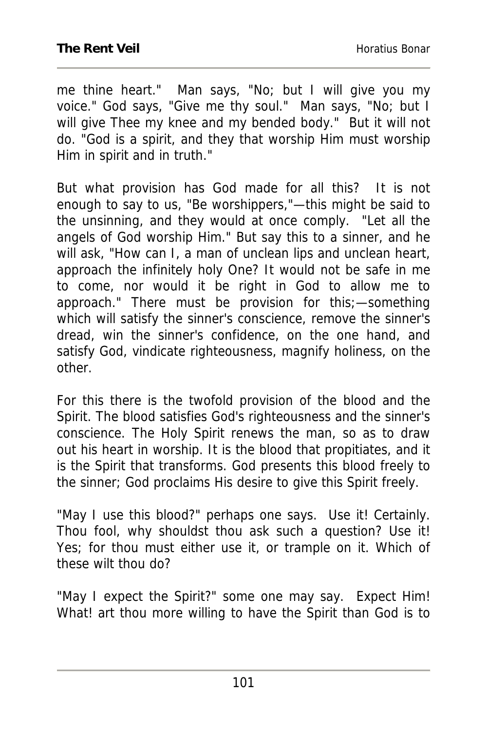me thine heart." Man says, "No; but I will give you my voice." God says, "Give me thy soul." Man says, "No; but I will give Thee my knee and my bended body." But it will not do. "God is a spirit, and they that worship Him must worship Him in spirit and in truth."

But what provision has God made for all this? It is not enough to say to us, "Be worshippers,"—this might be said to the unsinning, and they would at once comply. "Let all the angels of God worship Him." But say this to a sinner, and he will ask, "How can I, a man of unclean lips and unclean heart, approach the infinitely holy One? It would not be safe in me to come, nor would it be right in God to allow me to approach." There must be provision for this;—something which will satisfy the sinner's conscience, remove the sinner's dread, win the sinner's confidence, on the one hand, and satisfy God, vindicate righteousness, magnify holiness, on the other.

For this there is the twofold provision of the blood and the Spirit. The blood satisfies God's righteousness and the sinner's conscience. The Holy Spirit renews the man, so as to draw out his heart in worship. It is the blood that propitiates, and it is the Spirit that transforms. God presents this blood freely to the sinner; God proclaims His desire to give this Spirit freely.

"May I use this blood?" perhaps one says. Use it! Certainly. Thou fool, why shouldst thou ask such a question? Use it! Yes; for thou must either use it, or trample on it. Which of these wilt thou do?

"May I expect the Spirit?" some one may say. Expect Him! What! art thou more willing to have the Spirit than God is to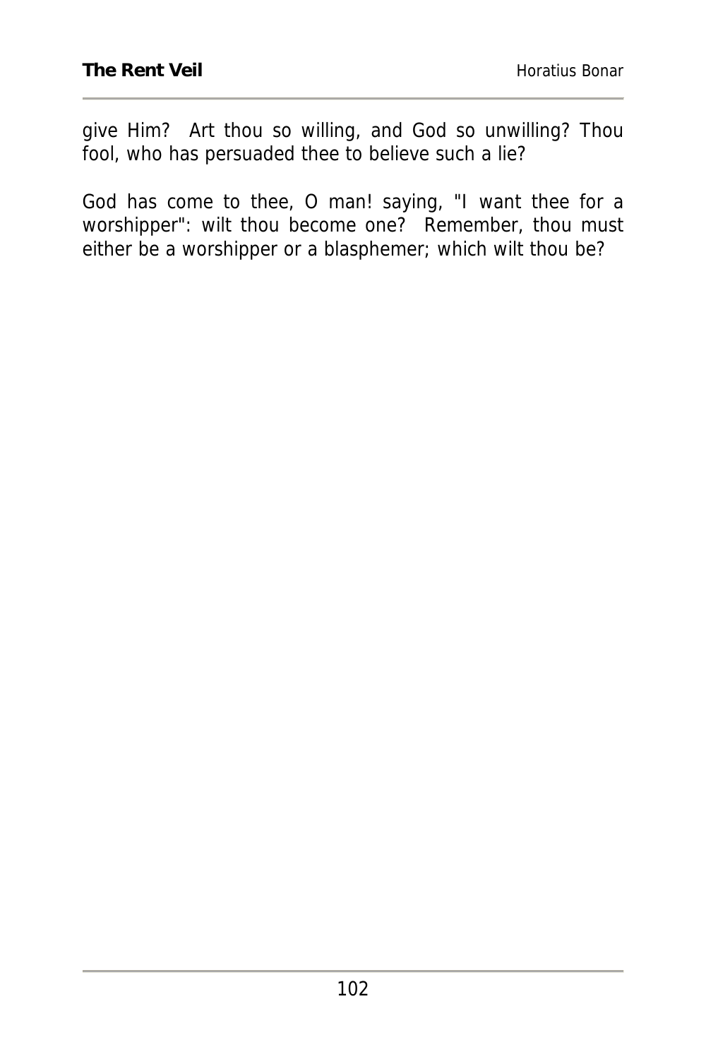give Him? Art thou so willing, and God so unwilling? Thou fool, who has persuaded thee to believe such a lie?

God has come to thee, O man! saying, "I want thee for a worshipper": wilt thou become one? Remember, thou must either be a worshipper or a blasphemer; which wilt thou be?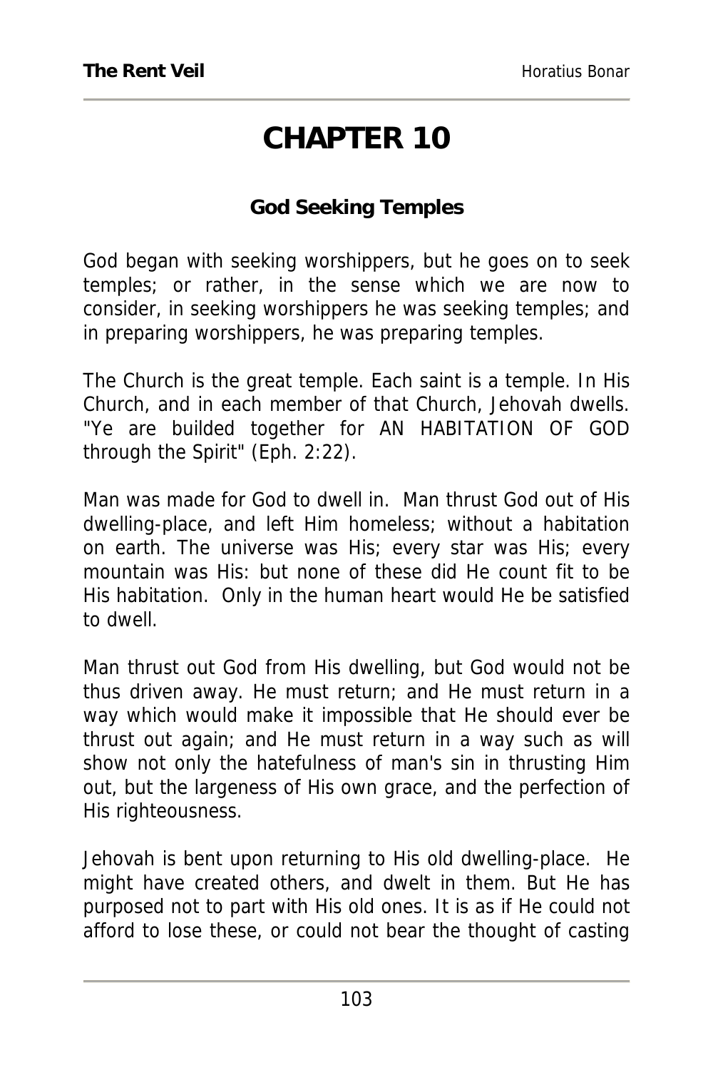# CHAPTER 10

### God Seeking Temples

God began with seeking worshippers, but he goes on to seek temples; or rather, in the sense which we are now to consider, in seeking worshippers he was seeking temples; and in preparing worshippers, he was preparing temples.

The Church is the great temple. Each saint is a temple. In His Church, and in each member of that Church, Jehovah dwells. "Ye are builded together for AN HABITATION OF GOD through the Spirit" (Eph. 2:22).

Man was made for God to dwell in. Man thrust God out of His dwelling-place, and left Him homeless; without a habitation on earth. The universe was His; every star was His; every mountain was His: but none of these did He count fit to be His habitation. Only in the human heart would He be satisfied to dwell.

Man thrust out God from His dwelling, but God would not be thus driven away. He must return; and He must return in a way which would make it impossible that He should ever be thrust out again; and He must return in a way such as will show not only the hatefulness of man's sin in thrusting Him out, but the largeness of His own grace, and the perfection of His righteousness.

Jehovah is bent upon returning to His old dwelling-place. He might have created others, and dwelt in them. But He has purposed not to part with His old ones. It is as if He could not afford to lose these, or could not bear the thought of casting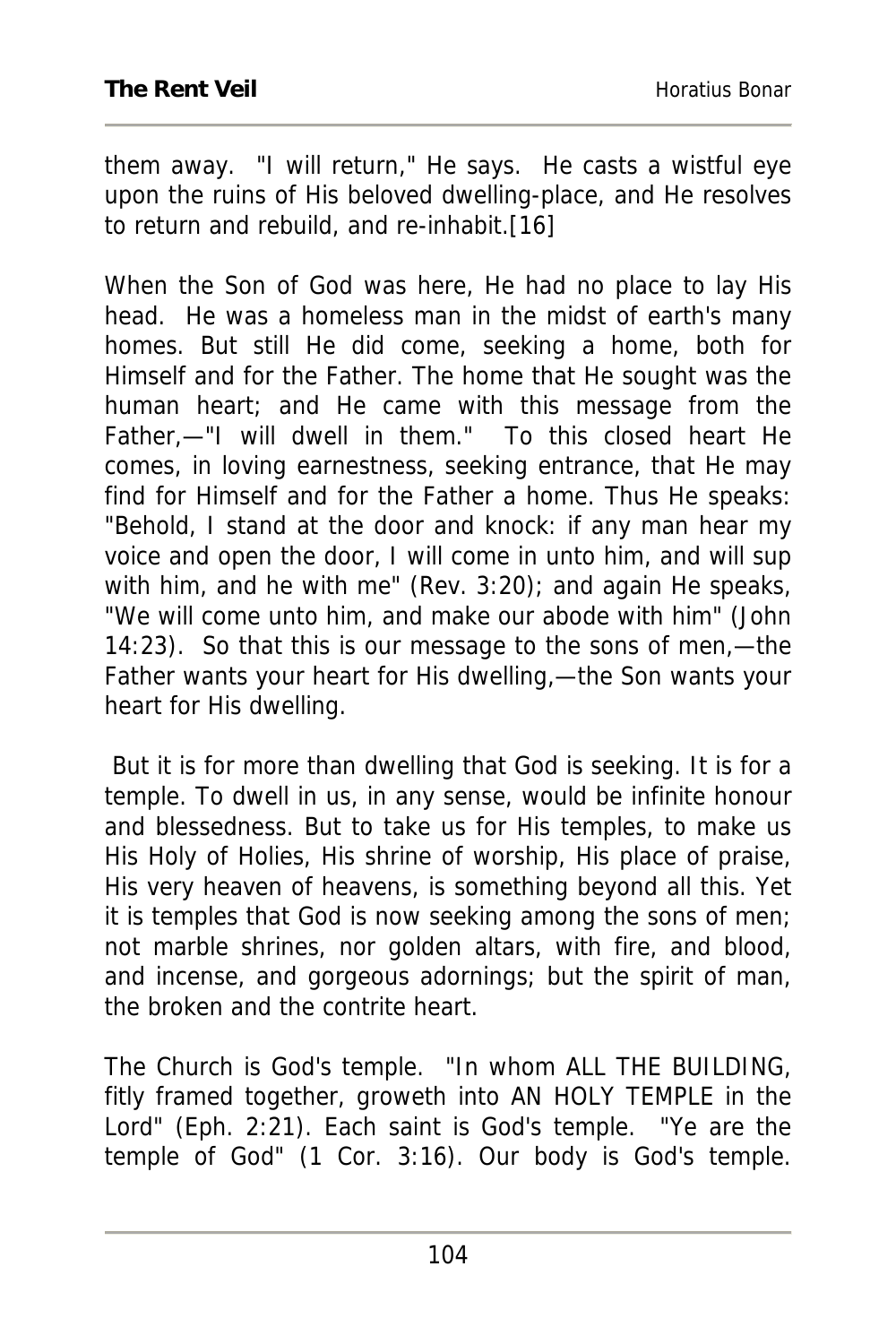them away. "I will return," He says. He casts a wistful eye upon the ruins of His beloved dwelling-place, and He resolves to return and rebuild, and re-inhabit.[16]

When the Son of God was here, He had no place to lay His head. He was a homeless man in the midst of earth's many homes. But still He did come, seeking a home, both for Himself and for the Father. The home that He sought was the human heart; and He came with this message from the Father,—"I will dwell in them." To this closed heart He comes, in loving earnestness, seeking entrance, that He may find for Himself and for the Father a home. Thus He speaks: "Behold, I stand at the door and knock: if any man hear my voice and open the door, I will come in unto him, and will sup with him, and he with me" (Rev. 3:20); and again He speaks, "We will come unto him, and make our abode with him" (John 14:23). So that this is our message to the sons of men,—the Father wants your heart for His dwelling,—the Son wants your heart for His dwelling.

But it is for more than dwelling that God is seeking. It is for a temple. To dwell in us, in any sense, would be infinite honour and blessedness. But to take us for His temples, to make us His Holy of Holies, His shrine of worship, His place of praise, His very heaven of heavens, is something beyond all this. Yet it is temples that God is now seeking among the sons of men; not marble shrines, nor golden altars, with fire, and blood, and incense, and gorgeous adornings; but the spirit of man, the broken and the contrite heart.

The Church is God's temple. "In whom ALL THE BUILDING, fitly framed together, groweth into AN HOLY TEMPLE in the Lord" (Eph. 2:21). Each saint is God's temple. "Ye are the temple of God" (1 Cor. 3:16). Our body is God's temple.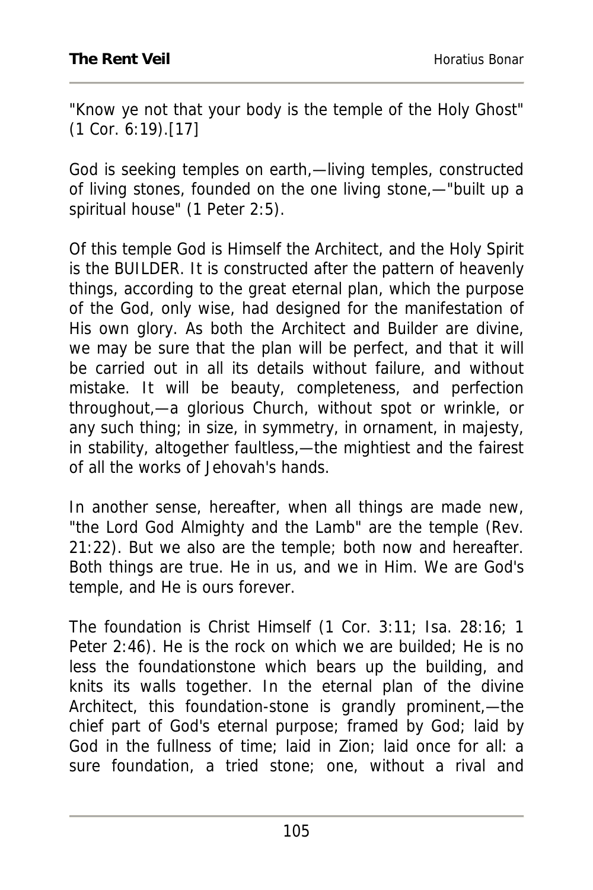"Know ye not that your body is the temple of the Holy Ghost" (1 Cor. 6:19).[17]

God is seeking temples on earth,—living temples, constructed of living stones, founded on the one living stone,—"built up a spiritual house" (1 Peter 2:5).

Of this temple God is Himself the Architect, and the Holy Spirit is the BUILDER. It is constructed after the pattern of heavenly things, according to the great eternal plan, which the purpose of the God, only wise, had designed for the manifestation of His own glory. As both the Architect and Builder are divine, we may be sure that the plan will be perfect, and that it will be carried out in all its details without failure, and without mistake. It will be beauty, completeness, and perfection throughout,—a glorious Church, without spot or wrinkle, or any such thing; in size, in symmetry, in ornament, in majesty, in stability, altogether faultless,—the mightiest and the fairest of all the works of Jehovah's hands.

In another sense, hereafter, when all things are made new, "the Lord God Almighty and the Lamb" are the temple (Rev. 21:22). But we also are the temple; both now and hereafter. Both things are true. He in us, and we in Him. We are God's temple, and He is ours forever.

The foundation is Christ Himself (1 Cor. 3:11; Isa. 28:16; 1 Peter 2:46). He is the rock on which we are builded; He is no less the foundationstone which bears up the building, and knits its walls together. In the eternal plan of the divine Architect, this foundation-stone is grandly prominent,—the chief part of God's eternal purpose; framed by God; laid by God in the fullness of time; laid in Zion; laid once for all: a sure foundation, a tried stone; one, without a rival and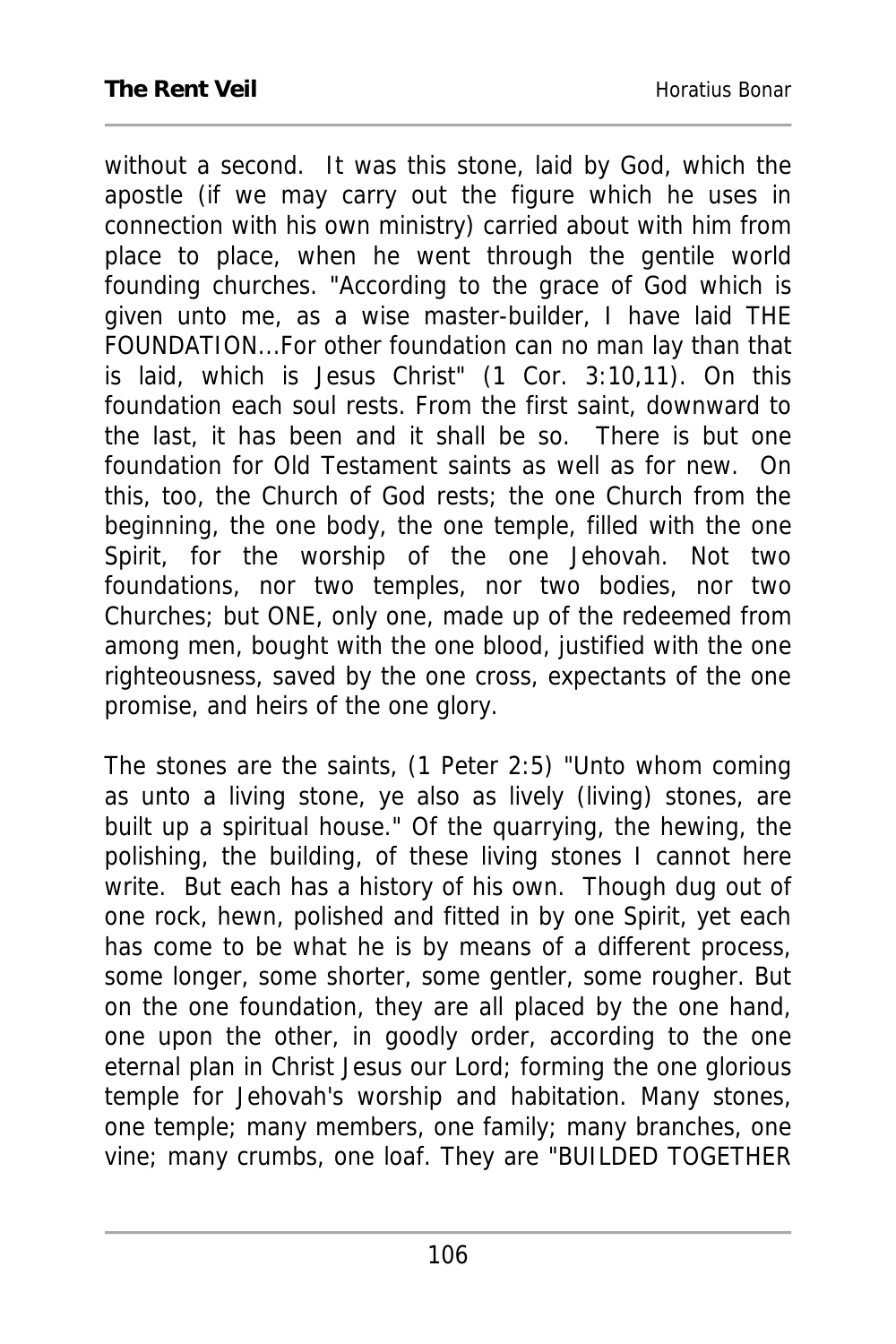without a second. It was this stone, laid by God, which the apostle (if we may carry out the figure which he uses in connection with his own ministry) carried about with him from place to place, when he went through the gentile world founding churches. "According to the grace of God which is given unto me, as a wise master-builder, I have laid THE FOUNDATION...For other foundation can no man lay than that is laid, which is Jesus Christ" (1 Cor. 3:10,11). On this foundation each soul rests. From the first saint, downward to the last, it has been and it shall be so. There is but one foundation for Old Testament saints as well as for new. On this, too, the Church of God rests; the one Church from the beginning, the one body, the one temple, filled with the one Spirit, for the worship of the one Jehovah. Not two foundations, nor two temples, nor two bodies, nor two Churches; but ONE, only one, made up of the redeemed from among men, bought with the one blood, justified with the one righteousness, saved by the one cross, expectants of the one promise, and heirs of the one glory.

The stones are the saints, (1 Peter 2:5) "Unto whom coming as unto a living stone, ye also as lively (living) stones, are built up a spiritual house." Of the quarrying, the hewing, the polishing, the building, of these living stones I cannot here write. But each has a history of his own. Though dug out of one rock, hewn, polished and fitted in by one Spirit, yet each has come to be what he is by means of a different process, some longer, some shorter, some gentler, some rougher. But on the one foundation, they are all placed by the one hand, one upon the other, in goodly order, according to the one eternal plan in Christ Jesus our Lord; forming the one glorious temple for Jehovah's worship and habitation. Many stones, one temple; many members, one family; many branches, one vine; many crumbs, one loaf. They are "BUILDED TOGETHER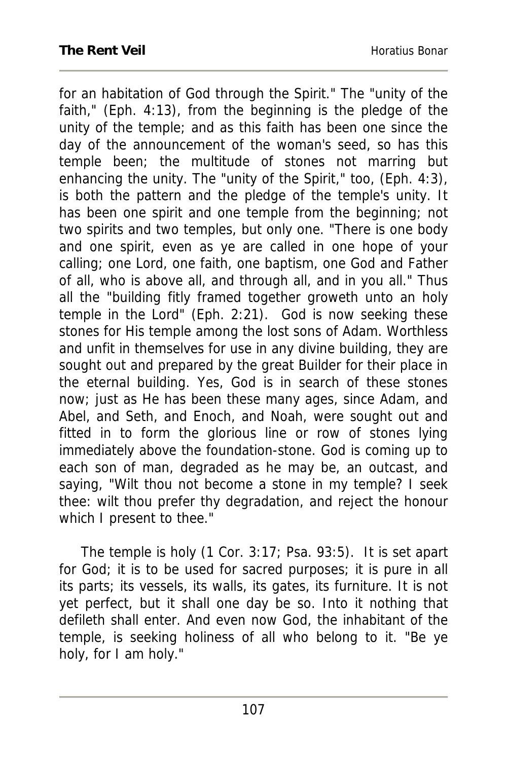for an habitation of God through the Spirit." The "unity of the faith," (Eph. 4:13), from the beginning is the pledge of the unity of the temple; and as this faith has been one since the day of the announcement of the woman's seed, so has this temple been; the multitude of stones not marring but enhancing the unity. The "unity of the Spirit," too, (Eph. 4:3), is both the pattern and the pledge of the temple's unity. It has been one spirit and one temple from the beginning; not two spirits and two temples, but only one. "There is one body and one spirit, even as ye are called in one hope of your calling; one Lord, one faith, one baptism, one God and Father of all, who is above all, and through all, and in you all." Thus all the "building fitly framed together groweth unto an holy temple in the Lord" (Eph. 2:21). God is now seeking these stones for His temple among the lost sons of Adam. Worthless and unfit in themselves for use in any divine building, they are sought out and prepared by the great Builder for their place in the eternal building. Yes, God is in search of these stones now; just as He has been these many ages, since Adam, and Abel, and Seth, and Enoch, and Noah, were sought out and fitted in to form the glorious line or row of stones lying immediately above the foundation-stone. God is coming up to each son of man, degraded as he may be, an outcast, and saying, "Wilt thou not become a stone in my temple? I seek thee: wilt thou prefer thy degradation, and reject the honour which I present to thee."

The temple is holy (1 Cor. 3:17; Psa. 93:5). It is set apart for God; it is to be used for sacred purposes; it is pure in all its parts; its vessels, its walls, its gates, its furniture. It is not yet perfect, but it shall one day be so. Into it nothing that defileth shall enter. And even now God, the inhabitant of the temple, is seeking holiness of all who belong to it. "Be ye holy, for I am holy."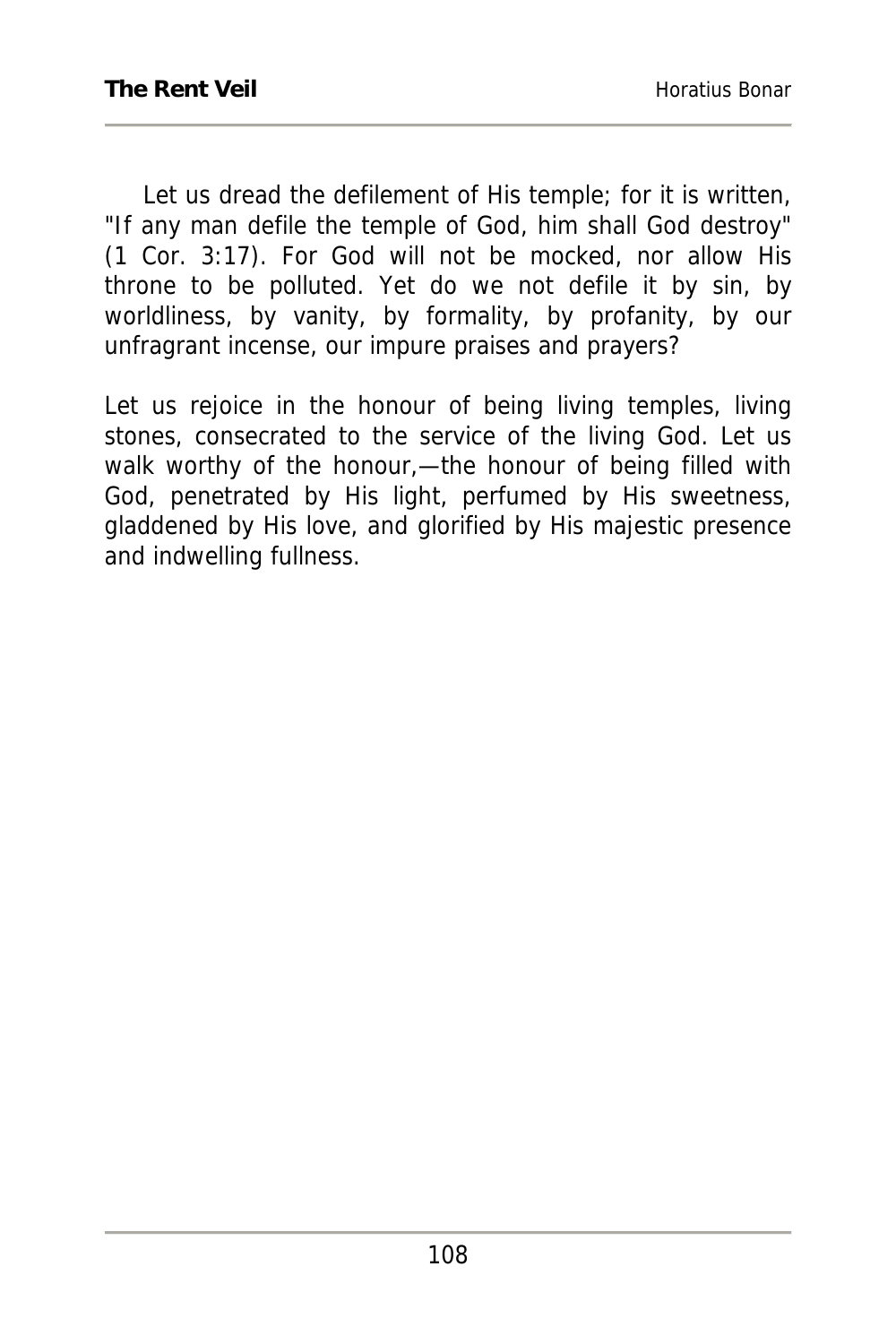Let us dread the defilement of His temple; for it is written, "If any man defile the temple of God, him shall God destroy" (1 Cor. 3:17). For God will not be mocked, nor allow His throne to be polluted. Yet do we not defile it by sin, by worldliness, by vanity, by formality, by profanity, by our unfragrant incense, our impure praises and prayers?

Let us rejoice in the honour of being living temples, living stones, consecrated to the service of the living God. Let us walk worthy of the honour,—the honour of being filled with God, penetrated by His light, perfumed by His sweetness, gladdened by His love, and glorified by His majestic presence and indwelling fullness.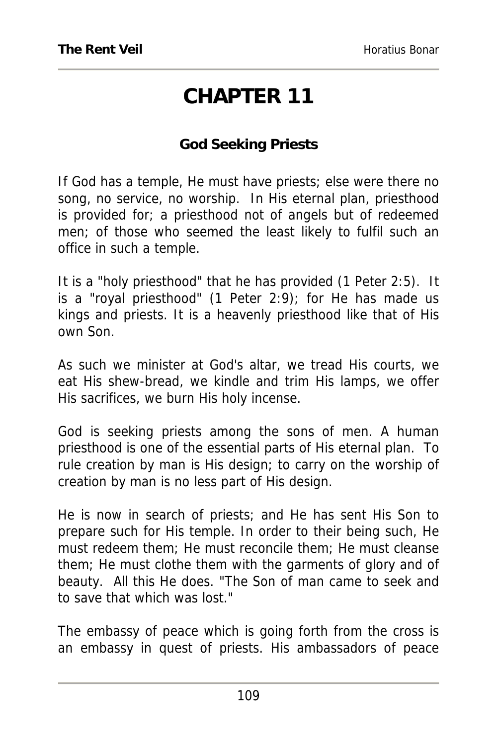# CHAPTER 11

### God Seeking Priests

If God has a temple, He must have priests; else were there no song, no service, no worship. In His eternal plan, priesthood is provided for; a priesthood not of angels but of redeemed men; of those who seemed the least likely to fulfil such an office in such a temple.

It is a "holy priesthood" that he has provided (1 Peter 2:5). It is a "royal priesthood" (1 Peter 2:9); for He has made us kings and priests. It is a heavenly priesthood like that of His own Son.

As such we minister at God's altar, we tread His courts, we eat His shew-bread, we kindle and trim His lamps, we offer His sacrifices, we burn His holy incense.

God is seeking priests among the sons of men. A human priesthood is one of the essential parts of His eternal plan. To rule creation by man is His design; to carry on the worship of creation by man is no less part of His design.

He is now in search of priests; and He has sent His Son to prepare such for His temple. In order to their being such, He must redeem them; He must reconcile them; He must cleanse them; He must clothe them with the garments of glory and of beauty. All this He does. "The Son of man came to seek and to save that which was lost."

The embassy of peace which is going forth from the cross is an embassy in quest of priests. His ambassadors of peace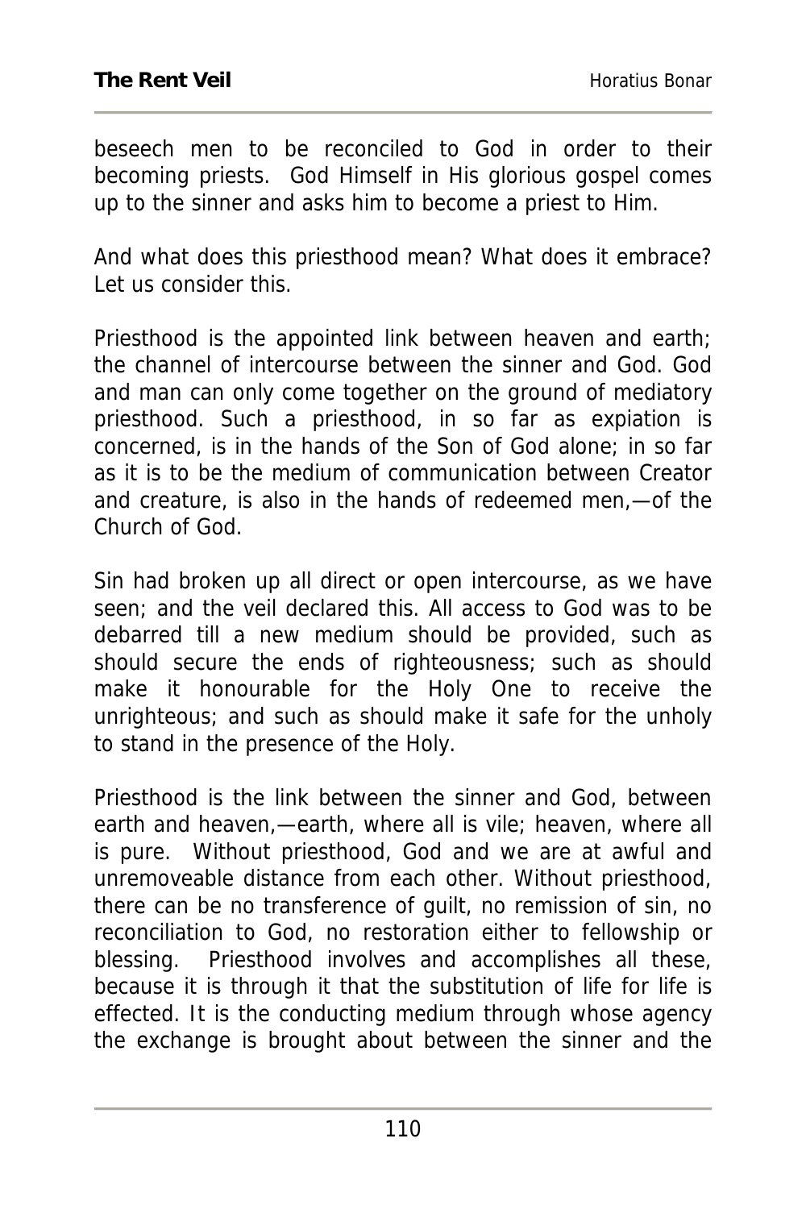beseech men to be reconciled to God in order to their becoming priests. God Himself in His glorious gospel comes up to the sinner and asks him to become a priest to Him.

And what does this priesthood mean? What does it embrace? Let us consider this.

Priesthood is the appointed link between heaven and earth; the channel of intercourse between the sinner and God. God and man can only come together on the ground of mediatory priesthood. Such a priesthood, in so far as expiation is concerned, is in the hands of the Son of God alone; in so far as it is to be the medium of communication between Creator and creature, is also in the hands of redeemed men,—of the Church of God.

Sin had broken up all direct or open intercourse, as we have seen; and the veil declared this. All access to God was to be debarred till a new medium should be provided, such as should secure the ends of righteousness; such as should make it honourable for the Holy One to receive the unrighteous; and such as should make it safe for the unholy to stand in the presence of the Holy.

Priesthood is the link between the sinner and God, between earth and heaven,—earth, where all is vile; heaven, where all is pure. Without priesthood, God and we are at awful and unremoveable distance from each other. Without priesthood, there can be no transference of guilt, no remission of sin, no reconciliation to God, no restoration either to fellowship or blessing. Priesthood involves and accomplishes all these, because it is through it that the substitution of life for life is effected. It is the conducting medium through whose agency the exchange is brought about between the sinner and the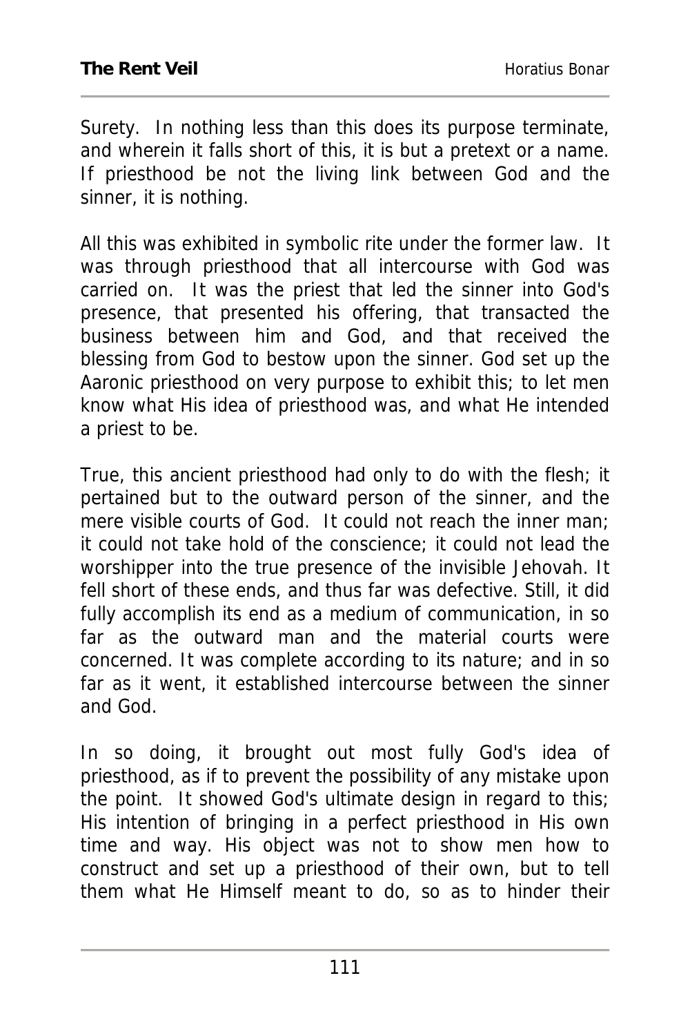Surety. In nothing less than this does its purpose terminate, and wherein it falls short of this, it is but a pretext or a name. If priesthood be not the living link between God and the sinner, it is nothing.

All this was exhibited in symbolic rite under the former law. It was through priesthood that all intercourse with God was carried on. It was the priest that led the sinner into God's presence, that presented his offering, that transacted the business between him and God, and that received the blessing from God to bestow upon the sinner. God set up the Aaronic priesthood on very purpose to exhibit this; to let men know what His idea of priesthood was, and what He intended a priest to be.

True, this ancient priesthood had only to do with the flesh; it pertained but to the outward person of the sinner, and the mere visible courts of God. It could not reach the inner man; it could not take hold of the conscience; it could not lead the worshipper into the true presence of the invisible Jehovah. It fell short of these ends, and thus far was defective. Still, it did fully accomplish its end as a medium of communication, in so far as the outward man and the material courts were concerned. It was complete according to its nature; and in so far as it went, it established intercourse between the sinner and God.

In so doing, it brought out most fully God's idea of priesthood, as if to prevent the possibility of any mistake upon the point. It showed God's ultimate design in regard to this; His intention of bringing in a perfect priesthood in His own time and way. His object was not to show men how to construct and set up a priesthood of their own, but to tell them what He Himself meant to do, so as to hinder their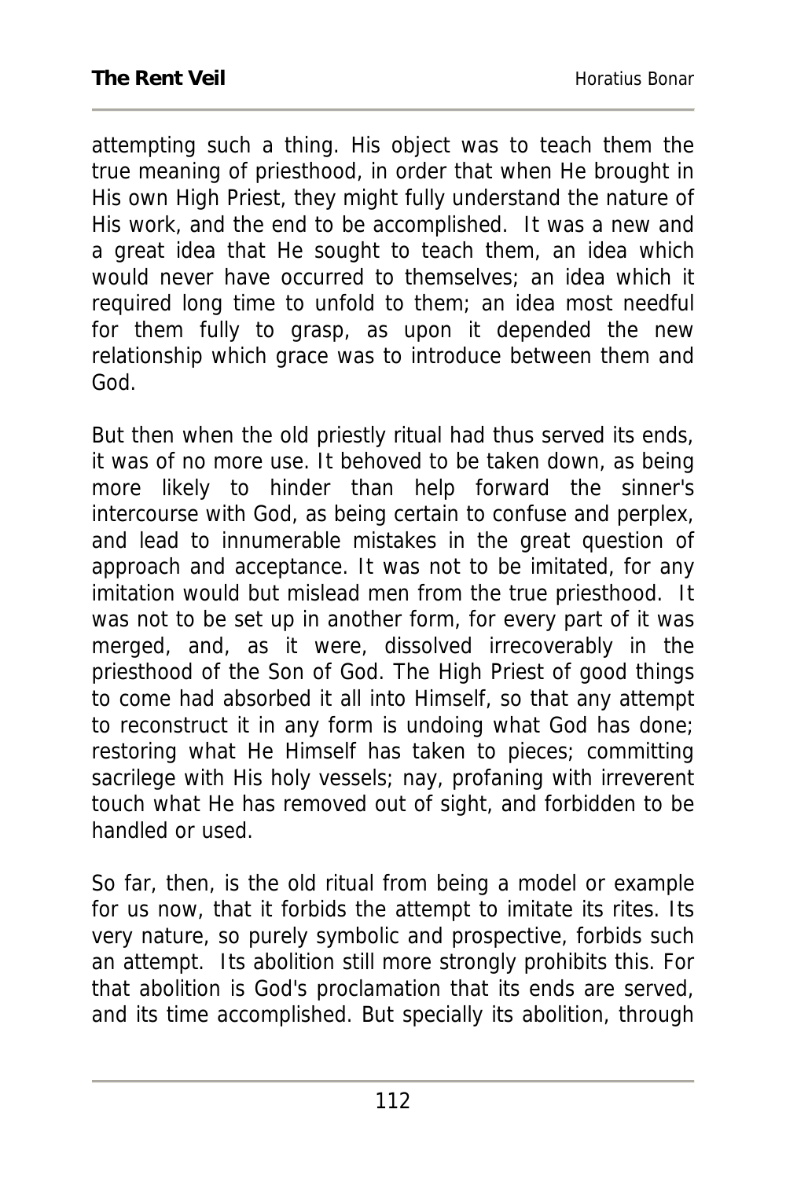attempting such a thing. His object was to teach them the true meaning of priesthood, in order that when He brought in His own High Priest, they might fully understand the nature of His work, and the end to be accomplished. It was a new and a great idea that He sought to teach them, an idea which would never have occurred to themselves; an idea which it required long time to unfold to them; an idea most needful for them fully to grasp, as upon it depended the new relationship which grace was to introduce between them and God.

But then when the old priestly ritual had thus served its ends, it was of no more use. It behoved to be taken down, as being more likely to hinder than help forward the sinner's intercourse with God, as being certain to confuse and perplex, and lead to innumerable mistakes in the great question of approach and acceptance. It was not to be imitated, for any imitation would but mislead men from the true priesthood. It was not to be set up in another form, for every part of it was merged, and, as it were, dissolved irrecoverably in the priesthood of the Son of God. The High Priest of good things to come had absorbed it all into Himself, so that any attempt to reconstruct it in any form is undoing what God has done; restoring what He Himself has taken to pieces; committing sacrilege with His holy vessels; nay, profaning with irreverent touch what He has removed out of sight, and forbidden to be handled or used.

So far, then, is the old ritual from being a model or example for us now, that it forbids the attempt to imitate its rites. Its very nature, so purely symbolic and prospective, forbids such an attempt. Its abolition still more strongly prohibits this. For that abolition is God's proclamation that its ends are served, and its time accomplished. But specially its abolition, through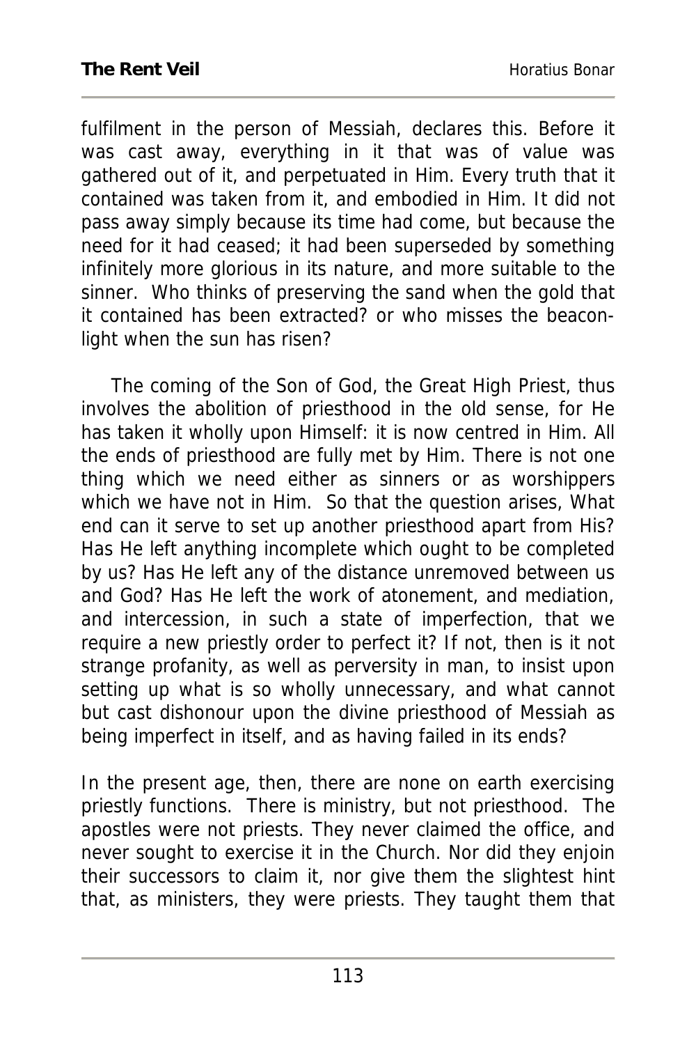fulfilment in the person of Messiah, declares this. Before it was cast away, everything in it that was of value was gathered out of it, and perpetuated in Him. Every truth that it contained was taken from it, and embodied in Him. It did not pass away simply because its time had come, but because the need for it had ceased; it had been superseded by something infinitely more glorious in its nature, and more suitable to the sinner. Who thinks of preserving the sand when the gold that it contained has been extracted? or who misses the beacon-light when the sun has risen?

The coming of the Son of God, the Great High Priest, thus involves the abolition of priesthood in the old sense, for He has taken it wholly upon Himself: it is now centred in Him. All the ends of priesthood are fully met by Him. There is not one thing which we need either as sinners or as worshippers which we have not in Him. So that the question arises, What end can it serve to set up another priesthood apart from His? Has He left anything incomplete which ought to be completed by us? Has He left any of the distance unremoved between us and God? Has He left the work of atonement, and mediation, and intercession, in such a state of imperfection, that we require a new priestly order to perfect it? If not, then is it not strange profanity, as well as perversity in man, to insist upon setting up what is so wholly unnecessary, and what cannot but cast dishonour upon the divine priesthood of Messiah as being imperfect in itself, and as having failed in its ends?

In the present age, then, there are none on earth exercising priestly functions. There is ministry, but not priesthood. The apostles were not priests. They never claimed the office, and never sought to exercise it in the Church. Nor did they enjoin their successors to claim it, nor give them the slightest hint that, as ministers, they were priests. They taught them that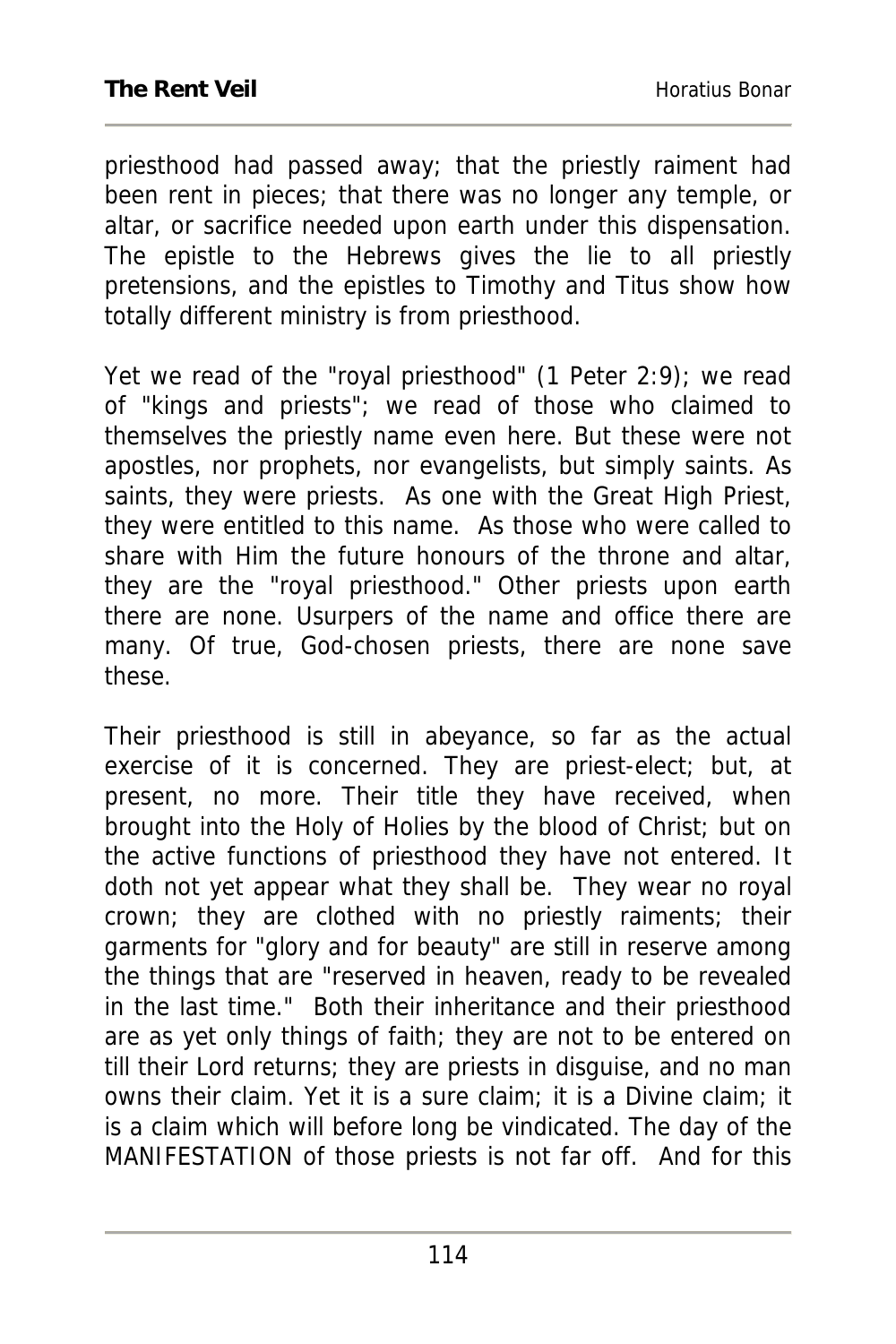priesthood had passed away; that the priestly raiment had been rent in pieces; that there was no longer any temple, or altar, or sacrifice needed upon earth under this dispensation. The epistle to the Hebrews gives the lie to all priestly pretensions, and the epistles to Timothy and Titus show how totally different ministry is from priesthood.

Yet we read of the "royal priesthood" (1 Peter 2:9); we read of "kings and priests"; we read of those who claimed to themselves the priestly name even here. But these were not apostles, nor prophets, nor evangelists, but simply saints. As saints, they were priests. As one with the Great High Priest, they were entitled to this name. As those who were called to share with Him the future honours of the throne and altar, they are the "royal priesthood." Other priests upon earth there are none. Usurpers of the name and office there are many. Of true, God-chosen priests, there are none save these.

Their priesthood is still in abeyance, so far as the actual exercise of it is concerned. They are priest-elect; but, at present, no more. Their title they have received, when brought into the Holy of Holies by the blood of Christ; but on the active functions of priesthood they have not entered. It doth not yet appear what they shall be. They wear no royal crown; they are clothed with no priestly raiments; their garments for "glory and for beauty" are still in reserve among the things that are "reserved in heaven, ready to be revealed in the last time." Both their inheritance and their priesthood are as yet only things of faith; they are not to be entered on till their Lord returns; they are priests in disguise, and no man owns their claim. Yet it is a sure claim; it is a Divine claim; it is a claim which will before long be vindicated. The day of the MANIFESTATION of those priests is not far off. And for this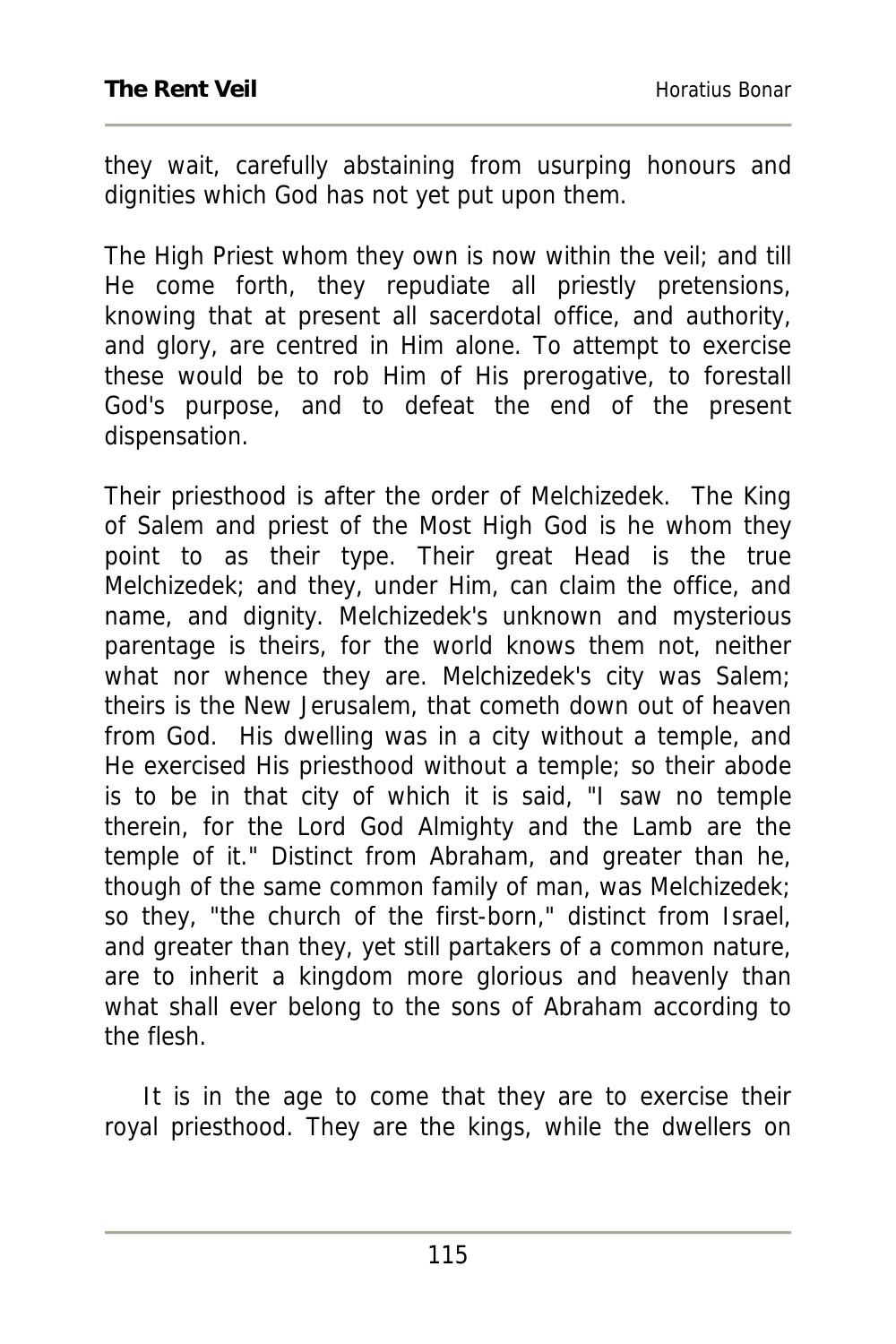they wait, carefully abstaining from usurping honours and dignities which God has not yet put upon them.

The High Priest whom they own is now within the veil; and till He come forth, they repudiate all priestly pretensions, knowing that at present all sacerdotal office, and authority, and glory, are centred in Him alone. To attempt to exercise these would be to rob Him of His prerogative, to forestall God's purpose, and to defeat the end of the present dispensation.

Their priesthood is after the order of Melchizedek. The King of Salem and priest of the Most High God is he whom they point to as their type. Their great Head is the true Melchizedek; and they, under Him, can claim the office, and name, and dignity. Melchizedek's unknown and mysterious parentage is theirs, for the world knows them not, neither what nor whence they are. Melchizedek's city was Salem; theirs is the New Jerusalem, that cometh down out of heaven from God. His dwelling was in a city without a temple, and He exercised His priesthood without a temple; so their abode is to be in that city of which it is said, "I saw no temple therein, for the Lord God Almighty and the Lamb are the temple of it." Distinct from Abraham, and greater than he, though of the same common family of man, was Melchizedek; so they, "the church of the first-born," distinct from Israel, and greater than they, yet still partakers of a common nature, are to inherit a kingdom more glorious and heavenly than what shall ever belong to the sons of Abraham according to the flesh.

It is in the age to come that they are to exercise their royal priesthood. They are the kings, while the dwellers on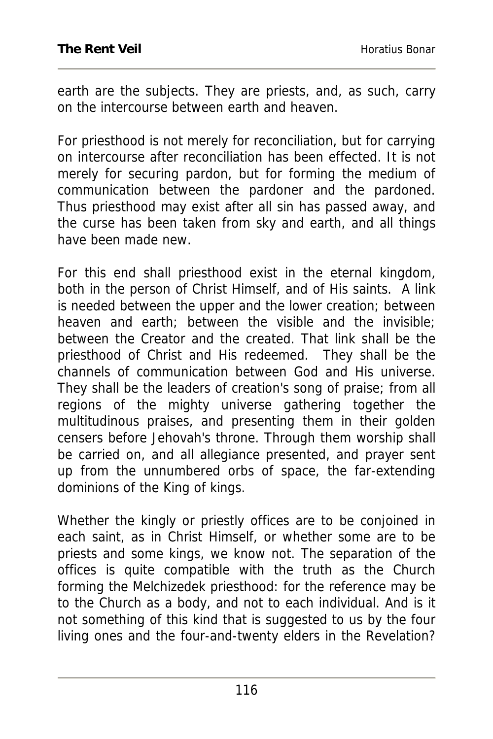earth are the subjects. They are priests, and, as such, carry on the intercourse between earth and heaven.

For priesthood is not merely for reconciliation, but for carrying on intercourse after reconciliation has been effected. It is not merely for securing pardon, but for forming the medium of communication between the pardoner and the pardoned. Thus priesthood may exist after all sin has passed away, and the curse has been taken from sky and earth, and all things have been made new.

For this end shall priesthood exist in the eternal kingdom, both in the person of Christ Himself, and of His saints. A link is needed between the upper and the lower creation; between heaven and earth; between the visible and the invisible; between the Creator and the created. That link shall be the priesthood of Christ and His redeemed. They shall be the channels of communication between God and His universe. They shall be the leaders of creation's song of praise; from all regions of the mighty universe gathering together the multitudinous praises, and presenting them in their golden censers before Jehovah's throne. Through them worship shall be carried on, and all allegiance presented, and prayer sent up from the unnumbered orbs of space, the far-extending dominions of the King of kings.

Whether the kingly or priestly offices are to be conjoined in each saint, as in Christ Himself, or whether some are to be priests and some kings, we know not. The separation of the offices is quite compatible with the truth as the Church forming the Melchizedek priesthood: for the reference may be to the Church as a body, and not to each individual. And is it not something of this kind that is suggested to us by the four living ones and the four-and-twenty elders in the Revelation?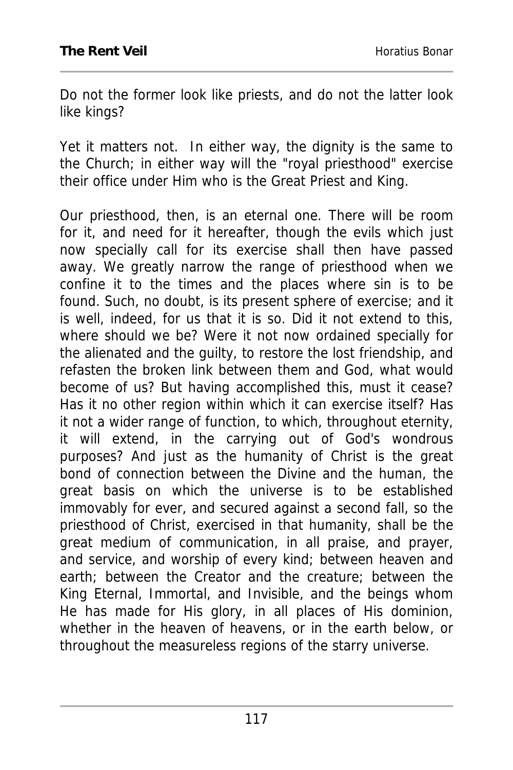Do not the former look like priests, and do not the latter look like kings?

Yet it matters not. In either way, the dignity is the same to the Church; in either way will the "royal priesthood" exercise their office under Him who is the Great Priest and King.

Our priesthood, then, is an eternal one. There will be room for it, and need for it hereafter, though the evils which just now specially call for its exercise shall then have passed away. We greatly narrow the range of priesthood when we confine it to the times and the places where sin is to be found. Such, no doubt, is its present sphere of exercise; and it is well, indeed, for us that it is so. Did it not extend to this, where should we be? Were it not now ordained specially for the alienated and the guilty, to restore the lost friendship, and refasten the broken link between them and God, what would become of us? But having accomplished this, must it cease? Has it no other region within which it can exercise itself? Has it not a wider range of function, to which, throughout eternity, it will extend, in the carrying out of God's wondrous purposes? And just as the humanity of Christ is the great bond of connection between the Divine and the human, the great basis on which the universe is to be established immovably for ever, and secured against a second fall, so the priesthood of Christ, exercised in that humanity, shall be the great medium of communication, in all praise, and prayer, and service, and worship of every kind; between heaven and earth; between the Creator and the creature; between the King Eternal, Immortal, and Invisible, and the beings whom He has made for His glory, in all places of His dominion, whether in the heaven of heavens, or in the earth below, or throughout the measureless regions of the starry universe.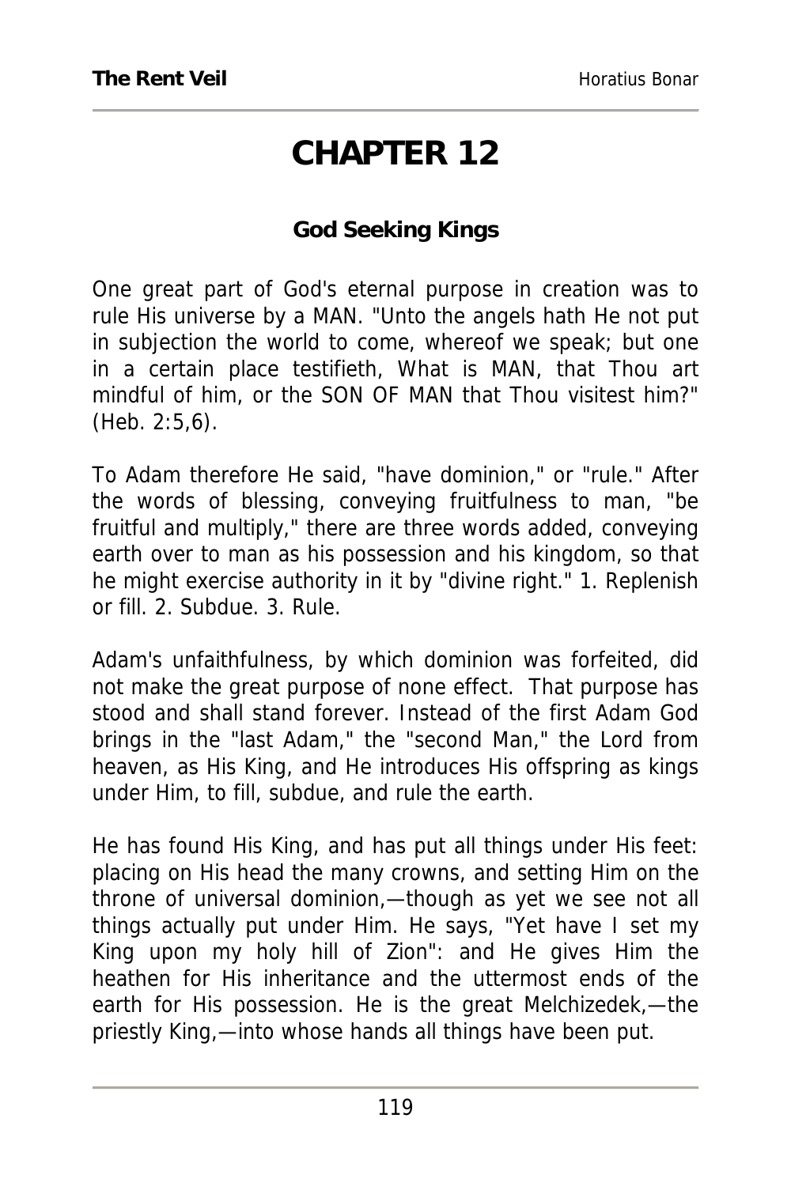# CHAPTER 12

### God Seeking Kings

One great part of God's eternal purpose in creation was to rule His universe by a MAN. "Unto the angels hath He not put in subjection the world to come, whereof we speak; but one in a certain place testifieth, What is MAN, that Thou art mindful of him, or the SON OF MAN that Thou visitest him?" (Heb. 2:5,6).

To Adam therefore He said, "have dominion," or "rule." After the words of blessing, conveying fruitfulness to man, "be fruitful and multiply," there are three words added, conveying earth over to man as his possession and his kingdom, so that he might exercise authority in it by "divine right." 1. Replenish or fill. 2. Subdue. 3. Rule.

Adam's unfaithfulness, by which dominion was forfeited, did not make the great purpose of none effect. That purpose has stood and shall stand forever. Instead of the first Adam God brings in the "last Adam," the "second Man," the Lord from heaven, as His King, and He introduces His offspring as kings under Him, to fill, subdue, and rule the earth.

He has found His King, and has put all things under His feet: placing on His head the many crowns, and setting Him on the throne of universal dominion,—though as yet we see not all things actually put under Him. He says, "Yet have I set my King upon my holy hill of Zion": and He gives Him the heathen for His inheritance and the uttermost ends of the earth for His possession. He is the great Melchizedek,—the priestly King,—into whose hands all things have been put.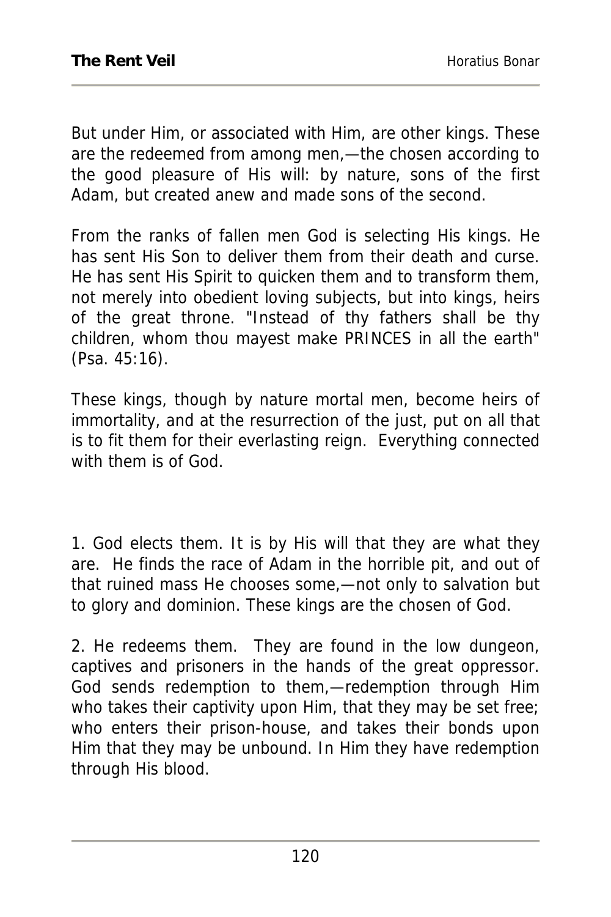But under Him, or associated with Him, are other kings. These are the redeemed from among men,—the chosen according to the good pleasure of His will: by nature, sons of the first Adam, but created anew and made sons of the second.

From the ranks of fallen men God is selecting His kings. He has sent His Son to deliver them from their death and curse. He has sent His Spirit to quicken them and to transform them, not merely into obedient loving subjects, but into kings, heirs of the great throne. "Instead of thy fathers shall be thy children, whom thou mayest make PRINCES in all the earth" (Psa. 45:16).

These kings, though by nature mortal men, become heirs of immortality, and at the resurrection of the just, put on all that is to fit them for their everlasting reign. Everything connected with them is of God.

1. God elects them. It is by His will that they are what they are. He finds the race of Adam in the horrible pit, and out of that ruined mass He chooses some,—not only to salvation but to glory and dominion. These kings are the chosen of God.

2. He redeems them. They are found in the low dungeon, captives and prisoners in the hands of the great oppressor. God sends redemption to them,—redemption through Him who takes their captivity upon Him, that they may be set free; who enters their prison-house, and takes their bonds upon Him that they may be unbound. In Him they have redemption through His blood.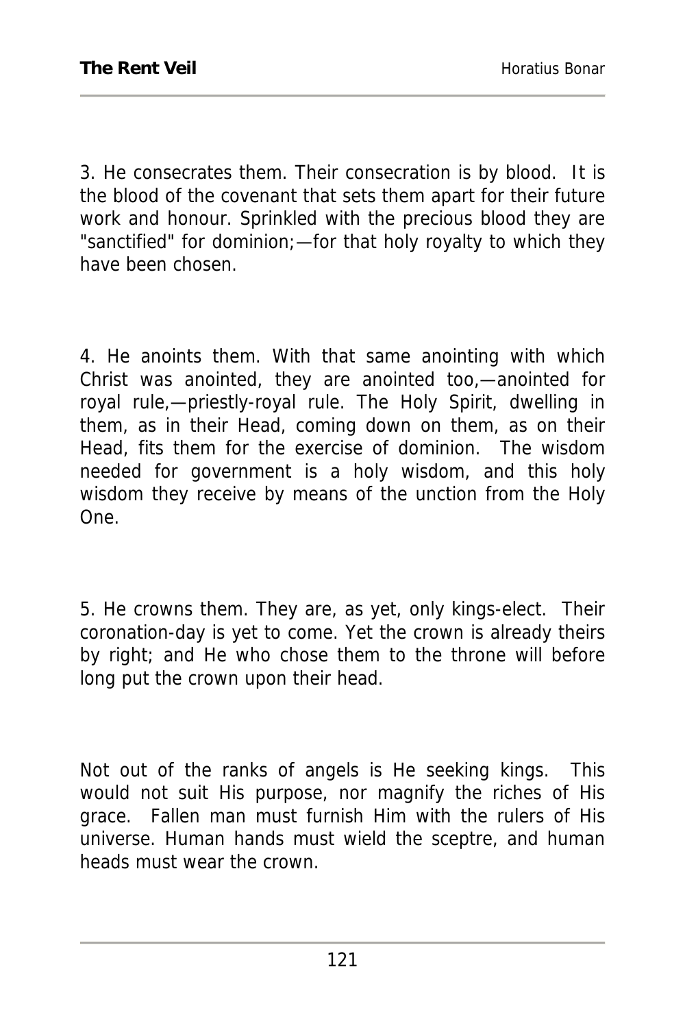3. He consecrates them. Their consecration is by blood. It is the blood of the covenant that sets them apart for their future work and honour. Sprinkled with the precious blood they are "sanctified" for dominion;—for that holy royalty to which they have been chosen.

4. He anoints them. With that same anointing with which Christ was anointed, they are anointed too,—anointed for royal rule,—priestly-royal rule. The Holy Spirit, dwelling in them, as in their Head, coming down on them, as on their Head, fits them for the exercise of dominion. The wisdom needed for government is a holy wisdom, and this holy wisdom they receive by means of the unction from the Holy One.

5. He crowns them. They are, as yet, only kings-elect. Their coronation-day is yet to come. Yet the crown is already theirs by right; and He who chose them to the throne will before long put the crown upon their head.

Not out of the ranks of angels is He seeking kings. This would not suit His purpose, nor magnify the riches of His grace. Fallen man must furnish Him with the rulers of His universe. Human hands must wield the sceptre, and human heads must wear the crown.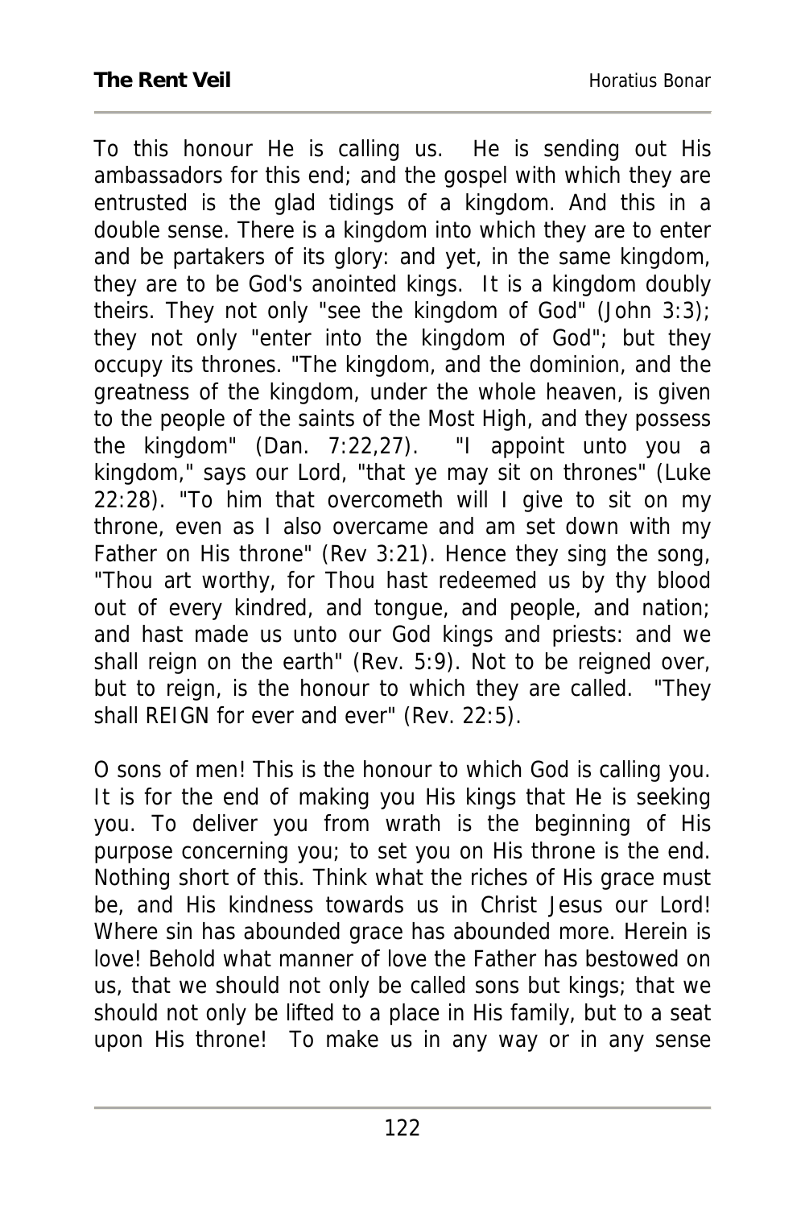To this honour He is calling us. He is sending out His ambassadors for this end; and the gospel with which they are entrusted is the glad tidings of a kingdom. And this in a double sense. There is a kingdom into which they are to enter and be partakers of its glory: and yet, in the same kingdom, they are to be God's anointed kings. It is a kingdom doubly theirs. They not only "see the kingdom of God" (John 3:3); they not only "enter into the kingdom of God"; but they occupy its thrones. "The kingdom, and the dominion, and the greatness of the kingdom, under the whole heaven, is given to the people of the saints of the Most High, and they possess the kingdom" (Dan. 7:22,27). "I appoint unto you a kingdom," says our Lord, "that ye may sit on thrones" (Luke 22:28). "To him that overcometh will I give to sit on my throne, even as I also overcame and am set down with my Father on His throne" (Rev 3:21). Hence they sing the song, "Thou art worthy, for Thou hast redeemed us by thy blood out of every kindred, and tongue, and people, and nation; and hast made us unto our God kings and priests: and we shall reign on the earth" (Rev. 5:9). Not to be reigned over, but to reign, is the honour to which they are called. "They shall REIGN for ever and ever" (Rev. 22:5).

O sons of men! This is the honour to which God is calling you. It is for the end of making you His kings that He is seeking you. To deliver you from wrath is the beginning of His purpose concerning you; to set you on His throne is the end. Nothing short of this. Think what the riches of His grace must be, and His kindness towards us in Christ Jesus our Lord! Where sin has abounded grace has abounded more. Herein is love! Behold what manner of love the Father has bestowed on us, that we should not only be called sons but kings; that we should not only be lifted to a place in His family, but to a seat upon His throne! To make us in any way or in any sense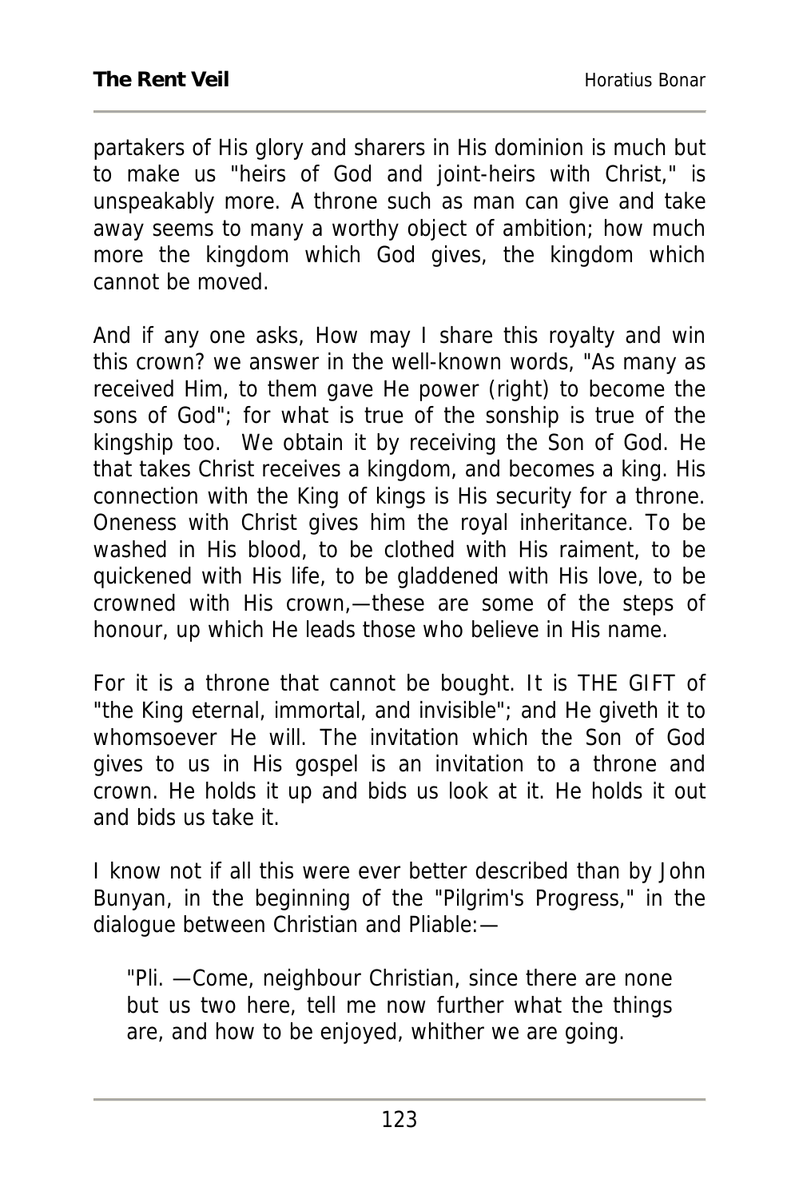partakers of His glory and sharers in His dominion is much but to make us "heirs of God and joint-heirs with Christ," is unspeakably more. A throne such as man can give and take away seems to many a worthy object of ambition; how much more the kingdom which God gives, the kingdom which cannot be moved.

And if any one asks, How may I share this royalty and win this crown? we answer in the well-known words, "As many as received Him, to them gave He power (right) to become the sons of God"; for what is true of the sonship is true of the kingship too. We obtain it by receiving the Son of God. He that takes Christ receives a kingdom, and becomes a king. His connection with the King of kings is His security for a throne. Oneness with Christ gives him the royal inheritance. To be washed in His blood, to be clothed with His raiment, to be quickened with His life, to be gladdened with His love, to be crowned with His crown,—these are some of the steps of honour, up which He leads those who believe in His name.

For it is a throne that cannot be bought. It is THE GIFT of "the King eternal, immortal, and invisible"; and He giveth it to whomsoever He will. The invitation which the Son of God gives to us in His gospel is an invitation to a throne and crown. He holds it up and bids us look at it. He holds it out and bids us take it.

I know not if all this were ever better described than by John Bunyan, in the beginning of the "Pilgrim's Progress," in the dialogue between Christian and Pliable:—

> "Pli. —Come, neighbour Christian, since there are none but us two here, tell me now further what the things are, and how to be enjoyed, whither we are going.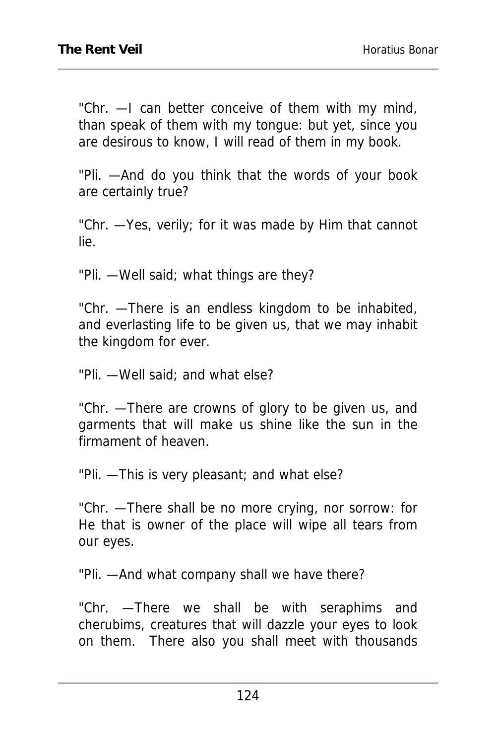"Chr. —I can better conceive of them with my mind, than speak of them with my tongue: but yet, since you are desirous to know, I will read of them in my book.

"Pli. —And do you think that the words of your book are certainly true?

"Chr. —Yes, verily; for it was made by Him that cannot lie.

"Pli. —Well said; what things are they?

"Chr. —There is an endless kingdom to be inhabited, and everlasting life to be given us, that we may inhabit the kingdom for ever.

"Pli. —Well said; and what else?

"Chr. —There are crowns of glory to be given us, and garments that will make us shine like the sun in the firmament of heaven.

"Pli. —This is very pleasant; and what else?

"Chr. —There shall be no more crying, nor sorrow: for He that is owner of the place will wipe all tears from our eyes.

"Pli. —And what company shall we have there?

"Chr. —There we shall be with seraphims and cherubims, creatures that will dazzle your eyes to look on them. There also you shall meet with thousands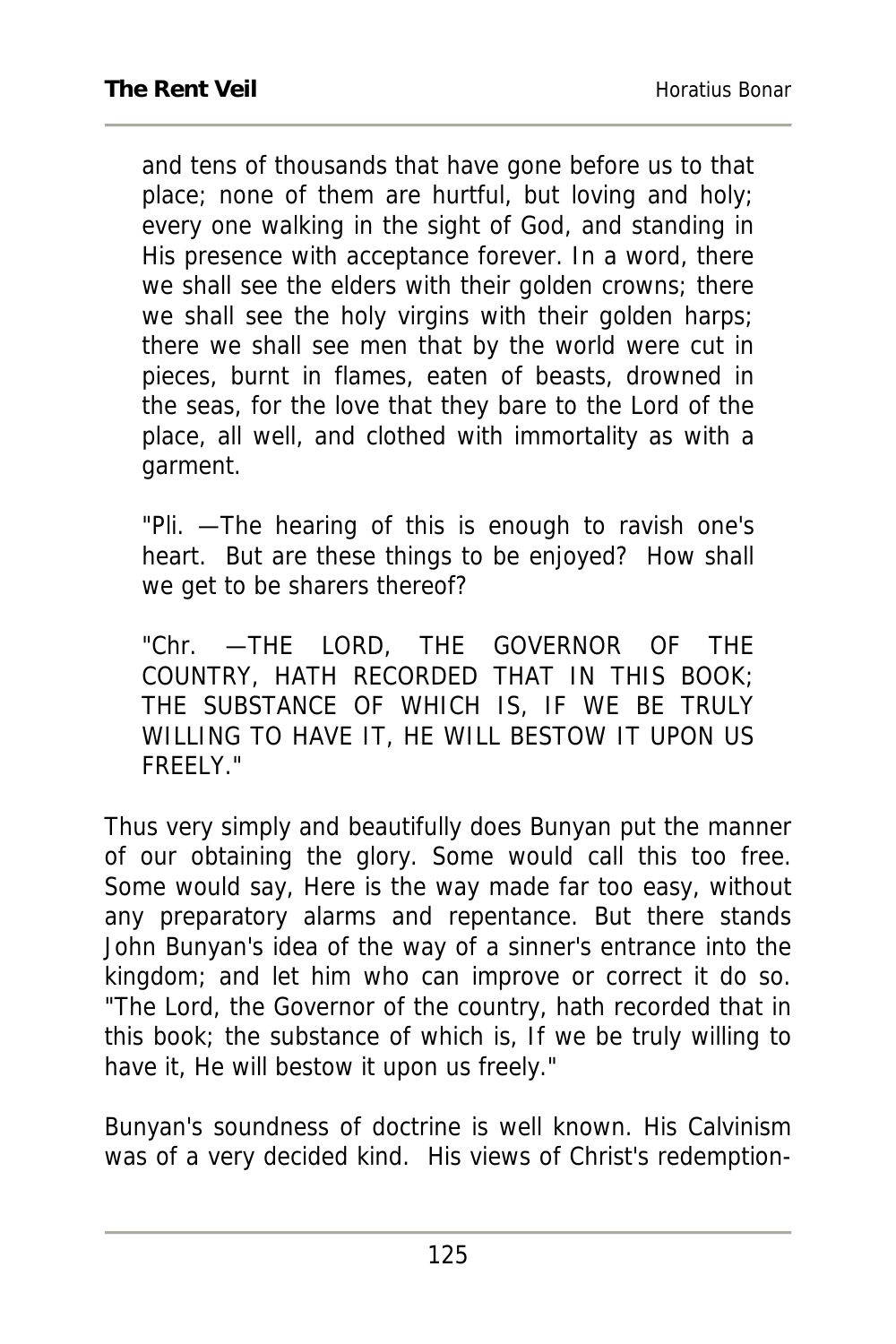> and tens of thousands that have gone before us to that place; none of them are hurtful, but loving and holy; every one walking in the sight of God, and standing in His presence with acceptance forever. In a word, there we shall see the elders with their golden crowns; there we shall see the holy virgins with their golden harps; there we shall see men that by the world were cut in pieces, burnt in flames, eaten of beasts, drowned in the seas, for the love that they bare to the Lord of the place, all well, and clothed with immortality as with a garment.
>
> "Pli. —The hearing of this is enough to ravish one's heart. But are these things to be enjoyed? How shall we get to be sharers thereof?
>
> "Chr. —THE LORD, THE GOVERNOR OF THE COUNTRY, HATH RECORDED THAT IN THIS BOOK; THE SUBSTANCE OF WHICH IS, IF WE BE TRULY WILLING TO HAVE IT, HE WILL BESTOW IT UPON US FREELY."

Thus very simply and beautifully does Bunyan put the manner of our obtaining the glory. Some would call this too free. Some would say, Here is the way made far too easy, without any preparatory alarms and repentance. But there stands John Bunyan's idea of the way of a sinner's entrance into the kingdom; and let him who can improve or correct it do so. "The Lord, the Governor of the country, hath recorded that in this book; the substance of which is, If we be truly willing to have it, He will bestow it upon us freely."

Bunyan's soundness of doctrine is well known. His Calvinism was of a very decided kind. His views of Christ's redemption-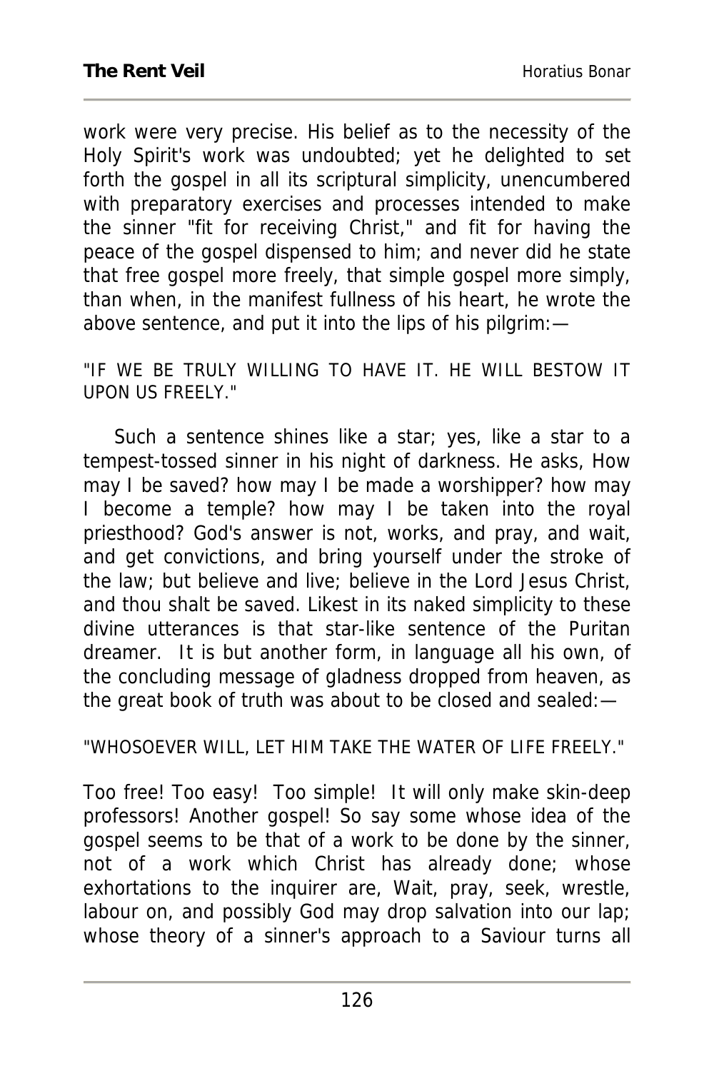work were very precise. His belief as to the necessity of the Holy Spirit's work was undoubted; yet he delighted to set forth the gospel in all its scriptural simplicity, unencumbered with preparatory exercises and processes intended to make the sinner "fit for receiving Christ," and fit for having the peace of the gospel dispensed to him; and never did he state that free gospel more freely, that simple gospel more simply, than when, in the manifest fullness of his heart, he wrote the above sentence, and put it into the lips of his pilgrim:—

"IF WE BE TRULY WILLING TO HAVE IT. HE WILL BESTOW IT UPON US FREELY."

Such a sentence shines like a star; yes, like a star to a tempest-tossed sinner in his night of darkness. He asks, How may I be saved? how may I be made a worshipper? how may I become a temple? how may I be taken into the royal priesthood? God's answer is not, works, and pray, and wait, and get convictions, and bring yourself under the stroke of the law; but believe and live; believe in the Lord Jesus Christ, and thou shalt be saved. Likest in its naked simplicity to these divine utterances is that star-like sentence of the Puritan dreamer. It is but another form, in language all his own, of the concluding message of gladness dropped from heaven, as the great book of truth was about to be closed and sealed:—

"WHOSOEVER WILL, LET HIM TAKE THE WATER OF LIFE FREELY."

Too free! Too easy! Too simple! It will only make skin-deep professors! Another gospel! So say some whose idea of the gospel seems to be that of a work to be done by the sinner, not of a work which Christ has already done; whose exhortations to the inquirer are, Wait, pray, seek, wrestle, labour on, and possibly God may drop salvation into our lap; whose theory of a sinner's approach to a Saviour turns all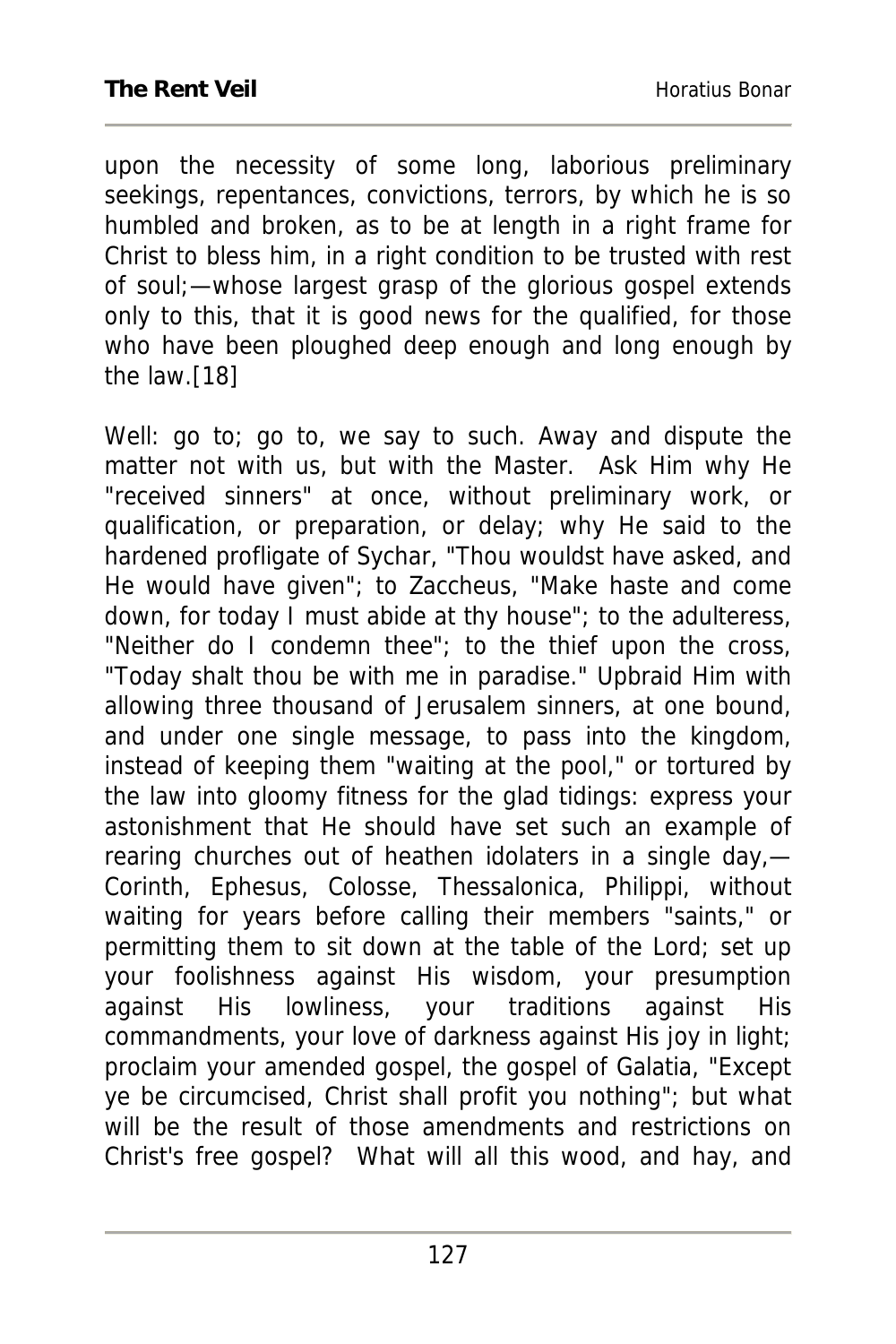upon the necessity of some long, laborious preliminary seekings, repentances, convictions, terrors, by which he is so humbled and broken, as to be at length in a right frame for Christ to bless him, in a right condition to be trusted with rest of soul;—whose largest grasp of the glorious gospel extends only to this, that it is good news for the qualified, for those who have been ploughed deep enough and long enough by the law.[18]

Well: go to; go to, we say to such. Away and dispute the matter not with us, but with the Master. Ask Him why He "received sinners" at once, without preliminary work, or qualification, or preparation, or delay; why He said to the hardened profligate of Sychar, "Thou wouldst have asked, and He would have given"; to Zaccheus, "Make haste and come down, for today I must abide at thy house"; to the adulteress, "Neither do I condemn thee"; to the thief upon the cross, "Today shalt thou be with me in paradise." Upbraid Him with allowing three thousand of Jerusalem sinners, at one bound, and under one single message, to pass into the kingdom, instead of keeping them "waiting at the pool," or tortured by the law into gloomy fitness for the glad tidings: express your astonishment that He should have set such an example of rearing churches out of heathen idolaters in a single day,—Corinth, Ephesus, Colosse, Thessalonica, Philippi, without waiting for years before calling their members "saints," or permitting them to sit down at the table of the Lord; set up your foolishness against His wisdom, your presumption against His lowliness, your traditions against His commandments, your love of darkness against His joy in light; proclaim your amended gospel, the gospel of Galatia, "Except ye be circumcised, Christ shall profit you nothing"; but what will be the result of those amendments and restrictions on Christ's free gospel? What will all this wood, and hay, and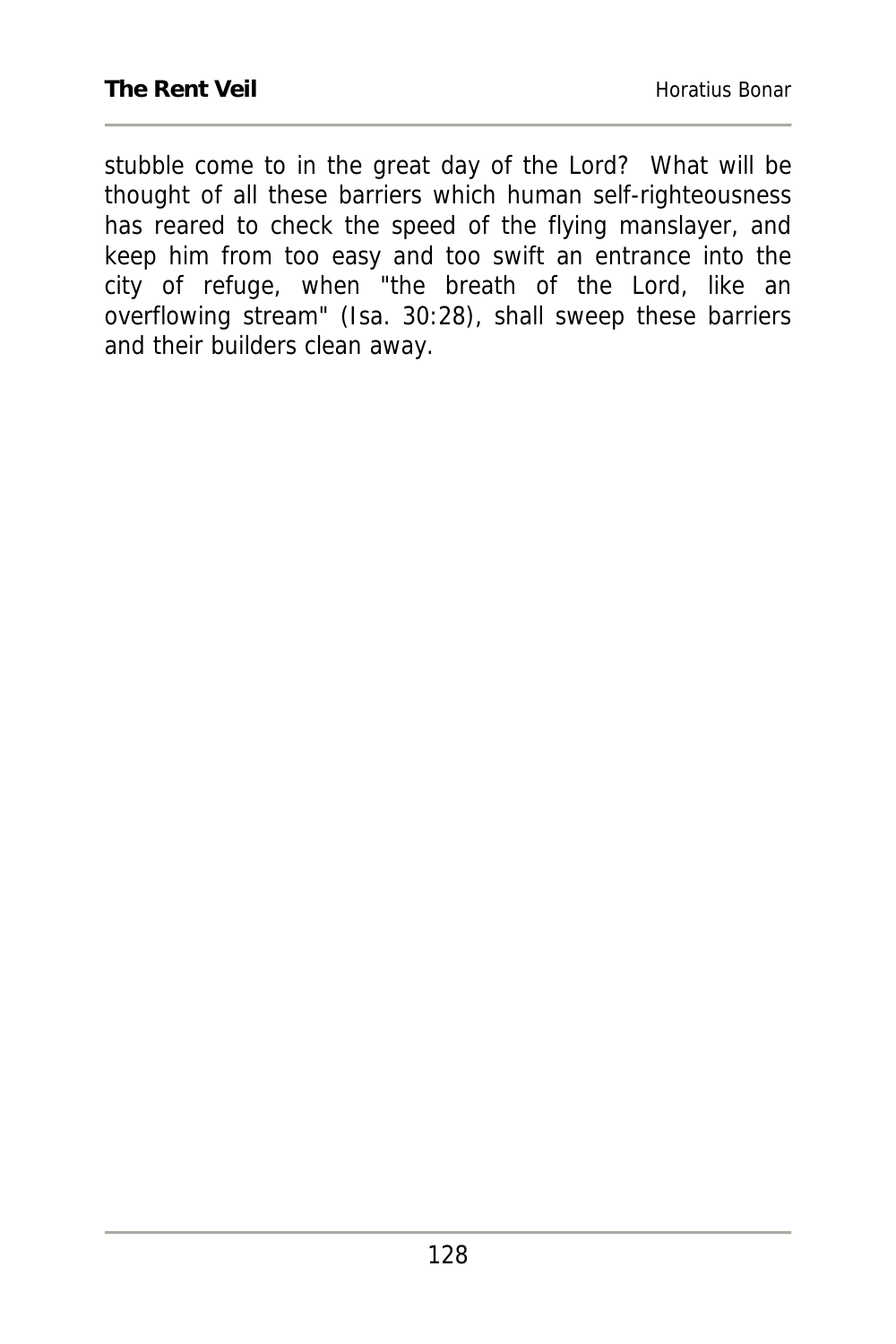stubble come to in the great day of the Lord? What will be thought of all these barriers which human self-righteousness has reared to check the speed of the flying manslayer, and keep him from too easy and too swift an entrance into the city of refuge, when "the breath of the Lord, like an overflowing stream" (Isa. 30:28), shall sweep these barriers and their builders clean away.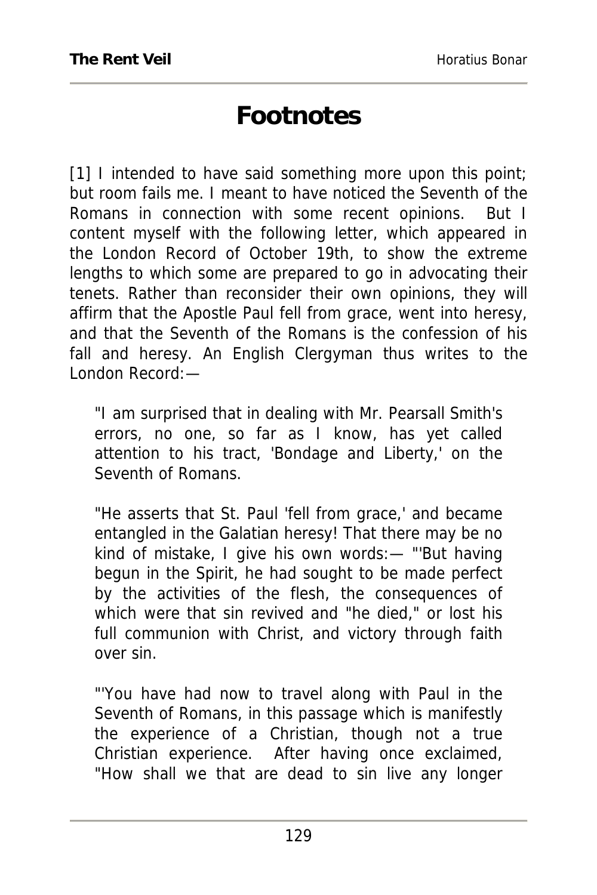# Footnotes

[1] I intended to have said something more upon this point; but room fails me. I meant to have noticed the Seventh of the Romans in connection with some recent opinions. But I content myself with the following letter, which appeared in the London Record of October 19th, to show the extreme lengths to which some are prepared to go in advocating their tenets. Rather than reconsider their own opinions, they will affirm that the Apostle Paul fell from grace, went into heresy, and that the Seventh of the Romans is the confession of his fall and heresy. An English Clergyman thus writes to the London Record:—

> "I am surprised that in dealing with Mr. Pearsall Smith's errors, no one, so far as I know, has yet called attention to his tract, 'Bondage and Liberty,' on the Seventh of Romans.
>
> "He asserts that St. Paul 'fell from grace,' and became entangled in the Galatian heresy! That there may be no kind of mistake, I give his own words:— "'But having begun in the Spirit, he had sought to be made perfect by the activities of the flesh, the consequences of which were that sin revived and "he died," or lost his full communion with Christ, and victory through faith over sin.
>
> "'You have had now to travel along with Paul in the Seventh of Romans, in this passage which is manifestly the experience of a Christian, though not a true Christian experience. After having once exclaimed, "How shall we that are dead to sin live any longer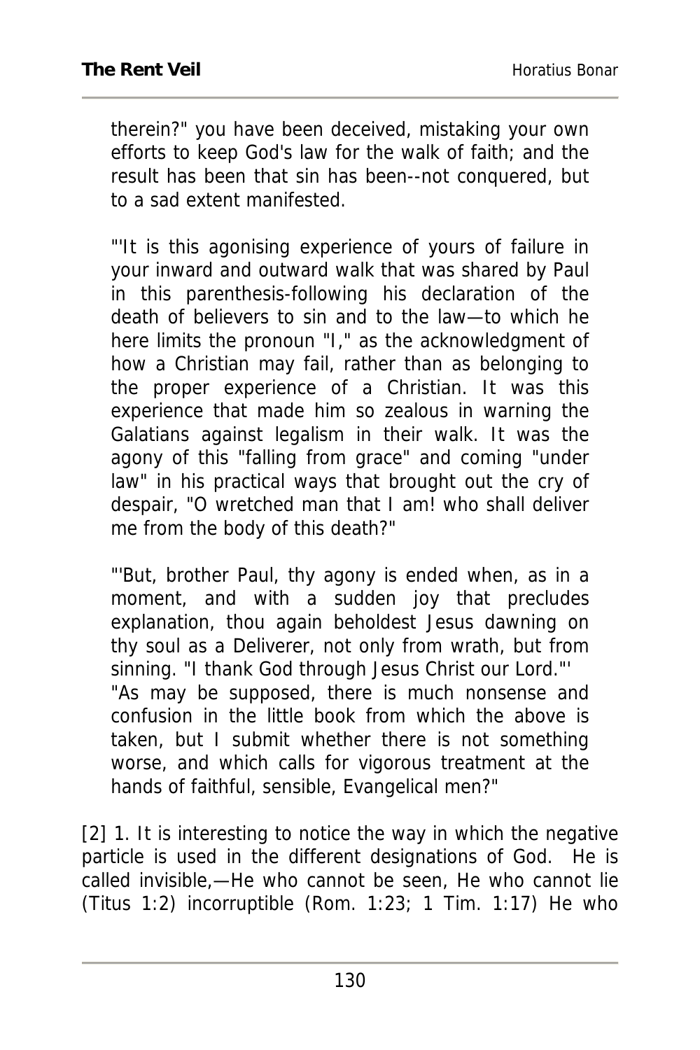therein?" you have been deceived, mistaking your own efforts to keep God's law for the walk of faith; and the result has been that sin has been--not conquered, but to a sad extent manifested.

"'It is this agonising experience of yours of failure in your inward and outward walk that was shared by Paul in this parenthesis-following his declaration of the death of believers to sin and to the law—to which he here limits the pronoun "I," as the acknowledgment of how a Christian may fail, rather than as belonging to the proper experience of a Christian. It was this experience that made him so zealous in warning the Galatians against legalism in their walk. It was the agony of this "falling from grace" and coming "under law" in his practical ways that brought out the cry of despair, "O wretched man that I am! who shall deliver me from the body of this death?"

"'But, brother Paul, thy agony is ended when, as in a moment, and with a sudden joy that precludes explanation, thou again beholdest Jesus dawning on thy soul as a Deliverer, not only from wrath, but from sinning. "I thank God through Jesus Christ our Lord."'

"As may be supposed, there is much nonsense and confusion in the little book from which the above is taken, but I submit whether there is not something worse, and which calls for vigorous treatment at the hands of faithful, sensible, Evangelical men?"

[2] 1. It is interesting to notice the way in which the negative particle is used in the different designations of God. He is called invisible,—He who cannot be seen, He who cannot lie (Titus 1:2) incorruptible (Rom. 1:23; 1 Tim. 1:17) He who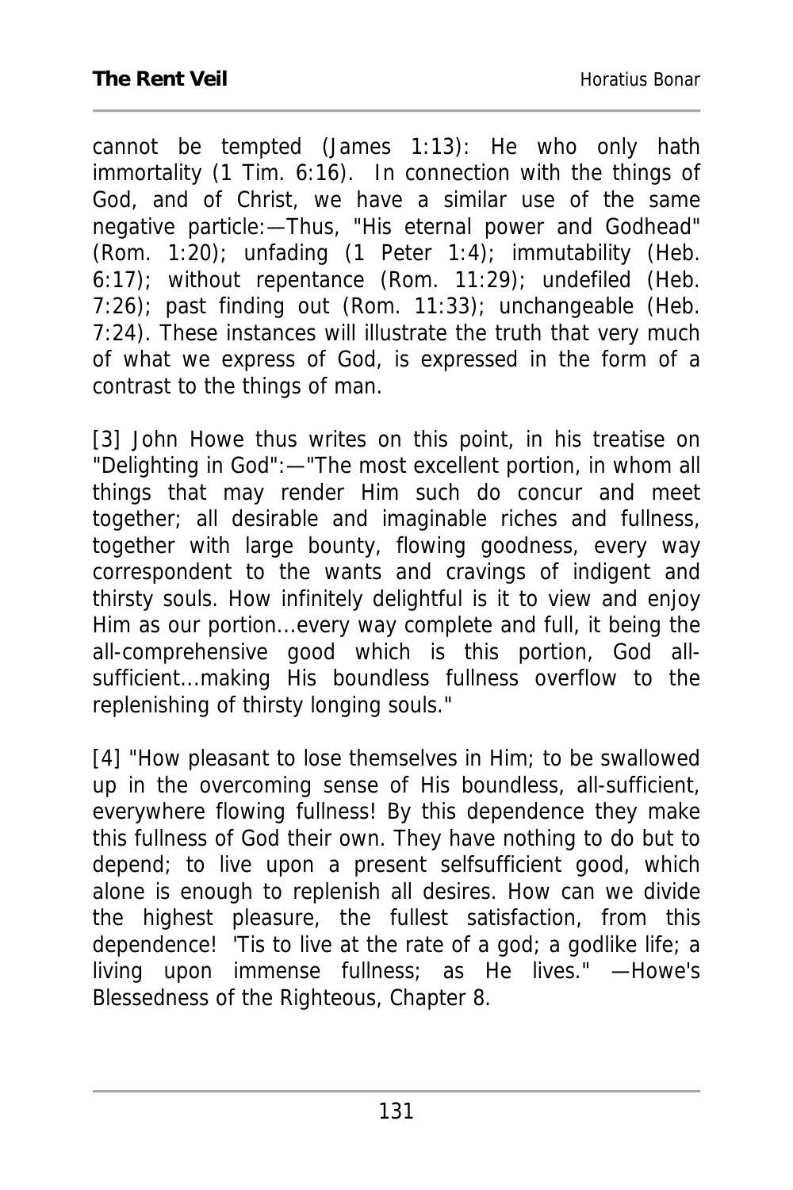cannot be tempted (James 1:13): He who only hath immortality (1 Tim. 6:16). In connection with the things of God, and of Christ, we have a similar use of the same negative particle:—Thus, "His eternal power and Godhead" (Rom. 1:20); unfading (1 Peter 1:4); immutability (Heb. 6:17); without repentance (Rom. 11:29); undefiled (Heb. 7:26); past finding out (Rom. 11:33); unchangeable (Heb. 7:24). These instances will illustrate the truth that very much of what we express of God, is expressed in the form of a contrast to the things of man.

[3] John Howe thus writes on this point, in his treatise on "Delighting in God":—"The most excellent portion, in whom all things that may render Him such do concur and meet together; all desirable and imaginable riches and fullness, together with large bounty, flowing goodness, every way correspondent to the wants and cravings of indigent and thirsty souls. How infinitely delightful is it to view and enjoy Him as our portion...every way complete and full, it being the all-comprehensive good which is this portion, God all-sufficient...making His boundless fullness overflow to the replenishing of thirsty longing souls."

[4] "How pleasant to lose themselves in Him; to be swallowed up in the overcoming sense of His boundless, all-sufficient, everywhere flowing fullness! By this dependence they make this fullness of God their own. They have nothing to do but to depend; to live upon a present selfsufficient good, which alone is enough to replenish all desires. How can we divide the highest pleasure, the fullest satisfaction, from this dependence! 'Tis to live at the rate of a god; a godlike life; a living upon immense fullness; as He lives." —Howe's Blessedness of the Righteous, Chapter 8.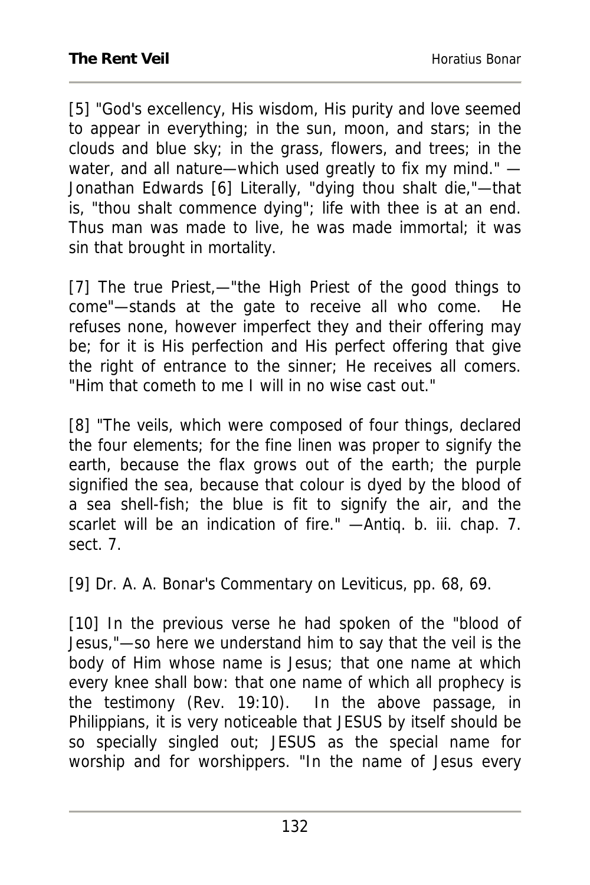[5] "God's excellency, His wisdom, His purity and love seemed to appear in everything; in the sun, moon, and stars; in the clouds and blue sky; in the grass, flowers, and trees; in the water, and all nature—which used greatly to fix my mind." —Jonathan Edwards [6] Literally, "dying thou shalt die,"—that is, "thou shalt commence dying"; life with thee is at an end. Thus man was made to live, he was made immortal; it was sin that brought in mortality.

[7] The true Priest,—"the High Priest of the good things to come"—stands at the gate to receive all who come. He refuses none, however imperfect they and their offering may be; for it is His perfection and His perfect offering that give the right of entrance to the sinner; He receives all comers. "Him that cometh to me I will in no wise cast out."

[8] "The veils, which were composed of four things, declared the four elements; for the fine linen was proper to signify the earth, because the flax grows out of the earth; the purple signified the sea, because that colour is dyed by the blood of a sea shell-fish; the blue is fit to signify the air, and the scarlet will be an indication of fire." —Antiq. b. iii. chap. 7. sect. 7.

[9] Dr. A. A. Bonar's Commentary on Leviticus, pp. 68, 69.

[10] In the previous verse he had spoken of the "blood of Jesus,"—so here we understand him to say that the veil is the body of Him whose name is Jesus; that one name at which every knee shall bow: that one name of which all prophecy is the testimony (Rev. 19:10). In the above passage, in Philippians, it is very noticeable that JESUS by itself should be so specially singled out; JESUS as the special name for worship and for worshippers. "In the name of Jesus every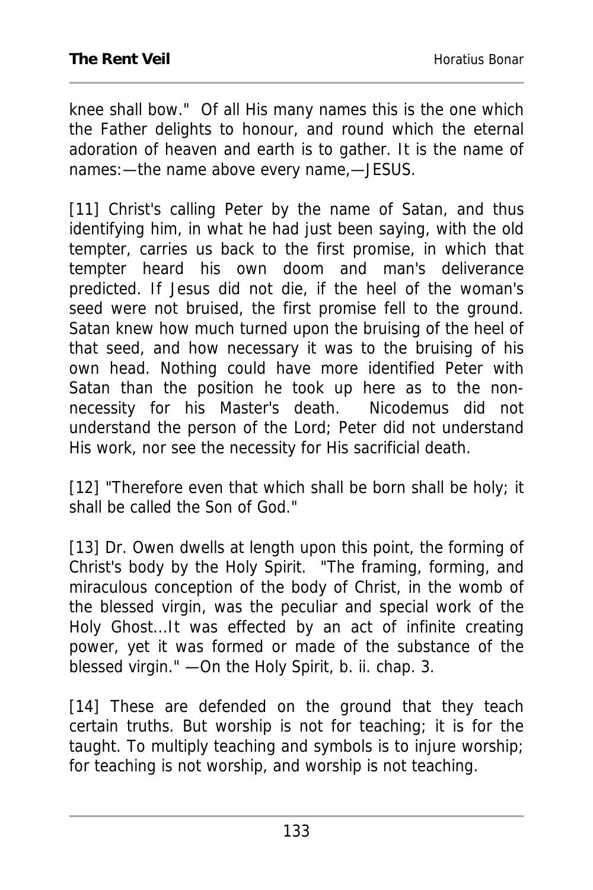knee shall bow." Of all His many names this is the one which the Father delights to honour, and round which the eternal adoration of heaven and earth is to gather. It is the name of names:—the name above every name,—JESUS.

[11] Christ's calling Peter by the name of Satan, and thus identifying him, in what he had just been saying, with the old tempter, carries us back to the first promise, in which that tempter heard his own doom and man's deliverance predicted. If Jesus did not die, if the heel of the woman's seed were not bruised, the first promise fell to the ground. Satan knew how much turned upon the bruising of the heel of that seed, and how necessary it was to the bruising of his own head. Nothing could have more identified Peter with Satan than the position he took up here as to the non-necessity for his Master's death. Nicodemus did not understand the person of the Lord; Peter did not understand His work, nor see the necessity for His sacrificial death.

[12] "Therefore even that which shall be born shall be holy; it shall be called the Son of God."

[13] Dr. Owen dwells at length upon this point, the forming of Christ's body by the Holy Spirit. "The framing, forming, and miraculous conception of the body of Christ, in the womb of the blessed virgin, was the peculiar and special work of the Holy Ghost...It was effected by an act of infinite creating power, yet it was formed or made of the substance of the blessed virgin." —On the Holy Spirit, b. ii. chap. 3.

[14] These are defended on the ground that they teach certain truths. But worship is not for teaching; it is for the taught. To multiply teaching and symbols is to injure worship; for teaching is not worship, and worship is not teaching.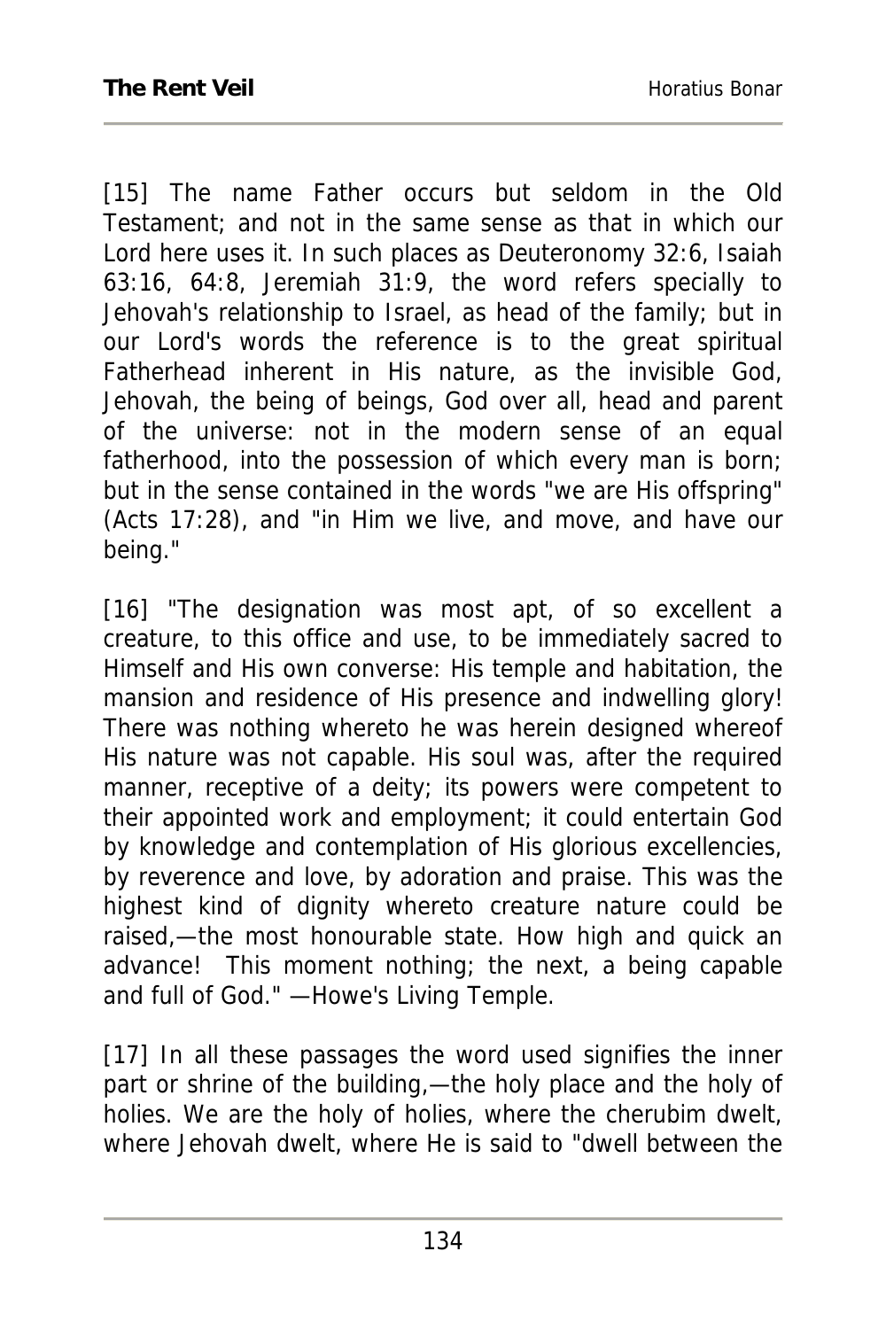[15] The name Father occurs but seldom in the Old Testament; and not in the same sense as that in which our Lord here uses it. In such places as Deuteronomy 32:6, Isaiah 63:16, 64:8, Jeremiah 31:9, the word refers specially to Jehovah's relationship to Israel, as head of the family; but in our Lord's words the reference is to the great spiritual Fatherhead inherent in His nature, as the invisible God, Jehovah, the being of beings, God over all, head and parent of the universe: not in the modern sense of an equal fatherhood, into the possession of which every man is born; but in the sense contained in the words "we are His offspring" (Acts 17:28), and "in Him we live, and move, and have our being."

[16] "The designation was most apt, of so excellent a creature, to this office and use, to be immediately sacred to Himself and His own converse: His temple and habitation, the mansion and residence of His presence and indwelling glory! There was nothing whereto he was herein designed whereof His nature was not capable. His soul was, after the required manner, receptive of a deity; its powers were competent to their appointed work and employment; it could entertain God by knowledge and contemplation of His glorious excellencies, by reverence and love, by adoration and praise. This was the highest kind of dignity whereto creature nature could be raised,—the most honourable state. How high and quick an advance! This moment nothing; the next, a being capable and full of God." —Howe's Living Temple.

[17] In all these passages the word used signifies the inner part or shrine of the building,—the holy place and the holy of holies. We are the holy of holies, where the cherubim dwelt, where Jehovah dwelt, where He is said to "dwell between the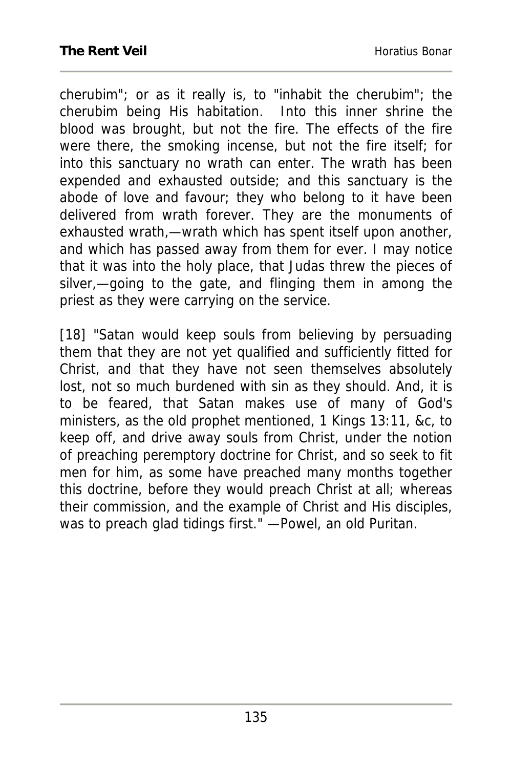cherubim"; or as it really is, to "inhabit the cherubim"; the cherubim being His habitation. Into this inner shrine the blood was brought, but not the fire. The effects of the fire were there, the smoking incense, but not the fire itself; for into this sanctuary no wrath can enter. The wrath has been expended and exhausted outside; and this sanctuary is the abode of love and favour; they who belong to it have been delivered from wrath forever. They are the monuments of exhausted wrath,—wrath which has spent itself upon another, and which has passed away from them for ever. I may notice that it was into the holy place, that Judas threw the pieces of silver,—going to the gate, and flinging them in among the priest as they were carrying on the service.

[18] "Satan would keep souls from believing by persuading them that they are not yet qualified and sufficiently fitted for Christ, and that they have not seen themselves absolutely lost, not so much burdened with sin as they should. And, it is to be feared, that Satan makes use of many of God's ministers, as the old prophet mentioned, 1 Kings 13:11, &c, to keep off, and drive away souls from Christ, under the notion of preaching peremptory doctrine for Christ, and so seek to fit men for him, as some have preached many months together this doctrine, before they would preach Christ at all; whereas their commission, and the example of Christ and His disciples, was to preach glad tidings first." —Powel, an old Puritan.